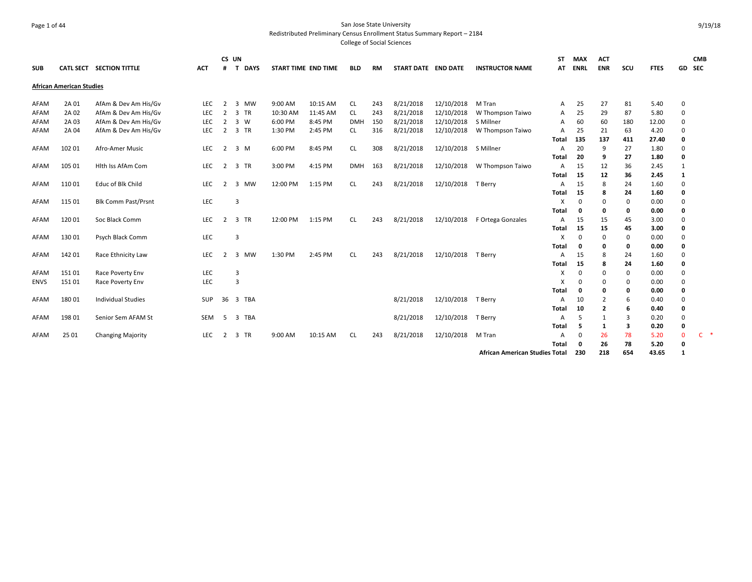San Jose State University
Redistributed Preliminary Census Enrollment Status Summary Report – 2184
College of Social Sciences

| SUB | CATL SECT | SECTION TITTLE | ACT | CS # | UN T | DAYS | START TIME | END TIME | BLD | RM | START DATE | END DATE | INSTRUCTOR NAME | ST AT | MAX ENRL | ACT ENR | SCU | FTES | GD | CMB SEC |
|---|---|---|---|---|---|---|---|---|---|---|---|---|---|---|---|---|---|---|---|---|
| **African American Studies** | | | | | | | | | | | | | | | | | | | | |
| AFAM | 2A 01 | AfAm & Dev Am His/Gv | LEC | 2 | 3 | MW | 9:00 AM | 10:15 AM | CL | 243 | 8/21/2018 | 12/10/2018 | M Tran | A | 25 | 27 | 81 | 5.40 | 0 | |
| AFAM | 2A 02 | AfAm & Dev Am His/Gv | LEC | 2 | 3 | TR | 10:30 AM | 11:45 AM | CL | 243 | 8/21/2018 | 12/10/2018 | W Thompson Taiwo | A | 25 | 29 | 87 | 5.80 | 0 | |
| AFAM | 2A 03 | AfAm & Dev Am His/Gv | LEC | 2 | 3 | W | 6:00 PM | 8:45 PM | DMH | 150 | 8/21/2018 | 12/10/2018 | S Millner | A | 60 | 60 | 180 | 12.00 | 0 | |
| AFAM | 2A 04 | AfAm & Dev Am His/Gv | LEC | 2 | 3 | TR | 1:30 PM | 2:45 PM | CL | 316 | 8/21/2018 | 12/10/2018 | W Thompson Taiwo | A | 25 | 21 | 63 | 4.20 | 0 | |
| | | | | | | | | | | | | | | **Total** | **135** | **137** | **411** | **27.40** | **0** | |
| AFAM | 102 01 | Afro-Amer Music | LEC | 2 | 3 | M | 6:00 PM | 8:45 PM | CL | 308 | 8/21/2018 | 12/10/2018 | S Millner | A | 20 | 9 | 27 | 1.80 | 0 | |
| | | | | | | | | | | | | | | **Total** | **20** | **9** | **27** | **1.80** | **0** | |
| AFAM | 105 01 | Hlth Iss AfAm Com | LEC | 2 | 3 | TR | 3:00 PM | 4:15 PM | DMH | 163 | 8/21/2018 | 12/10/2018 | W Thompson Taiwo | A | 15 | 12 | 36 | 2.45 | 1 | |
| | | | | | | | | | | | | | | **Total** | **15** | **12** | **36** | **2.45** | **1** | |
| AFAM | 110 01 | Educ of Blk Child | LEC | 2 | 3 | MW | 12:00 PM | 1:15 PM | CL | 243 | 8/21/2018 | 12/10/2018 | T Berry | A | 15 | 8 | 24 | 1.60 | 0 | |
| | | | | | | | | | | | | | | **Total** | **15** | **8** | **24** | **1.60** | **0** | |
| AFAM | 115 01 | Blk Comm Past/Prsnt | LEC | | 3 | | | | | | | | | X | 0 | 0 | 0 | 0.00 | 0 | |
| | | | | | | | | | | | | | | **Total** | **0** | **0** | **0** | **0.00** | **0** | |
| AFAM | 120 01 | Soc Black Comm | LEC | 2 | 3 | TR | 12:00 PM | 1:15 PM | CL | 243 | 8/21/2018 | 12/10/2018 | F Ortega Gonzales | A | 15 | 15 | 45 | 3.00 | 0 | |
| | | | | | | | | | | | | | | **Total** | **15** | **15** | **45** | **3.00** | **0** | |
| AFAM | 130 01 | Psych Black Comm | LEC | | 3 | | | | | | | | | X | 0 | 0 | 0 | 0.00 | 0 | |
| | | | | | | | | | | | | | | **Total** | **0** | **0** | **0** | **0.00** | **0** | |
| AFAM | 142 01 | Race Ethnicity Law | LEC | 2 | 3 | MW | 1:30 PM | 2:45 PM | CL | 243 | 8/21/2018 | 12/10/2018 | T Berry | A | 15 | 8 | 24 | 1.60 | 0 | |
| | | | | | | | | | | | | | | **Total** | **15** | **8** | **24** | **1.60** | **0** | |
| AFAM | 151 01 | Race Poverty Env | LEC | | 3 | | | | | | | | | X | 0 | 0 | 0 | 0.00 | 0 | |
| ENVS | 151 01 | Race Poverty Env | LEC | | 3 | | | | | | | | | X | 0 | 0 | 0 | 0.00 | 0 | |
| | | | | | | | | | | | | | | **Total** | **0** | **0** | **0** | **0.00** | **0** | |
| AFAM | 180 01 | Individual Studies | SUP | 36 | 3 | TBA | | | | | 8/21/2018 | 12/10/2018 | T Berry | A | 10 | 2 | 6 | 0.40 | 0 | |
| | | | | | | | | | | | | | | **Total** | **10** | **2** | **6** | **0.40** | **0** | |
| AFAM | 198 01 | Senior Sem AFAM St | SEM | 5 | 3 | TBA | | | | | 8/21/2018 | 12/10/2018 | T Berry | A | 5 | 1 | 3 | 0.20 | 0 | |
| | | | | | | | | | | | | | | **Total** | **5** | **1** | **3** | **0.20** | **0** | |
| AFAM | 25 01 | Changing Majority | LEC | 2 | 3 | TR | 9:00 AM | 10:15 AM | CL | 243 | 8/21/2018 | 12/10/2018 | M Tran | A | 0 | 26 | 78 | 5.20 | 0 | C * |
| | | | | | | | | | | | | | | **Total** | **0** | **26** | **78** | **5.20** | **0** | |
| | | | | | | | | | | | | | **African American Studies Total** | | **230** | **218** | **654** | **43.65** | **1** | |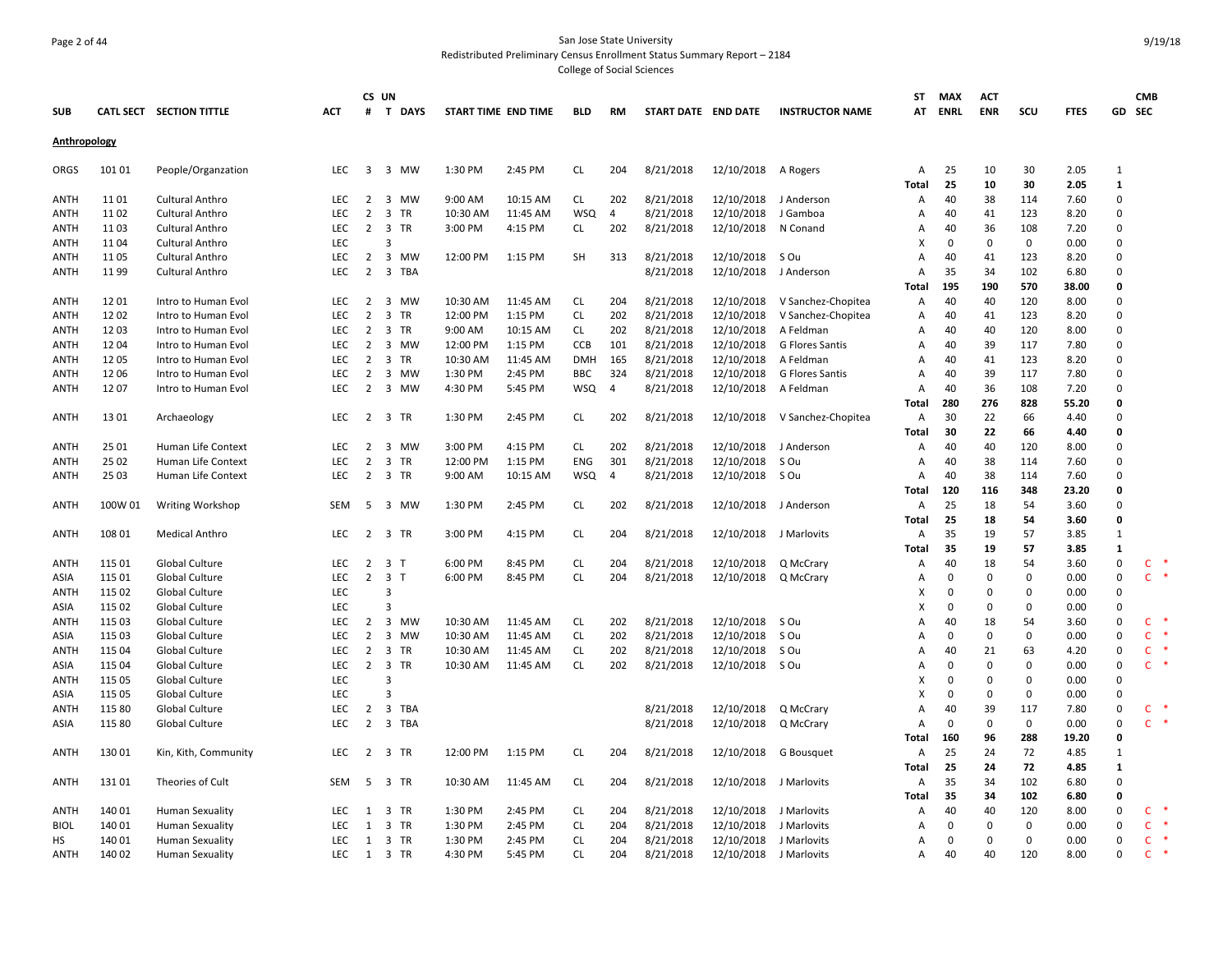San Jose State University

Redistributed Preliminary Census Enrollment Status Summary Report – 2184

College of Social Sciences

| SUB | CATL SECT | SECTION TITTLE | ACT | CS # | UN T | DAYS | START TIME | END TIME | BLD | RM | START DATE | END DATE | INSTRUCTOR NAME | ST AT | MAX ENRL | ACT ENR | SCU | FTES | GD | CMB SEC |
|---|---|---|---|---|---|---|---|---|---|---|---|---|---|---|---|---|---|---|---|---|
| **Anthropology** | | | | | | | | | | | | | | | | | | | | |
| ORGS | 101 01 | People/Organzation | LEC | 3 | 3 | MW | 1:30 PM | 2:45 PM | CL | 204 | 8/21/2018 | 12/10/2018 | A Rogers | A | 25 | 10 | 30 | 2.05 | 1 | |
| | | | | | | | | | | | | | | **Total** | **25** | **10** | **30** | **2.05** | **1** | |
| ANTH | 11 01 | Cultural Anthro | LEC | 2 | 3 | MW | 9:00 AM | 10:15 AM | CL | 202 | 8/21/2018 | 12/10/2018 | J Anderson | A | 40 | 38 | 114 | 7.60 | 0 | |
| ANTH | 11 02 | Cultural Anthro | LEC | 2 | 3 | TR | 10:30 AM | 11:45 AM | WSQ | 4 | 8/21/2018 | 12/10/2018 | J Gamboa | A | 40 | 41 | 123 | 8.20 | 0 | |
| ANTH | 11 03 | Cultural Anthro | LEC | 2 | 3 | TR | 3:00 PM | 4:15 PM | CL | 202 | 8/21/2018 | 12/10/2018 | N Conand | A | 40 | 36 | 108 | 7.20 | 0 | |
| ANTH | 11 04 | Cultural Anthro | LEC | | 3 | | | | | | | | | X | 0 | 0 | 0 | 0.00 | 0 | |
| ANTH | 11 05 | Cultural Anthro | LEC | 2 | 3 | MW | 12:00 PM | 1:15 PM | SH | 313 | 8/21/2018 | 12/10/2018 | S Ou | A | 40 | 41 | 123 | 8.20 | 0 | |
| ANTH | 11 99 | Cultural Anthro | LEC | 2 | 3 | TBA | | | | | 8/21/2018 | 12/10/2018 | J Anderson | A | 35 | 34 | 102 | 6.80 | 0 | |
| | | | | | | | | | | | | | | **Total** | **195** | **190** | **570** | **38.00** | **0** | |
| ANTH | 12 01 | Intro to Human Evol | LEC | 2 | 3 | MW | 10:30 AM | 11:45 AM | CL | 204 | 8/21/2018 | 12/10/2018 | V Sanchez-Chopitea | A | 40 | 40 | 120 | 8.00 | 0 | |
| ANTH | 12 02 | Intro to Human Evol | LEC | 2 | 3 | TR | 12:00 PM | 1:15 PM | CL | 202 | 8/21/2018 | 12/10/2018 | V Sanchez-Chopitea | A | 40 | 41 | 123 | 8.20 | 0 | |
| ANTH | 12 03 | Intro to Human Evol | LEC | 2 | 3 | TR | 9:00 AM | 10:15 AM | CL | 202 | 8/21/2018 | 12/10/2018 | A Feldman | A | 40 | 40 | 120 | 8.00 | 0 | |
| ANTH | 12 04 | Intro to Human Evol | LEC | 2 | 3 | MW | 12:00 PM | 1:15 PM | CCB | 101 | 8/21/2018 | 12/10/2018 | G Flores Santis | A | 40 | 39 | 117 | 7.80 | 0 | |
| ANTH | 12 05 | Intro to Human Evol | LEC | 2 | 3 | TR | 10:30 AM | 11:45 AM | DMH | 165 | 8/21/2018 | 12/10/2018 | A Feldman | A | 40 | 41 | 123 | 8.20 | 0 | |
| ANTH | 12 06 | Intro to Human Evol | LEC | 2 | 3 | MW | 1:30 PM | 2:45 PM | BBC | 324 | 8/21/2018 | 12/10/2018 | G Flores Santis | A | 40 | 39 | 117 | 7.80 | 0 | |
| ANTH | 12 07 | Intro to Human Evol | LEC | 2 | 3 | MW | 4:30 PM | 5:45 PM | WSQ | 4 | 8/21/2018 | 12/10/2018 | A Feldman | A | 40 | 36 | 108 | 7.20 | 0 | |
| | | | | | | | | | | | | | | **Total** | **280** | **276** | **828** | **55.20** | **0** | |
| ANTH | 13 01 | Archaeology | LEC | 2 | 3 | TR | 1:30 PM | 2:45 PM | CL | 202 | 8/21/2018 | 12/10/2018 | V Sanchez-Chopitea | A | 30 | 22 | 66 | 4.40 | 0 | |
| | | | | | | | | | | | | | | **Total** | **30** | **22** | **66** | **4.40** | **0** | |
| ANTH | 25 01 | Human Life Context | LEC | 2 | 3 | MW | 3:00 PM | 4:15 PM | CL | 202 | 8/21/2018 | 12/10/2018 | J Anderson | A | 40 | 40 | 120 | 8.00 | 0 | |
| ANTH | 25 02 | Human Life Context | LEC | 2 | 3 | TR | 12:00 PM | 1:15 PM | ENG | 301 | 8/21/2018 | 12/10/2018 | S Ou | A | 40 | 38 | 114 | 7.60 | 0 | |
| ANTH | 25 03 | Human Life Context | LEC | 2 | 3 | TR | 9:00 AM | 10:15 AM | WSQ | 4 | 8/21/2018 | 12/10/2018 | S Ou | A | 40 | 38 | 114 | 7.60 | 0 | |
| | | | | | | | | | | | | | | **Total** | **120** | **116** | **348** | **23.20** | **0** | |
| ANTH | 100W 01 | Writing Workshop | SEM | 5 | 3 | MW | 1:30 PM | 2:45 PM | CL | 202 | 8/21/2018 | 12/10/2018 | J Anderson | A | 25 | 18 | 54 | 3.60 | 0 | |
| | | | | | | | | | | | | | | **Total** | **25** | **18** | **54** | **3.60** | **0** | |
| ANTH | 108 01 | Medical Anthro | LEC | 2 | 3 | TR | 3:00 PM | 4:15 PM | CL | 204 | 8/21/2018 | 12/10/2018 | J Marlovits | A | 35 | 19 | 57 | 3.85 | 1 | |
| | | | | | | | | | | | | | | **Total** | **35** | **19** | **57** | **3.85** | **1** | |
| ANTH | 115 01 | Global Culture | LEC | 2 | 3 | T | 6:00 PM | 8:45 PM | CL | 204 | 8/21/2018 | 12/10/2018 | Q McCrary | A | 40 | 18 | 54 | 3.60 | 0 | C * |
| ASIA | 115 01 | Global Culture | LEC | 2 | 3 | T | 6:00 PM | 8:45 PM | CL | 204 | 8/21/2018 | 12/10/2018 | Q McCrary | A | 0 | 0 | 0 | 0.00 | 0 | C * |
| ANTH | 115 02 | Global Culture | LEC | | 3 | | | | | | | | | X | 0 | 0 | 0 | 0.00 | 0 | |
| ASIA | 115 02 | Global Culture | LEC | | 3 | | | | | | | | | X | 0 | 0 | 0 | 0.00 | 0 | |
| ANTH | 115 03 | Global Culture | LEC | 2 | 3 | MW | 10:30 AM | 11:45 AM | CL | 202 | 8/21/2018 | 12/10/2018 | S Ou | A | 40 | 18 | 54 | 3.60 | 0 | C * |
| ASIA | 115 03 | Global Culture | LEC | 2 | 3 | MW | 10:30 AM | 11:45 AM | CL | 202 | 8/21/2018 | 12/10/2018 | S Ou | A | 0 | 0 | 0 | 0.00 | 0 | C * |
| ANTH | 115 04 | Global Culture | LEC | 2 | 3 | TR | 10:30 AM | 11:45 AM | CL | 202 | 8/21/2018 | 12/10/2018 | S Ou | A | 40 | 21 | 63 | 4.20 | 0 | C * |
| ASIA | 115 04 | Global Culture | LEC | 2 | 3 | TR | 10:30 AM | 11:45 AM | CL | 202 | 8/21/2018 | 12/10/2018 | S Ou | A | 0 | 0 | 0 | 0.00 | 0 | C * |
| ANTH | 115 05 | Global Culture | LEC | | 3 | | | | | | | | | X | 0 | 0 | 0 | 0.00 | 0 | |
| ASIA | 115 05 | Global Culture | LEC | | 3 | | | | | | | | | X | 0 | 0 | 0 | 0.00 | 0 | |
| ANTH | 115 80 | Global Culture | LEC | 2 | 3 | TBA | | | | | 8/21/2018 | 12/10/2018 | Q McCrary | A | 40 | 39 | 117 | 7.80 | 0 | C * |
| ASIA | 115 80 | Global Culture | LEC | 2 | 3 | TBA | | | | | 8/21/2018 | 12/10/2018 | Q McCrary | A | 0 | 0 | 0 | 0.00 | 0 | C * |
| | | | | | | | | | | | | | | **Total** | **160** | **96** | **288** | **19.20** | **0** | |
| ANTH | 130 01 | Kin, Kith, Community | LEC | 2 | 3 | TR | 12:00 PM | 1:15 PM | CL | 204 | 8/21/2018 | 12/10/2018 | G Bousquet | A | 25 | 24 | 72 | 4.85 | 1 | |
| | | | | | | | | | | | | | | **Total** | **25** | **24** | **72** | **4.85** | **1** | |
| ANTH | 131 01 | Theories of Cult | SEM | 5 | 3 | TR | 10:30 AM | 11:45 AM | CL | 204 | 8/21/2018 | 12/10/2018 | J Marlovits | A | 35 | 34 | 102 | 6.80 | 0 | |
| | | | | | | | | | | | | | | **Total** | **35** | **34** | **102** | **6.80** | **0** | |
| ANTH | 140 01 | Human Sexuality | LEC | 1 | 3 | TR | 1:30 PM | 2:45 PM | CL | 204 | 8/21/2018 | 12/10/2018 | J Marlovits | A | 40 | 40 | 120 | 8.00 | 0 | C * |
| BIOL | 140 01 | Human Sexuality | LEC | 1 | 3 | TR | 1:30 PM | 2:45 PM | CL | 204 | 8/21/2018 | 12/10/2018 | J Marlovits | A | 0 | 0 | 0 | 0.00 | 0 | C * |
| HS | 140 01 | Human Sexuality | LEC | 1 | 3 | TR | 1:30 PM | 2:45 PM | CL | 204 | 8/21/2018 | 12/10/2018 | J Marlovits | A | 0 | 0 | 0 | 0.00 | 0 | C * |
| ANTH | 140 02 | Human Sexuality | LEC | 1 | 3 | TR | 4:30 PM | 5:45 PM | CL | 204 | 8/21/2018 | 12/10/2018 | J Marlovits | A | 40 | 40 | 120 | 8.00 | 0 | C * |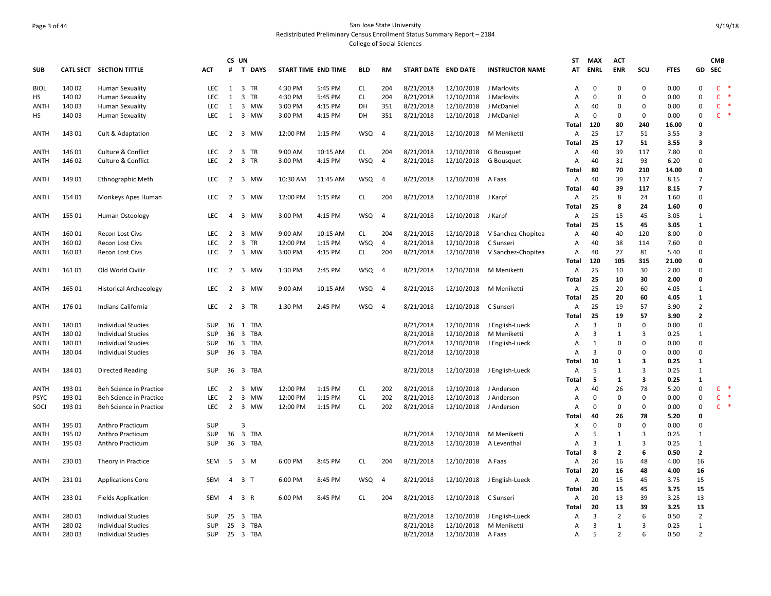San Jose State University
Redistributed Preliminary Census Enrollment Status Summary Report – 2184
College of Social Sciences

| SUB | CATL SECT | SECTION TITTLE | ACT | CS # | UN T | DAYS | START TIME | END TIME | BLD | RM | START DATE | END DATE | INSTRUCTOR NAME | ST AT | MAX ENRL | ACT ENR | SCU | FTES | GD | CMB SEC |
|---|---|---|---|---|---|---|---|---|---|---|---|---|---|---|---|---|---|---|---|---|
| BIOL | 140 02 | Human Sexuality | LEC | 1 | 3 | TR | 4:30 PM | 5:45 PM | CL | 204 | 8/21/2018 | 12/10/2018 | J Marlovits | A | 0 | 0 | 0 | 0.00 | 0 | C * |
| HS | 140 02 | Human Sexuality | LEC | 1 | 3 | TR | 4:30 PM | 5:45 PM | CL | 204 | 8/21/2018 | 12/10/2018 | J Marlovits | A | 0 | 0 | 0 | 0.00 | 0 | C * |
| ANTH | 140 03 | Human Sexuality | LEC | 1 | 3 | MW | 3:00 PM | 4:15 PM | DH | 351 | 8/21/2018 | 12/10/2018 | J McDaniel | A | 40 | 0 | 0 | 0.00 | 0 | C * |
| HS | 140 03 | Human Sexuality | LEC | 1 | 3 | MW | 3:00 PM | 4:15 PM | DH | 351 | 8/21/2018 | 12/10/2018 | J McDaniel | A | 0 | 0 | 0 | 0.00 | 0 | C * |
| | | | | | | | | | | | | | | **Total** | **120** | **80** | **240** | **16.00** | **0** | |
| ANTH | 143 01 | Cult & Adaptation | LEC | 2 | 3 | MW | 12:00 PM | 1:15 PM | WSQ | 4 | 8/21/2018 | 12/10/2018 | M Meniketti | A | 25 | 17 | 51 | 3.55 | 3 | |
| | | | | | | | | | | | | | | **Total** | **25** | **17** | **51** | **3.55** | **3** | |
| ANTH | 146 01 | Culture & Conflict | LEC | 2 | 3 | TR | 9:00 AM | 10:15 AM | CL | 204 | 8/21/2018 | 12/10/2018 | G Bousquet | A | 40 | 39 | 117 | 7.80 | 0 | |
| ANTH | 146 02 | Culture & Conflict | LEC | 2 | 3 | TR | 3:00 PM | 4:15 PM | WSQ | 4 | 8/21/2018 | 12/10/2018 | G Bousquet | A | 40 | 31 | 93 | 6.20 | 0 | |
| | | | | | | | | | | | | | | **Total** | **80** | **70** | **210** | **14.00** | **0** | |
| ANTH | 149 01 | Ethnographic Meth | LEC | 2 | 3 | MW | 10:30 AM | 11:45 AM | WSQ | 4 | 8/21/2018 | 12/10/2018 | A Faas | A | 40 | 39 | 117 | 8.15 | 7 | |
| | | | | | | | | | | | | | | **Total** | **40** | **39** | **117** | **8.15** | **7** | |
| ANTH | 154 01 | Monkeys Apes Human | LEC | 2 | 3 | MW | 12:00 PM | 1:15 PM | CL | 204 | 8/21/2018 | 12/10/2018 | J Karpf | A | 25 | 8 | 24 | 1.60 | 0 | |
| | | | | | | | | | | | | | | **Total** | **25** | **8** | **24** | **1.60** | **0** | |
| ANTH | 155 01 | Human Osteology | LEC | 4 | 3 | MW | 3:00 PM | 4:15 PM | WSQ | 4 | 8/21/2018 | 12/10/2018 | J Karpf | A | 25 | 15 | 45 | 3.05 | 1 | |
| | | | | | | | | | | | | | | **Total** | **25** | **15** | **45** | **3.05** | **1** | |
| ANTH | 160 01 | Recon Lost Civs | LEC | 2 | 3 | MW | 9:00 AM | 10:15 AM | CL | 204 | 8/21/2018 | 12/10/2018 | V Sanchez-Chopitea | A | 40 | 40 | 120 | 8.00 | 0 | |
| ANTH | 160 02 | Recon Lost Civs | LEC | 2 | 3 | TR | 12:00 PM | 1:15 PM | WSQ | 4 | 8/21/2018 | 12/10/2018 | C Sunseri | A | 40 | 38 | 114 | 7.60 | 0 | |
| ANTH | 160 03 | Recon Lost Civs | LEC | 2 | 3 | MW | 3:00 PM | 4:15 PM | CL | 204 | 8/21/2018 | 12/10/2018 | V Sanchez-Chopitea | A | 40 | 27 | 81 | 5.40 | 0 | |
| | | | | | | | | | | | | | | **Total** | **120** | **105** | **315** | **21.00** | **0** | |
| ANTH | 161 01 | Old World Civiliz | LEC | 2 | 3 | MW | 1:30 PM | 2:45 PM | WSQ | 4 | 8/21/2018 | 12/10/2018 | M Meniketti | A | 25 | 10 | 30 | 2.00 | 0 | |
| | | | | | | | | | | | | | | **Total** | **25** | **10** | **30** | **2.00** | **0** | |
| ANTH | 165 01 | Historical Archaeology | LEC | 2 | 3 | MW | 9:00 AM | 10:15 AM | WSQ | 4 | 8/21/2018 | 12/10/2018 | M Meniketti | A | 25 | 20 | 60 | 4.05 | 1 | |
| | | | | | | | | | | | | | | **Total** | **25** | **20** | **60** | **4.05** | **1** | |
| ANTH | 176 01 | Indians California | LEC | 2 | 3 | TR | 1:30 PM | 2:45 PM | WSQ | 4 | 8/21/2018 | 12/10/2018 | C Sunseri | A | 25 | 19 | 57 | 3.90 | 2 | |
| | | | | | | | | | | | | | | **Total** | **25** | **19** | **57** | **3.90** | **2** | |
| ANTH | 180 01 | Individual Studies | SUP | 36 | 1 | TBA | | | | | 8/21/2018 | 12/10/2018 | J English-Lueck | A | 3 | 0 | 0 | 0.00 | 0 | |
| ANTH | 180 02 | Individual Studies | SUP | 36 | 3 | TBA | | | | | 8/21/2018 | 12/10/2018 | M Meniketti | A | 3 | 1 | 3 | 0.25 | 1 | |
| ANTH | 180 03 | Individual Studies | SUP | 36 | 3 | TBA | | | | | 8/21/2018 | 12/10/2018 | J English-Lueck | A | 1 | 0 | 0 | 0.00 | 0 | |
| ANTH | 180 04 | Individual Studies | SUP | 36 | 3 | TBA | | | | | 8/21/2018 | 12/10/2018 | | A | 3 | 0 | 0 | 0.00 | 0 | |
| | | | | | | | | | | | | | | **Total** | **10** | **1** | **3** | **0.25** | **1** | |
| ANTH | 184 01 | Directed Reading | SUP | 36 | 3 | TBA | | | | | 8/21/2018 | 12/10/2018 | J English-Lueck | A | 5 | 1 | 3 | 0.25 | 1 | |
| | | | | | | | | | | | | | | **Total** | **5** | **1** | **3** | **0.25** | **1** | |
| ANTH | 193 01 | Beh Science in Practice | LEC | 2 | 3 | MW | 12:00 PM | 1:15 PM | CL | 202 | 8/21/2018 | 12/10/2018 | J Anderson | A | 40 | 26 | 78 | 5.20 | 0 | C * |
| PSYC | 193 01 | Beh Science in Practice | LEC | 2 | 3 | MW | 12:00 PM | 1:15 PM | CL | 202 | 8/21/2018 | 12/10/2018 | J Anderson | A | 0 | 0 | 0 | 0.00 | 0 | C * |
| SOCI | 193 01 | Beh Science in Practice | LEC | 2 | 3 | MW | 12:00 PM | 1:15 PM | CL | 202 | 8/21/2018 | 12/10/2018 | J Anderson | A | 0 | 0 | 0 | 0.00 | 0 | C * |
| | | | | | | | | | | | | | | **Total** | **40** | **26** | **78** | **5.20** | **0** | |
| ANTH | 195 01 | Anthro Practicum | SUP | | 3 | | | | | | | | | X | 0 | 0 | 0 | 0.00 | 0 | |
| ANTH | 195 02 | Anthro Practicum | SUP | 36 | 3 | TBA | | | | | 8/21/2018 | 12/10/2018 | M Meniketti | A | 5 | 1 | 3 | 0.25 | 1 | |
| ANTH | 195 03 | Anthro Practicum | SUP | 36 | 3 | TBA | | | | | 8/21/2018 | 12/10/2018 | A Leventhal | A | 3 | 1 | 3 | 0.25 | 1 | |
| | | | | | | | | | | | | | | **Total** | **8** | **2** | **6** | **0.50** | **2** | |
| ANTH | 230 01 | Theory in Practice | SEM | 5 | 3 | M | 6:00 PM | 8:45 PM | CL | 204 | 8/21/2018 | 12/10/2018 | A Faas | A | 20 | 16 | 48 | 4.00 | 16 | |
| | | | | | | | | | | | | | | **Total** | **20** | **16** | **48** | **4.00** | **16** | |
| ANTH | 231 01 | Applications Core | SEM | 4 | 3 | T | 6:00 PM | 8:45 PM | WSQ | 4 | 8/21/2018 | 12/10/2018 | J English-Lueck | A | 20 | 15 | 45 | 3.75 | 15 | |
| | | | | | | | | | | | | | | **Total** | **20** | **15** | **45** | **3.75** | **15** | |
| ANTH | 233 01 | Fields Application | SEM | 4 | 3 | R | 6:00 PM | 8:45 PM | CL | 204 | 8/21/2018 | 12/10/2018 | C Sunseri | A | 20 | 13 | 39 | 3.25 | 13 | |
| | | | | | | | | | | | | | | **Total** | **20** | **13** | **39** | **3.25** | **13** | |
| ANTH | 280 01 | Individual Studies | SUP | 25 | 3 | TBA | | | | | 8/21/2018 | 12/10/2018 | J English-Lueck | A | 3 | 2 | 6 | 0.50 | 2 | |
| ANTH | 280 02 | Individual Studies | SUP | 25 | 3 | TBA | | | | | 8/21/2018 | 12/10/2018 | M Meniketti | A | 3 | 1 | 3 | 0.25 | 1 | |
| ANTH | 280 03 | Individual Studies | SUP | 25 | 3 | TBA | | | | | 8/21/2018 | 12/10/2018 | A Faas | A | 5 | 2 | 6 | 0.50 | 2 | |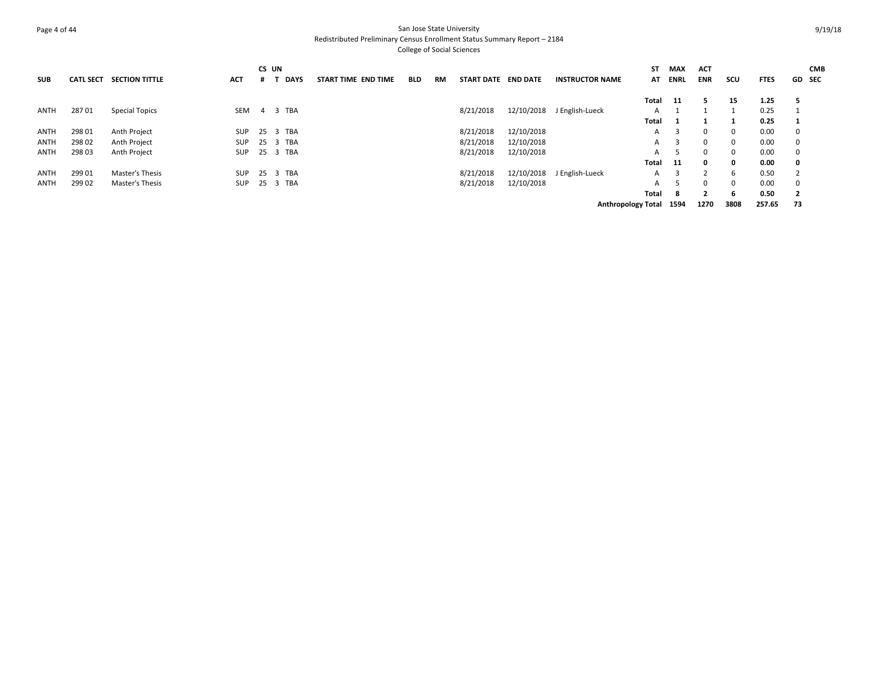San Jose State University
Redistributed Preliminary Census Enrollment Status Summary Report – 2184
College of Social Sciences

| SUB | CATL SECT | SECTION TITTLE | ACT | CS # | UN T | DAYS | START TIME | END TIME | BLD | RM | START DATE | END DATE | INSTRUCTOR NAME | ST AT | MAX ENRL | ACT ENR | SCU | FTES | GD | CMB SEC |
|---|---|---|---|---|---|---|---|---|---|---|---|---|---|---|---|---|---|---|---|---|
| | | | | | | | | | | | | | | **Total** | **11** | **5** | **15** | **1.25** | **5** | |
| ANTH | 287 01 | Special Topics | SEM | 4 | 3 | TBA | | | | | 8/21/2018 | 12/10/2018 | J English-Lueck | A | 1 | 1 | 1 | 0.25 | 1 | |
| | | | | | | | | | | | | | | **Total** | **1** | **1** | **1** | **0.25** | **1** | |
| ANTH | 298 01 | Anth Project | SUP | 25 | 3 | TBA | | | | | 8/21/2018 | 12/10/2018 | | A | 3 | 0 | 0 | 0.00 | 0 | |
| ANTH | 298 02 | Anth Project | SUP | 25 | 3 | TBA | | | | | 8/21/2018 | 12/10/2018 | | A | 3 | 0 | 0 | 0.00 | 0 | |
| ANTH | 298 03 | Anth Project | SUP | 25 | 3 | TBA | | | | | 8/21/2018 | 12/10/2018 | | A | 5 | 0 | 0 | 0.00 | 0 | |
| | | | | | | | | | | | | | | **Total** | **11** | **0** | **0** | **0.00** | **0** | |
| ANTH | 299 01 | Master's Thesis | SUP | 25 | 3 | TBA | | | | | 8/21/2018 | 12/10/2018 | J English-Lueck | A | 3 | 2 | 6 | 0.50 | 2 | |
| ANTH | 299 02 | Master's Thesis | SUP | 25 | 3 | TBA | | | | | 8/21/2018 | 12/10/2018 | | A | 5 | 0 | 0 | 0.00 | 0 | |
| | | | | | | | | | | | | | | **Total** | **8** | **2** | **6** | **0.50** | **2** | |
| | | | | | | | | | | | | | **Anthropology Total** | | **1594** | **1270** | **3808** | **257.65** | **73** | |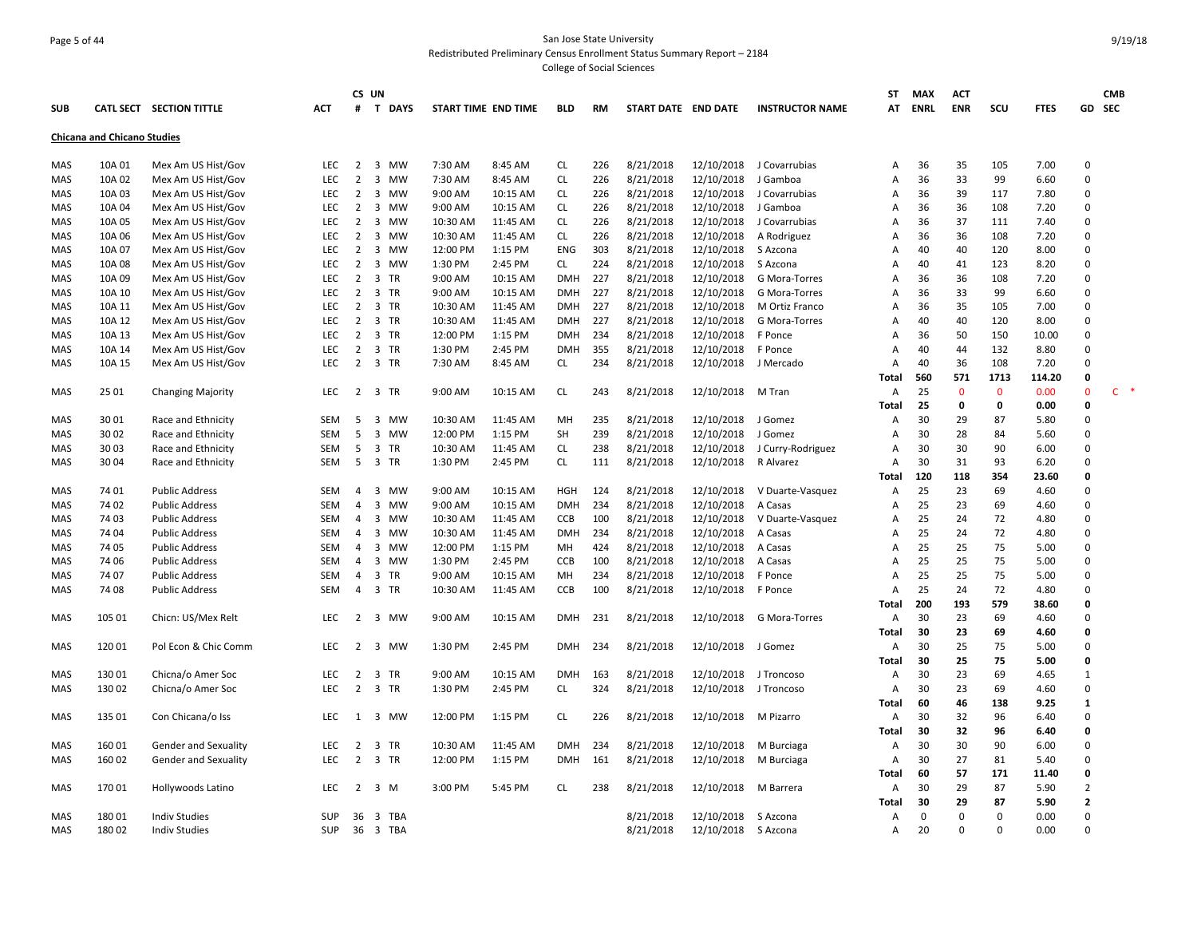San Jose State University
Redistributed Preliminary Census Enrollment Status Summary Report – 2184
College of Social Sciences

| SUB | CATL SECT | SECTION TITTLE | ACT | CS # | UN T | DAYS | START TIME | END TIME | BLD | RM | START DATE | END DATE | INSTRUCTOR NAME | ST AT | MAX ENRL | ACT ENR | SCU | FTES | GD | CMB SEC |
|---|---|---|---|---|---|---|---|---|---|---|---|---|---|---|---|---|---|---|---|---|
| **Chicana and Chicano Studies** | | | | | | | | | | | | | | | | | | | | |
| MAS | 10A 01 | Mex Am US Hist/Gov | LEC | 2 | 3 | MW | 7:30 AM | 8:45 AM | CL | 226 | 8/21/2018 | 12/10/2018 | J Covarrubias | A | 36 | 35 | 105 | 7.00 | 0 | |
| MAS | 10A 02 | Mex Am US Hist/Gov | LEC | 2 | 3 | MW | 7:30 AM | 8:45 AM | CL | 226 | 8/21/2018 | 12/10/2018 | J Gamboa | A | 36 | 33 | 99 | 6.60 | 0 | |
| MAS | 10A 03 | Mex Am US Hist/Gov | LEC | 2 | 3 | MW | 9:00 AM | 10:15 AM | CL | 226 | 8/21/2018 | 12/10/2018 | J Covarrubias | A | 36 | 39 | 117 | 7.80 | 0 | |
| MAS | 10A 04 | Mex Am US Hist/Gov | LEC | 2 | 3 | MW | 9:00 AM | 10:15 AM | CL | 226 | 8/21/2018 | 12/10/2018 | J Gamboa | A | 36 | 36 | 108 | 7.20 | 0 | |
| MAS | 10A 05 | Mex Am US Hist/Gov | LEC | 2 | 3 | MW | 10:30 AM | 11:45 AM | CL | 226 | 8/21/2018 | 12/10/2018 | J Covarrubias | A | 36 | 37 | 111 | 7.40 | 0 | |
| MAS | 10A 06 | Mex Am US Hist/Gov | LEC | 2 | 3 | MW | 10:30 AM | 11:45 AM | CL | 226 | 8/21/2018 | 12/10/2018 | A Rodriguez | A | 36 | 36 | 108 | 7.20 | 0 | |
| MAS | 10A 07 | Mex Am US Hist/Gov | LEC | 2 | 3 | MW | 12:00 PM | 1:15 PM | ENG | 303 | 8/21/2018 | 12/10/2018 | S Azcona | A | 40 | 40 | 120 | 8.00 | 0 | |
| MAS | 10A 08 | Mex Am US Hist/Gov | LEC | 2 | 3 | MW | 1:30 PM | 2:45 PM | CL | 224 | 8/21/2018 | 12/10/2018 | S Azcona | A | 40 | 41 | 123 | 8.20 | 0 | |
| MAS | 10A 09 | Mex Am US Hist/Gov | LEC | 2 | 3 | TR | 9:00 AM | 10:15 AM | DMH | 227 | 8/21/2018 | 12/10/2018 | G Mora-Torres | A | 36 | 36 | 108 | 7.20 | 0 | |
| MAS | 10A 10 | Mex Am US Hist/Gov | LEC | 2 | 3 | TR | 9:00 AM | 10:15 AM | DMH | 227 | 8/21/2018 | 12/10/2018 | G Mora-Torres | A | 36 | 33 | 99 | 6.60 | 0 | |
| MAS | 10A 11 | Mex Am US Hist/Gov | LEC | 2 | 3 | TR | 10:30 AM | 11:45 AM | DMH | 227 | 8/21/2018 | 12/10/2018 | M Ortiz Franco | A | 36 | 35 | 105 | 7.00 | 0 | |
| MAS | 10A 12 | Mex Am US Hist/Gov | LEC | 2 | 3 | TR | 10:30 AM | 11:45 AM | DMH | 227 | 8/21/2018 | 12/10/2018 | G Mora-Torres | A | 40 | 40 | 120 | 8.00 | 0 | |
| MAS | 10A 13 | Mex Am US Hist/Gov | LEC | 2 | 3 | TR | 12:00 PM | 1:15 PM | DMH | 234 | 8/21/2018 | 12/10/2018 | F Ponce | A | 36 | 50 | 150 | 10.00 | 0 | |
| MAS | 10A 14 | Mex Am US Hist/Gov | LEC | 2 | 3 | TR | 1:30 PM | 2:45 PM | DMH | 355 | 8/21/2018 | 12/10/2018 | F Ponce | A | 40 | 44 | 132 | 8.80 | 0 | |
| MAS | 10A 15 | Mex Am US Hist/Gov | LEC | 2 | 3 | TR | 7:30 AM | 8:45 AM | CL | 234 | 8/21/2018 | 12/10/2018 | J Mercado | A | 40 | 36 | 108 | 7.20 | 0 | |
| | | | | | | | | | | | | | | **Total** | **560** | **571** | **1713** | **114.20** | **0** | |
| MAS | 25 01 | Changing Majority | LEC | 2 | 3 | TR | 9:00 AM | 10:15 AM | CL | 243 | 8/21/2018 | 12/10/2018 | M Tran | A | 25 | 0 | 0 | 0.00 | 0 | C * |
| | | | | | | | | | | | | | | **Total** | **25** | **0** | **0** | **0.00** | **0** | |
| MAS | 30 01 | Race and Ethnicity | SEM | 5 | 3 | MW | 10:30 AM | 11:45 AM | MH | 235 | 8/21/2018 | 12/10/2018 | J Gomez | A | 30 | 29 | 87 | 5.80 | 0 | |
| MAS | 30 02 | Race and Ethnicity | SEM | 5 | 3 | MW | 12:00 PM | 1:15 PM | SH | 239 | 8/21/2018 | 12/10/2018 | J Gomez | A | 30 | 28 | 84 | 5.60 | 0 | |
| MAS | 30 03 | Race and Ethnicity | SEM | 5 | 3 | TR | 10:30 AM | 11:45 AM | CL | 238 | 8/21/2018 | 12/10/2018 | J Curry-Rodriguez | A | 30 | 30 | 90 | 6.00 | 0 | |
| MAS | 30 04 | Race and Ethnicity | SEM | 5 | 3 | TR | 1:30 PM | 2:45 PM | CL | 111 | 8/21/2018 | 12/10/2018 | R Alvarez | A | 30 | 31 | 93 | 6.20 | 0 | |
| | | | | | | | | | | | | | | **Total** | **120** | **118** | **354** | **23.60** | **0** | |
| MAS | 74 01 | Public Address | SEM | 4 | 3 | MW | 9:00 AM | 10:15 AM | HGH | 124 | 8/21/2018 | 12/10/2018 | V Duarte-Vasquez | A | 25 | 23 | 69 | 4.60 | 0 | |
| MAS | 74 02 | Public Address | SEM | 4 | 3 | MW | 9:00 AM | 10:15 AM | DMH | 234 | 8/21/2018 | 12/10/2018 | A Casas | A | 25 | 23 | 69 | 4.60 | 0 | |
| MAS | 74 03 | Public Address | SEM | 4 | 3 | MW | 10:30 AM | 11:45 AM | CCB | 100 | 8/21/2018 | 12/10/2018 | V Duarte-Vasquez | A | 25 | 24 | 72 | 4.80 | 0 | |
| MAS | 74 04 | Public Address | SEM | 4 | 3 | MW | 10:30 AM | 11:45 AM | DMH | 234 | 8/21/2018 | 12/10/2018 | A Casas | A | 25 | 24 | 72 | 4.80 | 0 | |
| MAS | 74 05 | Public Address | SEM | 4 | 3 | MW | 12:00 PM | 1:15 PM | MH | 424 | 8/21/2018 | 12/10/2018 | A Casas | A | 25 | 25 | 75 | 5.00 | 0 | |
| MAS | 74 06 | Public Address | SEM | 4 | 3 | MW | 1:30 PM | 2:45 PM | CCB | 100 | 8/21/2018 | 12/10/2018 | A Casas | A | 25 | 25 | 75 | 5.00 | 0 | |
| MAS | 74 07 | Public Address | SEM | 4 | 3 | TR | 9:00 AM | 10:15 AM | MH | 234 | 8/21/2018 | 12/10/2018 | F Ponce | A | 25 | 25 | 75 | 5.00 | 0 | |
| MAS | 74 08 | Public Address | SEM | 4 | 3 | TR | 10:30 AM | 11:45 AM | CCB | 100 | 8/21/2018 | 12/10/2018 | F Ponce | A | 25 | 24 | 72 | 4.80 | 0 | |
| | | | | | | | | | | | | | | **Total** | **200** | **193** | **579** | **38.60** | **0** | |
| MAS | 105 01 | Chicn: US/Mex Relt | LEC | 2 | 3 | MW | 9:00 AM | 10:15 AM | DMH | 231 | 8/21/2018 | 12/10/2018 | G Mora-Torres | A | 30 | 23 | 69 | 4.60 | 0 | |
| | | | | | | | | | | | | | | **Total** | **30** | **23** | **69** | **4.60** | **0** | |
| MAS | 120 01 | Pol Econ & Chic Comm | LEC | 2 | 3 | MW | 1:30 PM | 2:45 PM | DMH | 234 | 8/21/2018 | 12/10/2018 | J Gomez | A | 30 | 25 | 75 | 5.00 | 0 | |
| | | | | | | | | | | | | | | **Total** | **30** | **25** | **75** | **5.00** | **0** | |
| MAS | 130 01 | Chicna/o Amer Soc | LEC | 2 | 3 | TR | 9:00 AM | 10:15 AM | DMH | 163 | 8/21/2018 | 12/10/2018 | J Troncoso | A | 30 | 23 | 69 | 4.65 | 1 | |
| MAS | 130 02 | Chicna/o Amer Soc | LEC | 2 | 3 | TR | 1:30 PM | 2:45 PM | CL | 324 | 8/21/2018 | 12/10/2018 | J Troncoso | A | 30 | 23 | 69 | 4.60 | 0 | |
| | | | | | | | | | | | | | | **Total** | **60** | **46** | **138** | **9.25** | **1** | |
| MAS | 135 01 | Con Chicana/o Iss | LEC | 1 | 3 | MW | 12:00 PM | 1:15 PM | CL | 226 | 8/21/2018 | 12/10/2018 | M Pizarro | A | 30 | 32 | 96 | 6.40 | 0 | |
| | | | | | | | | | | | | | | **Total** | **30** | **32** | **96** | **6.40** | **0** | |
| MAS | 160 01 | Gender and Sexuality | LEC | 2 | 3 | TR | 10:30 AM | 11:45 AM | DMH | 234 | 8/21/2018 | 12/10/2018 | M Burciaga | A | 30 | 30 | 90 | 6.00 | 0 | |
| MAS | 160 02 | Gender and Sexuality | LEC | 2 | 3 | TR | 12:00 PM | 1:15 PM | DMH | 161 | 8/21/2018 | 12/10/2018 | M Burciaga | A | 30 | 27 | 81 | 5.40 | 0 | |
| | | | | | | | | | | | | | | **Total** | **60** | **57** | **171** | **11.40** | **0** | |
| MAS | 170 01 | Hollywoods Latino | LEC | 2 | 3 | M | 3:00 PM | 5:45 PM | CL | 238 | 8/21/2018 | 12/10/2018 | M Barrera | A | 30 | 29 | 87 | 5.90 | 2 | |
| | | | | | | | | | | | | | | **Total** | **30** | **29** | **87** | **5.90** | **2** | |
| MAS | 180 01 | Indiv Studies | SUP | 36 | 3 | TBA | | | | | 8/21/2018 | 12/10/2018 | S Azcona | A | 0 | 0 | 0 | 0.00 | 0 | |
| MAS | 180 02 | Indiv Studies | SUP | 36 | 3 | TBA | | | | | 8/21/2018 | 12/10/2018 | S Azcona | A | 20 | 0 | 0 | 0.00 | 0 | |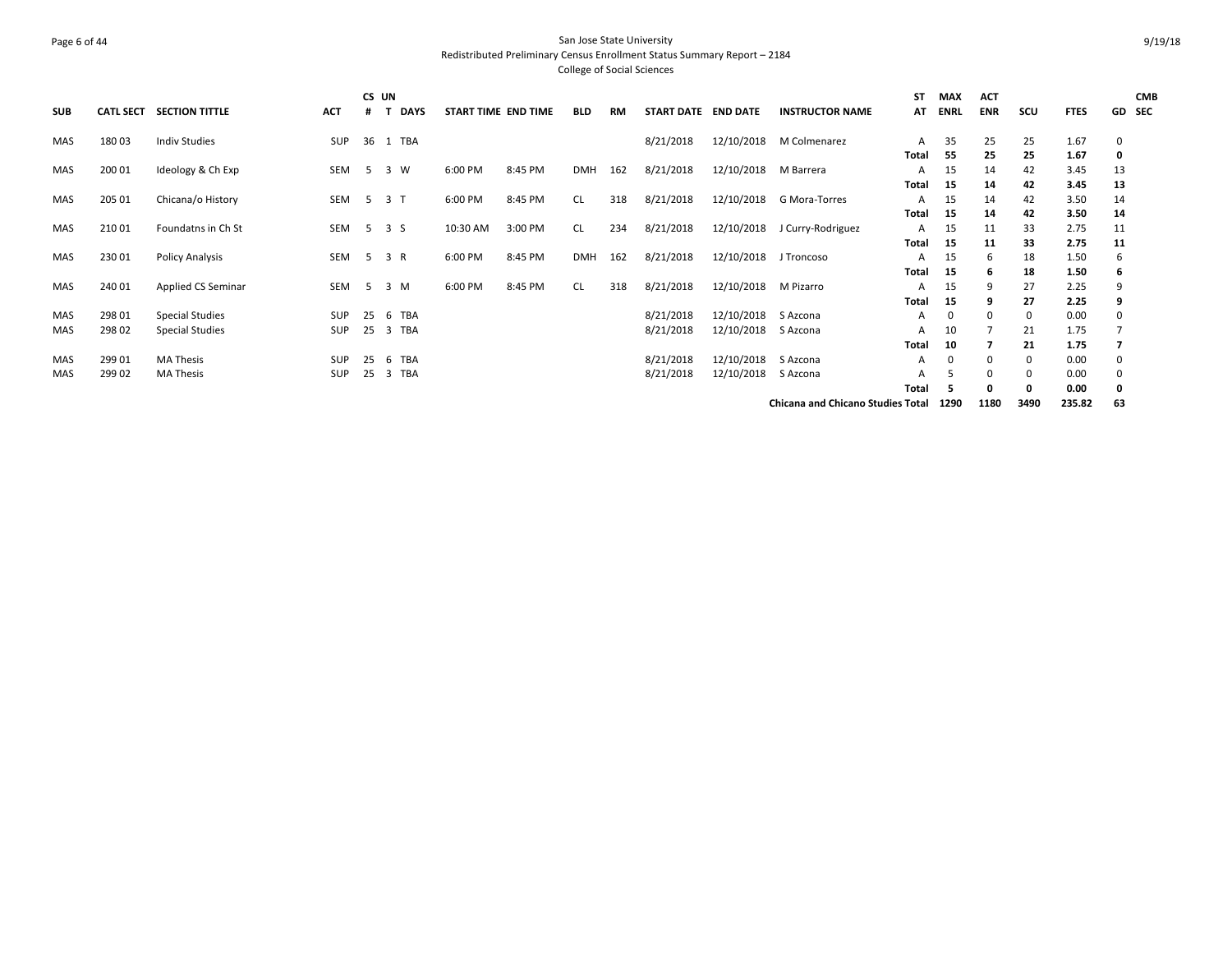San Jose State University

Redistributed Preliminary Census Enrollment Status Summary Report – 2184

College of Social Sciences

| SUB | CATL SECT | SECTION TITTLE | ACT | CS # | UN T | DAYS | START TIME | END TIME | BLD | RM | START DATE | END DATE | INSTRUCTOR NAME | ST AT | MAX ENRL | ACT ENR | SCU | FTES | GD | CMB SEC |
|---|---|---|---|---|---|---|---|---|---|---|---|---|---|---|---|---|---|---|---|---|
| MAS | 180 03 | Indiv Studies | SUP | 36 | 1 | TBA | | | | | 8/21/2018 | 12/10/2018 | M Colmenarez | A | 35 | 25 | 25 | 1.67 | 0 | |
| | | | | | | | | | | | | | | **Total** | **55** | **25** | **25** | **1.67** | **0** | |
| MAS | 200 01 | Ideology & Ch Exp | SEM | 5 | 3 | W | 6:00 PM | 8:45 PM | DMH | 162 | 8/21/2018 | 12/10/2018 | M Barrera | A | 15 | 14 | 42 | 3.45 | 13 | |
| | | | | | | | | | | | | | | **Total** | **15** | **14** | **42** | **3.45** | **13** | |
| MAS | 205 01 | Chicana/o History | SEM | 5 | 3 | T | 6:00 PM | 8:45 PM | CL | 318 | 8/21/2018 | 12/10/2018 | G Mora-Torres | A | 15 | 14 | 42 | 3.50 | 14 | |
| | | | | | | | | | | | | | | **Total** | **15** | **14** | **42** | **3.50** | **14** | |
| MAS | 210 01 | Foundatns in Ch St | SEM | 5 | 3 | S | 10:30 AM | 3:00 PM | CL | 234 | 8/21/2018 | 12/10/2018 | J Curry-Rodriguez | A | 15 | 11 | 33 | 2.75 | 11 | |
| | | | | | | | | | | | | | | **Total** | **15** | **11** | **33** | **2.75** | **11** | |
| MAS | 230 01 | Policy Analysis | SEM | 5 | 3 | R | 6:00 PM | 8:45 PM | DMH | 162 | 8/21/2018 | 12/10/2018 | J Troncoso | A | 15 | 6 | 18 | 1.50 | 6 | |
| | | | | | | | | | | | | | | **Total** | **15** | **6** | **18** | **1.50** | **6** | |
| MAS | 240 01 | Applied CS Seminar | SEM | 5 | 3 | M | 6:00 PM | 8:45 PM | CL | 318 | 8/21/2018 | 12/10/2018 | M Pizarro | A | 15 | 9 | 27 | 2.25 | 9 | |
| | | | | | | | | | | | | | | **Total** | **15** | **9** | **27** | **2.25** | **9** | |
| MAS | 298 01 | Special Studies | SUP | 25 | 6 | TBA | | | | | 8/21/2018 | 12/10/2018 | S Azcona | A | 0 | 0 | 0 | 0.00 | 0 | |
| MAS | 298 02 | Special Studies | SUP | 25 | 3 | TBA | | | | | 8/21/2018 | 12/10/2018 | S Azcona | A | 10 | 7 | 21 | 1.75 | 7 | |
| | | | | | | | | | | | | | | **Total** | **10** | **7** | **21** | **1.75** | **7** | |
| MAS | 299 01 | MA Thesis | SUP | 25 | 6 | TBA | | | | | 8/21/2018 | 12/10/2018 | S Azcona | A | 0 | 0 | 0 | 0.00 | 0 | |
| MAS | 299 02 | MA Thesis | SUP | 25 | 3 | TBA | | | | | 8/21/2018 | 12/10/2018 | S Azcona | A | 5 | 0 | 0 | 0.00 | 0 | |
| | | | | | | | | | | | | | | **Total** | **5** | **0** | **0** | **0.00** | **0** | |
| | | | | | | | | | | | | | **Chicana and Chicano Studies Total** | | **1290** | **1180** | **3490** | **235.82** | **63** | |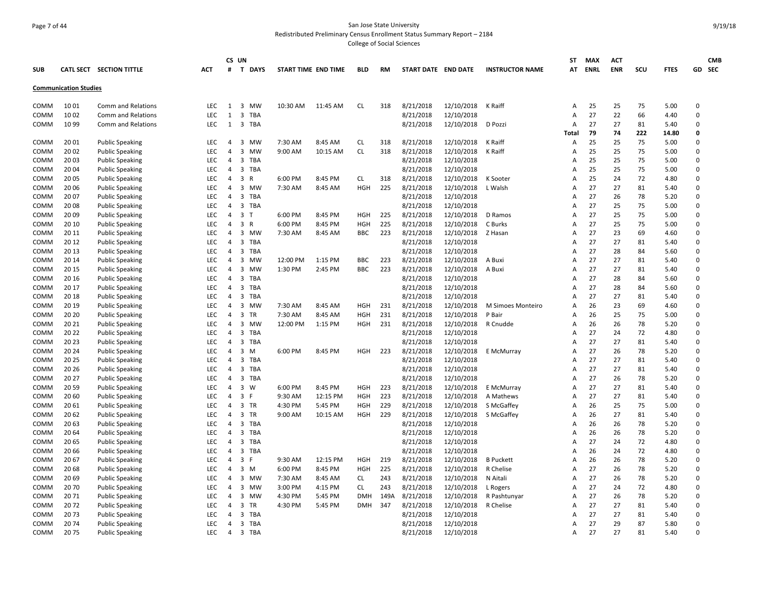San Jose State University

Redistributed Preliminary Census Enrollment Status Summary Report – 2184

College of Social Sciences

| SUB | CATL SECT | SECTION TITTLE | ACT | CS # | UN T | DAYS | START TIME | END TIME | BLD | RM | START DATE | END DATE | INSTRUCTOR NAME | ST AT | MAX ENRL | ACT ENR | SCU | FTES | GD | CMB SEC |
|---|---|---|---|---|---|---|---|---|---|---|---|---|---|---|---|---|---|---|---|---|
| **Communication Studies** | | | | | | | | | | | | | | | | | | | | |
| COMM | 10 01 | Comm and Relations | LEC | 1 | 3 | MW | 10:30 AM | 11:45 AM | CL | 318 | 8/21/2018 | 12/10/2018 | K Raiff | A | 25 | 25 | 75 | 5.00 | 0 | |
| COMM | 10 02 | Comm and Relations | LEC | 1 | 3 | TBA | | | | | 8/21/2018 | 12/10/2018 | | A | 27 | 22 | 66 | 4.40 | 0 | |
| COMM | 10 99 | Comm and Relations | LEC | 1 | 3 | TBA | | | | | 8/21/2018 | 12/10/2018 | D Pozzi | A | 27 | 27 | 81 | 5.40 | 0 | |
| | | | | | | | | | | | | | | **Total** | **79** | **74** | **222** | **14.80** | **0** | |
| COMM | 20 01 | Public Speaking | LEC | 4 | 3 | MW | 7:30 AM | 8:45 AM | CL | 318 | 8/21/2018 | 12/10/2018 | K Raiff | A | 25 | 25 | 75 | 5.00 | 0 | |
| COMM | 20 02 | Public Speaking | LEC | 4 | 3 | MW | 9:00 AM | 10:15 AM | CL | 318 | 8/21/2018 | 12/10/2018 | K Raiff | A | 25 | 25 | 75 | 5.00 | 0 | |
| COMM | 20 03 | Public Speaking | LEC | 4 | 3 | TBA | | | | | 8/21/2018 | 12/10/2018 | | A | 25 | 25 | 75 | 5.00 | 0 | |
| COMM | 20 04 | Public Speaking | LEC | 4 | 3 | TBA | | | | | 8/21/2018 | 12/10/2018 | | A | 25 | 25 | 75 | 5.00 | 0 | |
| COMM | 20 05 | Public Speaking | LEC | 4 | 3 | R | 6:00 PM | 8:45 PM | CL | 318 | 8/21/2018 | 12/10/2018 | K Sooter | A | 25 | 24 | 72 | 4.80 | 0 | |
| COMM | 20 06 | Public Speaking | LEC | 4 | 3 | MW | 7:30 AM | 8:45 AM | HGH | 225 | 8/21/2018 | 12/10/2018 | L Walsh | A | 27 | 27 | 81 | 5.40 | 0 | |
| COMM | 20 07 | Public Speaking | LEC | 4 | 3 | TBA | | | | | 8/21/2018 | 12/10/2018 | | A | 27 | 26 | 78 | 5.20 | 0 | |
| COMM | 20 08 | Public Speaking | LEC | 4 | 3 | TBA | | | | | 8/21/2018 | 12/10/2018 | | A | 27 | 25 | 75 | 5.00 | 0 | |
| COMM | 20 09 | Public Speaking | LEC | 4 | 3 | T | 6:00 PM | 8:45 PM | HGH | 225 | 8/21/2018 | 12/10/2018 | D Ramos | A | 27 | 25 | 75 | 5.00 | 0 | |
| COMM | 20 10 | Public Speaking | LEC | 4 | 3 | R | 6:00 PM | 8:45 PM | HGH | 225 | 8/21/2018 | 12/10/2018 | C Burks | A | 27 | 25 | 75 | 5.00 | 0 | |
| COMM | 20 11 | Public Speaking | LEC | 4 | 3 | MW | 7:30 AM | 8:45 AM | BBC | 223 | 8/21/2018 | 12/10/2018 | Z Hasan | A | 27 | 23 | 69 | 4.60 | 0 | |
| COMM | 20 12 | Public Speaking | LEC | 4 | 3 | TBA | | | | | 8/21/2018 | 12/10/2018 | | A | 27 | 27 | 81 | 5.40 | 0 | |
| COMM | 20 13 | Public Speaking | LEC | 4 | 3 | TBA | | | | | 8/21/2018 | 12/10/2018 | | A | 27 | 28 | 84 | 5.60 | 0 | |
| COMM | 20 14 | Public Speaking | LEC | 4 | 3 | MW | 12:00 PM | 1:15 PM | BBC | 223 | 8/21/2018 | 12/10/2018 | A Buxi | A | 27 | 27 | 81 | 5.40 | 0 | |
| COMM | 20 15 | Public Speaking | LEC | 4 | 3 | MW | 1:30 PM | 2:45 PM | BBC | 223 | 8/21/2018 | 12/10/2018 | A Buxi | A | 27 | 27 | 81 | 5.40 | 0 | |
| COMM | 20 16 | Public Speaking | LEC | 4 | 3 | TBA | | | | | 8/21/2018 | 12/10/2018 | | A | 27 | 28 | 84 | 5.60 | 0 | |
| COMM | 20 17 | Public Speaking | LEC | 4 | 3 | TBA | | | | | 8/21/2018 | 12/10/2018 | | A | 27 | 28 | 84 | 5.60 | 0 | |
| COMM | 20 18 | Public Speaking | LEC | 4 | 3 | TBA | | | | | 8/21/2018 | 12/10/2018 | | A | 27 | 27 | 81 | 5.40 | 0 | |
| COMM | 20 19 | Public Speaking | LEC | 4 | 3 | MW | 7:30 AM | 8:45 AM | HGH | 231 | 8/21/2018 | 12/10/2018 | M Simoes Monteiro | A | 26 | 23 | 69 | 4.60 | 0 | |
| COMM | 20 20 | Public Speaking | LEC | 4 | 3 | TR | 7:30 AM | 8:45 AM | HGH | 231 | 8/21/2018 | 12/10/2018 | P Bair | A | 26 | 25 | 75 | 5.00 | 0 | |
| COMM | 20 21 | Public Speaking | LEC | 4 | 3 | MW | 12:00 PM | 1:15 PM | HGH | 231 | 8/21/2018 | 12/10/2018 | R Cnudde | A | 26 | 26 | 78 | 5.20 | 0 | |
| COMM | 20 22 | Public Speaking | LEC | 4 | 3 | TBA | | | | | 8/21/2018 | 12/10/2018 | | A | 27 | 24 | 72 | 4.80 | 0 | |
| COMM | 20 23 | Public Speaking | LEC | 4 | 3 | TBA | | | | | 8/21/2018 | 12/10/2018 | | A | 27 | 27 | 81 | 5.40 | 0 | |
| COMM | 20 24 | Public Speaking | LEC | 4 | 3 | M | 6:00 PM | 8:45 PM | HGH | 223 | 8/21/2018 | 12/10/2018 | E McMurray | A | 27 | 26 | 78 | 5.20 | 0 | |
| COMM | 20 25 | Public Speaking | LEC | 4 | 3 | TBA | | | | | 8/21/2018 | 12/10/2018 | | A | 27 | 27 | 81 | 5.40 | 0 | |
| COMM | 20 26 | Public Speaking | LEC | 4 | 3 | TBA | | | | | 8/21/2018 | 12/10/2018 | | A | 27 | 27 | 81 | 5.40 | 0 | |
| COMM | 20 27 | Public Speaking | LEC | 4 | 3 | TBA | | | | | 8/21/2018 | 12/10/2018 | | A | 27 | 26 | 78 | 5.20 | 0 | |
| COMM | 20 59 | Public Speaking | LEC | 4 | 3 | W | 6:00 PM | 8:45 PM | HGH | 223 | 8/21/2018 | 12/10/2018 | E McMurray | A | 27 | 27 | 81 | 5.40 | 0 | |
| COMM | 20 60 | Public Speaking | LEC | 4 | 3 | F | 9:30 AM | 12:15 PM | HGH | 223 | 8/21/2018 | 12/10/2018 | A Mathews | A | 27 | 27 | 81 | 5.40 | 0 | |
| COMM | 20 61 | Public Speaking | LEC | 4 | 3 | TR | 4:30 PM | 5:45 PM | HGH | 229 | 8/21/2018 | 12/10/2018 | S McGaffey | A | 26 | 25 | 75 | 5.00 | 0 | |
| COMM | 20 62 | Public Speaking | LEC | 4 | 3 | TR | 9:00 AM | 10:15 AM | HGH | 229 | 8/21/2018 | 12/10/2018 | S McGaffey | A | 26 | 27 | 81 | 5.40 | 0 | |
| COMM | 20 63 | Public Speaking | LEC | 4 | 3 | TBA | | | | | 8/21/2018 | 12/10/2018 | | A | 26 | 26 | 78 | 5.20 | 0 | |
| COMM | 20 64 | Public Speaking | LEC | 4 | 3 | TBA | | | | | 8/21/2018 | 12/10/2018 | | A | 26 | 26 | 78 | 5.20 | 0 | |
| COMM | 20 65 | Public Speaking | LEC | 4 | 3 | TBA | | | | | 8/21/2018 | 12/10/2018 | | A | 27 | 24 | 72 | 4.80 | 0 | |
| COMM | 20 66 | Public Speaking | LEC | 4 | 3 | TBA | | | | | 8/21/2018 | 12/10/2018 | | A | 26 | 24 | 72 | 4.80 | 0 | |
| COMM | 20 67 | Public Speaking | LEC | 4 | 3 | F | 9:30 AM | 12:15 PM | HGH | 219 | 8/21/2018 | 12/10/2018 | B Puckett | A | 26 | 26 | 78 | 5.20 | 0 | |
| COMM | 20 68 | Public Speaking | LEC | 4 | 3 | M | 6:00 PM | 8:45 PM | HGH | 225 | 8/21/2018 | 12/10/2018 | R Chelise | A | 27 | 26 | 78 | 5.20 | 0 | |
| COMM | 20 69 | Public Speaking | LEC | 4 | 3 | MW | 7:30 AM | 8:45 AM | CL | 243 | 8/21/2018 | 12/10/2018 | N Aitali | A | 27 | 26 | 78 | 5.20 | 0 | |
| COMM | 20 70 | Public Speaking | LEC | 4 | 3 | MW | 3:00 PM | 4:15 PM | CL | 243 | 8/21/2018 | 12/10/2018 | L Rogers | A | 27 | 24 | 72 | 4.80 | 0 | |
| COMM | 20 71 | Public Speaking | LEC | 4 | 3 | MW | 4:30 PM | 5:45 PM | DMH | 149A | 8/21/2018 | 12/10/2018 | R Pashtunyar | A | 27 | 26 | 78 | 5.20 | 0 | |
| COMM | 20 72 | Public Speaking | LEC | 4 | 3 | TR | 4:30 PM | 5:45 PM | DMH | 347 | 8/21/2018 | 12/10/2018 | R Chelise | A | 27 | 27 | 81 | 5.40 | 0 | |
| COMM | 20 73 | Public Speaking | LEC | 4 | 3 | TBA | | | | | 8/21/2018 | 12/10/2018 | | A | 27 | 27 | 81 | 5.40 | 0 | |
| COMM | 20 74 | Public Speaking | LEC | 4 | 3 | TBA | | | | | 8/21/2018 | 12/10/2018 | | A | 27 | 29 | 87 | 5.80 | 0 | |
| COMM | 20 75 | Public Speaking | LEC | 4 | 3 | TBA | | | | | 8/21/2018 | 12/10/2018 | | A | 27 | 27 | 81 | 5.40 | 0 | |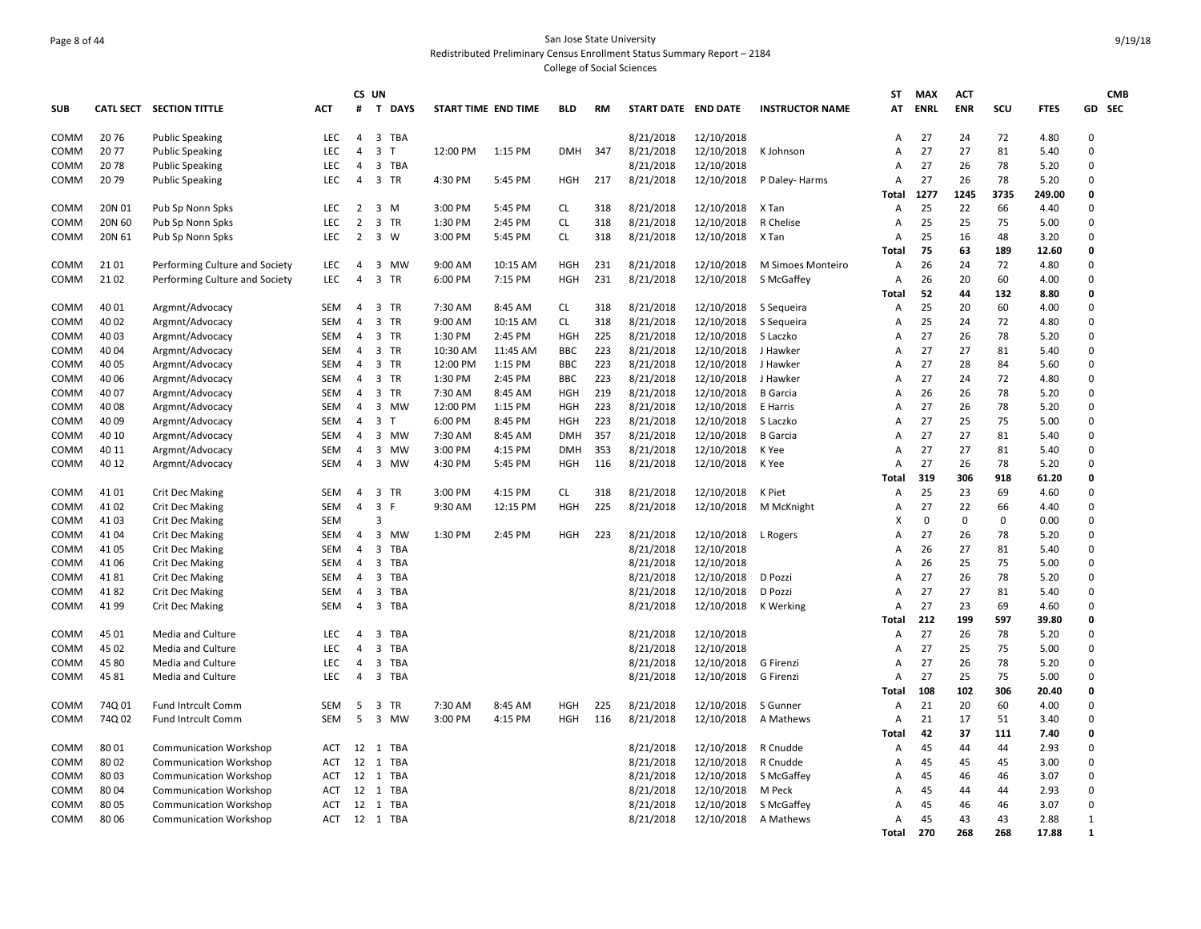San Jose State University

Redistributed Preliminary Census Enrollment Status Summary Report – 2184

College of Social Sciences

| SUB | CATL SECT | SECTION TITTLE | ACT | CS # | UN T | DAYS | START TIME | END TIME | BLD | RM | START DATE | END DATE | INSTRUCTOR NAME | ST AT | MAX ENRL | ACT ENR | SCU | FTES | GD | CMB SEC |
|---|---|---|---|---|---|---|---|---|---|---|---|---|---|---|---|---|---|---|---|---|
| COMM | 20 76 | Public Speaking | LEC | 4 | 3 | TBA | | | | | 8/21/2018 | 12/10/2018 | | A | 27 | 24 | 72 | 4.80 | 0 | |
| COMM | 20 77 | Public Speaking | LEC | 4 | 3 | T | 12:00 PM | 1:15 PM | DMH | 347 | 8/21/2018 | 12/10/2018 | K Johnson | A | 27 | 27 | 81 | 5.40 | 0 | |
| COMM | 20 78 | Public Speaking | LEC | 4 | 3 | TBA | | | | | 8/21/2018 | 12/10/2018 | | A | 27 | 26 | 78 | 5.20 | 0 | |
| COMM | 20 79 | Public Speaking | LEC | 4 | 3 | TR | 4:30 PM | 5:45 PM | HGH | 217 | 8/21/2018 | 12/10/2018 | P Daley- Harms | A | 27 | 26 | 78 | 5.20 | 0 | |
| | | | | | | | | | | | | | | **Total** | **1277** | **1245** | **3735** | **249.00** | **0** | |
| COMM | 20N 01 | Pub Sp Nonn Spks | LEC | 2 | 3 | M | 3:00 PM | 5:45 PM | CL | 318 | 8/21/2018 | 12/10/2018 | X Tan | A | 25 | 22 | 66 | 4.40 | 0 | |
| COMM | 20N 60 | Pub Sp Nonn Spks | LEC | 2 | 3 | TR | 1:30 PM | 2:45 PM | CL | 318 | 8/21/2018 | 12/10/2018 | R Chelise | A | 25 | 25 | 75 | 5.00 | 0 | |
| COMM | 20N 61 | Pub Sp Nonn Spks | LEC | 2 | 3 | W | 3:00 PM | 5:45 PM | CL | 318 | 8/21/2018 | 12/10/2018 | X Tan | A | 25 | 16 | 48 | 3.20 | 0 | |
| | | | | | | | | | | | | | | **Total** | **75** | **63** | **189** | **12.60** | **0** | |
| COMM | 21 01 | Performing Culture and Society | LEC | 4 | 3 | MW | 9:00 AM | 10:15 AM | HGH | 231 | 8/21/2018 | 12/10/2018 | M Simoes Monteiro | A | 26 | 24 | 72 | 4.80 | 0 | |
| COMM | 21 02 | Performing Culture and Society | LEC | 4 | 3 | TR | 6:00 PM | 7:15 PM | HGH | 231 | 8/21/2018 | 12/10/2018 | S McGaffey | A | 26 | 20 | 60 | 4.00 | 0 | |
| | | | | | | | | | | | | | | **Total** | **52** | **44** | **132** | **8.80** | **0** | |
| COMM | 40 01 | Argmnt/Advocacy | SEM | 4 | 3 | TR | 7:30 AM | 8:45 AM | CL | 318 | 8/21/2018 | 12/10/2018 | S Sequeira | A | 25 | 20 | 60 | 4.00 | 0 | |
| COMM | 40 02 | Argmnt/Advocacy | SEM | 4 | 3 | TR | 9:00 AM | 10:15 AM | CL | 318 | 8/21/2018 | 12/10/2018 | S Sequeira | A | 25 | 24 | 72 | 4.80 | 0 | |
| COMM | 40 03 | Argmnt/Advocacy | SEM | 4 | 3 | TR | 1:30 PM | 2:45 PM | HGH | 225 | 8/21/2018 | 12/10/2018 | S Laczko | A | 27 | 26 | 78 | 5.20 | 0 | |
| COMM | 40 04 | Argmnt/Advocacy | SEM | 4 | 3 | TR | 10:30 AM | 11:45 AM | BBC | 223 | 8/21/2018 | 12/10/2018 | J Hawker | A | 27 | 27 | 81 | 5.40 | 0 | |
| COMM | 40 05 | Argmnt/Advocacy | SEM | 4 | 3 | TR | 12:00 PM | 1:15 PM | BBC | 223 | 8/21/2018 | 12/10/2018 | J Hawker | A | 27 | 28 | 84 | 5.60 | 0 | |
| COMM | 40 06 | Argmnt/Advocacy | SEM | 4 | 3 | TR | 1:30 PM | 2:45 PM | BBC | 223 | 8/21/2018 | 12/10/2018 | J Hawker | A | 27 | 24 | 72 | 4.80 | 0 | |
| COMM | 40 07 | Argmnt/Advocacy | SEM | 4 | 3 | TR | 7:30 AM | 8:45 AM | HGH | 219 | 8/21/2018 | 12/10/2018 | B Garcia | A | 26 | 26 | 78 | 5.20 | 0 | |
| COMM | 40 08 | Argmnt/Advocacy | SEM | 4 | 3 | MW | 12:00 PM | 1:15 PM | HGH | 223 | 8/21/2018 | 12/10/2018 | E Harris | A | 27 | 26 | 78 | 5.20 | 0 | |
| COMM | 40 09 | Argmnt/Advocacy | SEM | 4 | 3 | T | 6:00 PM | 8:45 PM | HGH | 223 | 8/21/2018 | 12/10/2018 | S Laczko | A | 27 | 25 | 75 | 5.00 | 0 | |
| COMM | 40 10 | Argmnt/Advocacy | SEM | 4 | 3 | MW | 7:30 AM | 8:45 AM | DMH | 357 | 8/21/2018 | 12/10/2018 | B Garcia | A | 27 | 27 | 81 | 5.40 | 0 | |
| COMM | 40 11 | Argmnt/Advocacy | SEM | 4 | 3 | MW | 3:00 PM | 4:15 PM | DMH | 353 | 8/21/2018 | 12/10/2018 | K Yee | A | 27 | 27 | 81 | 5.40 | 0 | |
| COMM | 40 12 | Argmnt/Advocacy | SEM | 4 | 3 | MW | 4:30 PM | 5:45 PM | HGH | 116 | 8/21/2018 | 12/10/2018 | K Yee | A | 27 | 26 | 78 | 5.20 | 0 | |
| | | | | | | | | | | | | | | **Total** | **319** | **306** | **918** | **61.20** | **0** | |
| COMM | 41 01 | Crit Dec Making | SEM | 4 | 3 | TR | 3:00 PM | 4:15 PM | CL | 318 | 8/21/2018 | 12/10/2018 | K Piet | A | 25 | 23 | 69 | 4.60 | 0 | |
| COMM | 41 02 | Crit Dec Making | SEM | 4 | 3 | F | 9:30 AM | 12:15 PM | HGH | 225 | 8/21/2018 | 12/10/2018 | M McKnight | A | 27 | 22 | 66 | 4.40 | 0 | |
| COMM | 41 03 | Crit Dec Making | SEM | | 3 | | | | | | | | | X | 0 | 0 | 0 | 0.00 | 0 | |
| COMM | 41 04 | Crit Dec Making | SEM | 4 | 3 | MW | 1:30 PM | 2:45 PM | HGH | 223 | 8/21/2018 | 12/10/2018 | L Rogers | A | 27 | 26 | 78 | 5.20 | 0 | |
| COMM | 41 05 | Crit Dec Making | SEM | 4 | 3 | TBA | | | | | 8/21/2018 | 12/10/2018 | | A | 26 | 27 | 81 | 5.40 | 0 | |
| COMM | 41 06 | Crit Dec Making | SEM | 4 | 3 | TBA | | | | | 8/21/2018 | 12/10/2018 | | A | 26 | 25 | 75 | 5.00 | 0 | |
| COMM | 41 81 | Crit Dec Making | SEM | 4 | 3 | TBA | | | | | 8/21/2018 | 12/10/2018 | D Pozzi | A | 27 | 26 | 78 | 5.20 | 0 | |
| COMM | 41 82 | Crit Dec Making | SEM | 4 | 3 | TBA | | | | | 8/21/2018 | 12/10/2018 | D Pozzi | A | 27 | 27 | 81 | 5.40 | 0 | |
| COMM | 41 99 | Crit Dec Making | SEM | 4 | 3 | TBA | | | | | 8/21/2018 | 12/10/2018 | K Werking | A | 27 | 23 | 69 | 4.60 | 0 | |
| | | | | | | | | | | | | | | **Total** | **212** | **199** | **597** | **39.80** | **0** | |
| COMM | 45 01 | Media and Culture | LEC | 4 | 3 | TBA | | | | | 8/21/2018 | 12/10/2018 | | A | 27 | 26 | 78 | 5.20 | 0 | |
| COMM | 45 02 | Media and Culture | LEC | 4 | 3 | TBA | | | | | 8/21/2018 | 12/10/2018 | | A | 27 | 25 | 75 | 5.00 | 0 | |
| COMM | 45 80 | Media and Culture | LEC | 4 | 3 | TBA | | | | | 8/21/2018 | 12/10/2018 | G Firenzi | A | 27 | 26 | 78 | 5.20 | 0 | |
| COMM | 45 81 | Media and Culture | LEC | 4 | 3 | TBA | | | | | 8/21/2018 | 12/10/2018 | G Firenzi | A | 27 | 25 | 75 | 5.00 | 0 | |
| | | | | | | | | | | | | | | **Total** | **108** | **102** | **306** | **20.40** | **0** | |
| COMM | 74Q 01 | Fund Intrcult Comm | SEM | 5 | 3 | TR | 7:30 AM | 8:45 AM | HGH | 225 | 8/21/2018 | 12/10/2018 | S Gunner | A | 21 | 20 | 60 | 4.00 | 0 | |
| COMM | 74Q 02 | Fund Intrcult Comm | SEM | 5 | 3 | MW | 3:00 PM | 4:15 PM | HGH | 116 | 8/21/2018 | 12/10/2018 | A Mathews | A | 21 | 17 | 51 | 3.40 | 0 | |
| | | | | | | | | | | | | | | **Total** | **42** | **37** | **111** | **7.40** | **0** | |
| COMM | 80 01 | Communication Workshop | ACT | 12 | 1 | TBA | | | | | 8/21/2018 | 12/10/2018 | R Cnudde | A | 45 | 44 | 44 | 2.93 | 0 | |
| COMM | 80 02 | Communication Workshop | ACT | 12 | 1 | TBA | | | | | 8/21/2018 | 12/10/2018 | R Cnudde | A | 45 | 45 | 45 | 3.00 | 0 | |
| COMM | 80 03 | Communication Workshop | ACT | 12 | 1 | TBA | | | | | 8/21/2018 | 12/10/2018 | S McGaffey | A | 45 | 46 | 46 | 3.07 | 0 | |
| COMM | 80 04 | Communication Workshop | ACT | 12 | 1 | TBA | | | | | 8/21/2018 | 12/10/2018 | M Peck | A | 45 | 44 | 44 | 2.93 | 0 | |
| COMM | 80 05 | Communication Workshop | ACT | 12 | 1 | TBA | | | | | 8/21/2018 | 12/10/2018 | S McGaffey | A | 45 | 46 | 46 | 3.07 | 0 | |
| COMM | 80 06 | Communication Workshop | ACT | 12 | 1 | TBA | | | | | 8/21/2018 | 12/10/2018 | A Mathews | A | 45 | 43 | 43 | 2.88 | 1 | |
| | | | | | | | | | | | | | | **Total** | **270** | **268** | **268** | **17.88** | **1** | |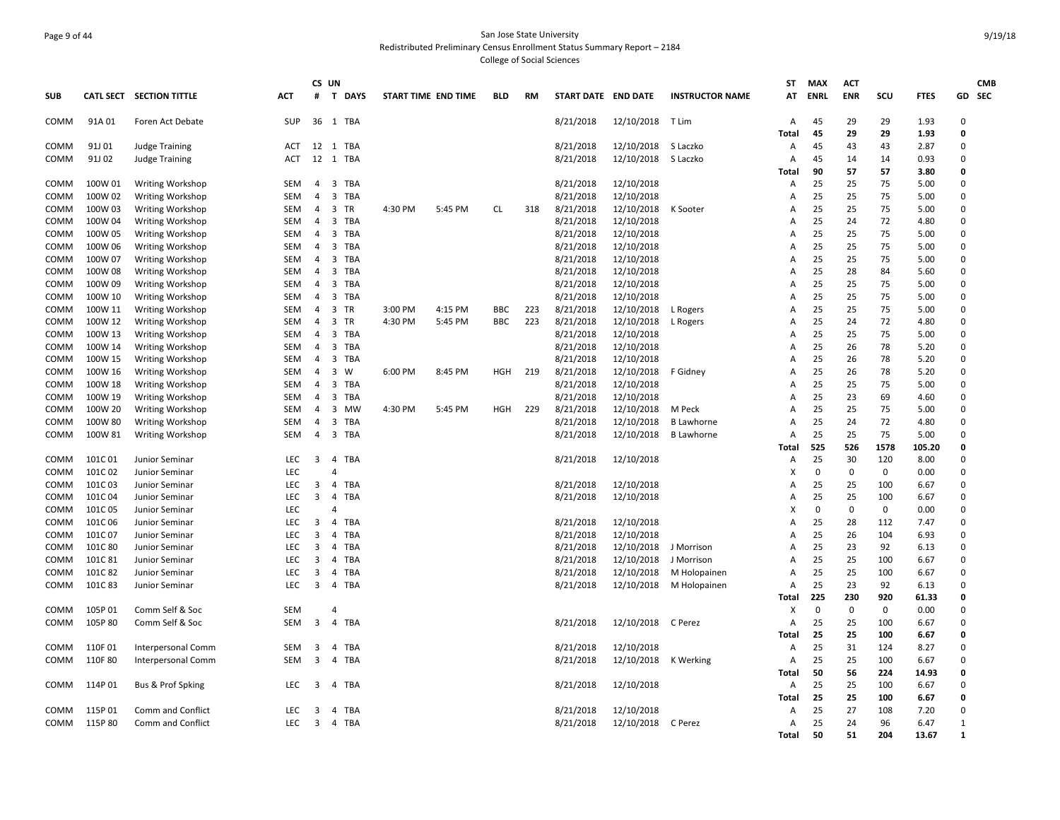San Jose State University

Redistributed Preliminary Census Enrollment Status Summary Report – 2184

College of Social Sciences

| SUB | CATL SECT | SECTION TITTLE | ACT | CS # | UN T | DAYS | START TIME | END TIME | BLD | RM | START DATE | END DATE | INSTRUCTOR NAME | ST AT | MAX ENRL | ACT ENR | SCU | FTES | GD | CMB SEC |
|---|---|---|---|---|---|---|---|---|---|---|---|---|---|---|---|---|---|---|---|---|
| COMM | 91A 01 | Foren Act Debate | SUP | 36 | 1 | TBA | | | | | 8/21/2018 | 12/10/2018 | T Lim | A | 45 | 29 | 29 | 1.93 | 0 | |
| | | | | | | | | | | | | | | **Total** | **45** | **29** | **29** | **1.93** | **0** | |
| COMM | 91J 01 | Judge Training | ACT | 12 | 1 | TBA | | | | | 8/21/2018 | 12/10/2018 | S Laczko | A | 45 | 43 | 43 | 2.87 | 0 | |
| COMM | 91J 02 | Judge Training | ACT | 12 | 1 | TBA | | | | | 8/21/2018 | 12/10/2018 | S Laczko | A | 45 | 14 | 14 | 0.93 | 0 | |
| | | | | | | | | | | | | | | **Total** | **90** | **57** | **57** | **3.80** | **0** | |
| COMM | 100W 01 | Writing Workshop | SEM | 4 | 3 | TBA | | | | | 8/21/2018 | 12/10/2018 | | A | 25 | 25 | 75 | 5.00 | 0 | |
| COMM | 100W 02 | Writing Workshop | SEM | 4 | 3 | TBA | | | | | 8/21/2018 | 12/10/2018 | | A | 25 | 25 | 75 | 5.00 | 0 | |
| COMM | 100W 03 | Writing Workshop | SEM | 4 | 3 | TR | 4:30 PM | 5:45 PM | CL | 318 | 8/21/2018 | 12/10/2018 | K Sooter | A | 25 | 25 | 75 | 5.00 | 0 | |
| COMM | 100W 04 | Writing Workshop | SEM | 4 | 3 | TBA | | | | | 8/21/2018 | 12/10/2018 | | A | 25 | 24 | 72 | 4.80 | 0 | |
| COMM | 100W 05 | Writing Workshop | SEM | 4 | 3 | TBA | | | | | 8/21/2018 | 12/10/2018 | | A | 25 | 25 | 75 | 5.00 | 0 | |
| COMM | 100W 06 | Writing Workshop | SEM | 4 | 3 | TBA | | | | | 8/21/2018 | 12/10/2018 | | A | 25 | 25 | 75 | 5.00 | 0 | |
| COMM | 100W 07 | Writing Workshop | SEM | 4 | 3 | TBA | | | | | 8/21/2018 | 12/10/2018 | | A | 25 | 25 | 75 | 5.00 | 0 | |
| COMM | 100W 08 | Writing Workshop | SEM | 4 | 3 | TBA | | | | | 8/21/2018 | 12/10/2018 | | A | 25 | 28 | 84 | 5.60 | 0 | |
| COMM | 100W 09 | Writing Workshop | SEM | 4 | 3 | TBA | | | | | 8/21/2018 | 12/10/2018 | | A | 25 | 25 | 75 | 5.00 | 0 | |
| COMM | 100W 10 | Writing Workshop | SEM | 4 | 3 | TBA | | | | | 8/21/2018 | 12/10/2018 | | A | 25 | 25 | 75 | 5.00 | 0 | |
| COMM | 100W 11 | Writing Workshop | SEM | 4 | 3 | TR | 3:00 PM | 4:15 PM | BBC | 223 | 8/21/2018 | 12/10/2018 | L Rogers | A | 25 | 25 | 75 | 5.00 | 0 | |
| COMM | 100W 12 | Writing Workshop | SEM | 4 | 3 | TR | 4:30 PM | 5:45 PM | BBC | 223 | 8/21/2018 | 12/10/2018 | L Rogers | A | 25 | 24 | 72 | 4.80 | 0 | |
| COMM | 100W 13 | Writing Workshop | SEM | 4 | 3 | TBA | | | | | 8/21/2018 | 12/10/2018 | | A | 25 | 25 | 75 | 5.00 | 0 | |
| COMM | 100W 14 | Writing Workshop | SEM | 4 | 3 | TBA | | | | | 8/21/2018 | 12/10/2018 | | A | 25 | 26 | 78 | 5.20 | 0 | |
| COMM | 100W 15 | Writing Workshop | SEM | 4 | 3 | TBA | | | | | 8/21/2018 | 12/10/2018 | | A | 25 | 26 | 78 | 5.20 | 0 | |
| COMM | 100W 16 | Writing Workshop | SEM | 4 | 3 | W | 6:00 PM | 8:45 PM | HGH | 219 | 8/21/2018 | 12/10/2018 | F Gidney | A | 25 | 26 | 78 | 5.20 | 0 | |
| COMM | 100W 18 | Writing Workshop | SEM | 4 | 3 | TBA | | | | | 8/21/2018 | 12/10/2018 | | A | 25 | 25 | 75 | 5.00 | 0 | |
| COMM | 100W 19 | Writing Workshop | SEM | 4 | 3 | TBA | | | | | 8/21/2018 | 12/10/2018 | | A | 25 | 23 | 69 | 4.60 | 0 | |
| COMM | 100W 20 | Writing Workshop | SEM | 4 | 3 | MW | 4:30 PM | 5:45 PM | HGH | 229 | 8/21/2018 | 12/10/2018 | M Peck | A | 25 | 25 | 75 | 5.00 | 0 | |
| COMM | 100W 80 | Writing Workshop | SEM | 4 | 3 | TBA | | | | | 8/21/2018 | 12/10/2018 | B Lawhorne | A | 25 | 24 | 72 | 4.80 | 0 | |
| COMM | 100W 81 | Writing Workshop | SEM | 4 | 3 | TBA | | | | | 8/21/2018 | 12/10/2018 | B Lawhorne | A | 25 | 25 | 75 | 5.00 | 0 | |
| | | | | | | | | | | | | | | **Total** | **525** | **526** | **1578** | **105.20** | **0** | |
| COMM | 101C 01 | Junior Seminar | LEC | 3 | 4 | TBA | | | | | 8/21/2018 | 12/10/2018 | | A | 25 | 30 | 120 | 8.00 | 0 | |
| COMM | 101C 02 | Junior Seminar | LEC | | 4 | | | | | | | | | X | 0 | 0 | 0 | 0.00 | 0 | |
| COMM | 101C 03 | Junior Seminar | LEC | 3 | 4 | TBA | | | | | 8/21/2018 | 12/10/2018 | | A | 25 | 25 | 100 | 6.67 | 0 | |
| COMM | 101C 04 | Junior Seminar | LEC | 3 | 4 | TBA | | | | | 8/21/2018 | 12/10/2018 | | A | 25 | 25 | 100 | 6.67 | 0 | |
| COMM | 101C 05 | Junior Seminar | LEC | | 4 | | | | | | | | | X | 0 | 0 | 0 | 0.00 | 0 | |
| COMM | 101C 06 | Junior Seminar | LEC | 3 | 4 | TBA | | | | | 8/21/2018 | 12/10/2018 | | A | 25 | 28 | 112 | 7.47 | 0 | |
| COMM | 101C 07 | Junior Seminar | LEC | 3 | 4 | TBA | | | | | 8/21/2018 | 12/10/2018 | | A | 25 | 26 | 104 | 6.93 | 0 | |
| COMM | 101C 80 | Junior Seminar | LEC | 3 | 4 | TBA | | | | | 8/21/2018 | 12/10/2018 | J Morrison | A | 25 | 23 | 92 | 6.13 | 0 | |
| COMM | 101C 81 | Junior Seminar | LEC | 3 | 4 | TBA | | | | | 8/21/2018 | 12/10/2018 | J Morrison | A | 25 | 25 | 100 | 6.67 | 0 | |
| COMM | 101C 82 | Junior Seminar | LEC | 3 | 4 | TBA | | | | | 8/21/2018 | 12/10/2018 | M Holopainen | A | 25 | 25 | 100 | 6.67 | 0 | |
| COMM | 101C 83 | Junior Seminar | LEC | 3 | 4 | TBA | | | | | 8/21/2018 | 12/10/2018 | M Holopainen | A | 25 | 23 | 92 | 6.13 | 0 | |
| | | | | | | | | | | | | | | **Total** | **225** | **230** | **920** | **61.33** | **0** | |
| COMM | 105P 01 | Comm Self & Soc | SEM | | 4 | | | | | | | | | X | 0 | 0 | 0 | 0.00 | 0 | |
| COMM | 105P 80 | Comm Self & Soc | SEM | 3 | 4 | TBA | | | | | 8/21/2018 | 12/10/2018 | C Perez | A | 25 | 25 | 100 | 6.67 | 0 | |
| | | | | | | | | | | | | | | **Total** | **25** | **25** | **100** | **6.67** | **0** | |
| COMM | 110F 01 | Interpersonal Comm | SEM | 3 | 4 | TBA | | | | | 8/21/2018 | 12/10/2018 | | A | 25 | 31 | 124 | 8.27 | 0 | |
| COMM | 110F 80 | Interpersonal Comm | SEM | 3 | 4 | TBA | | | | | 8/21/2018 | 12/10/2018 | K Werking | A | 25 | 25 | 100 | 6.67 | 0 | |
| | | | | | | | | | | | | | | **Total** | **50** | **56** | **224** | **14.93** | **0** | |
| COMM | 114P 01 | Bus & Prof Spking | LEC | 3 | 4 | TBA | | | | | 8/21/2018 | 12/10/2018 | | A | 25 | 25 | 100 | 6.67 | 0 | |
| | | | | | | | | | | | | | | **Total** | **25** | **25** | **100** | **6.67** | **0** | |
| COMM | 115P 01 | Comm and Conflict | LEC | 3 | 4 | TBA | | | | | 8/21/2018 | 12/10/2018 | | A | 25 | 27 | 108 | 7.20 | 0 | |
| COMM | 115P 80 | Comm and Conflict | LEC | 3 | 4 | TBA | | | | | 8/21/2018 | 12/10/2018 | C Perez | A | 25 | 24 | 96 | 6.47 | 1 | |
| | | | | | | | | | | | | | | **Total** | **50** | **51** | **204** | **13.67** | **1** | |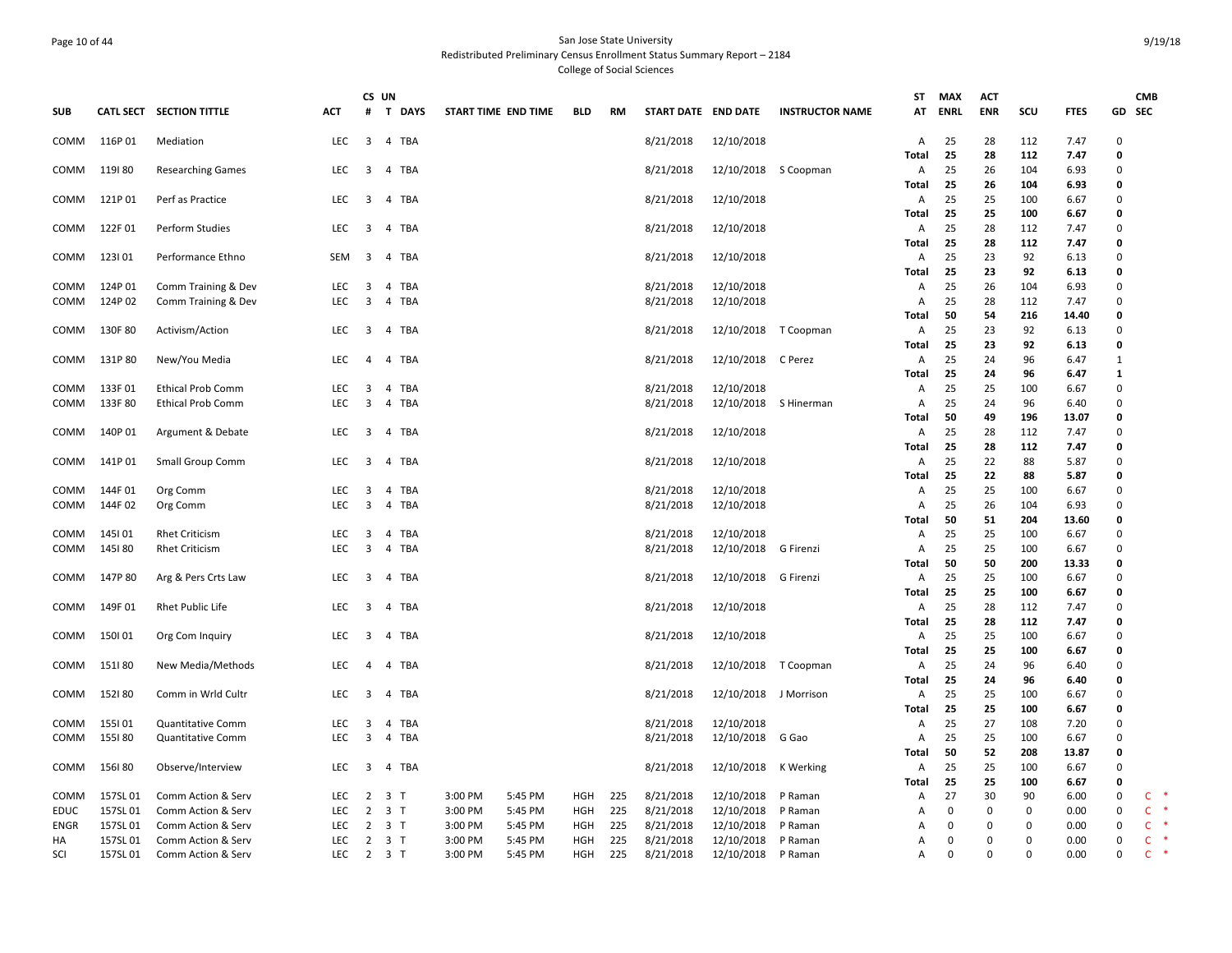San Jose State University
Redistributed Preliminary Census Enrollment Status Summary Report – 2184
College of Social Sciences

| SUB | CATL SECT | SECTION TITTLE | ACT | CS # | UN T | DAYS | START TIME | END TIME | BLD | RM | START DATE | END DATE | INSTRUCTOR NAME | ST AT | MAX ENRL | ACT ENR | SCU | FTES | GD | CMB SEC |
|---|---|---|---|---|---|---|---|---|---|---|---|---|---|---|---|---|---|---|---|---|
| COMM | 116P 01 | Mediation | LEC | 3 | 4 | TBA | | | | | 8/21/2018 | 12/10/2018 | | A | 25 | 28 | 112 | 7.47 | 0 | |
| | | | | | | | | | | | | | | **Total** | **25** | **28** | **112** | **7.47** | **0** | |
| COMM | 119I 80 | Researching Games | LEC | 3 | 4 | TBA | | | | | 8/21/2018 | 12/10/2018 | S Coopman | A | 25 | 26 | 104 | 6.93 | 0 | |
| | | | | | | | | | | | | | | **Total** | **25** | **26** | **104** | **6.93** | **0** | |
| COMM | 121P 01 | Perf as Practice | LEC | 3 | 4 | TBA | | | | | 8/21/2018 | 12/10/2018 | | A | 25 | 25 | 100 | 6.67 | 0 | |
| | | | | | | | | | | | | | | **Total** | **25** | **25** | **100** | **6.67** | **0** | |
| COMM | 122F 01 | Perform Studies | LEC | 3 | 4 | TBA | | | | | 8/21/2018 | 12/10/2018 | | A | 25 | 28 | 112 | 7.47 | 0 | |
| | | | | | | | | | | | | | | **Total** | **25** | **28** | **112** | **7.47** | **0** | |
| COMM | 123I 01 | Performance Ethno | SEM | 3 | 4 | TBA | | | | | 8/21/2018 | 12/10/2018 | | A | 25 | 23 | 92 | 6.13 | 0 | |
| | | | | | | | | | | | | | | **Total** | **25** | **23** | **92** | **6.13** | **0** | |
| COMM | 124P 01 | Comm Training & Dev | LEC | 3 | 4 | TBA | | | | | 8/21/2018 | 12/10/2018 | | A | 25 | 26 | 104 | 6.93 | 0 | |
| COMM | 124P 02 | Comm Training & Dev | LEC | 3 | 4 | TBA | | | | | 8/21/2018 | 12/10/2018 | | A | 25 | 28 | 112 | 7.47 | 0 | |
| | | | | | | | | | | | | | | **Total** | **50** | **54** | **216** | **14.40** | **0** | |
| COMM | 130F 80 | Activism/Action | LEC | 3 | 4 | TBA | | | | | 8/21/2018 | 12/10/2018 | T Coopman | A | 25 | 23 | 92 | 6.13 | 0 | |
| | | | | | | | | | | | | | | **Total** | **25** | **23** | **92** | **6.13** | **0** | |
| COMM | 131P 80 | New/You Media | LEC | 4 | 4 | TBA | | | | | 8/21/2018 | 12/10/2018 | C Perez | A | 25 | 24 | 96 | 6.47 | 1 | |
| | | | | | | | | | | | | | | **Total** | **25** | **24** | **96** | **6.47** | **1** | |
| COMM | 133F 01 | Ethical Prob Comm | LEC | 3 | 4 | TBA | | | | | 8/21/2018 | 12/10/2018 | | A | 25 | 25 | 100 | 6.67 | 0 | |
| COMM | 133F 80 | Ethical Prob Comm | LEC | 3 | 4 | TBA | | | | | 8/21/2018 | 12/10/2018 | S Hinerman | A | 25 | 24 | 96 | 6.40 | 0 | |
| | | | | | | | | | | | | | | **Total** | **50** | **49** | **196** | **13.07** | **0** | |
| COMM | 140P 01 | Argument & Debate | LEC | 3 | 4 | TBA | | | | | 8/21/2018 | 12/10/2018 | | A | 25 | 28 | 112 | 7.47 | 0 | |
| | | | | | | | | | | | | | | **Total** | **25** | **28** | **112** | **7.47** | **0** | |
| COMM | 141P 01 | Small Group Comm | LEC | 3 | 4 | TBA | | | | | 8/21/2018 | 12/10/2018 | | A | 25 | 22 | 88 | 5.87 | 0 | |
| | | | | | | | | | | | | | | **Total** | **25** | **22** | **88** | **5.87** | **0** | |
| COMM | 144F 01 | Org Comm | LEC | 3 | 4 | TBA | | | | | 8/21/2018 | 12/10/2018 | | A | 25 | 25 | 100 | 6.67 | 0 | |
| COMM | 144F 02 | Org Comm | LEC | 3 | 4 | TBA | | | | | 8/21/2018 | 12/10/2018 | | A | 25 | 26 | 104 | 6.93 | 0 | |
| | | | | | | | | | | | | | | **Total** | **50** | **51** | **204** | **13.60** | **0** | |
| COMM | 145I 01 | Rhet Criticism | LEC | 3 | 4 | TBA | | | | | 8/21/2018 | 12/10/2018 | | A | 25 | 25 | 100 | 6.67 | 0 | |
| COMM | 145I 80 | Rhet Criticism | LEC | 3 | 4 | TBA | | | | | 8/21/2018 | 12/10/2018 | G Firenzi | A | 25 | 25 | 100 | 6.67 | 0 | |
| | | | | | | | | | | | | | | **Total** | **50** | **50** | **200** | **13.33** | **0** | |
| COMM | 147P 80 | Arg & Pers Crts Law | LEC | 3 | 4 | TBA | | | | | 8/21/2018 | 12/10/2018 | G Firenzi | A | 25 | 25 | 100 | 6.67 | 0 | |
| | | | | | | | | | | | | | | **Total** | **25** | **25** | **100** | **6.67** | **0** | |
| COMM | 149F 01 | Rhet Public Life | LEC | 3 | 4 | TBA | | | | | 8/21/2018 | 12/10/2018 | | A | 25 | 28 | 112 | 7.47 | 0 | |
| | | | | | | | | | | | | | | **Total** | **25** | **28** | **112** | **7.47** | **0** | |
| COMM | 150I 01 | Org Com Inquiry | LEC | 3 | 4 | TBA | | | | | 8/21/2018 | 12/10/2018 | | A | 25 | 25 | 100 | 6.67 | 0 | |
| | | | | | | | | | | | | | | **Total** | **25** | **25** | **100** | **6.67** | **0** | |
| COMM | 151I 80 | New Media/Methods | LEC | 4 | 4 | TBA | | | | | 8/21/2018 | 12/10/2018 | T Coopman | A | 25 | 24 | 96 | 6.40 | 0 | |
| | | | | | | | | | | | | | | **Total** | **25** | **24** | **96** | **6.40** | **0** | |
| COMM | 152I 80 | Comm in Wrld Cultr | LEC | 3 | 4 | TBA | | | | | 8/21/2018 | 12/10/2018 | J Morrison | A | 25 | 25 | 100 | 6.67 | 0 | |
| | | | | | | | | | | | | | | **Total** | **25** | **25** | **100** | **6.67** | **0** | |
| COMM | 155I 01 | Quantitative Comm | LEC | 3 | 4 | TBA | | | | | 8/21/2018 | 12/10/2018 | | A | 25 | 27 | 108 | 7.20 | 0 | |
| COMM | 155I 80 | Quantitative Comm | LEC | 3 | 4 | TBA | | | | | 8/21/2018 | 12/10/2018 | G Gao | A | 25 | 25 | 100 | 6.67 | 0 | |
| | | | | | | | | | | | | | | **Total** | **50** | **52** | **208** | **13.87** | **0** | |
| COMM | 156I 80 | Observe/Interview | LEC | 3 | 4 | TBA | | | | | 8/21/2018 | 12/10/2018 | K Werking | A | 25 | 25 | 100 | 6.67 | 0 | |
| | | | | | | | | | | | | | | **Total** | **25** | **25** | **100** | **6.67** | **0** | |
| COMM | 157SL 01 | Comm Action & Serv | LEC | 2 | 3 | T | 3:00 PM | 5:45 PM | HGH | 225 | 8/21/2018 | 12/10/2018 | P Raman | A | 27 | 30 | 90 | 6.00 | 0 | C * |
| EDUC | 157SL 01 | Comm Action & Serv | LEC | 2 | 3 | T | 3:00 PM | 5:45 PM | HGH | 225 | 8/21/2018 | 12/10/2018 | P Raman | A | 0 | 0 | 0 | 0.00 | 0 | C * |
| ENGR | 157SL 01 | Comm Action & Serv | LEC | 2 | 3 | T | 3:00 PM | 5:45 PM | HGH | 225 | 8/21/2018 | 12/10/2018 | P Raman | A | 0 | 0 | 0 | 0.00 | 0 | C * |
| HA | 157SL 01 | Comm Action & Serv | LEC | 2 | 3 | T | 3:00 PM | 5:45 PM | HGH | 225 | 8/21/2018 | 12/10/2018 | P Raman | A | 0 | 0 | 0 | 0.00 | 0 | C * |
| SCI | 157SL 01 | Comm Action & Serv | LEC | 2 | 3 | T | 3:00 PM | 5:45 PM | HGH | 225 | 8/21/2018 | 12/10/2018 | P Raman | A | 0 | 0 | 0 | 0.00 | 0 | C * |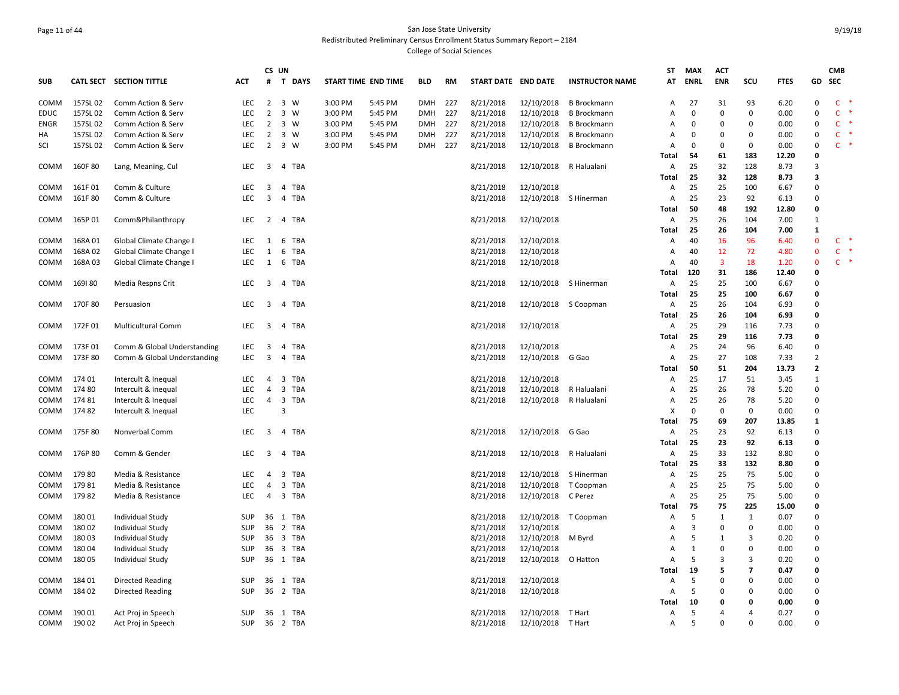San Jose State University
Redistributed Preliminary Census Enrollment Status Summary Report – 2184
College of Social Sciences

9/19/18

| SUB | CATL SECT | SECTION TITTLE | ACT | CS # | UN T | DAYS | START TIME | END TIME | BLD | RM | START DATE | END DATE | INSTRUCTOR NAME | ST AT | MAX ENRL | ACT ENR | SCU | FTES | GD | CMB SEC |
|---|---|---|---|---|---|---|---|---|---|---|---|---|---|---|---|---|---|---|---|---|
| COMM | 157SL 02 | Comm Action & Serv | LEC | 2 | 3 | W | 3:00 PM | 5:45 PM | DMH | 227 | 8/21/2018 | 12/10/2018 | B Brockmann | A | 27 | 31 | 93 | 6.20 | 0 | C * |
| EDUC | 157SL 02 | Comm Action & Serv | LEC | 2 | 3 | W | 3:00 PM | 5:45 PM | DMH | 227 | 8/21/2018 | 12/10/2018 | B Brockmann | A | 0 | 0 | 0 | 0.00 | 0 | C * |
| ENGR | 157SL 02 | Comm Action & Serv | LEC | 2 | 3 | W | 3:00 PM | 5:45 PM | DMH | 227 | 8/21/2018 | 12/10/2018 | B Brockmann | A | 0 | 0 | 0 | 0.00 | 0 | C * |
| HA | 157SL 02 | Comm Action & Serv | LEC | 2 | 3 | W | 3:00 PM | 5:45 PM | DMH | 227 | 8/21/2018 | 12/10/2018 | B Brockmann | A | 0 | 0 | 0 | 0.00 | 0 | C * |
| SCI | 157SL 02 | Comm Action & Serv | LEC | 2 | 3 | W | 3:00 PM | 5:45 PM | DMH | 227 | 8/21/2018 | 12/10/2018 | B Brockmann | A | 0 | 0 | 0 | 0.00 | 0 | C * |
| | | | | | | | | | | | | | | **Total** | **54** | **61** | **183** | **12.20** | **0** | |
| COMM | 160F 80 | Lang, Meaning, Cul | LEC | 3 | 4 | TBA | | | | | 8/21/2018 | 12/10/2018 | R Halualani | A | 25 | 32 | 128 | 8.73 | 3 | |
| | | | | | | | | | | | | | | **Total** | **25** | **32** | **128** | **8.73** | **3** | |
| COMM | 161F 01 | Comm & Culture | LEC | 3 | 4 | TBA | | | | | 8/21/2018 | 12/10/2018 | | A | 25 | 25 | 100 | 6.67 | 0 | |
| COMM | 161F 80 | Comm & Culture | LEC | 3 | 4 | TBA | | | | | 8/21/2018 | 12/10/2018 | S Hinerman | A | 25 | 23 | 92 | 6.13 | 0 | |
| | | | | | | | | | | | | | | **Total** | **50** | **48** | **192** | **12.80** | **0** | |
| COMM | 165P 01 | Comm&Philanthropy | LEC | 2 | 4 | TBA | | | | | 8/21/2018 | 12/10/2018 | | A | 25 | 26 | 104 | 7.00 | 1 | |
| | | | | | | | | | | | | | | **Total** | **25** | **26** | **104** | **7.00** | **1** | |
| COMM | 168A 01 | Global Climate Change I | LEC | 1 | 6 | TBA | | | | | 8/21/2018 | 12/10/2018 | | A | 40 | 16 | 96 | 6.40 | 0 | C * |
| COMM | 168A 02 | Global Climate Change I | LEC | 1 | 6 | TBA | | | | | 8/21/2018 | 12/10/2018 | | A | 40 | 12 | 72 | 4.80 | 0 | C * |
| COMM | 168A 03 | Global Climate Change I | LEC | 1 | 6 | TBA | | | | | 8/21/2018 | 12/10/2018 | | A | 40 | 3 | 18 | 1.20 | 0 | C * |
| | | | | | | | | | | | | | | **Total** | **120** | **31** | **186** | **12.40** | **0** | |
| COMM | 169I 80 | Media Respns Crit | LEC | 3 | 4 | TBA | | | | | 8/21/2018 | 12/10/2018 | S Hinerman | A | 25 | 25 | 100 | 6.67 | 0 | |
| | | | | | | | | | | | | | | **Total** | **25** | **25** | **100** | **6.67** | **0** | |
| COMM | 170F 80 | Persuasion | LEC | 3 | 4 | TBA | | | | | 8/21/2018 | 12/10/2018 | S Coopman | A | 25 | 26 | 104 | 6.93 | 0 | |
| | | | | | | | | | | | | | | **Total** | **25** | **26** | **104** | **6.93** | **0** | |
| COMM | 172F 01 | Multicultural Comm | LEC | 3 | 4 | TBA | | | | | 8/21/2018 | 12/10/2018 | | A | 25 | 29 | 116 | 7.73 | 0 | |
| | | | | | | | | | | | | | | **Total** | **25** | **29** | **116** | **7.73** | **0** | |
| COMM | 173F 01 | Comm & Global Understanding | LEC | 3 | 4 | TBA | | | | | 8/21/2018 | 12/10/2018 | | A | 25 | 24 | 96 | 6.40 | 0 | |
| COMM | 173F 80 | Comm & Global Understanding | LEC | 3 | 4 | TBA | | | | | 8/21/2018 | 12/10/2018 | G Gao | A | 25 | 27 | 108 | 7.33 | 2 | |
| | | | | | | | | | | | | | | **Total** | **50** | **51** | **204** | **13.73** | **2** | |
| COMM | 174 01 | Intercult & Inequal | LEC | 4 | 3 | TBA | | | | | 8/21/2018 | 12/10/2018 | | A | 25 | 17 | 51 | 3.45 | 1 | |
| COMM | 174 80 | Intercult & Inequal | LEC | 4 | 3 | TBA | | | | | 8/21/2018 | 12/10/2018 | R Halualani | A | 25 | 26 | 78 | 5.20 | 0 | |
| COMM | 174 81 | Intercult & Inequal | LEC | 4 | 3 | TBA | | | | | 8/21/2018 | 12/10/2018 | R Halualani | A | 25 | 26 | 78 | 5.20 | 0 | |
| COMM | 174 82 | Intercult & Inequal | LEC | | 3 | | | | | | | | | X | 0 | 0 | 0 | 0.00 | 0 | |
| | | | | | | | | | | | | | | **Total** | **75** | **69** | **207** | **13.85** | **1** | |
| COMM | 175F 80 | Nonverbal Comm | LEC | 3 | 4 | TBA | | | | | 8/21/2018 | 12/10/2018 | G Gao | A | 25 | 23 | 92 | 6.13 | 0 | |
| | | | | | | | | | | | | | | **Total** | **25** | **23** | **92** | **6.13** | **0** | |
| COMM | 176P 80 | Comm & Gender | LEC | 3 | 4 | TBA | | | | | 8/21/2018 | 12/10/2018 | R Halualani | A | 25 | 33 | 132 | 8.80 | 0 | |
| | | | | | | | | | | | | | | **Total** | **25** | **33** | **132** | **8.80** | **0** | |
| COMM | 179 80 | Media & Resistance | LEC | 4 | 3 | TBA | | | | | 8/21/2018 | 12/10/2018 | S Hinerman | A | 25 | 25 | 75 | 5.00 | 0 | |
| COMM | 179 81 | Media & Resistance | LEC | 4 | 3 | TBA | | | | | 8/21/2018 | 12/10/2018 | T Coopman | A | 25 | 25 | 75 | 5.00 | 0 | |
| COMM | 179 82 | Media & Resistance | LEC | 4 | 3 | TBA | | | | | 8/21/2018 | 12/10/2018 | C Perez | A | 25 | 25 | 75 | 5.00 | 0 | |
| | | | | | | | | | | | | | | **Total** | **75** | **75** | **225** | **15.00** | **0** | |
| COMM | 180 01 | Individual Study | SUP | 36 | 1 | TBA | | | | | 8/21/2018 | 12/10/2018 | T Coopman | A | 5 | 1 | 1 | 0.07 | 0 | |
| COMM | 180 02 | Individual Study | SUP | 36 | 2 | TBA | | | | | 8/21/2018 | 12/10/2018 | | A | 3 | 0 | 0 | 0.00 | 0 | |
| COMM | 180 03 | Individual Study | SUP | 36 | 3 | TBA | | | | | 8/21/2018 | 12/10/2018 | M Byrd | A | 5 | 1 | 3 | 0.20 | 0 | |
| COMM | 180 04 | Individual Study | SUP | 36 | 3 | TBA | | | | | 8/21/2018 | 12/10/2018 | | A | 1 | 0 | 0 | 0.00 | 0 | |
| COMM | 180 05 | Individual Study | SUP | 36 | 1 | TBA | | | | | 8/21/2018 | 12/10/2018 | O Hatton | A | 5 | 3 | 3 | 0.20 | 0 | |
| | | | | | | | | | | | | | | **Total** | **19** | **5** | **7** | **0.47** | **0** | |
| COMM | 184 01 | Directed Reading | SUP | 36 | 1 | TBA | | | | | 8/21/2018 | 12/10/2018 | | A | 5 | 0 | 0 | 0.00 | 0 | |
| COMM | 184 02 | Directed Reading | SUP | 36 | 2 | TBA | | | | | 8/21/2018 | 12/10/2018 | | A | 5 | 0 | 0 | 0.00 | 0 | |
| | | | | | | | | | | | | | | **Total** | **10** | **0** | **0** | **0.00** | **0** | |
| COMM | 190 01 | Act Proj in Speech | SUP | 36 | 1 | TBA | | | | | 8/21/2018 | 12/10/2018 | T Hart | A | 5 | 4 | 4 | 0.27 | 0 | |
| COMM | 190 02 | Act Proj in Speech | SUP | 36 | 2 | TBA | | | | | 8/21/2018 | 12/10/2018 | T Hart | A | 5 | 0 | 0 | 0.00 | 0 | |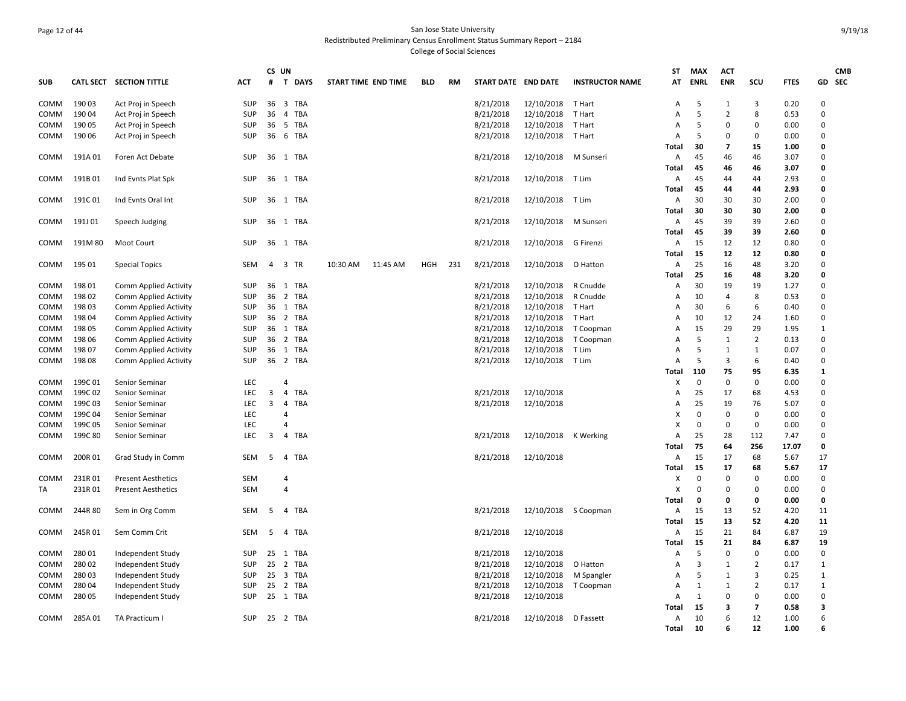San Jose State University
Redistributed Preliminary Census Enrollment Status Summary Report – 2184
College of Social Sciences

| SUB | CATL SECT | SECTION TITTLE | ACT | CS # | UN T | DAYS | START TIME | END TIME | BLD | RM | START DATE | END DATE | INSTRUCTOR NAME | ST AT | MAX ENRL | ACT ENR | SCU | FTES | GD | CMB SEC |
|---|---|---|---|---|---|---|---|---|---|---|---|---|---|---|---|---|---|---|---|---|
| COMM | 190 03 | Act Proj in Speech | SUP | 36 | 3 | TBA | | | | | 8/21/2018 | 12/10/2018 | T Hart | A | 5 | 1 | 3 | 0.20 | 0 | |
| COMM | 190 04 | Act Proj in Speech | SUP | 36 | 4 | TBA | | | | | 8/21/2018 | 12/10/2018 | T Hart | A | 5 | 2 | 8 | 0.53 | 0 | |
| COMM | 190 05 | Act Proj in Speech | SUP | 36 | 5 | TBA | | | | | 8/21/2018 | 12/10/2018 | T Hart | A | 5 | 0 | 0 | 0.00 | 0 | |
| COMM | 190 06 | Act Proj in Speech | SUP | 36 | 6 | TBA | | | | | 8/21/2018 | 12/10/2018 | T Hart | A | 5 | 0 | 0 | 0.00 | 0 | |
| | | | | | | | | | | | | | | **Total** | **30** | **7** | **15** | **1.00** | **0** | |
| COMM | 191A 01 | Foren Act Debate | SUP | 36 | 1 | TBA | | | | | 8/21/2018 | 12/10/2018 | M Sunseri | A | 45 | 46 | 46 | 3.07 | 0 | |
| | | | | | | | | | | | | | | **Total** | **45** | **46** | **46** | **3.07** | **0** | |
| COMM | 191B 01 | Ind Evnts Plat Spk | SUP | 36 | 1 | TBA | | | | | 8/21/2018 | 12/10/2018 | T Lim | A | 45 | 44 | 44 | 2.93 | 0 | |
| | | | | | | | | | | | | | | **Total** | **45** | **44** | **44** | **2.93** | **0** | |
| COMM | 191C 01 | Ind Evnts Oral Int | SUP | 36 | 1 | TBA | | | | | 8/21/2018 | 12/10/2018 | T Lim | A | 30 | 30 | 30 | 2.00 | 0 | |
| | | | | | | | | | | | | | | **Total** | **30** | **30** | **30** | **2.00** | **0** | |
| COMM | 191J 01 | Speech Judging | SUP | 36 | 1 | TBA | | | | | 8/21/2018 | 12/10/2018 | M Sunseri | A | 45 | 39 | 39 | 2.60 | 0 | |
| | | | | | | | | | | | | | | **Total** | **45** | **39** | **39** | **2.60** | **0** | |
| COMM | 191M 80 | Moot Court | SUP | 36 | 1 | TBA | | | | | 8/21/2018 | 12/10/2018 | G Firenzi | A | 15 | 12 | 12 | 0.80 | 0 | |
| | | | | | | | | | | | | | | **Total** | **15** | **12** | **12** | **0.80** | **0** | |
| COMM | 195 01 | Special Topics | SEM | 4 | 3 | TR | 10:30 AM | 11:45 AM | HGH | 231 | 8/21/2018 | 12/10/2018 | O Hatton | A | 25 | 16 | 48 | 3.20 | 0 | |
| | | | | | | | | | | | | | | **Total** | **25** | **16** | **48** | **3.20** | **0** | |
| COMM | 198 01 | Comm Applied Activity | SUP | 36 | 1 | TBA | | | | | 8/21/2018 | 12/10/2018 | R Cnudde | A | 30 | 19 | 19 | 1.27 | 0 | |
| COMM | 198 02 | Comm Applied Activity | SUP | 36 | 2 | TBA | | | | | 8/21/2018 | 12/10/2018 | R Cnudde | A | 10 | 4 | 8 | 0.53 | 0 | |
| COMM | 198 03 | Comm Applied Activity | SUP | 36 | 1 | TBA | | | | | 8/21/2018 | 12/10/2018 | T Hart | A | 30 | 6 | 6 | 0.40 | 0 | |
| COMM | 198 04 | Comm Applied Activity | SUP | 36 | 2 | TBA | | | | | 8/21/2018 | 12/10/2018 | T Hart | A | 10 | 12 | 24 | 1.60 | 0 | |
| COMM | 198 05 | Comm Applied Activity | SUP | 36 | 1 | TBA | | | | | 8/21/2018 | 12/10/2018 | T Coopman | A | 15 | 29 | 29 | 1.95 | 1 | |
| COMM | 198 06 | Comm Applied Activity | SUP | 36 | 2 | TBA | | | | | 8/21/2018 | 12/10/2018 | T Coopman | A | 5 | 1 | 2 | 0.13 | 0 | |
| COMM | 198 07 | Comm Applied Activity | SUP | 36 | 1 | TBA | | | | | 8/21/2018 | 12/10/2018 | T Lim | A | 5 | 1 | 1 | 0.07 | 0 | |
| COMM | 198 08 | Comm Applied Activity | SUP | 36 | 2 | TBA | | | | | 8/21/2018 | 12/10/2018 | T Lim | A | 5 | 3 | 6 | 0.40 | 0 | |
| | | | | | | | | | | | | | | **Total** | **110** | **75** | **95** | **6.35** | **1** | |
| COMM | 199C 01 | Senior Seminar | LEC | | 4 | | | | | | | | | X | 0 | 0 | 0 | 0.00 | 0 | |
| COMM | 199C 02 | Senior Seminar | LEC | 3 | 4 | TBA | | | | | 8/21/2018 | 12/10/2018 | | A | 25 | 17 | 68 | 4.53 | 0 | |
| COMM | 199C 03 | Senior Seminar | LEC | 3 | 4 | TBA | | | | | 8/21/2018 | 12/10/2018 | | A | 25 | 19 | 76 | 5.07 | 0 | |
| COMM | 199C 04 | Senior Seminar | LEC | | 4 | | | | | | | | | X | 0 | 0 | 0 | 0.00 | 0 | |
| COMM | 199C 05 | Senior Seminar | LEC | | 4 | | | | | | | | | X | 0 | 0 | 0 | 0.00 | 0 | |
| COMM | 199C 80 | Senior Seminar | LEC | 3 | 4 | TBA | | | | | 8/21/2018 | 12/10/2018 | K Werking | A | 25 | 28 | 112 | 7.47 | 0 | |
| | | | | | | | | | | | | | | **Total** | **75** | **64** | **256** | **17.07** | **0** | |
| COMM | 200R 01 | Grad Study in Comm | SEM | 5 | 4 | TBA | | | | | 8/21/2018 | 12/10/2018 | | A | 15 | 17 | 68 | 5.67 | 17 | |
| | | | | | | | | | | | | | | **Total** | **15** | **17** | **68** | **5.67** | **17** | |
| COMM | 231R 01 | Present Aesthetics | SEM | | 4 | | | | | | | | | X | 0 | 0 | 0 | 0.00 | 0 | |
| TA | 231R 01 | Present Aesthetics | SEM | | 4 | | | | | | | | | X | 0 | 0 | 0 | 0.00 | 0 | |
| | | | | | | | | | | | | | | **Total** | **0** | **0** | **0** | **0.00** | **0** | |
| COMM | 244R 80 | Sem in Org Comm | SEM | 5 | 4 | TBA | | | | | 8/21/2018 | 12/10/2018 | S Coopman | A | 15 | 13 | 52 | 4.20 | 11 | |
| | | | | | | | | | | | | | | **Total** | **15** | **13** | **52** | **4.20** | **11** | |
| COMM | 245R 01 | Sem Comm Crit | SEM | 5 | 4 | TBA | | | | | 8/21/2018 | 12/10/2018 | | A | 15 | 21 | 84 | 6.87 | 19 | |
| | | | | | | | | | | | | | | **Total** | **15** | **21** | **84** | **6.87** | **19** | |
| COMM | 280 01 | Independent Study | SUP | 25 | 1 | TBA | | | | | 8/21/2018 | 12/10/2018 | | A | 5 | 0 | 0 | 0.00 | 0 | |
| COMM | 280 02 | Independent Study | SUP | 25 | 2 | TBA | | | | | 8/21/2018 | 12/10/2018 | O Hatton | A | 3 | 1 | 2 | 0.17 | 1 | |
| COMM | 280 03 | Independent Study | SUP | 25 | 3 | TBA | | | | | 8/21/2018 | 12/10/2018 | M Spangler | A | 5 | 1 | 3 | 0.25 | 1 | |
| COMM | 280 04 | Independent Study | SUP | 25 | 2 | TBA | | | | | 8/21/2018 | 12/10/2018 | T Coopman | A | 1 | 1 | 2 | 0.17 | 1 | |
| COMM | 280 05 | Independent Study | SUP | 25 | 1 | TBA | | | | | 8/21/2018 | 12/10/2018 | | A | 1 | 0 | 0 | 0.00 | 0 | |
| | | | | | | | | | | | | | | **Total** | **15** | **3** | **7** | **0.58** | **3** | |
| COMM | 285A 01 | TA Practicum I | SUP | 25 | 2 | TBA | | | | | 8/21/2018 | 12/10/2018 | D Fassett | A | 10 | 6 | 12 | 1.00 | 6 | |
| | | | | | | | | | | | | | | **Total** | **10** | **6** | **12** | **1.00** | **6** | |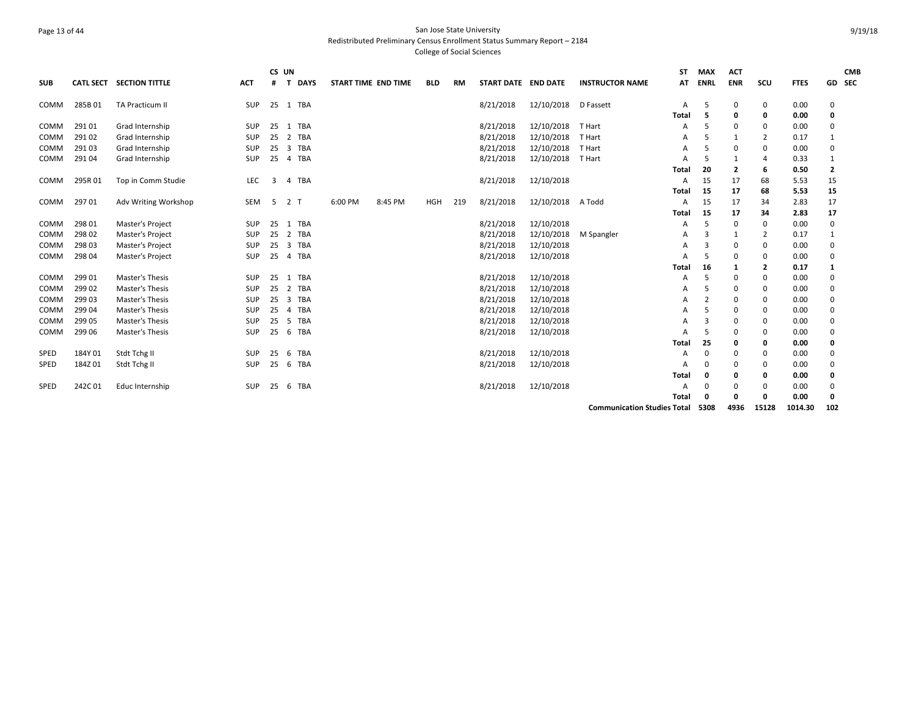San Jose State University
Redistributed Preliminary Census Enrollment Status Summary Report – 2184
College of Social Sciences

| SUB | CATL SECT | SECTION TITTLE | ACT | CS # | UN T | DAYS | START TIME | END TIME | BLD | RM | START DATE | END DATE | INSTRUCTOR NAME | ST AT | MAX ENRL | ACT ENR | SCU | FTES | GD | CMB SEC |
|---|---|---|---|---|---|---|---|---|---|---|---|---|---|---|---|---|---|---|---|---|
| COMM | 285B 01 | TA Practicum II | SUP | 25 | 1 | TBA | | | | | 8/21/2018 | 12/10/2018 | D Fassett | A | 5 | 0 | 0 | 0.00 | 0 | |
| | | | | | | | | | | | | | | **Total** | **5** | **0** | **0** | **0.00** | **0** | |
| COMM | 291 01 | Grad Internship | SUP | 25 | 1 | TBA | | | | | 8/21/2018 | 12/10/2018 | T Hart | A | 5 | 0 | 0 | 0.00 | 0 | |
| COMM | 291 02 | Grad Internship | SUP | 25 | 2 | TBA | | | | | 8/21/2018 | 12/10/2018 | T Hart | A | 5 | 1 | 2 | 0.17 | 1 | |
| COMM | 291 03 | Grad Internship | SUP | 25 | 3 | TBA | | | | | 8/21/2018 | 12/10/2018 | T Hart | A | 5 | 0 | 0 | 0.00 | 0 | |
| COMM | 291 04 | Grad Internship | SUP | 25 | 4 | TBA | | | | | 8/21/2018 | 12/10/2018 | T Hart | A | 5 | 1 | 4 | 0.33 | 1 | |
| | | | | | | | | | | | | | | **Total** | **20** | **2** | **6** | **0.50** | **2** | |
| COMM | 295R 01 | Top in Comm Studie | LEC | 3 | 4 | TBA | | | | | 8/21/2018 | 12/10/2018 | | A | 15 | 17 | 68 | 5.53 | 15 | |
| | | | | | | | | | | | | | | **Total** | **15** | **17** | **68** | **5.53** | **15** | |
| COMM | 297 01 | Adv Writing Workshop | SEM | 5 | 2 | T | 6:00 PM | 8:45 PM | HGH | 219 | 8/21/2018 | 12/10/2018 | A Todd | A | 15 | 17 | 34 | 2.83 | 17 | |
| | | | | | | | | | | | | | | **Total** | **15** | **17** | **34** | **2.83** | **17** | |
| COMM | 298 01 | Master's Project | SUP | 25 | 1 | TBA | | | | | 8/21/2018 | 12/10/2018 | | A | 5 | 0 | 0 | 0.00 | 0 | |
| COMM | 298 02 | Master's Project | SUP | 25 | 2 | TBA | | | | | 8/21/2018 | 12/10/2018 | M Spangler | A | 3 | 1 | 2 | 0.17 | 1 | |
| COMM | 298 03 | Master's Project | SUP | 25 | 3 | TBA | | | | | 8/21/2018 | 12/10/2018 | | A | 3 | 0 | 0 | 0.00 | 0 | |
| COMM | 298 04 | Master's Project | SUP | 25 | 4 | TBA | | | | | 8/21/2018 | 12/10/2018 | | A | 5 | 0 | 0 | 0.00 | 0 | |
| | | | | | | | | | | | | | | **Total** | **16** | **1** | **2** | **0.17** | **1** | |
| COMM | 299 01 | Master's Thesis | SUP | 25 | 1 | TBA | | | | | 8/21/2018 | 12/10/2018 | | A | 5 | 0 | 0 | 0.00 | 0 | |
| COMM | 299 02 | Master's Thesis | SUP | 25 | 2 | TBA | | | | | 8/21/2018 | 12/10/2018 | | A | 5 | 0 | 0 | 0.00 | 0 | |
| COMM | 299 03 | Master's Thesis | SUP | 25 | 3 | TBA | | | | | 8/21/2018 | 12/10/2018 | | A | 2 | 0 | 0 | 0.00 | 0 | |
| COMM | 299 04 | Master's Thesis | SUP | 25 | 4 | TBA | | | | | 8/21/2018 | 12/10/2018 | | A | 5 | 0 | 0 | 0.00 | 0 | |
| COMM | 299 05 | Master's Thesis | SUP | 25 | 5 | TBA | | | | | 8/21/2018 | 12/10/2018 | | A | 3 | 0 | 0 | 0.00 | 0 | |
| COMM | 299 06 | Master's Thesis | SUP | 25 | 6 | TBA | | | | | 8/21/2018 | 12/10/2018 | | A | 5 | 0 | 0 | 0.00 | 0 | |
| | | | | | | | | | | | | | | **Total** | **25** | **0** | **0** | **0.00** | **0** | |
| SPED | 184Y 01 | Stdt Tchg II | SUP | 25 | 6 | TBA | | | | | 8/21/2018 | 12/10/2018 | | A | 0 | 0 | 0 | 0.00 | 0 | |
| SPED | 184Z 01 | Stdt Tchg II | SUP | 25 | 6 | TBA | | | | | 8/21/2018 | 12/10/2018 | | A | 0 | 0 | 0 | 0.00 | 0 | |
| | | | | | | | | | | | | | | **Total** | **0** | **0** | **0** | **0.00** | **0** | |
| SPED | 242C 01 | Educ Internship | SUP | 25 | 6 | TBA | | | | | 8/21/2018 | 12/10/2018 | | A | 0 | 0 | 0 | 0.00 | 0 | |
| | | | | | | | | | | | | | | **Total** | **0** | **0** | **0** | **0.00** | **0** | |
| | | | | | | | | | | | | | **Communication Studies Total** | | **5308** | **4936** | **15128** | **1014.30** | **102** | |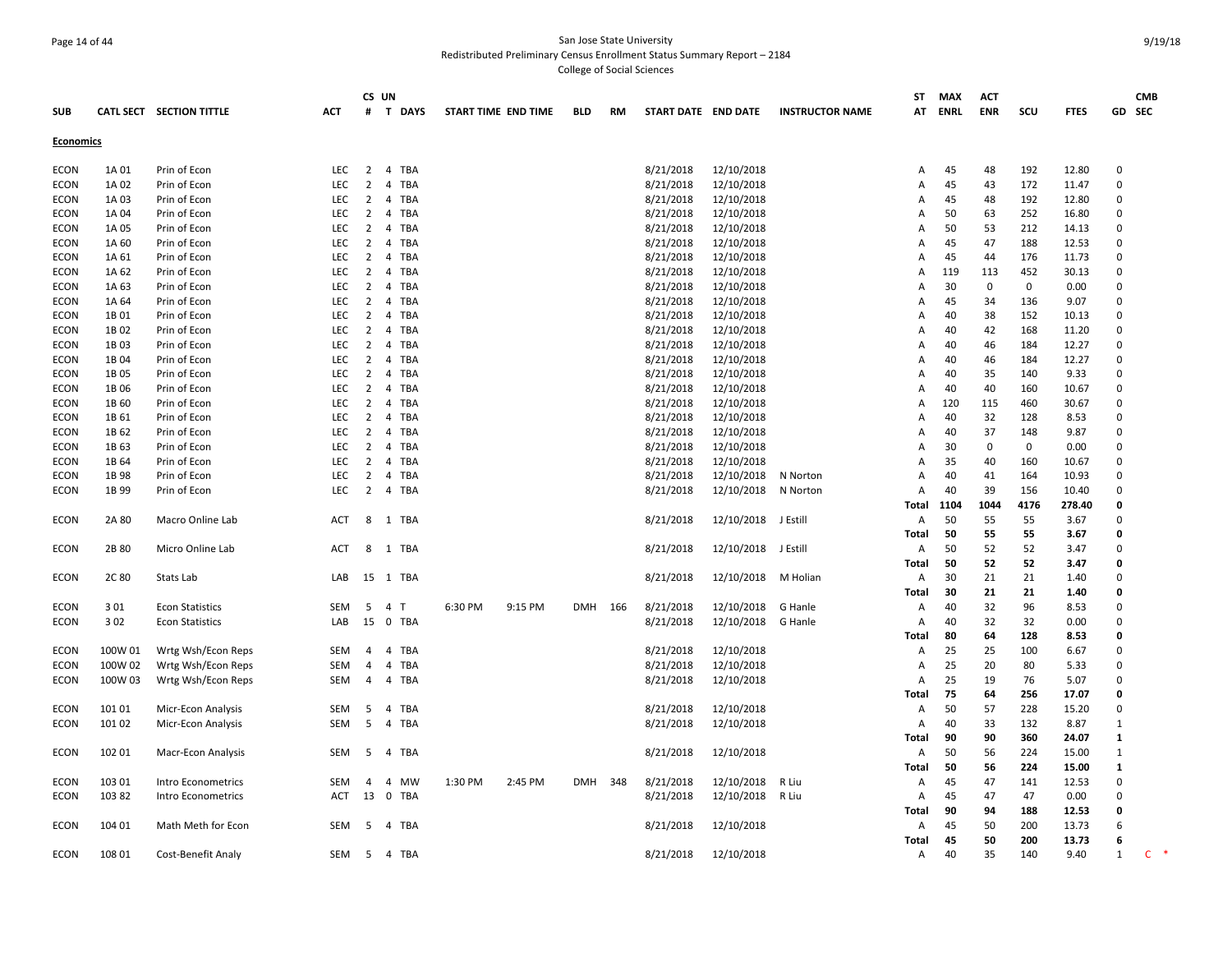San Jose State University

Redistributed Preliminary Census Enrollment Status Summary Report – 2184

College of Social Sciences

9/19/18

| SUB | CATL SECT | SECTION TITTLE | ACT | CS # | UN T | DAYS | START TIME | END TIME | BLD | RM | START DATE | END DATE | INSTRUCTOR NAME | ST AT | MAX ENRL | ACT ENR | SCU | FTES | GD | CMB SEC |
|---|---|---|---|---|---|---|---|---|---|---|---|---|---|---|---|---|---|---|---|---|
| **Economics** | | | | | | | | | | | | | | | | | | | | |
| ECON | 1A 01 | Prin of Econ | LEC | 2 | 4 | TBA | | | | | 8/21/2018 | 12/10/2018 | | A | 45 | 48 | 192 | 12.80 | 0 | |
| ECON | 1A 02 | Prin of Econ | LEC | 2 | 4 | TBA | | | | | 8/21/2018 | 12/10/2018 | | A | 45 | 43 | 172 | 11.47 | 0 | |
| ECON | 1A 03 | Prin of Econ | LEC | 2 | 4 | TBA | | | | | 8/21/2018 | 12/10/2018 | | A | 45 | 48 | 192 | 12.80 | 0 | |
| ECON | 1A 04 | Prin of Econ | LEC | 2 | 4 | TBA | | | | | 8/21/2018 | 12/10/2018 | | A | 50 | 63 | 252 | 16.80 | 0 | |
| ECON | 1A 05 | Prin of Econ | LEC | 2 | 4 | TBA | | | | | 8/21/2018 | 12/10/2018 | | A | 50 | 53 | 212 | 14.13 | 0 | |
| ECON | 1A 60 | Prin of Econ | LEC | 2 | 4 | TBA | | | | | 8/21/2018 | 12/10/2018 | | A | 45 | 47 | 188 | 12.53 | 0 | |
| ECON | 1A 61 | Prin of Econ | LEC | 2 | 4 | TBA | | | | | 8/21/2018 | 12/10/2018 | | A | 45 | 44 | 176 | 11.73 | 0 | |
| ECON | 1A 62 | Prin of Econ | LEC | 2 | 4 | TBA | | | | | 8/21/2018 | 12/10/2018 | | A | 119 | 113 | 452 | 30.13 | 0 | |
| ECON | 1A 63 | Prin of Econ | LEC | 2 | 4 | TBA | | | | | 8/21/2018 | 12/10/2018 | | A | 30 | 0 | 0 | 0.00 | 0 | |
| ECON | 1A 64 | Prin of Econ | LEC | 2 | 4 | TBA | | | | | 8/21/2018 | 12/10/2018 | | A | 45 | 34 | 136 | 9.07 | 0 | |
| ECON | 1B 01 | Prin of Econ | LEC | 2 | 4 | TBA | | | | | 8/21/2018 | 12/10/2018 | | A | 40 | 38 | 152 | 10.13 | 0 | |
| ECON | 1B 02 | Prin of Econ | LEC | 2 | 4 | TBA | | | | | 8/21/2018 | 12/10/2018 | | A | 40 | 42 | 168 | 11.20 | 0 | |
| ECON | 1B 03 | Prin of Econ | LEC | 2 | 4 | TBA | | | | | 8/21/2018 | 12/10/2018 | | A | 40 | 46 | 184 | 12.27 | 0 | |
| ECON | 1B 04 | Prin of Econ | LEC | 2 | 4 | TBA | | | | | 8/21/2018 | 12/10/2018 | | A | 40 | 46 | 184 | 12.27 | 0 | |
| ECON | 1B 05 | Prin of Econ | LEC | 2 | 4 | TBA | | | | | 8/21/2018 | 12/10/2018 | | A | 40 | 35 | 140 | 9.33 | 0 | |
| ECON | 1B 06 | Prin of Econ | LEC | 2 | 4 | TBA | | | | | 8/21/2018 | 12/10/2018 | | A | 40 | 40 | 160 | 10.67 | 0 | |
| ECON | 1B 60 | Prin of Econ | LEC | 2 | 4 | TBA | | | | | 8/21/2018 | 12/10/2018 | | A | 120 | 115 | 460 | 30.67 | 0 | |
| ECON | 1B 61 | Prin of Econ | LEC | 2 | 4 | TBA | | | | | 8/21/2018 | 12/10/2018 | | A | 40 | 32 | 128 | 8.53 | 0 | |
| ECON | 1B 62 | Prin of Econ | LEC | 2 | 4 | TBA | | | | | 8/21/2018 | 12/10/2018 | | A | 40 | 37 | 148 | 9.87 | 0 | |
| ECON | 1B 63 | Prin of Econ | LEC | 2 | 4 | TBA | | | | | 8/21/2018 | 12/10/2018 | | A | 30 | 0 | 0 | 0.00 | 0 | |
| ECON | 1B 64 | Prin of Econ | LEC | 2 | 4 | TBA | | | | | 8/21/2018 | 12/10/2018 | | A | 35 | 40 | 160 | 10.67 | 0 | |
| ECON | 1B 98 | Prin of Econ | LEC | 2 | 4 | TBA | | | | | 8/21/2018 | 12/10/2018 | N Norton | A | 40 | 41 | 164 | 10.93 | 0 | |
| ECON | 1B 99 | Prin of Econ | LEC | 2 | 4 | TBA | | | | | 8/21/2018 | 12/10/2018 | N Norton | A | 40 | 39 | 156 | 10.40 | 0 | |
| | | | | | | | | | | | | | | **Total** | **1104** | **1044** | **4176** | **278.40** | **0** | |
| ECON | 2A 80 | Macro Online Lab | ACT | 8 | 1 | TBA | | | | | 8/21/2018 | 12/10/2018 | J Estill | A | 50 | 55 | 55 | 3.67 | 0 | |
| | | | | | | | | | | | | | | **Total** | **50** | **55** | **55** | **3.67** | **0** | |
| ECON | 2B 80 | Micro Online Lab | ACT | 8 | 1 | TBA | | | | | 8/21/2018 | 12/10/2018 | J Estill | A | 50 | 52 | 52 | 3.47 | 0 | |
| | | | | | | | | | | | | | | **Total** | **50** | **52** | **52** | **3.47** | **0** | |
| ECON | 2C 80 | Stats Lab | LAB | 15 | 1 | TBA | | | | | 8/21/2018 | 12/10/2018 | M Holian | A | 30 | 21 | 21 | 1.40 | 0 | |
| | | | | | | | | | | | | | | **Total** | **30** | **21** | **21** | **1.40** | **0** | |
| ECON | 3 01 | Econ Statistics | SEM | 5 | 4 | T | 6:30 PM | 9:15 PM | DMH | 166 | 8/21/2018 | 12/10/2018 | G Hanle | A | 40 | 32 | 96 | 8.53 | 0 | |
| ECON | 3 02 | Econ Statistics | LAB | 15 | 0 | TBA | | | | | 8/21/2018 | 12/10/2018 | G Hanle | A | 40 | 32 | 32 | 0.00 | 0 | |
| | | | | | | | | | | | | | | **Total** | **80** | **64** | **128** | **8.53** | **0** | |
| ECON | 100W 01 | Wrtg Wsh/Econ Reps | SEM | 4 | 4 | TBA | | | | | 8/21/2018 | 12/10/2018 | | A | 25 | 25 | 100 | 6.67 | 0 | |
| ECON | 100W 02 | Wrtg Wsh/Econ Reps | SEM | 4 | 4 | TBA | | | | | 8/21/2018 | 12/10/2018 | | A | 25 | 20 | 80 | 5.33 | 0 | |
| ECON | 100W 03 | Wrtg Wsh/Econ Reps | SEM | 4 | 4 | TBA | | | | | 8/21/2018 | 12/10/2018 | | A | 25 | 19 | 76 | 5.07 | 0 | |
| | | | | | | | | | | | | | | **Total** | **75** | **64** | **256** | **17.07** | **0** | |
| ECON | 101 01 | Micr-Econ Analysis | SEM | 5 | 4 | TBA | | | | | 8/21/2018 | 12/10/2018 | | A | 50 | 57 | 228 | 15.20 | 0 | |
| ECON | 101 02 | Micr-Econ Analysis | SEM | 5 | 4 | TBA | | | | | 8/21/2018 | 12/10/2018 | | A | 40 | 33 | 132 | 8.87 | 1 | |
| | | | | | | | | | | | | | | **Total** | **90** | **90** | **360** | **24.07** | **1** | |
| ECON | 102 01 | Macr-Econ Analysis | SEM | 5 | 4 | TBA | | | | | 8/21/2018 | 12/10/2018 | | A | 50 | 56 | 224 | 15.00 | 1 | |
| | | | | | | | | | | | | | | **Total** | **50** | **56** | **224** | **15.00** | **1** | |
| ECON | 103 01 | Intro Econometrics | SEM | 4 | 4 | MW | 1:30 PM | 2:45 PM | DMH | 348 | 8/21/2018 | 12/10/2018 | R Liu | A | 45 | 47 | 141 | 12.53 | 0 | |
| ECON | 103 82 | Intro Econometrics | ACT | 13 | 0 | TBA | | | | | 8/21/2018 | 12/10/2018 | R Liu | A | 45 | 47 | 47 | 0.00 | 0 | |
| | | | | | | | | | | | | | | **Total** | **90** | **94** | **188** | **12.53** | **0** | |
| ECON | 104 01 | Math Meth for Econ | SEM | 5 | 4 | TBA | | | | | 8/21/2018 | 12/10/2018 | | A | 45 | 50 | 200 | 13.73 | 6 | |
| | | | | | | | | | | | | | | **Total** | **45** | **50** | **200** | **13.73** | **6** | |
| ECON | 108 01 | Cost-Benefit Analy | SEM | 5 | 4 | TBA | | | | | 8/21/2018 | 12/10/2018 | | A | 40 | 35 | 140 | 9.40 | 1 | C * |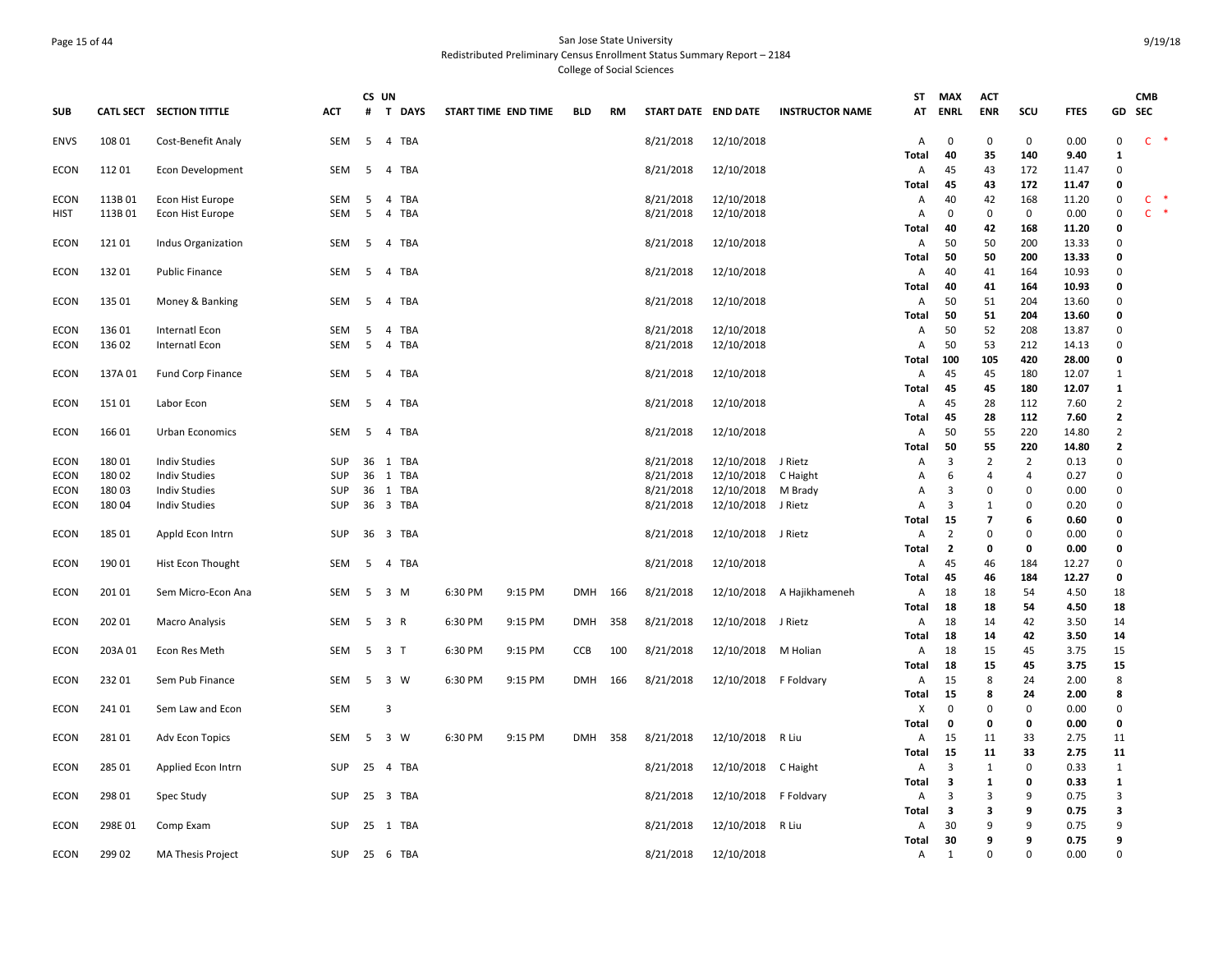San Jose State University
Redistributed Preliminary Census Enrollment Status Summary Report – 2184
College of Social Sciences

| SUB | CATL SECT | SECTION TITTLE | ACT | CS # | UN T | DAYS | START TIME | END TIME | BLD | RM | START DATE | END DATE | INSTRUCTOR NAME | ST AT | MAX ENRL | ACT ENR | SCU | FTES | GD | CMB SEC |
|---|---|---|---|---|---|---|---|---|---|---|---|---|---|---|---|---|---|---|---|---|
| ENVS | 108 01 | Cost-Benefit Analy | SEM | 5 | 4 | TBA | | | | | 8/21/2018 | 12/10/2018 | | A | 0 | 0 | 0 | 0.00 | 0 | C * |
| | | | | | | | | | | | | | | **Total** | **40** | **35** | **140** | **9.40** | **1** | |
| ECON | 112 01 | Econ Development | SEM | 5 | 4 | TBA | | | | | 8/21/2018 | 12/10/2018 | | A | 45 | 43 | 172 | 11.47 | 0 | |
| | | | | | | | | | | | | | | **Total** | **45** | **43** | **172** | **11.47** | **0** | |
| ECON | 113B 01 | Econ Hist Europe | SEM | 5 | 4 | TBA | | | | | 8/21/2018 | 12/10/2018 | | A | 40 | 42 | 168 | 11.20 | 0 | C * |
| HIST | 113B 01 | Econ Hist Europe | SEM | 5 | 4 | TBA | | | | | 8/21/2018 | 12/10/2018 | | A | 0 | 0 | 0 | 0.00 | 0 | C * |
| | | | | | | | | | | | | | | **Total** | **40** | **42** | **168** | **11.20** | **0** | |
| ECON | 121 01 | Indus Organization | SEM | 5 | 4 | TBA | | | | | 8/21/2018 | 12/10/2018 | | A | 50 | 50 | 200 | 13.33 | 0 | |
| | | | | | | | | | | | | | | **Total** | **50** | **50** | **200** | **13.33** | **0** | |
| ECON | 132 01 | Public Finance | SEM | 5 | 4 | TBA | | | | | 8/21/2018 | 12/10/2018 | | A | 40 | 41 | 164 | 10.93 | 0 | |
| | | | | | | | | | | | | | | **Total** | **40** | **41** | **164** | **10.93** | **0** | |
| ECON | 135 01 | Money & Banking | SEM | 5 | 4 | TBA | | | | | 8/21/2018 | 12/10/2018 | | A | 50 | 51 | 204 | 13.60 | 0 | |
| | | | | | | | | | | | | | | **Total** | **50** | **51** | **204** | **13.60** | **0** | |
| ECON | 136 01 | Internatl Econ | SEM | 5 | 4 | TBA | | | | | 8/21/2018 | 12/10/2018 | | A | 50 | 52 | 208 | 13.87 | 0 | |
| ECON | 136 02 | Internatl Econ | SEM | 5 | 4 | TBA | | | | | 8/21/2018 | 12/10/2018 | | A | 50 | 53 | 212 | 14.13 | 0 | |
| | | | | | | | | | | | | | | **Total** | **100** | **105** | **420** | **28.00** | **0** | |
| ECON | 137A 01 | Fund Corp Finance | SEM | 5 | 4 | TBA | | | | | 8/21/2018 | 12/10/2018 | | A | 45 | 45 | 180 | 12.07 | 1 | |
| | | | | | | | | | | | | | | **Total** | **45** | **45** | **180** | **12.07** | **1** | |
| ECON | 151 01 | Labor Econ | SEM | 5 | 4 | TBA | | | | | 8/21/2018 | 12/10/2018 | | A | 45 | 28 | 112 | 7.60 | 2 | |
| | | | | | | | | | | | | | | **Total** | **45** | **28** | **112** | **7.60** | **2** | |
| ECON | 166 01 | Urban Economics | SEM | 5 | 4 | TBA | | | | | 8/21/2018 | 12/10/2018 | | A | 50 | 55 | 220 | 14.80 | 2 | |
| | | | | | | | | | | | | | | **Total** | **50** | **55** | **220** | **14.80** | **2** | |
| ECON | 180 01 | Indiv Studies | SUP | 36 | 1 | TBA | | | | | 8/21/2018 | 12/10/2018 | J Rietz | A | 3 | 2 | 2 | 0.13 | 0 | |
| ECON | 180 02 | Indiv Studies | SUP | 36 | 1 | TBA | | | | | 8/21/2018 | 12/10/2018 | C Haight | A | 6 | 4 | 4 | 0.27 | 0 | |
| ECON | 180 03 | Indiv Studies | SUP | 36 | 1 | TBA | | | | | 8/21/2018 | 12/10/2018 | M Brady | A | 3 | 0 | 0 | 0.00 | 0 | |
| ECON | 180 04 | Indiv Studies | SUP | 36 | 3 | TBA | | | | | 8/21/2018 | 12/10/2018 | J Rietz | A | 3 | 1 | 0 | 0.20 | 0 | |
| | | | | | | | | | | | | | | **Total** | **15** | **7** | **6** | **0.60** | **0** | |
| ECON | 185 01 | Appld Econ Intrn | SUP | 36 | 3 | TBA | | | | | 8/21/2018 | 12/10/2018 | J Rietz | A | 2 | 0 | 0 | 0.00 | 0 | |
| | | | | | | | | | | | | | | **Total** | **2** | **0** | **0** | **0.00** | **0** | |
| ECON | 190 01 | Hist Econ Thought | SEM | 5 | 4 | TBA | | | | | 8/21/2018 | 12/10/2018 | | A | 45 | 46 | 184 | 12.27 | 0 | |
| | | | | | | | | | | | | | | **Total** | **45** | **46** | **184** | **12.27** | **0** | |
| ECON | 201 01 | Sem Micro-Econ Ana | SEM | 5 | 3 | M | 6:30 PM | 9:15 PM | DMH | 166 | 8/21/2018 | 12/10/2018 | A Hajikhameneh | A | 18 | 18 | 54 | 4.50 | 18 | |
| | | | | | | | | | | | | | | **Total** | **18** | **18** | **54** | **4.50** | **18** | |
| ECON | 202 01 | Macro Analysis | SEM | 5 | 3 | R | 6:30 PM | 9:15 PM | DMH | 358 | 8/21/2018 | 12/10/2018 | J Rietz | A | 18 | 14 | 42 | 3.50 | 14 | |
| | | | | | | | | | | | | | | **Total** | **18** | **14** | **42** | **3.50** | **14** | |
| ECON | 203A 01 | Econ Res Meth | SEM | 5 | 3 | T | 6:30 PM | 9:15 PM | CCB | 100 | 8/21/2018 | 12/10/2018 | M Holian | A | 18 | 15 | 45 | 3.75 | 15 | |
| | | | | | | | | | | | | | | **Total** | **18** | **15** | **45** | **3.75** | **15** | |
| ECON | 232 01 | Sem Pub Finance | SEM | 5 | 3 | W | 6:30 PM | 9:15 PM | DMH | 166 | 8/21/2018 | 12/10/2018 | F Foldvary | A | 15 | 8 | 24 | 2.00 | 8 | |
| | | | | | | | | | | | | | | **Total** | **15** | **8** | **24** | **2.00** | **8** | |
| ECON | 241 01 | Sem Law and Econ | SEM | | 3 | | | | | | | | | X | 0 | 0 | 0 | 0.00 | 0 | |
| | | | | | | | | | | | | | | **Total** | **0** | **0** | **0** | **0.00** | **0** | |
| ECON | 281 01 | Adv Econ Topics | SEM | 5 | 3 | W | 6:30 PM | 9:15 PM | DMH | 358 | 8/21/2018 | 12/10/2018 | R Liu | A | 15 | 11 | 33 | 2.75 | 11 | |
| | | | | | | | | | | | | | | **Total** | **15** | **11** | **33** | **2.75** | **11** | |
| ECON | 285 01 | Applied Econ Intrn | SUP | 25 | 4 | TBA | | | | | 8/21/2018 | 12/10/2018 | C Haight | A | 3 | 1 | 0 | 0.33 | 1 | |
| | | | | | | | | | | | | | | **Total** | **3** | **1** | **0** | **0.33** | **1** | |
| ECON | 298 01 | Spec Study | SUP | 25 | 3 | TBA | | | | | 8/21/2018 | 12/10/2018 | F Foldvary | A | 3 | 3 | 9 | 0.75 | 3 | |
| | | | | | | | | | | | | | | **Total** | **3** | **3** | **9** | **0.75** | **3** | |
| ECON | 298E 01 | Comp Exam | SUP | 25 | 1 | TBA | | | | | 8/21/2018 | 12/10/2018 | R Liu | A | 30 | 9 | 9 | 0.75 | 9 | |
| | | | | | | | | | | | | | | **Total** | **30** | **9** | **9** | **0.75** | **9** | |
| ECON | 299 02 | MA Thesis Project | SUP | 25 | 6 | TBA | | | | | 8/21/2018 | 12/10/2018 | | A | 1 | 0 | 0 | 0.00 | 0 | |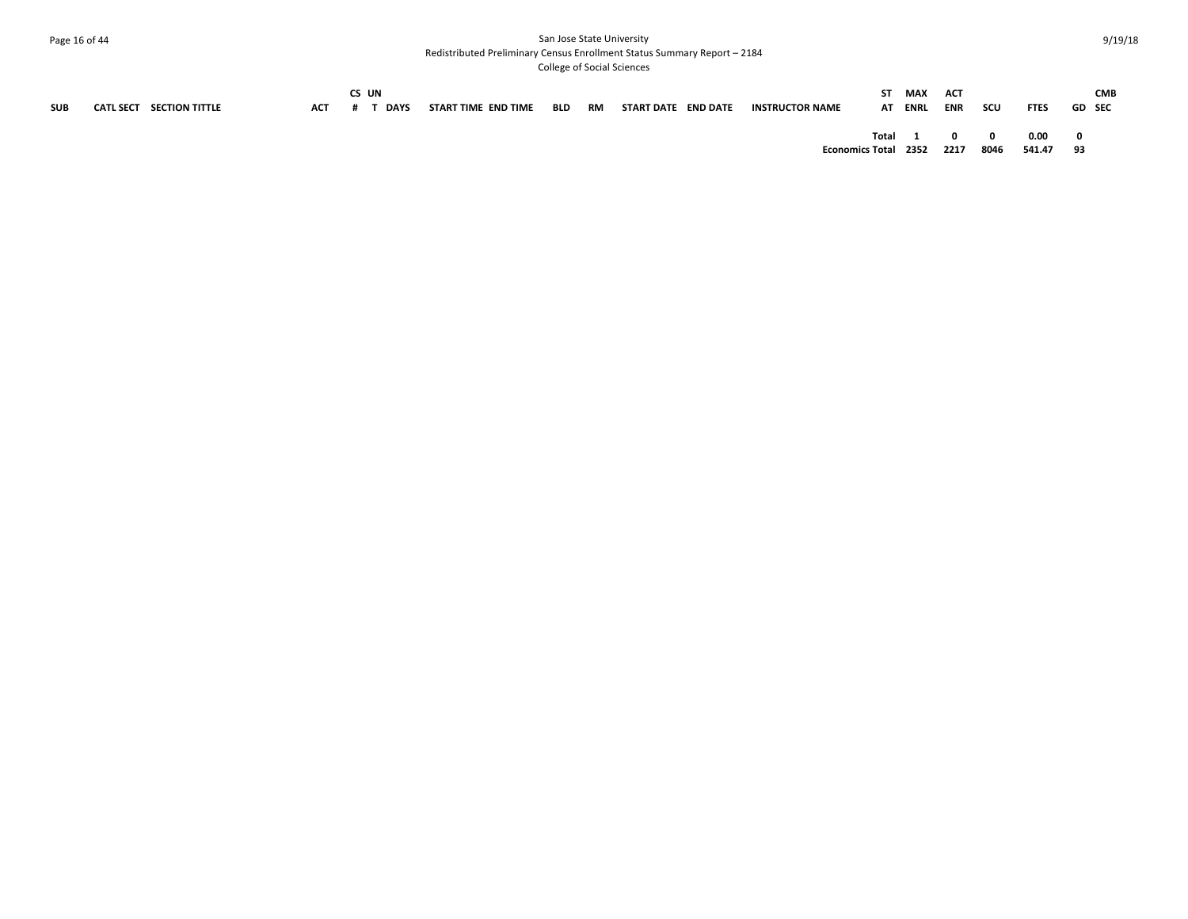| SUB | CATL SECT | SECTION TITTLE | ACT | CS # | UN T | DAYS | START TIME | END TIME | BLD | RM | START DATE | END DATE | INSTRUCTOR NAME | ST AT | MAX ENRL | ACT ENR | SCU | FTES | GD | CMB SEC |
|---|---|---|---|---|---|---|---|---|---|---|---|---|---|---|---|---|---|---|---|---|
| | | | | | | | | | | | | | | **Total** | **1** | **0** | **0** | **0.00** | **0** | |
| | | | | | | | | | | | | | | **Economics Total** | **2352** | **2217** | **8046** | **541.47** | **93** | |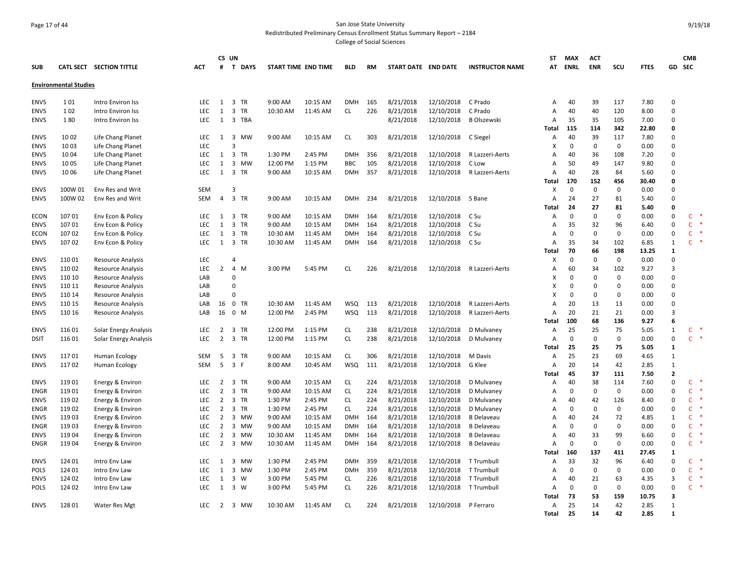San Jose State University
Redistributed Preliminary Census Enrollment Status Summary Report – 2184
College of Social Sciences

| SUB | CATL SECT | SECTION TITTLE | ACT | CS # | UN T | DAYS | START TIME | END TIME | BLD | RM | START DATE | END DATE | INSTRUCTOR NAME | ST AT | MAX ENRL | ACT ENR | SCU | FTES | GD | CMB SEC |
|---|---|---|---|---|---|---|---|---|---|---|---|---|---|---|---|---|---|---|---|---|
| **Environmental Studies** | | | | | | | | | | | | | | | | | | | | |
| ENVS | 1 01 | Intro Environ Iss | LEC | 1 | 3 | TR | 9:00 AM | 10:15 AM | DMH | 165 | 8/21/2018 | 12/10/2018 | C Prado | A | 40 | 39 | 117 | 7.80 | 0 | |
| ENVS | 1 02 | Intro Environ Iss | LEC | 1 | 3 | TR | 10:30 AM | 11:45 AM | CL | 226 | 8/21/2018 | 12/10/2018 | C Prado | A | 40 | 40 | 120 | 8.00 | 0 | |
| ENVS | 1 80 | Intro Environ Iss | LEC | 1 | 3 | TBA | | | | | 8/21/2018 | 12/10/2018 | B Olszewski | A | 35 | 35 | 105 | 7.00 | 0 | |
| | | | | | | | | | | | | | | Total | 115 | 114 | 342 | 22.80 | 0 | |
| ENVS | 10 02 | Life Chang Planet | LEC | 1 | 3 | MW | 9:00 AM | 10:15 AM | CL | 303 | 8/21/2018 | 12/10/2018 | C Siegel | A | 40 | 39 | 117 | 7.80 | 0 | |
| ENVS | 10 03 | Life Chang Planet | LEC | | 3 | | | | | | | | | X | 0 | 0 | 0 | 0.00 | 0 | |
| ENVS | 10 04 | Life Chang Planet | LEC | 1 | 3 | TR | 1:30 PM | 2:45 PM | DMH | 356 | 8/21/2018 | 12/10/2018 | R Lazzeri-Aerts | A | 40 | 36 | 108 | 7.20 | 0 | |
| ENVS | 10 05 | Life Chang Planet | LEC | 1 | 3 | MW | 12:00 PM | 1:15 PM | BBC | 105 | 8/21/2018 | 12/10/2018 | C Low | A | 50 | 49 | 147 | 9.80 | 0 | |
| ENVS | 10 06 | Life Chang Planet | LEC | 1 | 3 | TR | 9:00 AM | 10:15 AM | DMH | 357 | 8/21/2018 | 12/10/2018 | R Lazzeri-Aerts | A | 40 | 28 | 84 | 5.60 | 0 | |
| | | | | | | | | | | | | | | Total | 170 | 152 | 456 | 30.40 | 0 | |
| ENVS | 100W 01 | Env Res and Writ | SEM | | 3 | | | | | | | | | X | 0 | 0 | 0 | 0.00 | 0 | |
| ENVS | 100W 02 | Env Res and Writ | SEM | 4 | 3 | TR | 9:00 AM | 10:15 AM | DMH | 234 | 8/21/2018 | 12/10/2018 | S Bane | A | 24 | 27 | 81 | 5.40 | 0 | |
| | | | | | | | | | | | | | | Total | 24 | 27 | 81 | 5.40 | 0 | |
| ECON | 107 01 | Env Econ & Policy | LEC | 1 | 3 | TR | 9:00 AM | 10:15 AM | DMH | 164 | 8/21/2018 | 12/10/2018 | C Su | A | 0 | 0 | 0 | 0.00 | 0 | C * |
| ENVS | 107 01 | Env Econ & Policy | LEC | 1 | 3 | TR | 9:00 AM | 10:15 AM | DMH | 164 | 8/21/2018 | 12/10/2018 | C Su | A | 35 | 32 | 96 | 6.40 | 0 | C * |
| ECON | 107 02 | Env Econ & Policy | LEC | 1 | 3 | TR | 10:30 AM | 11:45 AM | DMH | 164 | 8/21/2018 | 12/10/2018 | C Su | A | 0 | 0 | 0 | 0.00 | 0 | C * |
| ENVS | 107 02 | Env Econ & Policy | LEC | 1 | 3 | TR | 10:30 AM | 11:45 AM | DMH | 164 | 8/21/2018 | 12/10/2018 | C Su | A | 35 | 34 | 102 | 6.85 | 1 | C * |
| | | | | | | | | | | | | | | Total | 70 | 66 | 198 | 13.25 | 1 | |
| ENVS | 110 01 | Resource Analysis | LEC | | 4 | | | | | | | | | X | 0 | 0 | 0 | 0.00 | 0 | |
| ENVS | 110 02 | Resource Analysis | LEC | 2 | 4 | M | 3:00 PM | 5:45 PM | CL | 226 | 8/21/2018 | 12/10/2018 | R Lazzeri-Aerts | A | 60 | 34 | 102 | 9.27 | 3 | |
| ENVS | 110 10 | Resource Analysis | LAB | | 0 | | | | | | | | | X | 0 | 0 | 0 | 0.00 | 0 | |
| ENVS | 110 11 | Resource Analysis | LAB | | 0 | | | | | | | | | X | 0 | 0 | 0 | 0.00 | 0 | |
| ENVS | 110 14 | Resource Analysis | LAB | | 0 | | | | | | | | | X | 0 | 0 | 0 | 0.00 | 0 | |
| ENVS | 110 15 | Resource Analysis | LAB | 16 | 0 | TR | 10:30 AM | 11:45 AM | WSQ | 113 | 8/21/2018 | 12/10/2018 | R Lazzeri-Aerts | A | 20 | 13 | 13 | 0.00 | 0 | |
| ENVS | 110 16 | Resource Analysis | LAB | 16 | 0 | M | 12:00 PM | 2:45 PM | WSQ | 113 | 8/21/2018 | 12/10/2018 | R Lazzeri-Aerts | A | 20 | 21 | 21 | 0.00 | 3 | |
| | | | | | | | | | | | | | | Total | 100 | 68 | 136 | 9.27 | 6 | |
| ENVS | 116 01 | Solar Energy Analysis | LEC | 2 | 3 | TR | 12:00 PM | 1:15 PM | CL | 238 | 8/21/2018 | 12/10/2018 | D Mulvaney | A | 25 | 25 | 75 | 5.05 | 1 | C * |
| DSIT | 116 01 | Solar Energy Analysis | LEC | 2 | 3 | TR | 12:00 PM | 1:15 PM | CL | 238 | 8/21/2018 | 12/10/2018 | D Mulvaney | A | 0 | 0 | 0 | 0.00 | 0 | C * |
| | | | | | | | | | | | | | | Total | 25 | 25 | 75 | 5.05 | 1 | |
| ENVS | 117 01 | Human Ecology | SEM | 5 | 3 | TR | 9:00 AM | 10:15 AM | CL | 306 | 8/21/2018 | 12/10/2018 | M Davis | A | 25 | 23 | 69 | 4.65 | 1 | |
| ENVS | 117 02 | Human Ecology | SEM | 5 | 3 | F | 8:00 AM | 10:45 AM | WSQ | 111 | 8/21/2018 | 12/10/2018 | G Klee | A | 20 | 14 | 42 | 2.85 | 1 | |
| | | | | | | | | | | | | | | Total | 45 | 37 | 111 | 7.50 | 2 | |
| ENVS | 119 01 | Energy & Environ | LEC | 2 | 3 | TR | 9:00 AM | 10:15 AM | CL | 224 | 8/21/2018 | 12/10/2018 | D Mulvaney | A | 40 | 38 | 114 | 7.60 | 0 | C * |
| ENGR | 119 01 | Energy & Environ | LEC | 2 | 3 | TR | 9:00 AM | 10:15 AM | CL | 224 | 8/21/2018 | 12/10/2018 | D Mulvaney | A | 0 | 0 | 0 | 0.00 | 0 | C * |
| ENVS | 119 02 | Energy & Environ | LEC | 2 | 3 | TR | 1:30 PM | 2:45 PM | CL | 224 | 8/21/2018 | 12/10/2018 | D Mulvaney | A | 40 | 42 | 126 | 8.40 | 0 | C * |
| ENGR | 119 02 | Energy & Environ | LEC | 2 | 3 | TR | 1:30 PM | 2:45 PM | CL | 224 | 8/21/2018 | 12/10/2018 | D Mulvaney | A | 0 | 0 | 0 | 0.00 | 0 | C * |
| ENVS | 119 03 | Energy & Environ | LEC | 2 | 3 | MW | 9:00 AM | 10:15 AM | DMH | 164 | 8/21/2018 | 12/10/2018 | B Delaveau | A | 40 | 24 | 72 | 4.85 | 1 | C * |
| ENGR | 119 03 | Energy & Environ | LEC | 2 | 3 | MW | 9:00 AM | 10:15 AM | DMH | 164 | 8/21/2018 | 12/10/2018 | B Delaveau | A | 0 | 0 | 0 | 0.00 | 0 | C * |
| ENVS | 119 04 | Energy & Environ | LEC | 2 | 3 | MW | 10:30 AM | 11:45 AM | DMH | 164 | 8/21/2018 | 12/10/2018 | B Delaveau | A | 40 | 33 | 99 | 6.60 | 0 | C * |
| ENGR | 119 04 | Energy & Environ | LEC | 2 | 3 | MW | 10:30 AM | 11:45 AM | DMH | 164 | 8/21/2018 | 12/10/2018 | B Delaveau | A | 0 | 0 | 0 | 0.00 | 0 | C * |
| | | | | | | | | | | | | | | Total | 160 | 137 | 411 | 27.45 | 1 | |
| ENVS | 124 01 | Intro Env Law | LEC | 1 | 3 | MW | 1:30 PM | 2:45 PM | DMH | 359 | 8/21/2018 | 12/10/2018 | T Trumbull | A | 33 | 32 | 96 | 6.40 | 0 | C * |
| POLS | 124 01 | Intro Env Law | LEC | 1 | 3 | MW | 1:30 PM | 2:45 PM | DMH | 359 | 8/21/2018 | 12/10/2018 | T Trumbull | A | 0 | 0 | 0 | 0.00 | 0 | C * |
| ENVS | 124 02 | Intro Env Law | LEC | 1 | 3 | W | 3:00 PM | 5:45 PM | CL | 226 | 8/21/2018 | 12/10/2018 | T Trumbull | A | 40 | 21 | 63 | 4.35 | 3 | C * |
| POLS | 124 02 | Intro Env Law | LEC | 1 | 3 | W | 3:00 PM | 5:45 PM | CL | 226 | 8/21/2018 | 12/10/2018 | T Trumbull | A | 0 | 0 | 0 | 0.00 | 0 | C * |
| | | | | | | | | | | | | | | Total | 73 | 53 | 159 | 10.75 | 3 | |
| ENVS | 128 01 | Water Res Mgt | LEC | 2 | 3 | MW | 10:30 AM | 11:45 AM | CL | 224 | 8/21/2018 | 12/10/2018 | P Ferraro | A | 25 | 14 | 42 | 2.85 | 1 | |
| | | | | | | | | | | | | | | Total | 25 | 14 | 42 | 2.85 | 1 | |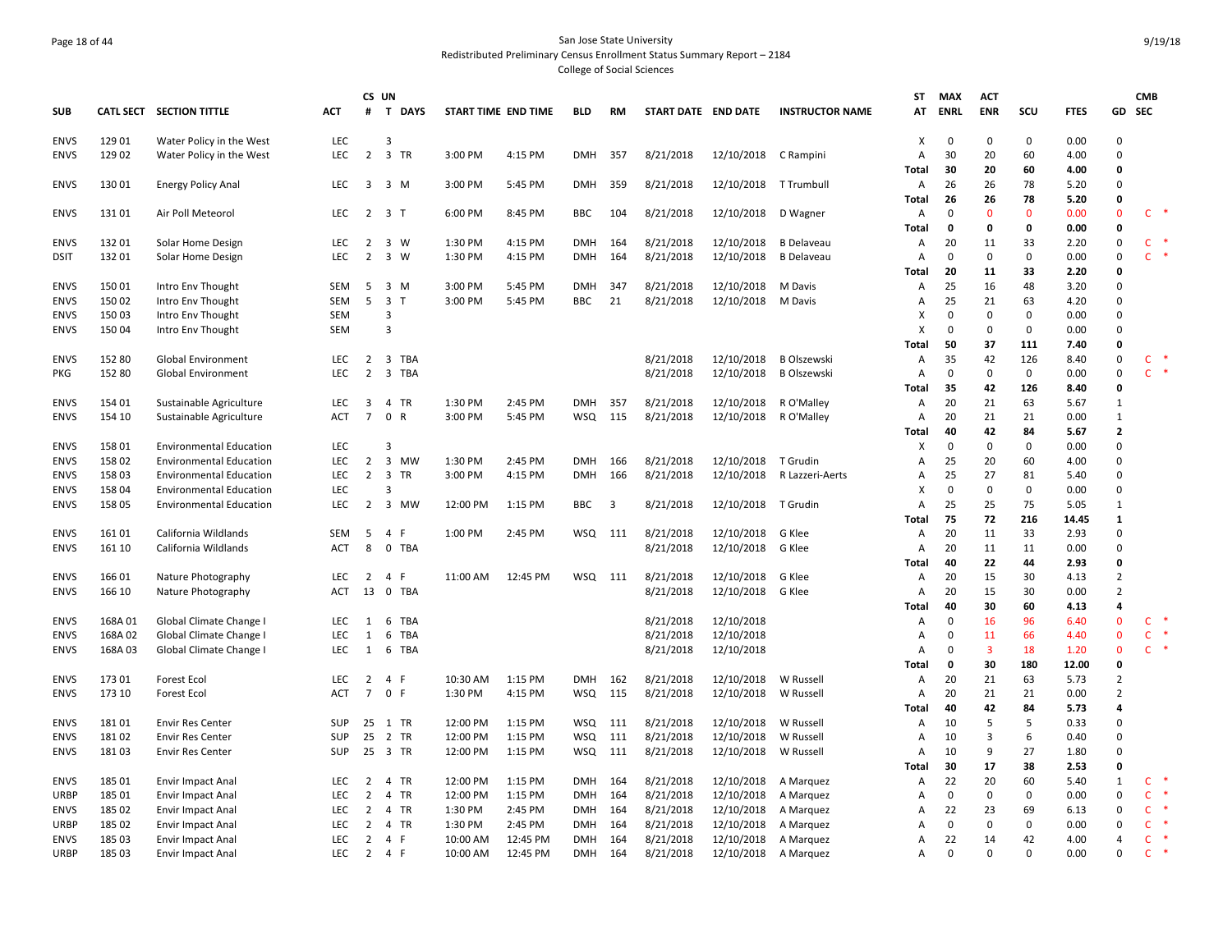San Jose State University
Redistributed Preliminary Census Enrollment Status Summary Report – 2184
College of Social Sciences

| SUB | CATL SECT | SECTION TITTLE | ACT | CS # | UN T | DAYS | START TIME | END TIME | BLD | RM | START DATE | END DATE | INSTRUCTOR NAME | ST AT | MAX ENRL | ACT ENR | SCU | FTES | GD | CMB SEC |
|---|---|---|---|---|---|---|---|---|---|---|---|---|---|---|---|---|---|---|---|---|
| ENVS | 129 01 | Water Policy in the West | LEC | | 3 | | | | | | | | | X | 0 | 0 | 0 | 0.00 | 0 | |
| ENVS | 129 02 | Water Policy in the West | LEC | 2 | 3 | TR | 3:00 PM | 4:15 PM | DMH | 357 | 8/21/2018 | 12/10/2018 | C Rampini | A | 30 | 20 | 60 | 4.00 | 0 | |
| | | | | | | | | | | | | | | Total | 30 | 20 | 60 | 4.00 | 0 | |
| ENVS | 130 01 | Energy Policy Anal | LEC | 3 | 3 | M | 3:00 PM | 5:45 PM | DMH | 359 | 8/21/2018 | 12/10/2018 | T Trumbull | A | 26 | 26 | 78 | 5.20 | 0 | |
| | | | | | | | | | | | | | | Total | 26 | 26 | 78 | 5.20 | 0 | |
| ENVS | 131 01 | Air Poll Meteorol | LEC | 2 | 3 | T | 6:00 PM | 8:45 PM | BBC | 104 | 8/21/2018 | 12/10/2018 | D Wagner | A | 0 | 0 | 0 | 0.00 | 0 | C * |
| | | | | | | | | | | | | | | Total | 0 | 0 | 0 | 0.00 | 0 | |
| ENVS | 132 01 | Solar Home Design | LEC | 2 | 3 | W | 1:30 PM | 4:15 PM | DMH | 164 | 8/21/2018 | 12/10/2018 | B Delaveau | A | 20 | 11 | 33 | 2.20 | 0 | C * |
| DSIT | 132 01 | Solar Home Design | LEC | 2 | 3 | W | 1:30 PM | 4:15 PM | DMH | 164 | 8/21/2018 | 12/10/2018 | B Delaveau | A | 0 | 0 | 0 | 0.00 | 0 | C * |
| | | | | | | | | | | | | | | Total | 20 | 11 | 33 | 2.20 | 0 | |
| ENVS | 150 01 | Intro Env Thought | SEM | 5 | 3 | M | 3:00 PM | 5:45 PM | DMH | 347 | 8/21/2018 | 12/10/2018 | M Davis | A | 25 | 16 | 48 | 3.20 | 0 | |
| ENVS | 150 02 | Intro Env Thought | SEM | 5 | 3 | T | 3:00 PM | 5:45 PM | BBC | 21 | 8/21/2018 | 12/10/2018 | M Davis | A | 25 | 21 | 63 | 4.20 | 0 | |
| ENVS | 150 03 | Intro Env Thought | SEM | | 3 | | | | | | | | | X | 0 | 0 | 0 | 0.00 | 0 | |
| ENVS | 150 04 | Intro Env Thought | SEM | | 3 | | | | | | | | | X | 0 | 0 | 0 | 0.00 | 0 | |
| | | | | | | | | | | | | | | Total | 50 | 37 | 111 | 7.40 | 0 | |
| ENVS | 152 80 | Global Environment | LEC | 2 | 3 | TBA | | | | | 8/21/2018 | 12/10/2018 | B Olszewski | A | 35 | 42 | 126 | 8.40 | 0 | C * |
| PKG | 152 80 | Global Environment | LEC | 2 | 3 | TBA | | | | | 8/21/2018 | 12/10/2018 | B Olszewski | A | 0 | 0 | 0 | 0.00 | 0 | C * |
| | | | | | | | | | | | | | | Total | 35 | 42 | 126 | 8.40 | 0 | |
| ENVS | 154 01 | Sustainable Agriculture | LEC | 3 | 4 | TR | 1:30 PM | 2:45 PM | DMH | 357 | 8/21/2018 | 12/10/2018 | R O'Malley | A | 20 | 21 | 63 | 5.67 | 1 | |
| ENVS | 154 10 | Sustainable Agriculture | ACT | 7 | 0 | R | 3:00 PM | 5:45 PM | WSQ | 115 | 8/21/2018 | 12/10/2018 | R O'Malley | A | 20 | 21 | 21 | 0.00 | 1 | |
| | | | | | | | | | | | | | | Total | 40 | 42 | 84 | 5.67 | 2 | |
| ENVS | 158 01 | Environmental Education | LEC | | 3 | | | | | | | | | X | 0 | 0 | 0 | 0.00 | 0 | |
| ENVS | 158 02 | Environmental Education | LEC | 2 | 3 | MW | 1:30 PM | 2:45 PM | DMH | 166 | 8/21/2018 | 12/10/2018 | T Grudin | A | 25 | 20 | 60 | 4.00 | 0 | |
| ENVS | 158 03 | Environmental Education | LEC | 2 | 3 | TR | 3:00 PM | 4:15 PM | DMH | 166 | 8/21/2018 | 12/10/2018 | R Lazzeri-Aerts | A | 25 | 27 | 81 | 5.40 | 0 | |
| ENVS | 158 04 | Environmental Education | LEC | | 3 | | | | | | | | | X | 0 | 0 | 0 | 0.00 | 0 | |
| ENVS | 158 05 | Environmental Education | LEC | 2 | 3 | MW | 12:00 PM | 1:15 PM | BBC | 3 | 8/21/2018 | 12/10/2018 | T Grudin | A | 25 | 25 | 75 | 5.05 | 1 | |
| | | | | | | | | | | | | | | Total | 75 | 72 | 216 | 14.45 | 1 | |
| ENVS | 161 01 | California Wildlands | SEM | 5 | 4 | F | 1:00 PM | 2:45 PM | WSQ | 111 | 8/21/2018 | 12/10/2018 | G Klee | A | 20 | 11 | 33 | 2.93 | 0 | |
| ENVS | 161 10 | California Wildlands | ACT | 8 | 0 | TBA | | | | | 8/21/2018 | 12/10/2018 | G Klee | A | 20 | 11 | 11 | 0.00 | 0 | |
| | | | | | | | | | | | | | | Total | 40 | 22 | 44 | 2.93 | 0 | |
| ENVS | 166 01 | Nature Photography | LEC | 2 | 4 | F | 11:00 AM | 12:45 PM | WSQ | 111 | 8/21/2018 | 12/10/2018 | G Klee | A | 20 | 15 | 30 | 4.13 | 2 | |
| ENVS | 166 10 | Nature Photography | ACT | 13 | 0 | TBA | | | | | 8/21/2018 | 12/10/2018 | G Klee | A | 20 | 15 | 30 | 0.00 | 2 | |
| | | | | | | | | | | | | | | Total | 40 | 30 | 60 | 4.13 | 4 | |
| ENVS | 168A 01 | Global Climate Change I | LEC | 1 | 6 | TBA | | | | | 8/21/2018 | 12/10/2018 | | A | 0 | 16 | 96 | 6.40 | 0 | C * |
| ENVS | 168A 02 | Global Climate Change I | LEC | 1 | 6 | TBA | | | | | 8/21/2018 | 12/10/2018 | | A | 0 | 11 | 66 | 4.40 | 0 | C * |
| ENVS | 168A 03 | Global Climate Change I | LEC | 1 | 6 | TBA | | | | | 8/21/2018 | 12/10/2018 | | A | 0 | 3 | 18 | 1.20 | 0 | C * |
| | | | | | | | | | | | | | | Total | 0 | 30 | 180 | 12.00 | 0 | |
| ENVS | 173 01 | Forest Ecol | LEC | 2 | 4 | F | 10:30 AM | 1:15 PM | DMH | 162 | 8/21/2018 | 12/10/2018 | W Russell | A | 20 | 21 | 63 | 5.73 | 2 | |
| ENVS | 173 10 | Forest Ecol | ACT | 7 | 0 | F | 1:30 PM | 4:15 PM | WSQ | 115 | 8/21/2018 | 12/10/2018 | W Russell | A | 20 | 21 | 21 | 0.00 | 2 | |
| | | | | | | | | | | | | | | Total | 40 | 42 | 84 | 5.73 | 4 | |
| ENVS | 181 01 | Envir Res Center | SUP | 25 | 1 | TR | 12:00 PM | 1:15 PM | WSQ | 111 | 8/21/2018 | 12/10/2018 | W Russell | A | 10 | 5 | 5 | 0.33 | 0 | |
| ENVS | 181 02 | Envir Res Center | SUP | 25 | 2 | TR | 12:00 PM | 1:15 PM | WSQ | 111 | 8/21/2018 | 12/10/2018 | W Russell | A | 10 | 3 | 6 | 0.40 | 0 | |
| ENVS | 181 03 | Envir Res Center | SUP | 25 | 3 | TR | 12:00 PM | 1:15 PM | WSQ | 111 | 8/21/2018 | 12/10/2018 | W Russell | A | 10 | 9 | 27 | 1.80 | 0 | |
| | | | | | | | | | | | | | | Total | 30 | 17 | 38 | 2.53 | 0 | |
| ENVS | 185 01 | Envir Impact Anal | LEC | 2 | 4 | TR | 12:00 PM | 1:15 PM | DMH | 164 | 8/21/2018 | 12/10/2018 | A Marquez | A | 22 | 20 | 60 | 5.40 | 1 | C * |
| URBP | 185 01 | Envir Impact Anal | LEC | 2 | 4 | TR | 12:00 PM | 1:15 PM | DMH | 164 | 8/21/2018 | 12/10/2018 | A Marquez | A | 0 | 0 | 0 | 0.00 | 0 | C * |
| ENVS | 185 02 | Envir Impact Anal | LEC | 2 | 4 | TR | 1:30 PM | 2:45 PM | DMH | 164 | 8/21/2018 | 12/10/2018 | A Marquez | A | 22 | 23 | 69 | 6.13 | 0 | C * |
| URBP | 185 02 | Envir Impact Anal | LEC | 2 | 4 | TR | 1:30 PM | 2:45 PM | DMH | 164 | 8/21/2018 | 12/10/2018 | A Marquez | A | 0 | 0 | 0 | 0.00 | 0 | C * |
| ENVS | 185 03 | Envir Impact Anal | LEC | 2 | 4 | F | 10:00 AM | 12:45 PM | DMH | 164 | 8/21/2018 | 12/10/2018 | A Marquez | A | 22 | 14 | 42 | 4.00 | 4 | C * |
| URBP | 185 03 | Envir Impact Anal | LEC | 2 | 4 | F | 10:00 AM | 12:45 PM | DMH | 164 | 8/21/2018 | 12/10/2018 | A Marquez | A | 0 | 0 | 0 | 0.00 | 0 | C * |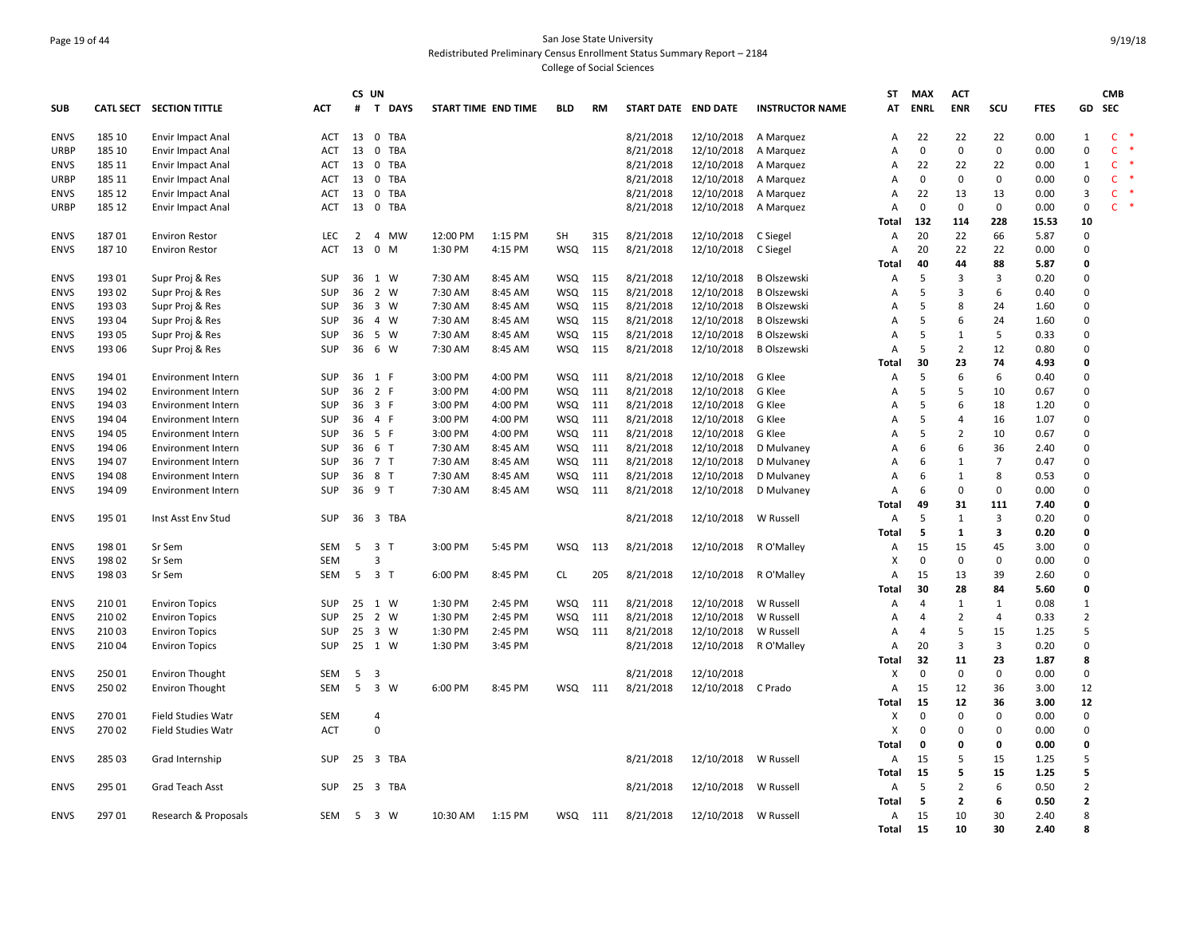San Jose State University
Redistributed Preliminary Census Enrollment Status Summary Report – 2184
College of Social Sciences

9/19/18

| SUB | CATL SECT | SECTION TITTLE | ACT | CS # | UN T | DAYS | START TIME | END TIME | BLD | RM | START DATE | END DATE | INSTRUCTOR NAME | ST AT | MAX ENRL | ACT ENR | SCU | FTES | GD | CMB SEC |
|---|---|---|---|---|---|---|---|---|---|---|---|---|---|---|---|---|---|---|---|---|
| ENVS | 185 10 | Envir Impact Anal | ACT | 13 | 0 | TBA | | | | | 8/21/2018 | 12/10/2018 | A Marquez | A | 22 | 22 | 22 | 0.00 | 1 | C * |
| URBP | 185 10 | Envir Impact Anal | ACT | 13 | 0 | TBA | | | | | 8/21/2018 | 12/10/2018 | A Marquez | A | 0 | 0 | 0 | 0.00 | 0 | C * |
| ENVS | 185 11 | Envir Impact Anal | ACT | 13 | 0 | TBA | | | | | 8/21/2018 | 12/10/2018 | A Marquez | A | 22 | 22 | 22 | 0.00 | 1 | C * |
| URBP | 185 11 | Envir Impact Anal | ACT | 13 | 0 | TBA | | | | | 8/21/2018 | 12/10/2018 | A Marquez | A | 0 | 0 | 0 | 0.00 | 0 | C * |
| ENVS | 185 12 | Envir Impact Anal | ACT | 13 | 0 | TBA | | | | | 8/21/2018 | 12/10/2018 | A Marquez | A | 22 | 13 | 13 | 0.00 | 3 | C * |
| URBP | 185 12 | Envir Impact Anal | ACT | 13 | 0 | TBA | | | | | 8/21/2018 | 12/10/2018 | A Marquez | A | 0 | 0 | 0 | 0.00 | 0 | C * |
| | | | | | | | | | | | | | | Total | 132 | 114 | 228 | 15.53 | 10 | |
| ENVS | 187 01 | Environ Restor | LEC | 2 | 4 | MW | 12:00 PM | 1:15 PM | SH | 315 | 8/21/2018 | 12/10/2018 | C Siegel | A | 20 | 22 | 66 | 5.87 | 0 | |
| ENVS | 187 10 | Environ Restor | ACT | 13 | 0 | M | 1:30 PM | 4:15 PM | WSQ | 115 | 8/21/2018 | 12/10/2018 | C Siegel | A | 20 | 22 | 22 | 0.00 | 0 | |
| | | | | | | | | | | | | | | Total | 40 | 44 | 88 | 5.87 | 0 | |
| ENVS | 193 01 | Supr Proj & Res | SUP | 36 | 1 | W | 7:30 AM | 8:45 AM | WSQ | 115 | 8/21/2018 | 12/10/2018 | B Olszewski | A | 5 | 3 | 3 | 0.20 | 0 | |
| ENVS | 193 02 | Supr Proj & Res | SUP | 36 | 2 | W | 7:30 AM | 8:45 AM | WSQ | 115 | 8/21/2018 | 12/10/2018 | B Olszewski | A | 5 | 3 | 6 | 0.40 | 0 | |
| ENVS | 193 03 | Supr Proj & Res | SUP | 36 | 3 | W | 7:30 AM | 8:45 AM | WSQ | 115 | 8/21/2018 | 12/10/2018 | B Olszewski | A | 5 | 8 | 24 | 1.60 | 0 | |
| ENVS | 193 04 | Supr Proj & Res | SUP | 36 | 4 | W | 7:30 AM | 8:45 AM | WSQ | 115 | 8/21/2018 | 12/10/2018 | B Olszewski | A | 5 | 6 | 24 | 1.60 | 0 | |
| ENVS | 193 05 | Supr Proj & Res | SUP | 36 | 5 | W | 7:30 AM | 8:45 AM | WSQ | 115 | 8/21/2018 | 12/10/2018 | B Olszewski | A | 5 | 1 | 5 | 0.33 | 0 | |
| ENVS | 193 06 | Supr Proj & Res | SUP | 36 | 6 | W | 7:30 AM | 8:45 AM | WSQ | 115 | 8/21/2018 | 12/10/2018 | B Olszewski | A | 5 | 2 | 12 | 0.80 | 0 | |
| | | | | | | | | | | | | | | Total | 30 | 23 | 74 | 4.93 | 0 | |
| ENVS | 194 01 | Environment Intern | SUP | 36 | 1 | F | 3:00 PM | 4:00 PM | WSQ | 111 | 8/21/2018 | 12/10/2018 | G Klee | A | 5 | 6 | 6 | 0.40 | 0 | |
| ENVS | 194 02 | Environment Intern | SUP | 36 | 2 | F | 3:00 PM | 4:00 PM | WSQ | 111 | 8/21/2018 | 12/10/2018 | G Klee | A | 5 | 5 | 10 | 0.67 | 0 | |
| ENVS | 194 03 | Environment Intern | SUP | 36 | 3 | F | 3:00 PM | 4:00 PM | WSQ | 111 | 8/21/2018 | 12/10/2018 | G Klee | A | 5 | 6 | 18 | 1.20 | 0 | |
| ENVS | 194 04 | Environment Intern | SUP | 36 | 4 | F | 3:00 PM | 4:00 PM | WSQ | 111 | 8/21/2018 | 12/10/2018 | G Klee | A | 5 | 4 | 16 | 1.07 | 0 | |
| ENVS | 194 05 | Environment Intern | SUP | 36 | 5 | F | 3:00 PM | 4:00 PM | WSQ | 111 | 8/21/2018 | 12/10/2018 | G Klee | A | 5 | 2 | 10 | 0.67 | 0 | |
| ENVS | 194 06 | Environment Intern | SUP | 36 | 6 | T | 7:30 AM | 8:45 AM | WSQ | 111 | 8/21/2018 | 12/10/2018 | D Mulvaney | A | 6 | 6 | 36 | 2.40 | 0 | |
| ENVS | 194 07 | Environment Intern | SUP | 36 | 7 | T | 7:30 AM | 8:45 AM | WSQ | 111 | 8/21/2018 | 12/10/2018 | D Mulvaney | A | 6 | 1 | 7 | 0.47 | 0 | |
| ENVS | 194 08 | Environment Intern | SUP | 36 | 8 | T | 7:30 AM | 8:45 AM | WSQ | 111 | 8/21/2018 | 12/10/2018 | D Mulvaney | A | 6 | 1 | 8 | 0.53 | 0 | |
| ENVS | 194 09 | Environment Intern | SUP | 36 | 9 | T | 7:30 AM | 8:45 AM | WSQ | 111 | 8/21/2018 | 12/10/2018 | D Mulvaney | A | 6 | 0 | 0 | 0.00 | 0 | |
| | | | | | | | | | | | | | | Total | 49 | 31 | 111 | 7.40 | 0 | |
| ENVS | 195 01 | Inst Asst Env Stud | SUP | 36 | 3 | TBA | | | | | 8/21/2018 | 12/10/2018 | W Russell | A | 5 | 1 | 3 | 0.20 | 0 | |
| | | | | | | | | | | | | | | Total | 5 | 1 | 3 | 0.20 | 0 | |
| ENVS | 198 01 | Sr Sem | SEM | 5 | 3 | T | 3:00 PM | 5:45 PM | WSQ | 113 | 8/21/2018 | 12/10/2018 | R O'Malley | A | 15 | 15 | 45 | 3.00 | 0 | |
| ENVS | 198 02 | Sr Sem | SEM | | 3 | | | | | | | | | X | 0 | 0 | 0 | 0.00 | 0 | |
| ENVS | 198 03 | Sr Sem | SEM | 5 | 3 | T | 6:00 PM | 8:45 PM | CL | 205 | 8/21/2018 | 12/10/2018 | R O'Malley | A | 15 | 13 | 39 | 2.60 | 0 | |
| | | | | | | | | | | | | | | Total | 30 | 28 | 84 | 5.60 | 0 | |
| ENVS | 210 01 | Environ Topics | SUP | 25 | 1 | W | 1:30 PM | 2:45 PM | WSQ | 111 | 8/21/2018 | 12/10/2018 | W Russell | A | 4 | 1 | 1 | 0.08 | 1 | |
| ENVS | 210 02 | Environ Topics | SUP | 25 | 2 | W | 1:30 PM | 2:45 PM | WSQ | 111 | 8/21/2018 | 12/10/2018 | W Russell | A | 4 | 2 | 4 | 0.33 | 2 | |
| ENVS | 210 03 | Environ Topics | SUP | 25 | 3 | W | 1:30 PM | 2:45 PM | WSQ | 111 | 8/21/2018 | 12/10/2018 | W Russell | A | 4 | 5 | 15 | 1.25 | 5 | |
| ENVS | 210 04 | Environ Topics | SUP | 25 | 1 | W | 1:30 PM | 3:45 PM | | | 8/21/2018 | 12/10/2018 | R O'Malley | A | 20 | 3 | 3 | 0.20 | 0 | |
| | | | | | | | | | | | | | | Total | 32 | 11 | 23 | 1.87 | 8 | |
| ENVS | 250 01 | Environ Thought | SEM | 5 | 3 | | | | | | 8/21/2018 | 12/10/2018 | | X | 0 | 0 | 0 | 0.00 | 0 | |
| ENVS | 250 02 | Environ Thought | SEM | 5 | 3 | W | 6:00 PM | 8:45 PM | WSQ | 111 | 8/21/2018 | 12/10/2018 | C Prado | A | 15 | 12 | 36 | 3.00 | 12 | |
| | | | | | | | | | | | | | | Total | 15 | 12 | 36 | 3.00 | 12 | |
| ENVS | 270 01 | Field Studies Watr | SEM | | 4 | | | | | | | | | X | 0 | 0 | 0 | 0.00 | 0 | |
| ENVS | 270 02 | Field Studies Watr | ACT | | 0 | | | | | | | | | X | 0 | 0 | 0 | 0.00 | 0 | |
| | | | | | | | | | | | | | | Total | 0 | 0 | 0 | 0.00 | 0 | |
| ENVS | 285 03 | Grad Internship | SUP | 25 | 3 | TBA | | | | | 8/21/2018 | 12/10/2018 | W Russell | A | 15 | 5 | 15 | 1.25 | 5 | |
| | | | | | | | | | | | | | | Total | 15 | 5 | 15 | 1.25 | 5 | |
| ENVS | 295 01 | Grad Teach Asst | SUP | 25 | 3 | TBA | | | | | 8/21/2018 | 12/10/2018 | W Russell | A | 5 | 2 | 6 | 0.50 | 2 | |
| | | | | | | | | | | | | | | Total | 5 | 2 | 6 | 0.50 | 2 | |
| ENVS | 297 01 | Research & Proposals | SEM | 5 | 3 | W | 10:30 AM | 1:15 PM | WSQ | 111 | 8/21/2018 | 12/10/2018 | W Russell | A | 15 | 10 | 30 | 2.40 | 8 | |
| | | | | | | | | | | | | | | Total | 15 | 10 | 30 | 2.40 | 8 | |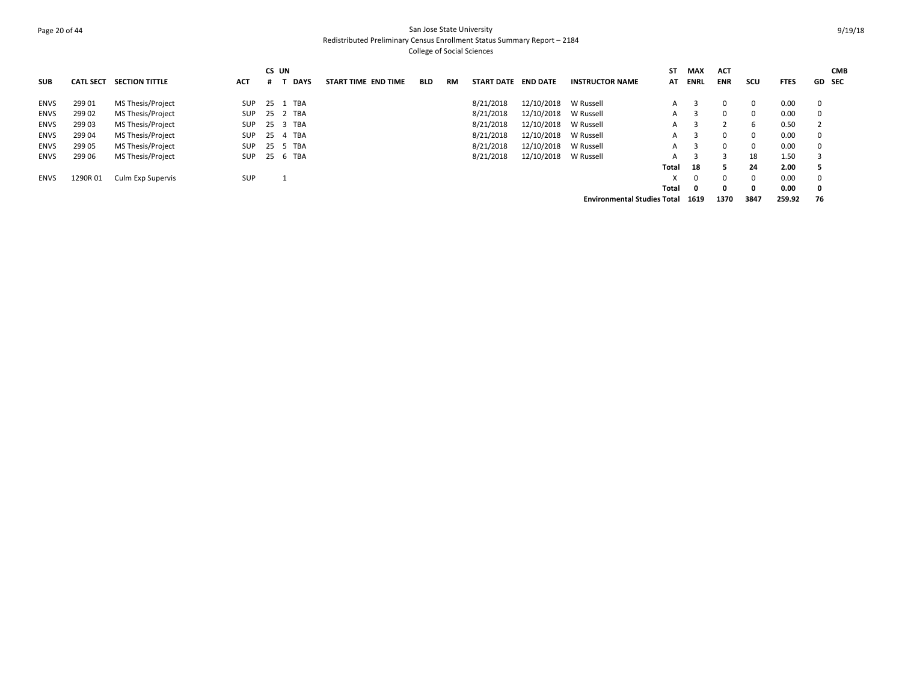| SUB | CATL SECT | SECTION TITTLE | ACT | CS # | UN T | DAYS | START TIME | END TIME | BLD | RM | START DATE | END DATE | INSTRUCTOR NAME | ST AT | MAX ENRL | ACT ENR | SCU | FTES | GD | CMB SEC |
|---|---|---|---|---|---|---|---|---|---|---|---|---|---|---|---|---|---|---|---|---|
| ENVS | 299 01 | MS Thesis/Project | SUP | 25 | 1 | TBA | | | | | 8/21/2018 | 12/10/2018 | W Russell | A | 3 | 0 | 0 | 0.00 | 0 | |
| ENVS | 299 02 | MS Thesis/Project | SUP | 25 | 2 | TBA | | | | | 8/21/2018 | 12/10/2018 | W Russell | A | 3 | 0 | 0 | 0.00 | 0 | |
| ENVS | 299 03 | MS Thesis/Project | SUP | 25 | 3 | TBA | | | | | 8/21/2018 | 12/10/2018 | W Russell | A | 3 | 2 | 6 | 0.50 | 2 | |
| ENVS | 299 04 | MS Thesis/Project | SUP | 25 | 4 | TBA | | | | | 8/21/2018 | 12/10/2018 | W Russell | A | 3 | 0 | 0 | 0.00 | 0 | |
| ENVS | 299 05 | MS Thesis/Project | SUP | 25 | 5 | TBA | | | | | 8/21/2018 | 12/10/2018 | W Russell | A | 3 | 0 | 0 | 0.00 | 0 | |
| ENVS | 299 06 | MS Thesis/Project | SUP | 25 | 6 | TBA | | | | | 8/21/2018 | 12/10/2018 | W Russell | A | 3 | 3 | 18 | 1.50 | 3 | |
| | | | | | | | | | | | | | | **Total** | **18** | **5** | **24** | **2.00** | **5** | |
| ENVS | 1290R 01 | Culm Exp Supervis | SUP | | 1 | | | | | | | | | X | 0 | 0 | 0 | 0.00 | 0 | |
| | | | | | | | | | | | | | | **Total** | **0** | **0** | **0** | **0.00** | **0** | |
| | | | | | | | | | | | | | **Environmental Studies Total** | | **1619** | **1370** | **3847** | **259.92** | **76** | |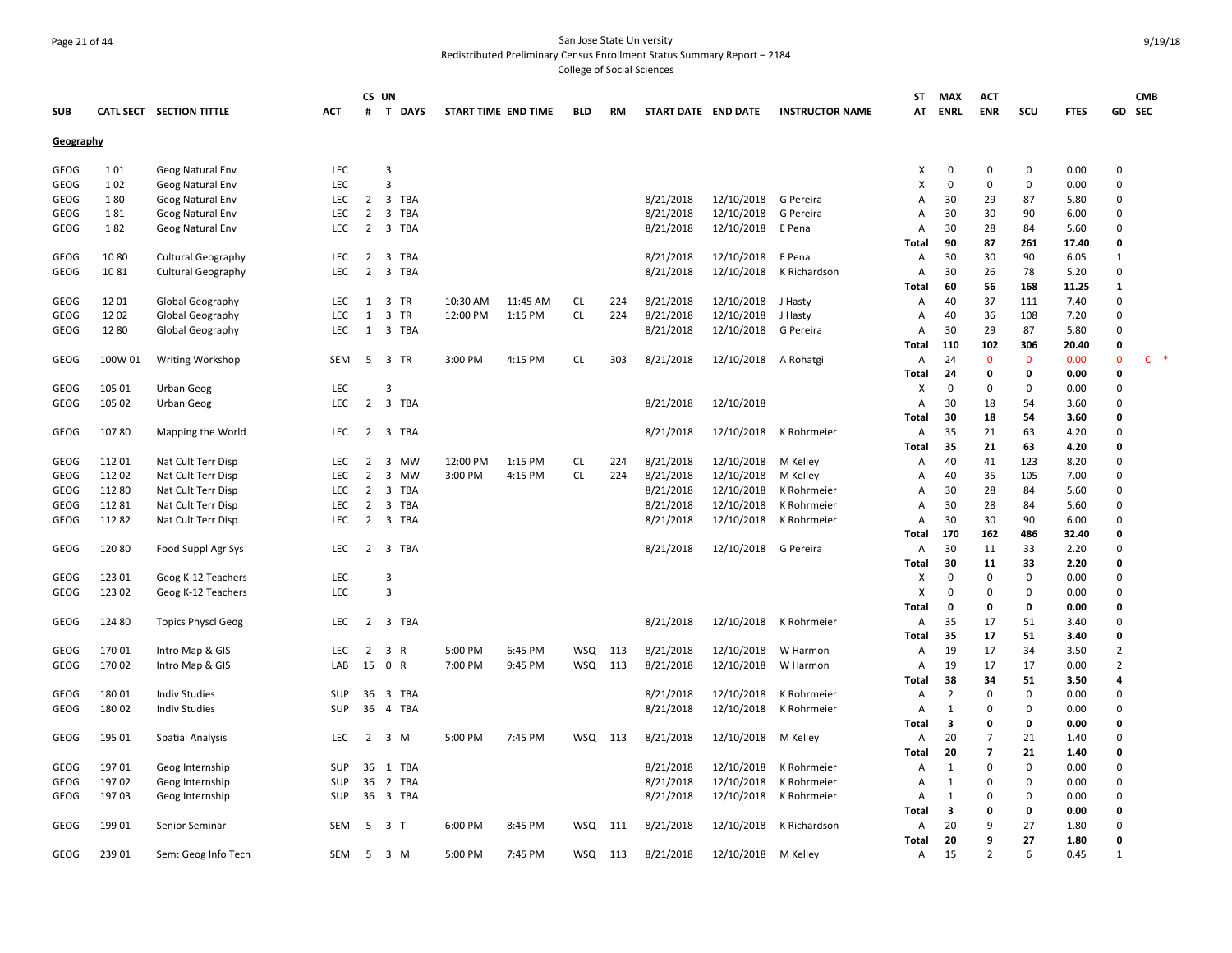San Jose State University

Redistributed Preliminary Census Enrollment Status Summary Report – 2184

College of Social Sciences

| SUB | CATL SECT | SECTION TITTLE | ACT | CS # | UN T | DAYS | START TIME | END TIME | BLD | RM | START DATE | END DATE | INSTRUCTOR NAME | ST AT | MAX ENRL | ACT ENR | SCU | FTES | GD | CMB SEC |
|---|---|---|---|---|---|---|---|---|---|---|---|---|---|---|---|---|---|---|---|---|
| **Geography** | | | | | | | | | | | | | | | | | | | | |
| GEOG | 1 01 | Geog Natural Env | LEC | | 3 | | | | | | | | | X | 0 | 0 | 0 | 0.00 | 0 | |
| GEOG | 1 02 | Geog Natural Env | LEC | | 3 | | | | | | | | | X | 0 | 0 | 0 | 0.00 | 0 | |
| GEOG | 1 80 | Geog Natural Env | LEC | 2 | 3 | TBA | | | | | 8/21/2018 | 12/10/2018 | G Pereira | A | 30 | 29 | 87 | 5.80 | 0 | |
| GEOG | 1 81 | Geog Natural Env | LEC | 2 | 3 | TBA | | | | | 8/21/2018 | 12/10/2018 | G Pereira | A | 30 | 30 | 90 | 6.00 | 0 | |
| GEOG | 1 82 | Geog Natural Env | LEC | 2 | 3 | TBA | | | | | 8/21/2018 | 12/10/2018 | E Pena | A | 30 | 28 | 84 | 5.60 | 0 | |
| | | | | | | | | | | | | | | **Total** | **90** | **87** | **261** | **17.40** | **0** | |
| GEOG | 10 80 | Cultural Geography | LEC | 2 | 3 | TBA | | | | | 8/21/2018 | 12/10/2018 | E Pena | A | 30 | 30 | 90 | 6.05 | 1 | |
| GEOG | 10 81 | Cultural Geography | LEC | 2 | 3 | TBA | | | | | 8/21/2018 | 12/10/2018 | K Richardson | A | 30 | 26 | 78 | 5.20 | 0 | |
| | | | | | | | | | | | | | | **Total** | **60** | **56** | **168** | **11.25** | **1** | |
| GEOG | 12 01 | Global Geography | LEC | 1 | 3 | TR | 10:30 AM | 11:45 AM | CL | 224 | 8/21/2018 | 12/10/2018 | J Hasty | A | 40 | 37 | 111 | 7.40 | 0 | |
| GEOG | 12 02 | Global Geography | LEC | 1 | 3 | TR | 12:00 PM | 1:15 PM | CL | 224 | 8/21/2018 | 12/10/2018 | J Hasty | A | 40 | 36 | 108 | 7.20 | 0 | |
| GEOG | 12 80 | Global Geography | LEC | 1 | 3 | TBA | | | | | 8/21/2018 | 12/10/2018 | G Pereira | A | 30 | 29 | 87 | 5.80 | 0 | |
| | | | | | | | | | | | | | | **Total** | **110** | **102** | **306** | **20.40** | **0** | |
| GEOG | 100W 01 | Writing Workshop | SEM | 5 | 3 | TR | 3:00 PM | 4:15 PM | CL | 303 | 8/21/2018 | 12/10/2018 | A Rohatgi | A | 24 | 0 | 0 | 0.00 | 0 | C * |
| | | | | | | | | | | | | | | **Total** | **24** | **0** | **0** | **0.00** | **0** | |
| GEOG | 105 01 | Urban Geog | LEC | | 3 | | | | | | | | | X | 0 | 0 | 0 | 0.00 | 0 | |
| GEOG | 105 02 | Urban Geog | LEC | 2 | 3 | TBA | | | | | 8/21/2018 | 12/10/2018 | | A | 30 | 18 | 54 | 3.60 | 0 | |
| | | | | | | | | | | | | | | **Total** | **30** | **18** | **54** | **3.60** | **0** | |
| GEOG | 107 80 | Mapping the World | LEC | 2 | 3 | TBA | | | | | 8/21/2018 | 12/10/2018 | K Rohrmeier | A | 35 | 21 | 63 | 4.20 | 0 | |
| | | | | | | | | | | | | | | **Total** | **35** | **21** | **63** | **4.20** | **0** | |
| GEOG | 112 01 | Nat Cult Terr Disp | LEC | 2 | 3 | MW | 12:00 PM | 1:15 PM | CL | 224 | 8/21/2018 | 12/10/2018 | M Kelley | A | 40 | 41 | 123 | 8.20 | 0 | |
| GEOG | 112 02 | Nat Cult Terr Disp | LEC | 2 | 3 | MW | 3:00 PM | 4:15 PM | CL | 224 | 8/21/2018 | 12/10/2018 | M Kelley | A | 40 | 35 | 105 | 7.00 | 0 | |
| GEOG | 112 80 | Nat Cult Terr Disp | LEC | 2 | 3 | TBA | | | | | 8/21/2018 | 12/10/2018 | K Rohrmeier | A | 30 | 28 | 84 | 5.60 | 0 | |
| GEOG | 112 81 | Nat Cult Terr Disp | LEC | 2 | 3 | TBA | | | | | 8/21/2018 | 12/10/2018 | K Rohrmeier | A | 30 | 28 | 84 | 5.60 | 0 | |
| GEOG | 112 82 | Nat Cult Terr Disp | LEC | 2 | 3 | TBA | | | | | 8/21/2018 | 12/10/2018 | K Rohrmeier | A | 30 | 30 | 90 | 6.00 | 0 | |
| | | | | | | | | | | | | | | **Total** | **170** | **162** | **486** | **32.40** | **0** | |
| GEOG | 120 80 | Food Suppl Agr Sys | LEC | 2 | 3 | TBA | | | | | 8/21/2018 | 12/10/2018 | G Pereira | A | 30 | 11 | 33 | 2.20 | 0 | |
| | | | | | | | | | | | | | | **Total** | **30** | **11** | **33** | **2.20** | **0** | |
| GEOG | 123 01 | Geog K-12 Teachers | LEC | | 3 | | | | | | | | | X | 0 | 0 | 0 | 0.00 | 0 | |
| GEOG | 123 02 | Geog K-12 Teachers | LEC | | 3 | | | | | | | | | X | 0 | 0 | 0 | 0.00 | 0 | |
| | | | | | | | | | | | | | | **Total** | **0** | **0** | **0** | **0.00** | **0** | |
| GEOG | 124 80 | Topics Physcl Geog | LEC | 2 | 3 | TBA | | | | | 8/21/2018 | 12/10/2018 | K Rohrmeier | A | 35 | 17 | 51 | 3.40 | 0 | |
| | | | | | | | | | | | | | | **Total** | **35** | **17** | **51** | **3.40** | **0** | |
| GEOG | 170 01 | Intro Map & GIS | LEC | 2 | 3 | R | 5:00 PM | 6:45 PM | WSQ | 113 | 8/21/2018 | 12/10/2018 | W Harmon | A | 19 | 17 | 34 | 3.50 | 2 | |
| GEOG | 170 02 | Intro Map & GIS | LAB | 15 | 0 | R | 7:00 PM | 9:45 PM | WSQ | 113 | 8/21/2018 | 12/10/2018 | W Harmon | A | 19 | 17 | 17 | 0.00 | 2 | |
| | | | | | | | | | | | | | | **Total** | **38** | **34** | **51** | **3.50** | **4** | |
| GEOG | 180 01 | Indiv Studies | SUP | 36 | 3 | TBA | | | | | 8/21/2018 | 12/10/2018 | K Rohrmeier | A | 2 | 0 | 0 | 0.00 | 0 | |
| GEOG | 180 02 | Indiv Studies | SUP | 36 | 4 | TBA | | | | | 8/21/2018 | 12/10/2018 | K Rohrmeier | A | 1 | 0 | 0 | 0.00 | 0 | |
| | | | | | | | | | | | | | | **Total** | **3** | **0** | **0** | **0.00** | **0** | |
| GEOG | 195 01 | Spatial Analysis | LEC | 2 | 3 | M | 5:00 PM | 7:45 PM | WSQ | 113 | 8/21/2018 | 12/10/2018 | M Kelley | A | 20 | 7 | 21 | 1.40 | 0 | |
| | | | | | | | | | | | | | | **Total** | **20** | **7** | **21** | **1.40** | **0** | |
| GEOG | 197 01 | Geog Internship | SUP | 36 | 1 | TBA | | | | | 8/21/2018 | 12/10/2018 | K Rohrmeier | A | 1 | 0 | 0 | 0.00 | 0 | |
| GEOG | 197 02 | Geog Internship | SUP | 36 | 2 | TBA | | | | | 8/21/2018 | 12/10/2018 | K Rohrmeier | A | 1 | 0 | 0 | 0.00 | 0 | |
| GEOG | 197 03 | Geog Internship | SUP | 36 | 3 | TBA | | | | | 8/21/2018 | 12/10/2018 | K Rohrmeier | A | 1 | 0 | 0 | 0.00 | 0 | |
| | | | | | | | | | | | | | | **Total** | **3** | **0** | **0** | **0.00** | **0** | |
| GEOG | 199 01 | Senior Seminar | SEM | 5 | 3 | T | 6:00 PM | 8:45 PM | WSQ | 111 | 8/21/2018 | 12/10/2018 | K Richardson | A | 20 | 9 | 27 | 1.80 | 0 | |
| | | | | | | | | | | | | | | **Total** | **20** | **9** | **27** | **1.80** | **0** | |
| GEOG | 239 01 | Sem: Geog Info Tech | SEM | 5 | 3 | M | 5:00 PM | 7:45 PM | WSQ | 113 | 8/21/2018 | 12/10/2018 | M Kelley | A | 15 | 2 | 6 | 0.45 | 1 | |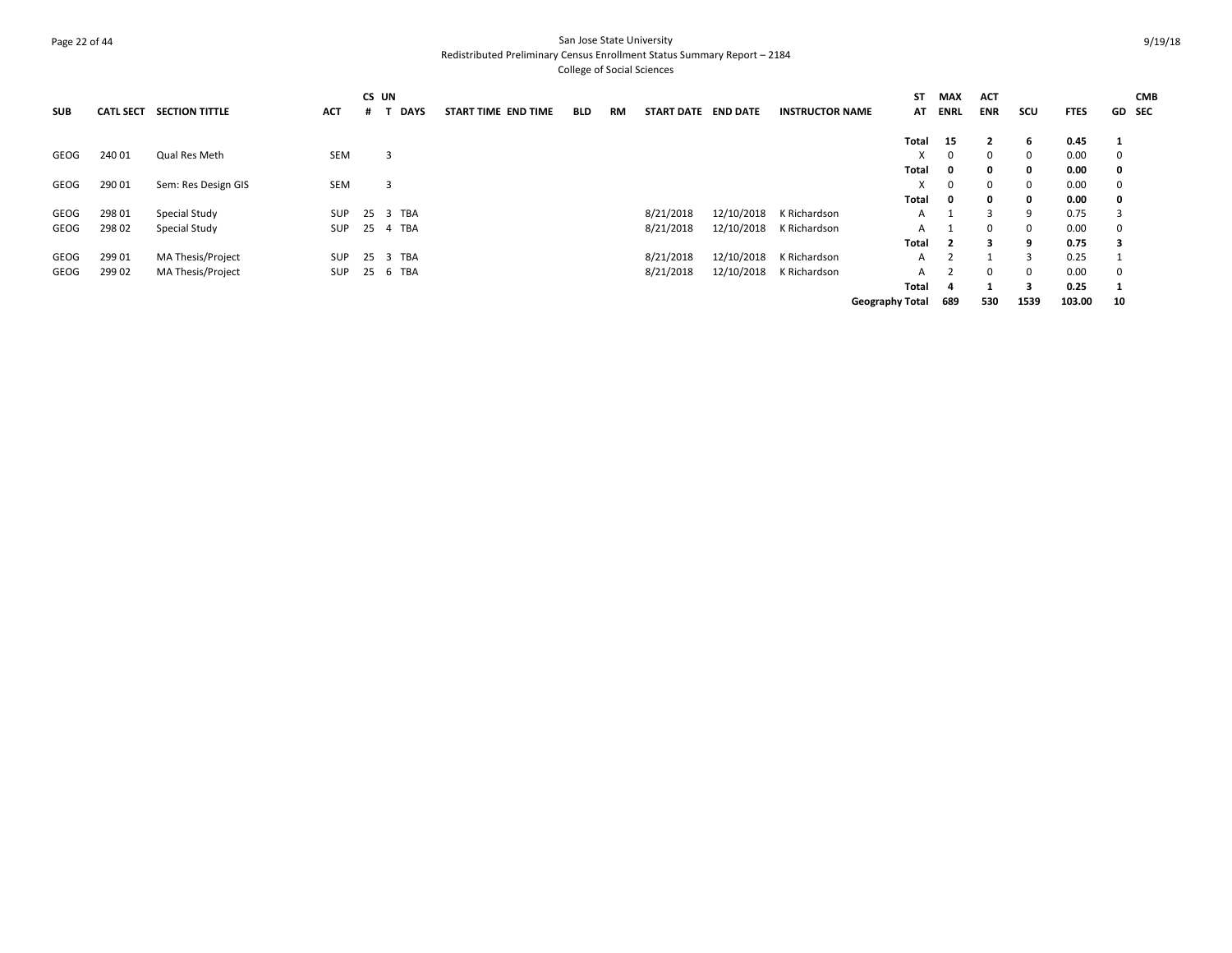San Jose State University
Redistributed Preliminary Census Enrollment Status Summary Report – 2184
College of Social Sciences

| SUB | CATL SECT | SECTION TITTLE | ACT | CS # | UN T | DAYS | START TIME | END TIME | BLD | RM | START DATE | END DATE | INSTRUCTOR NAME | ST AT | MAX ENRL | ACT ENR | SCU | FTES | GD | CMB SEC |
|---|---|---|---|---|---|---|---|---|---|---|---|---|---|---|---|---|---|---|---|---|
| | | | | | | | | | | | | | | **Total** | **15** | **2** | **6** | **0.45** | **1** | |
| GEOG | 240 01 | Qual Res Meth | SEM | | 3 | | | | | | | | | X | 0 | 0 | 0 | 0.00 | 0 | |
| | | | | | | | | | | | | | | **Total** | **0** | **0** | **0** | **0.00** | **0** | |
| GEOG | 290 01 | Sem: Res Design GIS | SEM | | 3 | | | | | | | | | X | 0 | 0 | 0 | 0.00 | 0 | |
| | | | | | | | | | | | | | | **Total** | **0** | **0** | **0** | **0.00** | **0** | |
| GEOG | 298 01 | Special Study | SUP | 25 | 3 | TBA | | | | | 8/21/2018 | 12/10/2018 | K Richardson | A | 1 | 3 | 9 | 0.75 | 3 | |
| GEOG | 298 02 | Special Study | SUP | 25 | 4 | TBA | | | | | 8/21/2018 | 12/10/2018 | K Richardson | A | 1 | 0 | 0 | 0.00 | 0 | |
| | | | | | | | | | | | | | | **Total** | **2** | **3** | **9** | **0.75** | **3** | |
| GEOG | 299 01 | MA Thesis/Project | SUP | 25 | 3 | TBA | | | | | 8/21/2018 | 12/10/2018 | K Richardson | A | 2 | 1 | 3 | 0.25 | 1 | |
| GEOG | 299 02 | MA Thesis/Project | SUP | 25 | 6 | TBA | | | | | 8/21/2018 | 12/10/2018 | K Richardson | A | 2 | 0 | 0 | 0.00 | 0 | |
| | | | | | | | | | | | | | | **Total** | **4** | **1** | **3** | **0.25** | **1** | |
| | | | | | | | | | | | | | | **Geography Total** | **689** | **530** | **1539** | **103.00** | **10** | |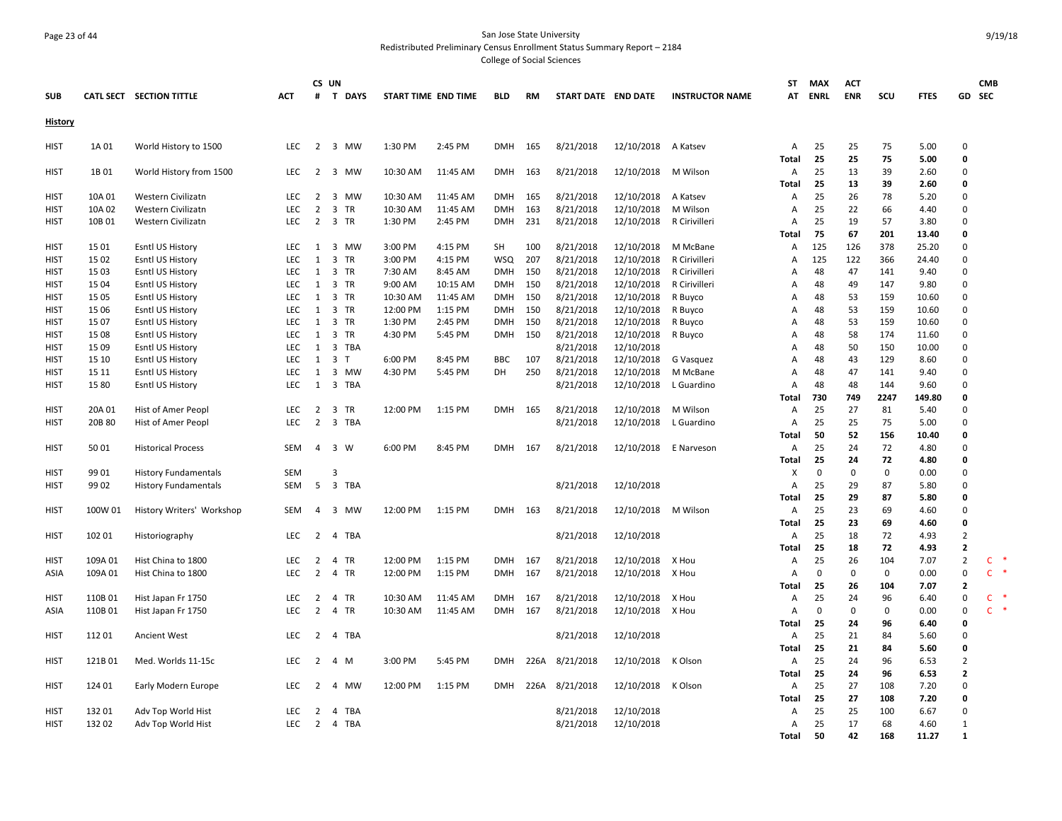San Jose State University

Redistributed Preliminary Census Enrollment Status Summary Report – 2184

College of Social Sciences

9/19/18

| SUB | CATL SECT | SECTION TITTLE | ACT | CS # | UN T | DAYS | START TIME | END TIME | BLD | RM | START DATE | END DATE | INSTRUCTOR NAME | ST AT | MAX ENRL | ACT ENR | SCU | FTES | GD | CMB SEC |
|---|---|---|---|---|---|---|---|---|---|---|---|---|---|---|---|---|---|---|---|---|
| **History** | | | | | | | | | | | | | | | | | | | | |
| HIST | 1A 01 | World History to 1500 | LEC | 2 | 3 | MW | 1:30 PM | 2:45 PM | DMH | 165 | 8/21/2018 | 12/10/2018 | A Katsev | A | 25 | 25 | 75 | 5.00 | 0 | |
| | | | | | | | | | | | | | | **Total** | **25** | **25** | **75** | **5.00** | **0** | |
| HIST | 1B 01 | World History from 1500 | LEC | 2 | 3 | MW | 10:30 AM | 11:45 AM | DMH | 163 | 8/21/2018 | 12/10/2018 | M Wilson | A | 25 | 13 | 39 | 2.60 | 0 | |
| | | | | | | | | | | | | | | **Total** | **25** | **13** | **39** | **2.60** | **0** | |
| HIST | 10A 01 | Western Civilizatn | LEC | 2 | 3 | MW | 10:30 AM | 11:45 AM | DMH | 165 | 8/21/2018 | 12/10/2018 | A Katsev | A | 25 | 26 | 78 | 5.20 | 0 | |
| HIST | 10A 02 | Western Civilizatn | LEC | 2 | 3 | TR | 10:30 AM | 11:45 AM | DMH | 163 | 8/21/2018 | 12/10/2018 | M Wilson | A | 25 | 22 | 66 | 4.40 | 0 | |
| HIST | 10B 01 | Western Civilizatn | LEC | 2 | 3 | TR | 1:30 PM | 2:45 PM | DMH | 231 | 8/21/2018 | 12/10/2018 | R Cirivilleri | A | 25 | 19 | 57 | 3.80 | 0 | |
| | | | | | | | | | | | | | | **Total** | **75** | **67** | **201** | **13.40** | **0** | |
| HIST | 15 01 | Esntl US History | LEC | 1 | 3 | MW | 3:00 PM | 4:15 PM | SH | 100 | 8/21/2018 | 12/10/2018 | M McBane | A | 125 | 126 | 378 | 25.20 | 0 | |
| HIST | 15 02 | Esntl US History | LEC | 1 | 3 | TR | 3:00 PM | 4:15 PM | WSQ | 207 | 8/21/2018 | 12/10/2018 | R Cirivilleri | A | 125 | 122 | 366 | 24.40 | 0 | |
| HIST | 15 03 | Esntl US History | LEC | 1 | 3 | TR | 7:30 AM | 8:45 AM | DMH | 150 | 8/21/2018 | 12/10/2018 | R Cirivilleri | A | 48 | 47 | 141 | 9.40 | 0 | |
| HIST | 15 04 | Esntl US History | LEC | 1 | 3 | TR | 9:00 AM | 10:15 AM | DMH | 150 | 8/21/2018 | 12/10/2018 | R Cirivilleri | A | 48 | 49 | 147 | 9.80 | 0 | |
| HIST | 15 05 | Esntl US History | LEC | 1 | 3 | TR | 10:30 AM | 11:45 AM | DMH | 150 | 8/21/2018 | 12/10/2018 | R Buyco | A | 48 | 53 | 159 | 10.60 | 0 | |
| HIST | 15 06 | Esntl US History | LEC | 1 | 3 | TR | 12:00 PM | 1:15 PM | DMH | 150 | 8/21/2018 | 12/10/2018 | R Buyco | A | 48 | 53 | 159 | 10.60 | 0 | |
| HIST | 15 07 | Esntl US History | LEC | 1 | 3 | TR | 1:30 PM | 2:45 PM | DMH | 150 | 8/21/2018 | 12/10/2018 | R Buyco | A | 48 | 53 | 159 | 10.60 | 0 | |
| HIST | 15 08 | Esntl US History | LEC | 1 | 3 | TR | 4:30 PM | 5:45 PM | DMH | 150 | 8/21/2018 | 12/10/2018 | R Buyco | A | 48 | 58 | 174 | 11.60 | 0 | |
| HIST | 15 09 | Esntl US History | LEC | 1 | 3 | TBA | | | | | 8/21/2018 | 12/10/2018 | | A | 48 | 50 | 150 | 10.00 | 0 | |
| HIST | 15 10 | Esntl US History | LEC | 1 | 3 | T | 6:00 PM | 8:45 PM | BBC | 107 | 8/21/2018 | 12/10/2018 | G Vasquez | A | 48 | 43 | 129 | 8.60 | 0 | |
| HIST | 15 11 | Esntl US History | LEC | 1 | 3 | MW | 4:30 PM | 5:45 PM | DH | 250 | 8/21/2018 | 12/10/2018 | M McBane | A | 48 | 47 | 141 | 9.40 | 0 | |
| HIST | 15 80 | Esntl US History | LEC | 1 | 3 | TBA | | | | | 8/21/2018 | 12/10/2018 | L Guardino | A | 48 | 48 | 144 | 9.60 | 0 | |
| | | | | | | | | | | | | | | **Total** | **730** | **749** | **2247** | **149.80** | **0** | |
| HIST | 20A 01 | Hist of Amer Peopl | LEC | 2 | 3 | TR | 12:00 PM | 1:15 PM | DMH | 165 | 8/21/2018 | 12/10/2018 | M Wilson | A | 25 | 27 | 81 | 5.40 | 0 | |
| HIST | 20B 80 | Hist of Amer Peopl | LEC | 2 | 3 | TBA | | | | | 8/21/2018 | 12/10/2018 | L Guardino | A | 25 | 25 | 75 | 5.00 | 0 | |
| | | | | | | | | | | | | | | **Total** | **50** | **52** | **156** | **10.40** | **0** | |
| HIST | 50 01 | Historical Process | SEM | 4 | 3 | W | 6:00 PM | 8:45 PM | DMH | 167 | 8/21/2018 | 12/10/2018 | E Narveson | A | 25 | 24 | 72 | 4.80 | 0 | |
| | | | | | | | | | | | | | | **Total** | **25** | **24** | **72** | **4.80** | **0** | |
| HIST | 99 01 | History Fundamentals | SEM | | 3 | | | | | | | | | X | 0 | 0 | 0 | 0.00 | 0 | |
| HIST | 99 02 | History Fundamentals | SEM | 5 | 3 | TBA | | | | | 8/21/2018 | 12/10/2018 | | A | 25 | 29 | 87 | 5.80 | 0 | |
| | | | | | | | | | | | | | | **Total** | **25** | **29** | **87** | **5.80** | **0** | |
| HIST | 100W 01 | History Writers' Workshop | SEM | 4 | 3 | MW | 12:00 PM | 1:15 PM | DMH | 163 | 8/21/2018 | 12/10/2018 | M Wilson | A | 25 | 23 | 69 | 4.60 | 0 | |
| | | | | | | | | | | | | | | **Total** | **25** | **23** | **69** | **4.60** | **0** | |
| HIST | 102 01 | Historiography | LEC | 2 | 4 | TBA | | | | | 8/21/2018 | 12/10/2018 | | A | 25 | 18 | 72 | 4.93 | 2 | |
| | | | | | | | | | | | | | | **Total** | **25** | **18** | **72** | **4.93** | **2** | |
| HIST | 109A 01 | Hist China to 1800 | LEC | 2 | 4 | TR | 12:00 PM | 1:15 PM | DMH | 167 | 8/21/2018 | 12/10/2018 | X Hou | A | 25 | 26 | 104 | 7.07 | 2 | C * |
| ASIA | 109A 01 | Hist China to 1800 | LEC | 2 | 4 | TR | 12:00 PM | 1:15 PM | DMH | 167 | 8/21/2018 | 12/10/2018 | X Hou | A | 0 | 0 | 0 | 0.00 | 0 | C * |
| | | | | | | | | | | | | | | **Total** | **25** | **26** | **104** | **7.07** | **2** | |
| HIST | 110B 01 | Hist Japan Fr 1750 | LEC | 2 | 4 | TR | 10:30 AM | 11:45 AM | DMH | 167 | 8/21/2018 | 12/10/2018 | X Hou | A | 25 | 24 | 96 | 6.40 | 0 | C * |
| ASIA | 110B 01 | Hist Japan Fr 1750 | LEC | 2 | 4 | TR | 10:30 AM | 11:45 AM | DMH | 167 | 8/21/2018 | 12/10/2018 | X Hou | A | 0 | 0 | 0 | 0.00 | 0 | C * |
| | | | | | | | | | | | | | | **Total** | **25** | **24** | **96** | **6.40** | **0** | |
| HIST | 112 01 | Ancient West | LEC | 2 | 4 | TBA | | | | | 8/21/2018 | 12/10/2018 | | A | 25 | 21 | 84 | 5.60 | 0 | |
| | | | | | | | | | | | | | | **Total** | **25** | **21** | **84** | **5.60** | **0** | |
| HIST | 121B 01 | Med. Worlds 11-15c | LEC | 2 | 4 | M | 3:00 PM | 5:45 PM | DMH | 226A | 8/21/2018 | 12/10/2018 | K Olson | A | 25 | 24 | 96 | 6.53 | 2 | |
| | | | | | | | | | | | | | | **Total** | **25** | **24** | **96** | **6.53** | **2** | |
| HIST | 124 01 | Early Modern Europe | LEC | 2 | 4 | MW | 12:00 PM | 1:15 PM | DMH | 226A | 8/21/2018 | 12/10/2018 | K Olson | A | 25 | 27 | 108 | 7.20 | 0 | |
| | | | | | | | | | | | | | | **Total** | **25** | **27** | **108** | **7.20** | **0** | |
| HIST | 132 01 | Adv Top World Hist | LEC | 2 | 4 | TBA | | | | | 8/21/2018 | 12/10/2018 | | A | 25 | 25 | 100 | 6.67 | 0 | |
| HIST | 132 02 | Adv Top World Hist | LEC | 2 | 4 | TBA | | | | | 8/21/2018 | 12/10/2018 | | A | 25 | 17 | 68 | 4.60 | 1 | |
| | | | | | | | | | | | | | | **Total** | **50** | **42** | **168** | **11.27** | **1** | |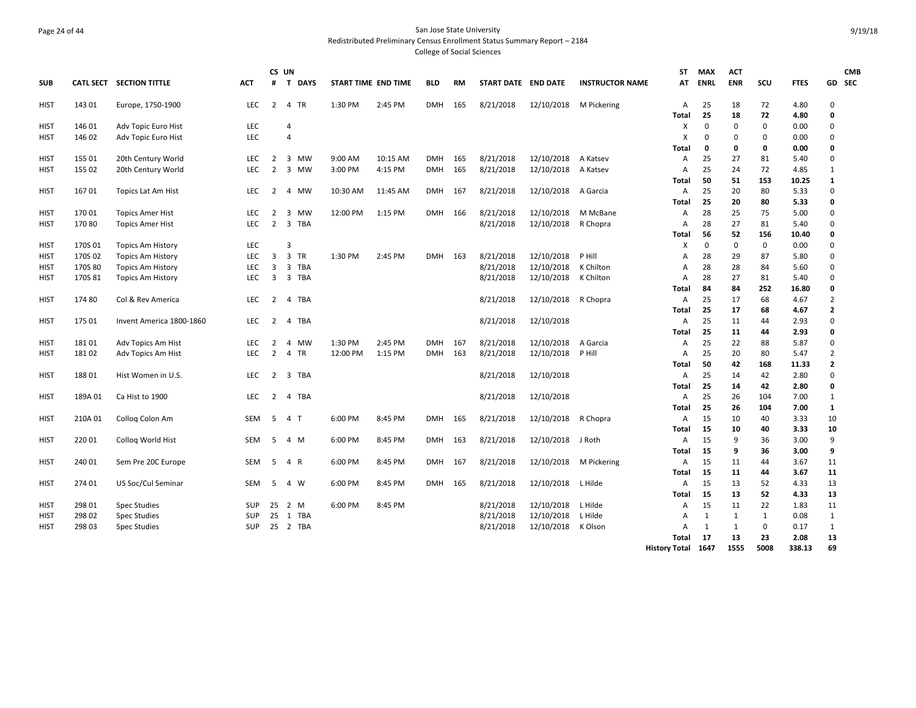San Jose State University

Redistributed Preliminary Census Enrollment Status Summary Report – 2184

College of Social Sciences

| SUB | CATL SECT | SECTION TITTLE | ACT | CS # | UN T | DAYS | START TIME | END TIME | BLD | RM | START DATE | END DATE | INSTRUCTOR NAME | ST AT | MAX ENRL | ACT ENR | SCU | FTES | GD | CMB SEC |
|---|---|---|---|---|---|---|---|---|---|---|---|---|---|---|---|---|---|---|---|---|
| HIST | 143 01 | Europe, 1750-1900 | LEC | 2 | 4 | TR | 1:30 PM | 2:45 PM | DMH | 165 | 8/21/2018 | 12/10/2018 | M Pickering | A | 25 | 18 | 72 | 4.80 | 0 | |
| | | | | | | | | | | | | | | **Total** | **25** | **18** | **72** | **4.80** | **0** | |
| HIST | 146 01 | Adv Topic Euro Hist | LEC | | 4 | | | | | | | | | X | 0 | 0 | 0 | 0.00 | 0 | |
| HIST | 146 02 | Adv Topic Euro Hist | LEC | | 4 | | | | | | | | | X | 0 | 0 | 0 | 0.00 | 0 | |
| | | | | | | | | | | | | | | **Total** | **0** | **0** | **0** | **0.00** | **0** | |
| HIST | 155 01 | 20th Century World | LEC | 2 | 3 | MW | 9:00 AM | 10:15 AM | DMH | 165 | 8/21/2018 | 12/10/2018 | A Katsev | A | 25 | 27 | 81 | 5.40 | 0 | |
| HIST | 155 02 | 20th Century World | LEC | 2 | 3 | MW | 3:00 PM | 4:15 PM | DMH | 165 | 8/21/2018 | 12/10/2018 | A Katsev | A | 25 | 24 | 72 | 4.85 | 1 | |
| | | | | | | | | | | | | | | **Total** | **50** | **51** | **153** | **10.25** | **1** | |
| HIST | 167 01 | Topics Lat Am Hist | LEC | 2 | 4 | MW | 10:30 AM | 11:45 AM | DMH | 167 | 8/21/2018 | 12/10/2018 | A Garcia | A | 25 | 20 | 80 | 5.33 | 0 | |
| | | | | | | | | | | | | | | **Total** | **25** | **20** | **80** | **5.33** | **0** | |
| HIST | 170 01 | Topics Amer Hist | LEC | 2 | 3 | MW | 12:00 PM | 1:15 PM | DMH | 166 | 8/21/2018 | 12/10/2018 | M McBane | A | 28 | 25 | 75 | 5.00 | 0 | |
| HIST | 170 80 | Topics Amer Hist | LEC | 2 | 3 | TBA | | | | | 8/21/2018 | 12/10/2018 | R Chopra | A | 28 | 27 | 81 | 5.40 | 0 | |
| | | | | | | | | | | | | | | **Total** | **56** | **52** | **156** | **10.40** | **0** | |
| HIST | 170S 01 | Topics Am History | LEC | | 3 | | | | | | | | | X | 0 | 0 | 0 | 0.00 | 0 | |
| HIST | 170S 02 | Topics Am History | LEC | 3 | 3 | TR | 1:30 PM | 2:45 PM | DMH | 163 | 8/21/2018 | 12/10/2018 | P Hill | A | 28 | 29 | 87 | 5.80 | 0 | |
| HIST | 170S 80 | Topics Am History | LEC | 3 | 3 | TBA | | | | | 8/21/2018 | 12/10/2018 | K Chilton | A | 28 | 28 | 84 | 5.60 | 0 | |
| HIST | 170S 81 | Topics Am History | LEC | 3 | 3 | TBA | | | | | 8/21/2018 | 12/10/2018 | K Chilton | A | 28 | 27 | 81 | 5.40 | 0 | |
| | | | | | | | | | | | | | | **Total** | **84** | **84** | **252** | **16.80** | **0** | |
| HIST | 174 80 | Col & Rev America | LEC | 2 | 4 | TBA | | | | | 8/21/2018 | 12/10/2018 | R Chopra | A | 25 | 17 | 68 | 4.67 | 2 | |
| | | | | | | | | | | | | | | **Total** | **25** | **17** | **68** | **4.67** | **2** | |
| HIST | 175 01 | Invent America 1800-1860 | LEC | 2 | 4 | TBA | | | | | 8/21/2018 | 12/10/2018 | | A | 25 | 11 | 44 | 2.93 | 0 | |
| | | | | | | | | | | | | | | **Total** | **25** | **11** | **44** | **2.93** | **0** | |
| HIST | 181 01 | Adv Topics Am Hist | LEC | 2 | 4 | MW | 1:30 PM | 2:45 PM | DMH | 167 | 8/21/2018 | 12/10/2018 | A Garcia | A | 25 | 22 | 88 | 5.87 | 0 | |
| HIST | 181 02 | Adv Topics Am Hist | LEC | 2 | 4 | TR | 12:00 PM | 1:15 PM | DMH | 163 | 8/21/2018 | 12/10/2018 | P Hill | A | 25 | 20 | 80 | 5.47 | 2 | |
| | | | | | | | | | | | | | | **Total** | **50** | **42** | **168** | **11.33** | **2** | |
| HIST | 188 01 | Hist Women in U.S. | LEC | 2 | 3 | TBA | | | | | 8/21/2018 | 12/10/2018 | | A | 25 | 14 | 42 | 2.80 | 0 | |
| | | | | | | | | | | | | | | **Total** | **25** | **14** | **42** | **2.80** | **0** | |
| HIST | 189A 01 | Ca Hist to 1900 | LEC | 2 | 4 | TBA | | | | | 8/21/2018 | 12/10/2018 | | A | 25 | 26 | 104 | 7.00 | 1 | |
| | | | | | | | | | | | | | | **Total** | **25** | **26** | **104** | **7.00** | **1** | |
| HIST | 210A 01 | Colloq Colon Am | SEM | 5 | 4 | T | 6:00 PM | 8:45 PM | DMH | 165 | 8/21/2018 | 12/10/2018 | R Chopra | A | 15 | 10 | 40 | 3.33 | 10 | |
| | | | | | | | | | | | | | | **Total** | **15** | **10** | **40** | **3.33** | **10** | |
| HIST | 220 01 | Colloq World Hist | SEM | 5 | 4 | M | 6:00 PM | 8:45 PM | DMH | 163 | 8/21/2018 | 12/10/2018 | J Roth | A | 15 | 9 | 36 | 3.00 | 9 | |
| | | | | | | | | | | | | | | **Total** | **15** | **9** | **36** | **3.00** | **9** | |
| HIST | 240 01 | Sem Pre 20C Europe | SEM | 5 | 4 | R | 6:00 PM | 8:45 PM | DMH | 167 | 8/21/2018 | 12/10/2018 | M Pickering | A | 15 | 11 | 44 | 3.67 | 11 | |
| | | | | | | | | | | | | | | **Total** | **15** | **11** | **44** | **3.67** | **11** | |
| HIST | 274 01 | US Soc/Cul Seminar | SEM | 5 | 4 | W | 6:00 PM | 8:45 PM | DMH | 165 | 8/21/2018 | 12/10/2018 | L Hilde | A | 15 | 13 | 52 | 4.33 | 13 | |
| | | | | | | | | | | | | | | **Total** | **15** | **13** | **52** | **4.33** | **13** | |
| HIST | 298 01 | Spec Studies | SUP | 25 | 2 | M | 6:00 PM | 8:45 PM | | | 8/21/2018 | 12/10/2018 | L Hilde | A | 15 | 11 | 22 | 1.83 | 11 | |
| HIST | 298 02 | Spec Studies | SUP | 25 | 1 | TBA | | | | | 8/21/2018 | 12/10/2018 | L Hilde | A | 1 | 1 | 1 | 0.08 | 1 | |
| HIST | 298 03 | Spec Studies | SUP | 25 | 2 | TBA | | | | | 8/21/2018 | 12/10/2018 | K Olson | A | 1 | 1 | 0 | 0.17 | 1 | |
| | | | | | | | | | | | | | | **Total** | **17** | **13** | **23** | **2.08** | **13** | |
| | | | | | | | | | | | | | | **History Total** | **1647** | **1555** | **5008** | **338.13** | **69** | |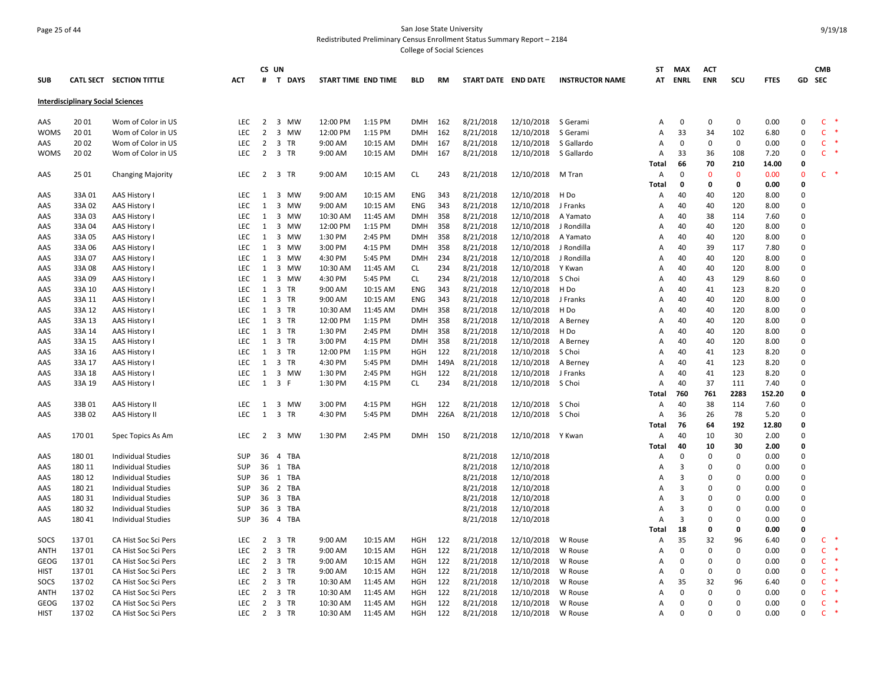San Jose State University

Redistributed Preliminary Census Enrollment Status Summary Report – 2184

College of Social Sciences

| SUB | CATL SECT | SECTION TITTLE | ACT | CS # | UN T | DAYS | START TIME | END TIME | BLD | RM | START DATE | END DATE | INSTRUCTOR NAME | ST AT | MAX ENRL | ACT ENR | SCU | FTES | GD | CMB SEC |
|---|---|---|---|---|---|---|---|---|---|---|---|---|---|---|---|---|---|---|---|---|
| **Interdisciplinary Social Sciences** | | | | | | | | | | | | | | | | | | | | |
| AAS | 20 01 | Wom of Color in US | LEC | 2 | 3 | MW | 12:00 PM | 1:15 PM | DMH | 162 | 8/21/2018 | 12/10/2018 | S Gerami | A | 0 | 0 | 0 | 0.00 | 0 | C * |
| WOMS | 20 01 | Wom of Color in US | LEC | 2 | 3 | MW | 12:00 PM | 1:15 PM | DMH | 162 | 8/21/2018 | 12/10/2018 | S Gerami | A | 33 | 34 | 102 | 6.80 | 0 | C * |
| AAS | 20 02 | Wom of Color in US | LEC | 2 | 3 | TR | 9:00 AM | 10:15 AM | DMH | 167 | 8/21/2018 | 12/10/2018 | S Gallardo | A | 0 | 0 | 0 | 0.00 | 0 | C * |
| WOMS | 20 02 | Wom of Color in US | LEC | 2 | 3 | TR | 9:00 AM | 10:15 AM | DMH | 167 | 8/21/2018 | 12/10/2018 | S Gallardo | A | 33 | 36 | 108 | 7.20 | 0 | C * |
| | | | | | | | | | | | | | | Total | 66 | 70 | 210 | 14.00 | 0 | |
| AAS | 25 01 | Changing Majority | LEC | 2 | 3 | TR | 9:00 AM | 10:15 AM | CL | 243 | 8/21/2018 | 12/10/2018 | M Tran | A | 0 | 0 | 0 | 0.00 | 0 | C * |
| | | | | | | | | | | | | | | Total | 0 | 0 | 0 | 0.00 | 0 | |
| AAS | 33A 01 | AAS History I | LEC | 1 | 3 | MW | 9:00 AM | 10:15 AM | ENG | 343 | 8/21/2018 | 12/10/2018 | H Do | A | 40 | 40 | 120 | 8.00 | 0 | |
| AAS | 33A 02 | AAS History I | LEC | 1 | 3 | MW | 9:00 AM | 10:15 AM | ENG | 343 | 8/21/2018 | 12/10/2018 | J Franks | A | 40 | 40 | 120 | 8.00 | 0 | |
| AAS | 33A 03 | AAS History I | LEC | 1 | 3 | MW | 10:30 AM | 11:45 AM | DMH | 358 | 8/21/2018 | 12/10/2018 | A Yamato | A | 40 | 38 | 114 | 7.60 | 0 | |
| AAS | 33A 04 | AAS History I | LEC | 1 | 3 | MW | 12:00 PM | 1:15 PM | DMH | 358 | 8/21/2018 | 12/10/2018 | J Rondilla | A | 40 | 40 | 120 | 8.00 | 0 | |
| AAS | 33A 05 | AAS History I | LEC | 1 | 3 | MW | 1:30 PM | 2:45 PM | DMH | 358 | 8/21/2018 | 12/10/2018 | A Yamato | A | 40 | 40 | 120 | 8.00 | 0 | |
| AAS | 33A 06 | AAS History I | LEC | 1 | 3 | MW | 3:00 PM | 4:15 PM | DMH | 358 | 8/21/2018 | 12/10/2018 | J Rondilla | A | 40 | 39 | 117 | 7.80 | 0 | |
| AAS | 33A 07 | AAS History I | LEC | 1 | 3 | MW | 4:30 PM | 5:45 PM | DMH | 234 | 8/21/2018 | 12/10/2018 | J Rondilla | A | 40 | 40 | 120 | 8.00 | 0 | |
| AAS | 33A 08 | AAS History I | LEC | 1 | 3 | MW | 10:30 AM | 11:45 AM | CL | 234 | 8/21/2018 | 12/10/2018 | Y Kwan | A | 40 | 40 | 120 | 8.00 | 0 | |
| AAS | 33A 09 | AAS History I | LEC | 1 | 3 | MW | 4:30 PM | 5:45 PM | CL | 234 | 8/21/2018 | 12/10/2018 | S Choi | A | 40 | 43 | 129 | 8.60 | 0 | |
| AAS | 33A 10 | AAS History I | LEC | 1 | 3 | TR | 9:00 AM | 10:15 AM | ENG | 343 | 8/21/2018 | 12/10/2018 | H Do | A | 40 | 41 | 123 | 8.20 | 0 | |
| AAS | 33A 11 | AAS History I | LEC | 1 | 3 | TR | 9:00 AM | 10:15 AM | ENG | 343 | 8/21/2018 | 12/10/2018 | J Franks | A | 40 | 40 | 120 | 8.00 | 0 | |
| AAS | 33A 12 | AAS History I | LEC | 1 | 3 | TR | 10:30 AM | 11:45 AM | DMH | 358 | 8/21/2018 | 12/10/2018 | H Do | A | 40 | 40 | 120 | 8.00 | 0 | |
| AAS | 33A 13 | AAS History I | LEC | 1 | 3 | TR | 12:00 PM | 1:15 PM | DMH | 358 | 8/21/2018 | 12/10/2018 | A Berney | A | 40 | 40 | 120 | 8.00 | 0 | |
| AAS | 33A 14 | AAS History I | LEC | 1 | 3 | TR | 1:30 PM | 2:45 PM | DMH | 358 | 8/21/2018 | 12/10/2018 | H Do | A | 40 | 40 | 120 | 8.00 | 0 | |
| AAS | 33A 15 | AAS History I | LEC | 1 | 3 | TR | 3:00 PM | 4:15 PM | DMH | 358 | 8/21/2018 | 12/10/2018 | A Berney | A | 40 | 40 | 120 | 8.00 | 0 | |
| AAS | 33A 16 | AAS History I | LEC | 1 | 3 | TR | 12:00 PM | 1:15 PM | HGH | 122 | 8/21/2018 | 12/10/2018 | S Choi | A | 40 | 41 | 123 | 8.20 | 0 | |
| AAS | 33A 17 | AAS History I | LEC | 1 | 3 | TR | 4:30 PM | 5:45 PM | DMH | 149A | 8/21/2018 | 12/10/2018 | A Berney | A | 40 | 41 | 123 | 8.20 | 0 | |
| AAS | 33A 18 | AAS History I | LEC | 1 | 3 | MW | 1:30 PM | 2:45 PM | HGH | 122 | 8/21/2018 | 12/10/2018 | J Franks | A | 40 | 41 | 123 | 8.20 | 0 | |
| AAS | 33A 19 | AAS History I | LEC | 1 | 3 | F | 1:30 PM | 4:15 PM | CL | 234 | 8/21/2018 | 12/10/2018 | S Choi | A | 40 | 37 | 111 | 7.40 | 0 | |
| | | | | | | | | | | | | | | Total | 760 | 761 | 2283 | 152.20 | 0 | |
| AAS | 33B 01 | AAS History II | LEC | 1 | 3 | MW | 3:00 PM | 4:15 PM | HGH | 122 | 8/21/2018 | 12/10/2018 | S Choi | A | 40 | 38 | 114 | 7.60 | 0 | |
| AAS | 33B 02 | AAS History II | LEC | 1 | 3 | TR | 4:30 PM | 5:45 PM | DMH | 226A | 8/21/2018 | 12/10/2018 | S Choi | A | 36 | 26 | 78 | 5.20 | 0 | |
| | | | | | | | | | | | | | | Total | 76 | 64 | 192 | 12.80 | 0 | |
| AAS | 170 01 | Spec Topics As Am | LEC | 2 | 3 | MW | 1:30 PM | 2:45 PM | DMH | 150 | 8/21/2018 | 12/10/2018 | Y Kwan | A | 40 | 10 | 30 | 2.00 | 0 | |
| | | | | | | | | | | | | | | Total | 40 | 10 | 30 | 2.00 | 0 | |
| AAS | 180 01 | Individual Studies | SUP | 36 | 4 | TBA | | | | | 8/21/2018 | 12/10/2018 | | A | 0 | 0 | 0 | 0.00 | 0 | |
| AAS | 180 11 | Individual Studies | SUP | 36 | 1 | TBA | | | | | 8/21/2018 | 12/10/2018 | | A | 3 | 0 | 0 | 0.00 | 0 | |
| AAS | 180 12 | Individual Studies | SUP | 36 | 1 | TBA | | | | | 8/21/2018 | 12/10/2018 | | A | 3 | 0 | 0 | 0.00 | 0 | |
| AAS | 180 21 | Individual Studies | SUP | 36 | 2 | TBA | | | | | 8/21/2018 | 12/10/2018 | | A | 3 | 0 | 0 | 0.00 | 0 | |
| AAS | 180 31 | Individual Studies | SUP | 36 | 3 | TBA | | | | | 8/21/2018 | 12/10/2018 | | A | 3 | 0 | 0 | 0.00 | 0 | |
| AAS | 180 32 | Individual Studies | SUP | 36 | 3 | TBA | | | | | 8/21/2018 | 12/10/2018 | | A | 3 | 0 | 0 | 0.00 | 0 | |
| AAS | 180 41 | Individual Studies | SUP | 36 | 4 | TBA | | | | | 8/21/2018 | 12/10/2018 | | A | 3 | 0 | 0 | 0.00 | 0 | |
| | | | | | | | | | | | | | | Total | 18 | 0 | 0 | 0.00 | 0 | |
| SOCS | 137 01 | CA Hist Soc Sci Pers | LEC | 2 | 3 | TR | 9:00 AM | 10:15 AM | HGH | 122 | 8/21/2018 | 12/10/2018 | W Rouse | A | 35 | 32 | 96 | 6.40 | 0 | C * |
| ANTH | 137 01 | CA Hist Soc Sci Pers | LEC | 2 | 3 | TR | 9:00 AM | 10:15 AM | HGH | 122 | 8/21/2018 | 12/10/2018 | W Rouse | A | 0 | 0 | 0 | 0.00 | 0 | C * |
| GEOG | 137 01 | CA Hist Soc Sci Pers | LEC | 2 | 3 | TR | 9:00 AM | 10:15 AM | HGH | 122 | 8/21/2018 | 12/10/2018 | W Rouse | A | 0 | 0 | 0 | 0.00 | 0 | C * |
| HIST | 137 01 | CA Hist Soc Sci Pers | LEC | 2 | 3 | TR | 9:00 AM | 10:15 AM | HGH | 122 | 8/21/2018 | 12/10/2018 | W Rouse | A | 0 | 0 | 0 | 0.00 | 0 | C * |
| SOCS | 137 02 | CA Hist Soc Sci Pers | LEC | 2 | 3 | TR | 10:30 AM | 11:45 AM | HGH | 122 | 8/21/2018 | 12/10/2018 | W Rouse | A | 35 | 32 | 96 | 6.40 | 0 | C * |
| ANTH | 137 02 | CA Hist Soc Sci Pers | LEC | 2 | 3 | TR | 10:30 AM | 11:45 AM | HGH | 122 | 8/21/2018 | 12/10/2018 | W Rouse | A | 0 | 0 | 0 | 0.00 | 0 | C * |
| GEOG | 137 02 | CA Hist Soc Sci Pers | LEC | 2 | 3 | TR | 10:30 AM | 11:45 AM | HGH | 122 | 8/21/2018 | 12/10/2018 | W Rouse | A | 0 | 0 | 0 | 0.00 | 0 | C * |
| HIST | 137 02 | CA Hist Soc Sci Pers | LEC | 2 | 3 | TR | 10:30 AM | 11:45 AM | HGH | 122 | 8/21/2018 | 12/10/2018 | W Rouse | A | 0 | 0 | 0 | 0.00 | 0 | C * |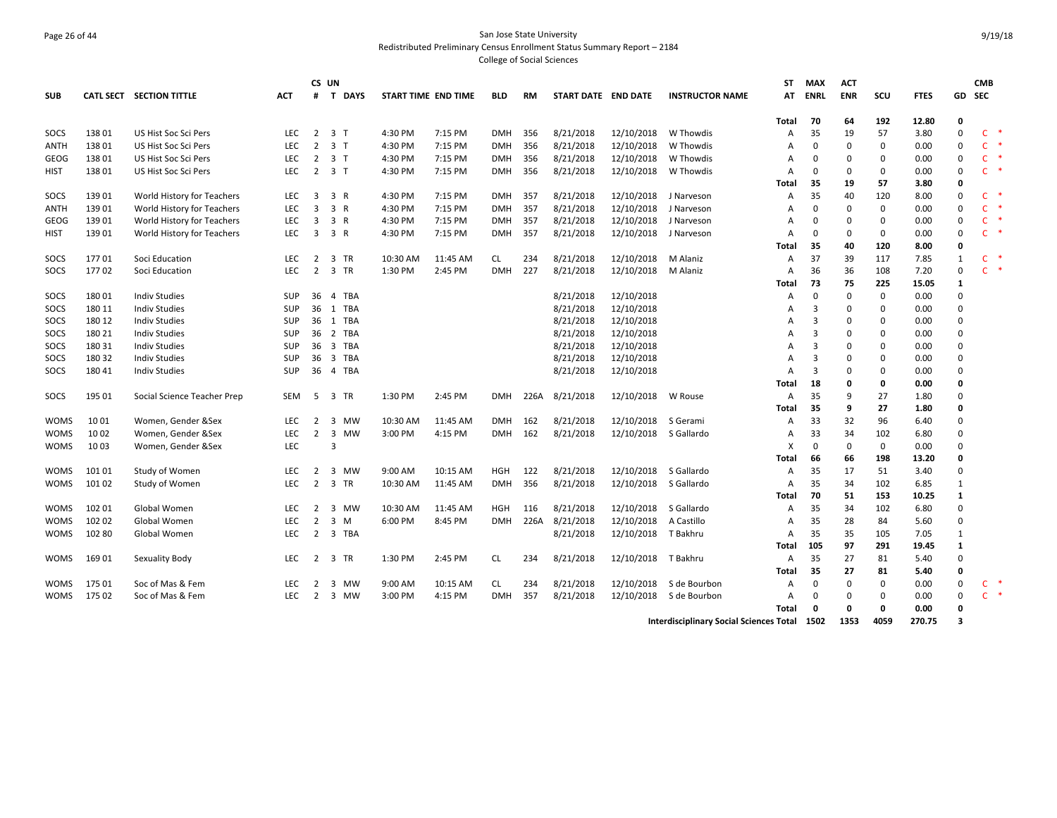San Jose State University
Redistributed Preliminary Census Enrollment Status Summary Report – 2184
College of Social Sciences

9/19/18

| SUB | CATL SECT | SECTION TITTLE | ACT | CS # | UN T | DAYS | START TIME | END TIME | BLD | RM | START DATE | END DATE | INSTRUCTOR NAME | ST AT | MAX ENRL | ACT ENR | SCU | FTES | GD | CMB SEC |
|---|---|---|---|---|---|---|---|---|---|---|---|---|---|---|---|---|---|---|---|---|
| | | | | | | | | | | | | | | Total | 70 | 64 | 192 | 12.80 | 0 | |
| SOCS | 138 01 | US Hist Soc Sci Pers | LEC | 2 | 3 | T | 4:30 PM | 7:15 PM | DMH | 356 | 8/21/2018 | 12/10/2018 | W Thowdis | A | 35 | 19 | 57 | 3.80 | 0 | C * |
| ANTH | 138 01 | US Hist Soc Sci Pers | LEC | 2 | 3 | T | 4:30 PM | 7:15 PM | DMH | 356 | 8/21/2018 | 12/10/2018 | W Thowdis | A | 0 | 0 | 0 | 0.00 | 0 | C * |
| GEOG | 138 01 | US Hist Soc Sci Pers | LEC | 2 | 3 | T | 4:30 PM | 7:15 PM | DMH | 356 | 8/21/2018 | 12/10/2018 | W Thowdis | A | 0 | 0 | 0 | 0.00 | 0 | C * |
| HIST | 138 01 | US Hist Soc Sci Pers | LEC | 2 | 3 | T | 4:30 PM | 7:15 PM | DMH | 356 | 8/21/2018 | 12/10/2018 | W Thowdis | A | 0 | 0 | 0 | 0.00 | 0 | C * |
| | | | | | | | | | | | | | | Total | 35 | 19 | 57 | 3.80 | 0 | |
| SOCS | 139 01 | World History for Teachers | LEC | 3 | 3 | R | 4:30 PM | 7:15 PM | DMH | 357 | 8/21/2018 | 12/10/2018 | J Narveson | A | 35 | 40 | 120 | 8.00 | 0 | C * |
| ANTH | 139 01 | World History for Teachers | LEC | 3 | 3 | R | 4:30 PM | 7:15 PM | DMH | 357 | 8/21/2018 | 12/10/2018 | J Narveson | A | 0 | 0 | 0 | 0.00 | 0 | C * |
| GEOG | 139 01 | World History for Teachers | LEC | 3 | 3 | R | 4:30 PM | 7:15 PM | DMH | 357 | 8/21/2018 | 12/10/2018 | J Narveson | A | 0 | 0 | 0 | 0.00 | 0 | C * |
| HIST | 139 01 | World History for Teachers | LEC | 3 | 3 | R | 4:30 PM | 7:15 PM | DMH | 357 | 8/21/2018 | 12/10/2018 | J Narveson | A | 0 | 0 | 0 | 0.00 | 0 | C * |
| | | | | | | | | | | | | | | Total | 35 | 40 | 120 | 8.00 | 0 | |
| SOCS | 177 01 | Soci Education | LEC | 2 | 3 | TR | 10:30 AM | 11:45 AM | CL | 234 | 8/21/2018 | 12/10/2018 | M Alaniz | A | 37 | 39 | 117 | 7.85 | 1 | C * |
| SOCS | 177 02 | Soci Education | LEC | 2 | 3 | TR | 1:30 PM | 2:45 PM | DMH | 227 | 8/21/2018 | 12/10/2018 | M Alaniz | A | 36 | 36 | 108 | 7.20 | 0 | C * |
| | | | | | | | | | | | | | | Total | 73 | 75 | 225 | 15.05 | 1 | |
| SOCS | 180 01 | Indiv Studies | SUP | 36 | 4 | TBA | | | | | 8/21/2018 | 12/10/2018 | | A | 0 | 0 | 0 | 0.00 | 0 | |
| SOCS | 180 11 | Indiv Studies | SUP | 36 | 1 | TBA | | | | | 8/21/2018 | 12/10/2018 | | A | 3 | 0 | 0 | 0.00 | 0 | |
| SOCS | 180 12 | Indiv Studies | SUP | 36 | 1 | TBA | | | | | 8/21/2018 | 12/10/2018 | | A | 3 | 0 | 0 | 0.00 | 0 | |
| SOCS | 180 21 | Indiv Studies | SUP | 36 | 2 | TBA | | | | | 8/21/2018 | 12/10/2018 | | A | 3 | 0 | 0 | 0.00 | 0 | |
| SOCS | 180 31 | Indiv Studies | SUP | 36 | 3 | TBA | | | | | 8/21/2018 | 12/10/2018 | | A | 3 | 0 | 0 | 0.00 | 0 | |
| SOCS | 180 32 | Indiv Studies | SUP | 36 | 3 | TBA | | | | | 8/21/2018 | 12/10/2018 | | A | 3 | 0 | 0 | 0.00 | 0 | |
| SOCS | 180 41 | Indiv Studies | SUP | 36 | 4 | TBA | | | | | 8/21/2018 | 12/10/2018 | | A | 3 | 0 | 0 | 0.00 | 0 | |
| | | | | | | | | | | | | | | Total | 18 | 0 | 0 | 0.00 | 0 | |
| SOCS | 195 01 | Social Science Teacher Prep | SEM | 5 | 3 | TR | 1:30 PM | 2:45 PM | DMH | 226A | 8/21/2018 | 12/10/2018 | W Rouse | A | 35 | 9 | 27 | 1.80 | 0 | |
| | | | | | | | | | | | | | | Total | 35 | 9 | 27 | 1.80 | 0 | |
| WOMS | 10 01 | Women, Gender &Sex | LEC | 2 | 3 | MW | 10:30 AM | 11:45 AM | DMH | 162 | 8/21/2018 | 12/10/2018 | S Gerami | A | 33 | 32 | 96 | 6.40 | 0 | |
| WOMS | 10 02 | Women, Gender &Sex | LEC | 2 | 3 | MW | 3:00 PM | 4:15 PM | DMH | 162 | 8/21/2018 | 12/10/2018 | S Gallardo | A | 33 | 34 | 102 | 6.80 | 0 | |
| WOMS | 10 03 | Women, Gender &Sex | LEC | | 3 | | | | | | | | | X | 0 | 0 | 0 | 0.00 | 0 | |
| | | | | | | | | | | | | | | Total | 66 | 66 | 198 | 13.20 | 0 | |
| WOMS | 101 01 | Study of Women | LEC | 2 | 3 | MW | 9:00 AM | 10:15 AM | HGH | 122 | 8/21/2018 | 12/10/2018 | S Gallardo | A | 35 | 17 | 51 | 3.40 | 0 | |
| WOMS | 101 02 | Study of Women | LEC | 2 | 3 | TR | 10:30 AM | 11:45 AM | DMH | 356 | 8/21/2018 | 12/10/2018 | S Gallardo | A | 35 | 34 | 102 | 6.85 | 1 | |
| | | | | | | | | | | | | | | Total | 70 | 51 | 153 | 10.25 | 1 | |
| WOMS | 102 01 | Global Women | LEC | 2 | 3 | MW | 10:30 AM | 11:45 AM | HGH | 116 | 8/21/2018 | 12/10/2018 | S Gallardo | A | 35 | 34 | 102 | 6.80 | 0 | |
| WOMS | 102 02 | Global Women | LEC | 2 | 3 | M | 6:00 PM | 8:45 PM | DMH | 226A | 8/21/2018 | 12/10/2018 | A Castillo | A | 35 | 28 | 84 | 5.60 | 0 | |
| WOMS | 102 80 | Global Women | LEC | 2 | 3 | TBA | | | | | 8/21/2018 | 12/10/2018 | T Bakhru | A | 35 | 35 | 105 | 7.05 | 1 | |
| | | | | | | | | | | | | | | Total | 105 | 97 | 291 | 19.45 | 1 | |
| WOMS | 169 01 | Sexuality Body | LEC | 2 | 3 | TR | 1:30 PM | 2:45 PM | CL | 234 | 8/21/2018 | 12/10/2018 | T Bakhru | A | 35 | 27 | 81 | 5.40 | 0 | |
| | | | | | | | | | | | | | | Total | 35 | 27 | 81 | 5.40 | 0 | |
| WOMS | 175 01 | Soc of Mas & Fem | LEC | 2 | 3 | MW | 9:00 AM | 10:15 AM | CL | 234 | 8/21/2018 | 12/10/2018 | S de Bourbon | A | 0 | 0 | 0 | 0.00 | 0 | C * |
| WOMS | 175 02 | Soc of Mas & Fem | LEC | 2 | 3 | MW | 3:00 PM | 4:15 PM | DMH | 357 | 8/21/2018 | 12/10/2018 | S de Bourbon | A | 0 | 0 | 0 | 0.00 | 0 | C * |
| | | | | | | | | | | | | | | Total | 0 | 0 | 0 | 0.00 | 0 | |
| | | | | | | | | | | | | | Interdisciplinary Social Sciences Total | | 1502 | 1353 | 4059 | 270.75 | 3 | |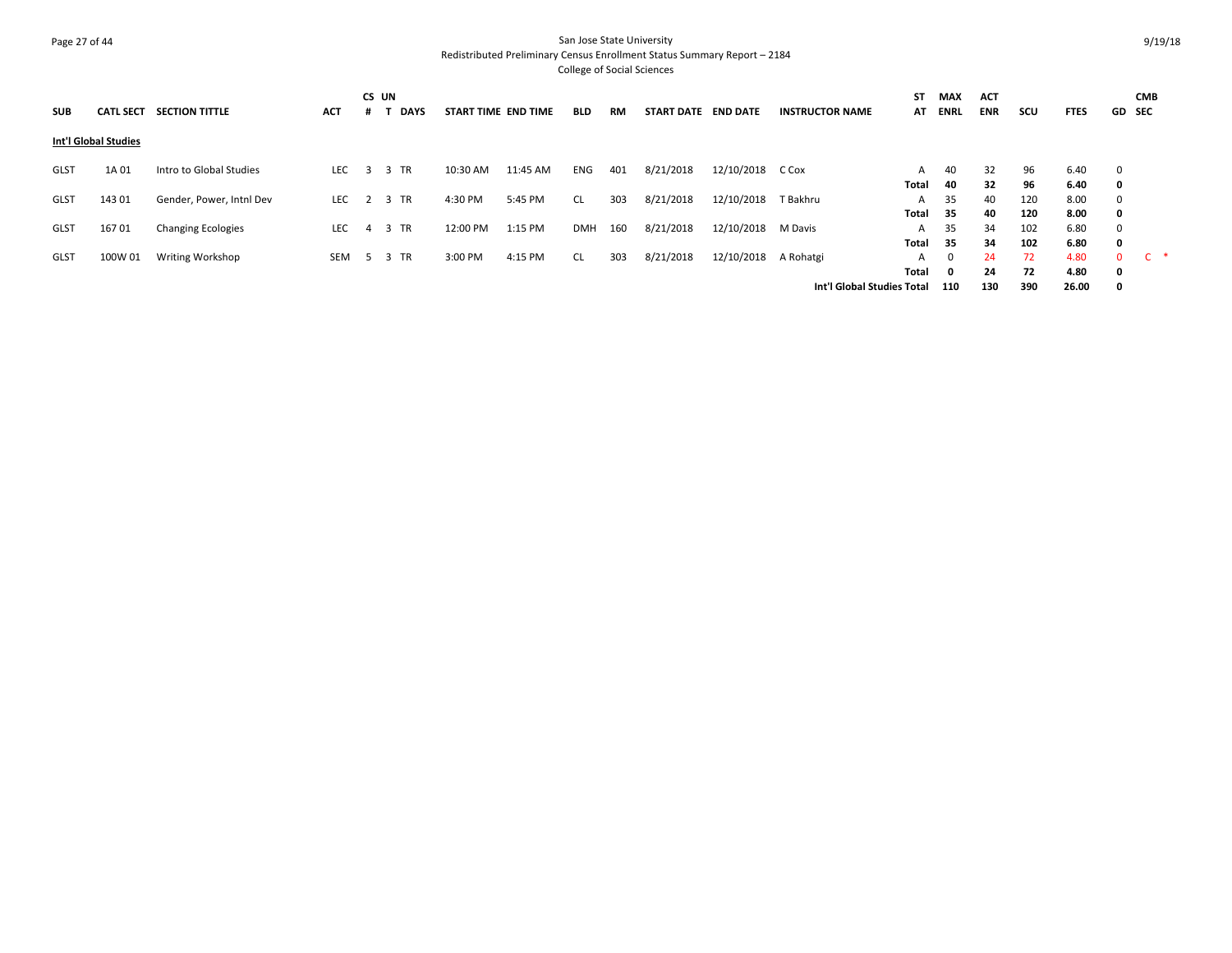San Jose State University
Redistributed Preliminary Census Enrollment Status Summary Report – 2184
College of Social Sciences

9/19/18

| SUB | CATL SECT | SECTION TITTLE | ACT | CS # | UN T | DAYS | START TIME | END TIME | BLD | RM | START DATE | END DATE | INSTRUCTOR NAME | ST AT | MAX ENRL | ACT ENR | SCU | FTES | GD | CMB SEC |
|---|---|---|---|---|---|---|---|---|---|---|---|---|---|---|---|---|---|---|---|---|
| **Int'l Global Studies** | | | | | | | | | | | | | | | | | | | | |
| GLST | 1A 01 | Intro to Global Studies | LEC | 3 | 3 | TR | 10:30 AM | 11:45 AM | ENG | 401 | 8/21/2018 | 12/10/2018 | C Cox | A | 40 | 32 | 96 | 6.40 | 0 | |
| | | | | | | | | | | | | | | **Total** | **40** | **32** | **96** | **6.40** | **0** | |
| GLST | 143 01 | Gender, Power, Intnl Dev | LEC | 2 | 3 | TR | 4:30 PM | 5:45 PM | CL | 303 | 8/21/2018 | 12/10/2018 | T Bakhru | A | 35 | 40 | 120 | 8.00 | 0 | |
| | | | | | | | | | | | | | | **Total** | **35** | **40** | **120** | **8.00** | **0** | |
| GLST | 167 01 | Changing Ecologies | LEC | 4 | 3 | TR | 12:00 PM | 1:15 PM | DMH | 160 | 8/21/2018 | 12/10/2018 | M Davis | A | 35 | 34 | 102 | 6.80 | 0 | |
| | | | | | | | | | | | | | | **Total** | **35** | **34** | **102** | **6.80** | **0** | |
| GLST | 100W 01 | Writing Workshop | SEM | 5 | 3 | TR | 3:00 PM | 4:15 PM | CL | 303 | 8/21/2018 | 12/10/2018 | A Rohatgi | A | 0 | 24 | 72 | 4.80 | 0 | C * |
| | | | | | | | | | | | | | | **Total** | **0** | **24** | **72** | **4.80** | **0** | |
| | | | | | | | | | | | | | **Int'l Global Studies Total** | | **110** | **130** | **390** | **26.00** | **0** | |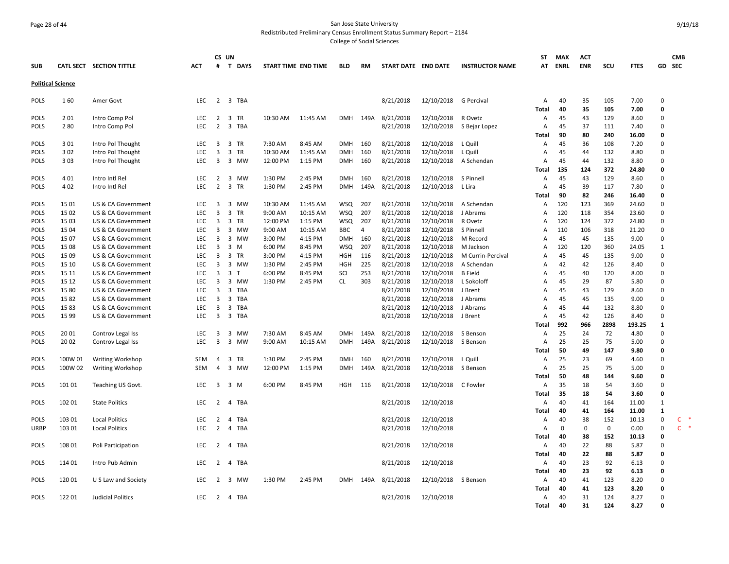San Jose State University

Redistributed Preliminary Census Enrollment Status Summary Report – 2184

College of Social Sciences

| SUB | CATL SECT | SECTION TITTLE | ACT | CS # | UN T | DAYS | START TIME | END TIME | BLD | RM | START DATE | END DATE | INSTRUCTOR NAME | ST AT | MAX ENRL | ACT ENR | SCU | FTES | GD | CMB SEC |
|---|---|---|---|---|---|---|---|---|---|---|---|---|---|---|---|---|---|---|---|---|
| **Political Science** | | | | | | | | | | | | | | | | | | | | |
| POLS | 1 60 | Amer Govt | LEC | 2 | 3 | TBA | | | | | 8/21/2018 | 12/10/2018 | G Percival | A | 40 | 35 | 105 | 7.00 | 0 | |
| | | | | | | | | | | | | | | **Total** | **40** | **35** | **105** | **7.00** | **0** | |
| POLS | 2 01 | Intro Comp Pol | LEC | 2 | 3 | TR | 10:30 AM | 11:45 AM | DMH | 149A | 8/21/2018 | 12/10/2018 | R Ovetz | A | 45 | 43 | 129 | 8.60 | 0 | |
| POLS | 2 80 | Intro Comp Pol | LEC | 2 | 3 | TBA | | | | | 8/21/2018 | 12/10/2018 | S Bejar Lopez | A | 45 | 37 | 111 | 7.40 | 0 | |
| | | | | | | | | | | | | | | **Total** | **90** | **80** | **240** | **16.00** | **0** | |
| POLS | 3 01 | Intro Pol Thought | LEC | 3 | 3 | TR | 7:30 AM | 8:45 AM | DMH | 160 | 8/21/2018 | 12/10/2018 | L Quill | A | 45 | 36 | 108 | 7.20 | 0 | |
| POLS | 3 02 | Intro Pol Thought | LEC | 3 | 3 | TR | 10:30 AM | 11:45 AM | DMH | 160 | 8/21/2018 | 12/10/2018 | L Quill | A | 45 | 44 | 132 | 8.80 | 0 | |
| POLS | 3 03 | Intro Pol Thought | LEC | 3 | 3 | MW | 12:00 PM | 1:15 PM | DMH | 160 | 8/21/2018 | 12/10/2018 | A Schendan | A | 45 | 44 | 132 | 8.80 | 0 | |
| | | | | | | | | | | | | | | **Total** | **135** | **124** | **372** | **24.80** | **0** | |
| POLS | 4 01 | Intro Intl Rel | LEC | 2 | 3 | MW | 1:30 PM | 2:45 PM | DMH | 160 | 8/21/2018 | 12/10/2018 | S Pinnell | A | 45 | 43 | 129 | 8.60 | 0 | |
| POLS | 4 02 | Intro Intl Rel | LEC | 2 | 3 | TR | 1:30 PM | 2:45 PM | DMH | 149A | 8/21/2018 | 12/10/2018 | L Lira | A | 45 | 39 | 117 | 7.80 | 0 | |
| | | | | | | | | | | | | | | **Total** | **90** | **82** | **246** | **16.40** | **0** | |
| POLS | 15 01 | US & CA Government | LEC | 3 | 3 | MW | 10:30 AM | 11:45 AM | WSQ | 207 | 8/21/2018 | 12/10/2018 | A Schendan | A | 120 | 123 | 369 | 24.60 | 0 | |
| POLS | 15 02 | US & CA Government | LEC | 3 | 3 | TR | 9:00 AM | 10:15 AM | WSQ | 207 | 8/21/2018 | 12/10/2018 | J Abrams | A | 120 | 118 | 354 | 23.60 | 0 | |
| POLS | 15 03 | US & CA Government | LEC | 3 | 3 | TR | 12:00 PM | 1:15 PM | WSQ | 207 | 8/21/2018 | 12/10/2018 | R Ovetz | A | 120 | 124 | 372 | 24.80 | 0 | |
| POLS | 15 04 | US & CA Government | LEC | 3 | 3 | MW | 9:00 AM | 10:15 AM | BBC | 4 | 8/21/2018 | 12/10/2018 | S Pinnell | A | 110 | 106 | 318 | 21.20 | 0 | |
| POLS | 15 07 | US & CA Government | LEC | 3 | 3 | MW | 3:00 PM | 4:15 PM | DMH | 160 | 8/21/2018 | 12/10/2018 | M Record | A | 45 | 45 | 135 | 9.00 | 0 | |
| POLS | 15 08 | US & CA Government | LEC | 3 | 3 | M | 6:00 PM | 8:45 PM | WSQ | 207 | 8/21/2018 | 12/10/2018 | M Jackson | A | 120 | 120 | 360 | 24.05 | 1 | |
| POLS | 15 09 | US & CA Government | LEC | 3 | 3 | TR | 3:00 PM | 4:15 PM | HGH | 116 | 8/21/2018 | 12/10/2018 | M Currin-Percival | A | 45 | 45 | 135 | 9.00 | 0 | |
| POLS | 15 10 | US & CA Government | LEC | 3 | 3 | MW | 1:30 PM | 2:45 PM | HGH | 225 | 8/21/2018 | 12/10/2018 | A Schendan | A | 42 | 42 | 126 | 8.40 | 0 | |
| POLS | 15 11 | US & CA Government | LEC | 3 | 3 | T | 6:00 PM | 8:45 PM | SCI | 253 | 8/21/2018 | 12/10/2018 | B Field | A | 45 | 40 | 120 | 8.00 | 0 | |
| POLS | 15 12 | US & CA Government | LEC | 3 | 3 | MW | 1:30 PM | 2:45 PM | CL | 303 | 8/21/2018 | 12/10/2018 | L Sokoloff | A | 45 | 29 | 87 | 5.80 | 0 | |
| POLS | 15 80 | US & CA Government | LEC | 3 | 3 | TBA | | | | | 8/21/2018 | 12/10/2018 | J Brent | A | 45 | 43 | 129 | 8.60 | 0 | |
| POLS | 15 82 | US & CA Government | LEC | 3 | 3 | TBA | | | | | 8/21/2018 | 12/10/2018 | J Abrams | A | 45 | 45 | 135 | 9.00 | 0 | |
| POLS | 15 83 | US & CA Government | LEC | 3 | 3 | TBA | | | | | 8/21/2018 | 12/10/2018 | J Abrams | A | 45 | 44 | 132 | 8.80 | 0 | |
| POLS | 15 99 | US & CA Government | LEC | 3 | 3 | TBA | | | | | 8/21/2018 | 12/10/2018 | J Brent | A | 45 | 42 | 126 | 8.40 | 0 | |
| | | | | | | | | | | | | | | **Total** | **992** | **966** | **2898** | **193.25** | **1** | |
| POLS | 20 01 | Controv Legal Iss | LEC | 3 | 3 | MW | 7:30 AM | 8:45 AM | DMH | 149A | 8/21/2018 | 12/10/2018 | S Benson | A | 25 | 24 | 72 | 4.80 | 0 | |
| POLS | 20 02 | Controv Legal Iss | LEC | 3 | 3 | MW | 9:00 AM | 10:15 AM | DMH | 149A | 8/21/2018 | 12/10/2018 | S Benson | A | 25 | 25 | 75 | 5.00 | 0 | |
| | | | | | | | | | | | | | | **Total** | **50** | **49** | **147** | **9.80** | **0** | |
| POLS | 100W 01 | Writing Workshop | SEM | 4 | 3 | TR | 1:30 PM | 2:45 PM | DMH | 160 | 8/21/2018 | 12/10/2018 | L Quill | A | 25 | 23 | 69 | 4.60 | 0 | |
| POLS | 100W 02 | Writing Workshop | SEM | 4 | 3 | MW | 12:00 PM | 1:15 PM | DMH | 149A | 8/21/2018 | 12/10/2018 | S Benson | A | 25 | 25 | 75 | 5.00 | 0 | |
| | | | | | | | | | | | | | | **Total** | **50** | **48** | **144** | **9.60** | **0** | |
| POLS | 101 01 | Teaching US Govt. | LEC | 3 | 3 | M | 6:00 PM | 8:45 PM | HGH | 116 | 8/21/2018 | 12/10/2018 | C Fowler | A | 35 | 18 | 54 | 3.60 | 0 | |
| | | | | | | | | | | | | | | **Total** | **35** | **18** | **54** | **3.60** | **0** | |
| POLS | 102 01 | State Politics | LEC | 2 | 4 | TBA | | | | | 8/21/2018 | 12/10/2018 | | A | 40 | 41 | 164 | 11.00 | 1 | |
| | | | | | | | | | | | | | | **Total** | **40** | **41** | **164** | **11.00** | **1** | |
| POLS | 103 01 | Local Politics | LEC | 2 | 4 | TBA | | | | | 8/21/2018 | 12/10/2018 | | A | 40 | 38 | 152 | 10.13 | 0 | C * |
| URBP | 103 01 | Local Politics | LEC | 2 | 4 | TBA | | | | | 8/21/2018 | 12/10/2018 | | A | 0 | 0 | 0 | 0.00 | 0 | C * |
| | | | | | | | | | | | | | | **Total** | **40** | **38** | **152** | **10.13** | **0** | |
| POLS | 108 01 | Poli Participation | LEC | 2 | 4 | TBA | | | | | 8/21/2018 | 12/10/2018 | | A | 40 | 22 | 88 | 5.87 | 0 | |
| | | | | | | | | | | | | | | **Total** | **40** | **22** | **88** | **5.87** | **0** | |
| POLS | 114 01 | Intro Pub Admin | LEC | 2 | 4 | TBA | | | | | 8/21/2018 | 12/10/2018 | | A | 40 | 23 | 92 | 6.13 | 0 | |
| | | | | | | | | | | | | | | **Total** | **40** | **23** | **92** | **6.13** | **0** | |
| POLS | 120 01 | U S Law and Society | LEC | 2 | 3 | MW | 1:30 PM | 2:45 PM | DMH | 149A | 8/21/2018 | 12/10/2018 | S Benson | A | 40 | 41 | 123 | 8.20 | 0 | |
| | | | | | | | | | | | | | | **Total** | **40** | **41** | **123** | **8.20** | **0** | |
| POLS | 122 01 | Judicial Politics | LEC | 2 | 4 | TBA | | | | | 8/21/2018 | 12/10/2018 | | A | 40 | 31 | 124 | 8.27 | 0 | |
| | | | | | | | | | | | | | | **Total** | **40** | **31** | **124** | **8.27** | **0** | |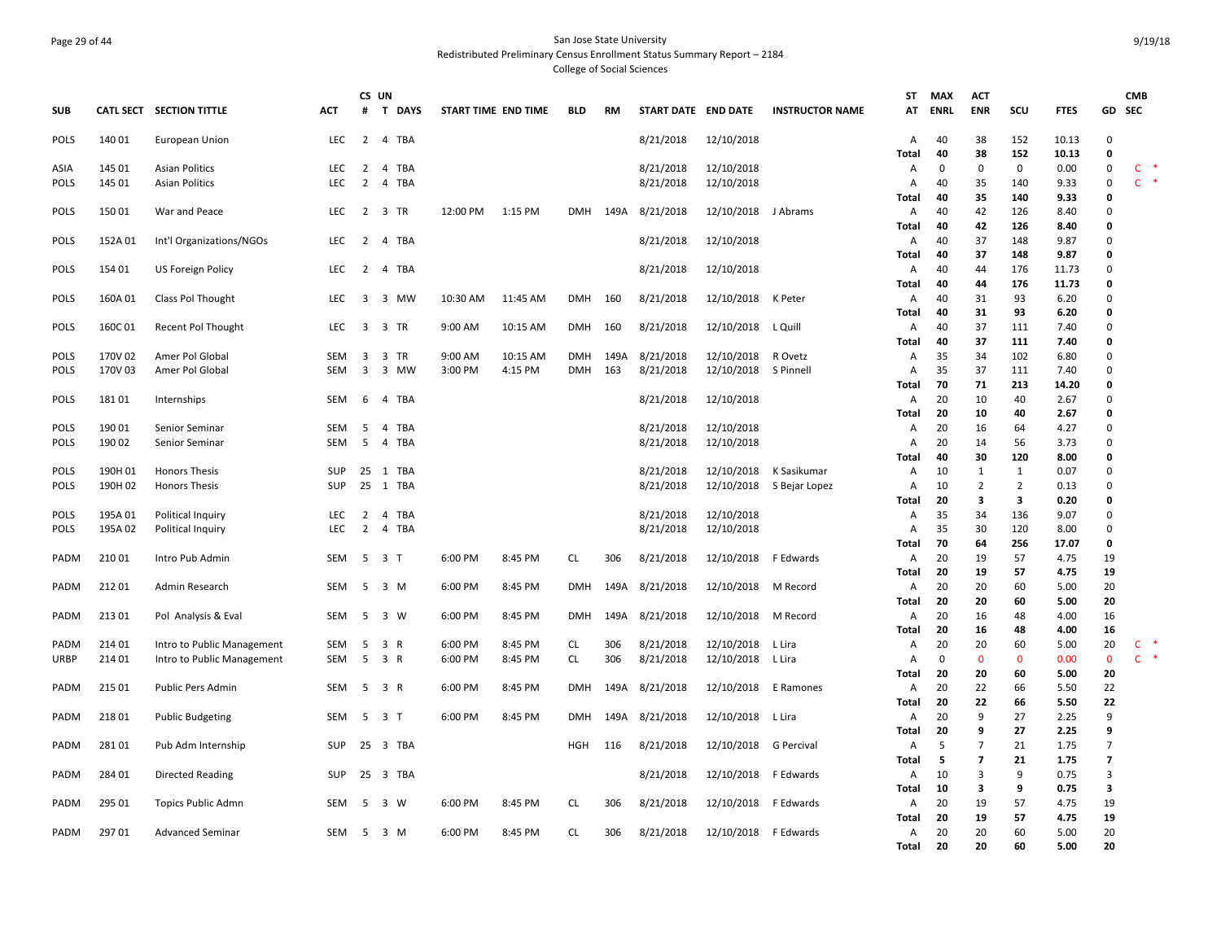San Jose State University
Redistributed Preliminary Census Enrollment Status Summary Report – 2184
College of Social Sciences

| SUB | CATL SECT | SECTION TITTLE | ACT | CS # | UN T | DAYS | START TIME | END TIME | BLD | RM | START DATE | END DATE | INSTRUCTOR NAME | ST AT | MAX ENRL | ACT ENR | SCU | FTES | GD | CMB SEC |
|---|---|---|---|---|---|---|---|---|---|---|---|---|---|---|---|---|---|---|---|---|
| POLS | 140 01 | European Union | LEC | 2 | 4 | TBA | | | | | 8/21/2018 | 12/10/2018 | | A | 40 | 38 | 152 | 10.13 | 0 | |
| | | | | | | | | | | | | | | **Total** | **40** | **38** | **152** | **10.13** | **0** | |
| ASIA | 145 01 | Asian Politics | LEC | 2 | 4 | TBA | | | | | 8/21/2018 | 12/10/2018 | | A | 0 | 0 | 0 | 0.00 | 0 | C * |
| POLS | 145 01 | Asian Politics | LEC | 2 | 4 | TBA | | | | | 8/21/2018 | 12/10/2018 | | A | 40 | 35 | 140 | 9.33 | 0 | C * |
| | | | | | | | | | | | | | | **Total** | **40** | **35** | **140** | **9.33** | **0** | |
| POLS | 150 01 | War and Peace | LEC | 2 | 3 | TR | 12:00 PM | 1:15 PM | DMH | 149A | 8/21/2018 | 12/10/2018 | J Abrams | A | 40 | 42 | 126 | 8.40 | 0 | |
| | | | | | | | | | | | | | | **Total** | **40** | **42** | **126** | **8.40** | **0** | |
| POLS | 152A 01 | Int'l Organizations/NGOs | LEC | 2 | 4 | TBA | | | | | 8/21/2018 | 12/10/2018 | | A | 40 | 37 | 148 | 9.87 | 0 | |
| | | | | | | | | | | | | | | **Total** | **40** | **37** | **148** | **9.87** | **0** | |
| POLS | 154 01 | US Foreign Policy | LEC | 2 | 4 | TBA | | | | | 8/21/2018 | 12/10/2018 | | A | 40 | 44 | 176 | 11.73 | 0 | |
| | | | | | | | | | | | | | | **Total** | **40** | **44** | **176** | **11.73** | **0** | |
| POLS | 160A 01 | Class Pol Thought | LEC | 3 | 3 | MW | 10:30 AM | 11:45 AM | DMH | 160 | 8/21/2018 | 12/10/2018 | K Peter | A | 40 | 31 | 93 | 6.20 | 0 | |
| | | | | | | | | | | | | | | **Total** | **40** | **31** | **93** | **6.20** | **0** | |
| POLS | 160C 01 | Recent Pol Thought | LEC | 3 | 3 | TR | 9:00 AM | 10:15 AM | DMH | 160 | 8/21/2018 | 12/10/2018 | L Quill | A | 40 | 37 | 111 | 7.40 | 0 | |
| | | | | | | | | | | | | | | **Total** | **40** | **37** | **111** | **7.40** | **0** | |
| POLS | 170V 02 | Amer Pol Global | SEM | 3 | 3 | TR | 9:00 AM | 10:15 AM | DMH | 149A | 8/21/2018 | 12/10/2018 | R Ovetz | A | 35 | 34 | 102 | 6.80 | 0 | |
| POLS | 170V 03 | Amer Pol Global | SEM | 3 | 3 | MW | 3:00 PM | 4:15 PM | DMH | 163 | 8/21/2018 | 12/10/2018 | S Pinnell | A | 35 | 37 | 111 | 7.40 | 0 | |
| | | | | | | | | | | | | | | **Total** | **70** | **71** | **213** | **14.20** | **0** | |
| POLS | 181 01 | Internships | SEM | 6 | 4 | TBA | | | | | 8/21/2018 | 12/10/2018 | | A | 20 | 10 | 40 | 2.67 | 0 | |
| | | | | | | | | | | | | | | **Total** | **20** | **10** | **40** | **2.67** | **0** | |
| POLS | 190 01 | Senior Seminar | SEM | 5 | 4 | TBA | | | | | 8/21/2018 | 12/10/2018 | | A | 20 | 16 | 64 | 4.27 | 0 | |
| POLS | 190 02 | Senior Seminar | SEM | 5 | 4 | TBA | | | | | 8/21/2018 | 12/10/2018 | | A | 20 | 14 | 56 | 3.73 | 0 | |
| | | | | | | | | | | | | | | **Total** | **40** | **30** | **120** | **8.00** | **0** | |
| POLS | 190H 01 | Honors Thesis | SUP | 25 | 1 | TBA | | | | | 8/21/2018 | 12/10/2018 | K Sasikumar | A | 10 | 1 | 1 | 0.07 | 0 | |
| POLS | 190H 02 | Honors Thesis | SUP | 25 | 1 | TBA | | | | | 8/21/2018 | 12/10/2018 | S Bejar Lopez | A | 10 | 2 | 2 | 0.13 | 0 | |
| | | | | | | | | | | | | | | **Total** | **20** | **3** | **3** | **0.20** | **0** | |
| POLS | 195A 01 | Political Inquiry | LEC | 2 | 4 | TBA | | | | | 8/21/2018 | 12/10/2018 | | A | 35 | 34 | 136 | 9.07 | 0 | |
| POLS | 195A 02 | Political Inquiry | LEC | 2 | 4 | TBA | | | | | 8/21/2018 | 12/10/2018 | | A | 35 | 30 | 120 | 8.00 | 0 | |
| | | | | | | | | | | | | | | **Total** | **70** | **64** | **256** | **17.07** | **0** | |
| PADM | 210 01 | Intro Pub Admin | SEM | 5 | 3 | T | 6:00 PM | 8:45 PM | CL | 306 | 8/21/2018 | 12/10/2018 | F Edwards | A | 20 | 19 | 57 | 4.75 | 19 | |
| | | | | | | | | | | | | | | **Total** | **20** | **19** | **57** | **4.75** | **19** | |
| PADM | 212 01 | Admin Research | SEM | 5 | 3 | M | 6:00 PM | 8:45 PM | DMH | 149A | 8/21/2018 | 12/10/2018 | M Record | A | 20 | 20 | 60 | 5.00 | 20 | |
| | | | | | | | | | | | | | | **Total** | **20** | **20** | **60** | **5.00** | **20** | |
| PADM | 213 01 | Pol Analysis & Eval | SEM | 5 | 3 | W | 6:00 PM | 8:45 PM | DMH | 149A | 8/21/2018 | 12/10/2018 | M Record | A | 20 | 16 | 48 | 4.00 | 16 | |
| | | | | | | | | | | | | | | **Total** | **20** | **16** | **48** | **4.00** | **16** | |
| PADM | 214 01 | Intro to Public Management | SEM | 5 | 3 | R | 6:00 PM | 8:45 PM | CL | 306 | 8/21/2018 | 12/10/2018 | L Lira | A | 20 | 20 | 60 | 5.00 | 20 | C * |
| URBP | 214 01 | Intro to Public Management | SEM | 5 | 3 | R | 6:00 PM | 8:45 PM | CL | 306 | 8/21/2018 | 12/10/2018 | L Lira | A | 0 | 0 | 0 | 0.00 | 0 | C * |
| | | | | | | | | | | | | | | **Total** | **20** | **20** | **60** | **5.00** | **20** | |
| PADM | 215 01 | Public Pers Admin | SEM | 5 | 3 | R | 6:00 PM | 8:45 PM | DMH | 149A | 8/21/2018 | 12/10/2018 | E Ramones | A | 20 | 22 | 66 | 5.50 | 22 | |
| | | | | | | | | | | | | | | **Total** | **20** | **22** | **66** | **5.50** | **22** | |
| PADM | 218 01 | Public Budgeting | SEM | 5 | 3 | T | 6:00 PM | 8:45 PM | DMH | 149A | 8/21/2018 | 12/10/2018 | L Lira | A | 20 | 9 | 27 | 2.25 | 9 | |
| | | | | | | | | | | | | | | **Total** | **20** | **9** | **27** | **2.25** | **9** | |
| PADM | 281 01 | Pub Adm Internship | SUP | 25 | 3 | TBA | | | HGH | 116 | 8/21/2018 | 12/10/2018 | G Percival | A | 5 | 7 | 21 | 1.75 | 7 | |
| | | | | | | | | | | | | | | **Total** | **5** | **7** | **21** | **1.75** | **7** | |
| PADM | 284 01 | Directed Reading | SUP | 25 | 3 | TBA | | | | | 8/21/2018 | 12/10/2018 | F Edwards | A | 10 | 3 | 9 | 0.75 | 3 | |
| | | | | | | | | | | | | | | **Total** | **10** | **3** | **9** | **0.75** | **3** | |
| PADM | 295 01 | Topics Public Admn | SEM | 5 | 3 | W | 6:00 PM | 8:45 PM | CL | 306 | 8/21/2018 | 12/10/2018 | F Edwards | A | 20 | 19 | 57 | 4.75 | 19 | |
| | | | | | | | | | | | | | | **Total** | **20** | **19** | **57** | **4.75** | **19** | |
| PADM | 297 01 | Advanced Seminar | SEM | 5 | 3 | M | 6:00 PM | 8:45 PM | CL | 306 | 8/21/2018 | 12/10/2018 | F Edwards | A | 20 | 20 | 60 | 5.00 | 20 | |
| | | | | | | | | | | | | | | **Total** | **20** | **20** | **60** | **5.00** | **20** | |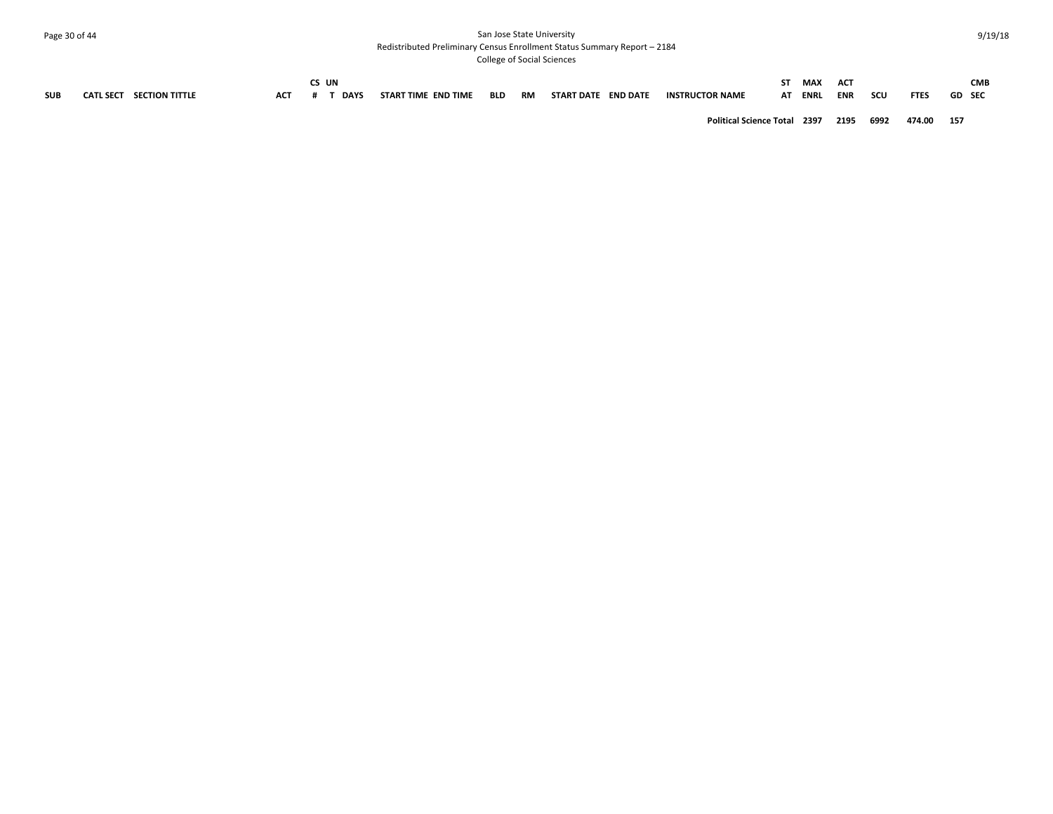| SUB | CATL SECT | SECTION TITTLE | ACT | CS # | UN T | DAYS | START TIME | END TIME | BLD | RM | START DATE | END DATE | INSTRUCTOR NAME | ST AT | MAX ENRL | ACT ENR | SCU | FTES | GD | CMB SEC |
|---|---|---|---|---|---|---|---|---|---|---|---|---|---|---|---|---|---|---|---|---|
| | | | | | | | | | | | | | **Political Science Total** | | **2397** | **2195** | **6992** | **474.00** | **157** | |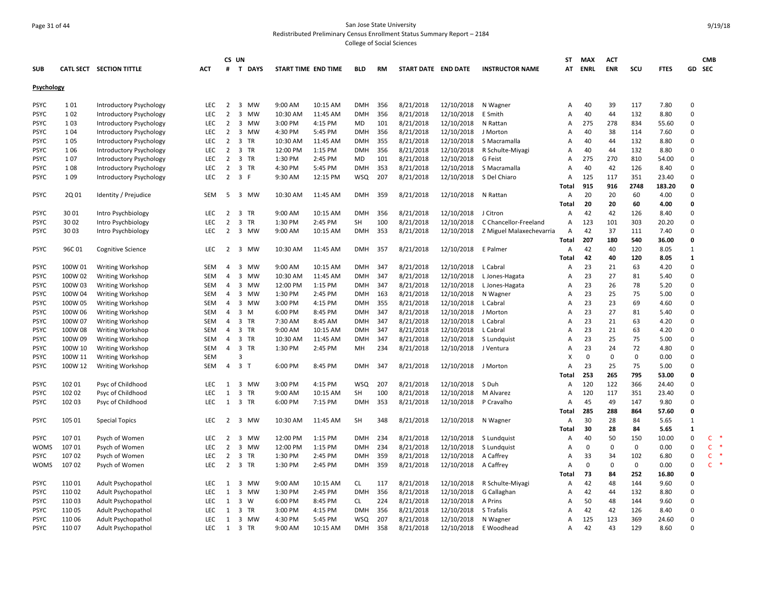San Jose State University
Redistributed Preliminary Census Enrollment Status Summary Report – 2184
College of Social Sciences

| SUB | CATL SECT | SECTION TITTLE | ACT | CS # | UN T | DAYS | START TIME | END TIME | BLD | RM | START DATE | END DATE | INSTRUCTOR NAME | ST AT | MAX ENRL | ACT ENR | SCU | FTES | GD | CMB SEC |
|---|---|---|---|---|---|---|---|---|---|---|---|---|---|---|---|---|---|---|---|---|
| **Psychology** | | | | | | | | | | | | | | | | | | | | |
| PSYC | 1 01 | Introductory Psychology | LEC | 2 | 3 | MW | 9:00 AM | 10:15 AM | DMH | 356 | 8/21/2018 | 12/10/2018 | N Wagner | A | 40 | 39 | 117 | 7.80 | 0 | |
| PSYC | 1 02 | Introductory Psychology | LEC | 2 | 3 | MW | 10:30 AM | 11:45 AM | DMH | 356 | 8/21/2018 | 12/10/2018 | E Smith | A | 40 | 44 | 132 | 8.80 | 0 | |
| PSYC | 1 03 | Introductory Psychology | LEC | 2 | 3 | MW | 3:00 PM | 4:15 PM | MD | 101 | 8/21/2018 | 12/10/2018 | N Rattan | A | 275 | 278 | 834 | 55.60 | 0 | |
| PSYC | 1 04 | Introductory Psychology | LEC | 2 | 3 | MW | 4:30 PM | 5:45 PM | DMH | 356 | 8/21/2018 | 12/10/2018 | J Morton | A | 40 | 38 | 114 | 7.60 | 0 | |
| PSYC | 1 05 | Introductory Psychology | LEC | 2 | 3 | TR | 10:30 AM | 11:45 AM | DMH | 355 | 8/21/2018 | 12/10/2018 | S Macramalla | A | 40 | 44 | 132 | 8.80 | 0 | |
| PSYC | 1 06 | Introductory Psychology | LEC | 2 | 3 | TR | 12:00 PM | 1:15 PM | DMH | 356 | 8/21/2018 | 12/10/2018 | R Schulte-Miyagi | A | 40 | 44 | 132 | 8.80 | 0 | |
| PSYC | 1 07 | Introductory Psychology | LEC | 2 | 3 | TR | 1:30 PM | 2:45 PM | MD | 101 | 8/21/2018 | 12/10/2018 | G Feist | A | 275 | 270 | 810 | 54.00 | 0 | |
| PSYC | 1 08 | Introductory Psychology | LEC | 2 | 3 | TR | 4:30 PM | 5:45 PM | DMH | 353 | 8/21/2018 | 12/10/2018 | S Macramalla | A | 40 | 42 | 126 | 8.40 | 0 | |
| PSYC | 1 09 | Introductory Psychology | LEC | 2 | 3 | F | 9:30 AM | 12:15 PM | WSQ | 207 | 8/21/2018 | 12/10/2018 | S Del Chiaro | A | 125 | 117 | 351 | 23.40 | 0 | |
| | | | | | | | | | | | | | | **Total** | **915** | **916** | **2748** | **183.20** | **0** | |
| PSYC | 2Q 01 | Identity / Prejudice | SEM | 5 | 3 | MW | 10:30 AM | 11:45 AM | DMH | 359 | 8/21/2018 | 12/10/2018 | N Rattan | A | 20 | 20 | 60 | 4.00 | 0 | |
| | | | | | | | | | | | | | | **Total** | **20** | **20** | **60** | **4.00** | **0** | |
| PSYC | 30 01 | Intro Psychbiology | LEC | 2 | 3 | TR | 9:00 AM | 10:15 AM | DMH | 356 | 8/21/2018 | 12/10/2018 | J Citron | A | 42 | 42 | 126 | 8.40 | 0 | |
| PSYC | 30 02 | Intro Psychbiology | LEC | 2 | 3 | TR | 1:30 PM | 2:45 PM | SH | 100 | 8/21/2018 | 12/10/2018 | C Chancellor-Freeland | A | 123 | 101 | 303 | 20.20 | 0 | |
| PSYC | 30 03 | Intro Psychbiology | LEC | 2 | 3 | MW | 9:00 AM | 10:15 AM | DMH | 353 | 8/21/2018 | 12/10/2018 | Z Miguel Malaxechevarria | A | 42 | 37 | 111 | 7.40 | 0 | |
| | | | | | | | | | | | | | | **Total** | **207** | **180** | **540** | **36.00** | **0** | |
| PSYC | 96C 01 | Cognitive Science | LEC | 2 | 3 | MW | 10:30 AM | 11:45 AM | DMH | 357 | 8/21/2018 | 12/10/2018 | E Palmer | A | 42 | 40 | 120 | 8.05 | 1 | |
| | | | | | | | | | | | | | | **Total** | **42** | **40** | **120** | **8.05** | **1** | |
| PSYC | 100W 01 | Writing Workshop | SEM | 4 | 3 | MW | 9:00 AM | 10:15 AM | DMH | 347 | 8/21/2018 | 12/10/2018 | L Cabral | A | 23 | 21 | 63 | 4.20 | 0 | |
| PSYC | 100W 02 | Writing Workshop | SEM | 4 | 3 | MW | 10:30 AM | 11:45 AM | DMH | 347 | 8/21/2018 | 12/10/2018 | L Jones-Hagata | A | 23 | 27 | 81 | 5.40 | 0 | |
| PSYC | 100W 03 | Writing Workshop | SEM | 4 | 3 | MW | 12:00 PM | 1:15 PM | DMH | 347 | 8/21/2018 | 12/10/2018 | L Jones-Hagata | A | 23 | 26 | 78 | 5.20 | 0 | |
| PSYC | 100W 04 | Writing Workshop | SEM | 4 | 3 | MW | 1:30 PM | 2:45 PM | DMH | 163 | 8/21/2018 | 12/10/2018 | N Wagner | A | 23 | 25 | 75 | 5.00 | 0 | |
| PSYC | 100W 05 | Writing Workshop | SEM | 4 | 3 | MW | 3:00 PM | 4:15 PM | DMH | 355 | 8/21/2018 | 12/10/2018 | L Cabral | A | 23 | 23 | 69 | 4.60 | 0 | |
| PSYC | 100W 06 | Writing Workshop | SEM | 4 | 3 | M | 6:00 PM | 8:45 PM | DMH | 347 | 8/21/2018 | 12/10/2018 | J Morton | A | 23 | 27 | 81 | 5.40 | 0 | |
| PSYC | 100W 07 | Writing Workshop | SEM | 4 | 3 | TR | 7:30 AM | 8:45 AM | DMH | 347 | 8/21/2018 | 12/10/2018 | L Cabral | A | 23 | 21 | 63 | 4.20 | 0 | |
| PSYC | 100W 08 | Writing Workshop | SEM | 4 | 3 | TR | 9:00 AM | 10:15 AM | DMH | 347 | 8/21/2018 | 12/10/2018 | L Cabral | A | 23 | 21 | 63 | 4.20 | 0 | |
| PSYC | 100W 09 | Writing Workshop | SEM | 4 | 3 | TR | 10:30 AM | 11:45 AM | DMH | 347 | 8/21/2018 | 12/10/2018 | S Lundquist | A | 23 | 25 | 75 | 5.00 | 0 | |
| PSYC | 100W 10 | Writing Workshop | SEM | 4 | 3 | TR | 1:30 PM | 2:45 PM | MH | 234 | 8/21/2018 | 12/10/2018 | J Ventura | A | 23 | 24 | 72 | 4.80 | 0 | |
| PSYC | 100W 11 | Writing Workshop | SEM | | 3 | | | | | | | | | X | 0 | 0 | 0 | 0.00 | 0 | |
| PSYC | 100W 12 | Writing Workshop | SEM | 4 | 3 | T | 6:00 PM | 8:45 PM | DMH | 347 | 8/21/2018 | 12/10/2018 | J Morton | A | 23 | 25 | 75 | 5.00 | 0 | |
| | | | | | | | | | | | | | | **Total** | **253** | **265** | **795** | **53.00** | **0** | |
| PSYC | 102 01 | Psyc of Childhood | LEC | 1 | 3 | MW | 3:00 PM | 4:15 PM | WSQ | 207 | 8/21/2018 | 12/10/2018 | S Duh | A | 120 | 122 | 366 | 24.40 | 0 | |
| PSYC | 102 02 | Psyc of Childhood | LEC | 1 | 3 | TR | 9:00 AM | 10:15 AM | SH | 100 | 8/21/2018 | 12/10/2018 | M Alvarez | A | 120 | 117 | 351 | 23.40 | 0 | |
| PSYC | 102 03 | Psyc of Childhood | LEC | 1 | 3 | TR | 6:00 PM | 7:15 PM | DMH | 353 | 8/21/2018 | 12/10/2018 | P Cravalho | A | 45 | 49 | 147 | 9.80 | 0 | |
| | | | | | | | | | | | | | | **Total** | **285** | **288** | **864** | **57.60** | **0** | |
| PSYC | 105 01 | Special Topics | LEC | 2 | 3 | MW | 10:30 AM | 11:45 AM | SH | 348 | 8/21/2018 | 12/10/2018 | N Wagner | A | 30 | 28 | 84 | 5.65 | 1 | |
| | | | | | | | | | | | | | | **Total** | **30** | **28** | **84** | **5.65** | **1** | |
| PSYC | 107 01 | Psych of Women | LEC | 2 | 3 | MW | 12:00 PM | 1:15 PM | DMH | 234 | 8/21/2018 | 12/10/2018 | S Lundquist | A | 40 | 50 | 150 | 10.00 | 0 | C * |
| WOMS | 107 01 | Psych of Women | LEC | 2 | 3 | MW | 12:00 PM | 1:15 PM | DMH | 234 | 8/21/2018 | 12/10/2018 | S Lundquist | A | 0 | 0 | 0 | 0.00 | 0 | C * |
| PSYC | 107 02 | Psych of Women | LEC | 2 | 3 | TR | 1:30 PM | 2:45 PM | DMH | 359 | 8/21/2018 | 12/10/2018 | A Caffrey | A | 33 | 34 | 102 | 6.80 | 0 | C * |
| WOMS | 107 02 | Psych of Women | LEC | 2 | 3 | TR | 1:30 PM | 2:45 PM | DMH | 359 | 8/21/2018 | 12/10/2018 | A Caffrey | A | 0 | 0 | 0 | 0.00 | 0 | C * |
| | | | | | | | | | | | | | | **Total** | **73** | **84** | **252** | **16.80** | **0** | |
| PSYC | 110 01 | Adult Psychopathol | LEC | 1 | 3 | MW | 9:00 AM | 10:15 AM | CL | 117 | 8/21/2018 | 12/10/2018 | R Schulte-Miyagi | A | 42 | 48 | 144 | 9.60 | 0 | |
| PSYC | 110 02 | Adult Psychopathol | LEC | 1 | 3 | MW | 1:30 PM | 2:45 PM | DMH | 356 | 8/21/2018 | 12/10/2018 | G Callaghan | A | 42 | 44 | 132 | 8.80 | 0 | |
| PSYC | 110 03 | Adult Psychopathol | LEC | 1 | 3 | W | 6:00 PM | 8:45 PM | CL | 224 | 8/21/2018 | 12/10/2018 | A Prins | A | 50 | 48 | 144 | 9.60 | 0 | |
| PSYC | 110 05 | Adult Psychopathol | LEC | 1 | 3 | TR | 3:00 PM | 4:15 PM | DMH | 356 | 8/21/2018 | 12/10/2018 | S Trafalis | A | 42 | 42 | 126 | 8.40 | 0 | |
| PSYC | 110 06 | Adult Psychopathol | LEC | 1 | 3 | MW | 4:30 PM | 5:45 PM | WSQ | 207 | 8/21/2018 | 12/10/2018 | N Wagner | A | 125 | 123 | 369 | 24.60 | 0 | |
| PSYC | 110 07 | Adult Psychopathol | LEC | 1 | 3 | TR | 9:00 AM | 10:15 AM | DMH | 358 | 8/21/2018 | 12/10/2018 | E Woodhead | A | 42 | 43 | 129 | 8.60 | 0 | |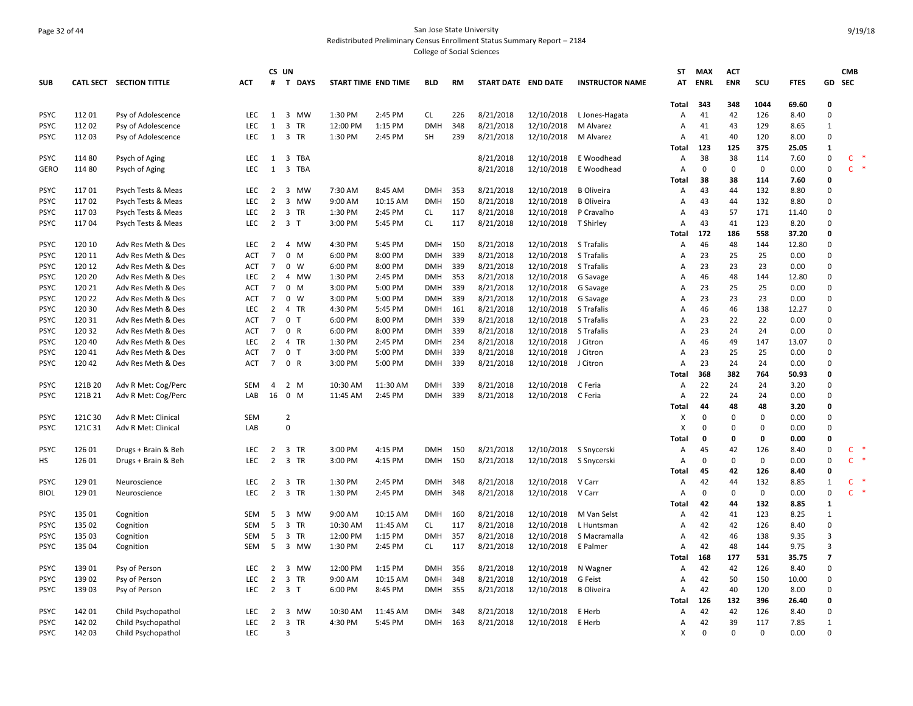San Jose State University
Redistributed Preliminary Census Enrollment Status Summary Report – 2184
College of Social Sciences

| SUB | CATL SECT | SECTION TITTLE | ACT | CS # | UN T | DAYS | START TIME | END TIME | BLD | RM | START DATE | END DATE | INSTRUCTOR NAME | ST AT | MAX ENRL | ACT ENR | SCU | FTES | GD | CMB SEC |
|---|---|---|---|---|---|---|---|---|---|---|---|---|---|---|---|---|---|---|---|---|
| | | | | | | | | | | | | | | Total | 343 | 348 | 1044 | 69.60 | 0 | |
| PSYC | 112 01 | Psy of Adolescence | LEC | 1 | 3 | MW | 1:30 PM | 2:45 PM | CL | 226 | 8/21/2018 | 12/10/2018 | L Jones-Hagata | A | 41 | 42 | 126 | 8.40 | 0 | |
| PSYC | 112 02 | Psy of Adolescence | LEC | 1 | 3 | TR | 12:00 PM | 1:15 PM | DMH | 348 | 8/21/2018 | 12/10/2018 | M Alvarez | A | 41 | 43 | 129 | 8.65 | 1 | |
| PSYC | 112 03 | Psy of Adolescence | LEC | 1 | 3 | TR | 1:30 PM | 2:45 PM | SH | 239 | 8/21/2018 | 12/10/2018 | M Alvarez | A | 41 | 40 | 120 | 8.00 | 0 | |
| | | | | | | | | | | | | | | Total | 123 | 125 | 375 | 25.05 | 1 | |
| PSYC | 114 80 | Psych of Aging | LEC | 1 | 3 | TBA | | | | | 8/21/2018 | 12/10/2018 | E Woodhead | A | 38 | 38 | 114 | 7.60 | 0 | C * |
| GERO | 114 80 | Psych of Aging | LEC | 1 | 3 | TBA | | | | | 8/21/2018 | 12/10/2018 | E Woodhead | A | 0 | 0 | 0 | 0.00 | 0 | C * |
| | | | | | | | | | | | | | | Total | 38 | 38 | 114 | 7.60 | 0 | |
| PSYC | 117 01 | Psych Tests & Meas | LEC | 2 | 3 | MW | 7:30 AM | 8:45 AM | DMH | 353 | 8/21/2018 | 12/10/2018 | B Oliveira | A | 43 | 44 | 132 | 8.80 | 0 | |
| PSYC | 117 02 | Psych Tests & Meas | LEC | 2 | 3 | MW | 9:00 AM | 10:15 AM | DMH | 150 | 8/21/2018 | 12/10/2018 | B Oliveira | A | 43 | 44 | 132 | 8.80 | 0 | |
| PSYC | 117 03 | Psych Tests & Meas | LEC | 2 | 3 | TR | 1:30 PM | 2:45 PM | CL | 117 | 8/21/2018 | 12/10/2018 | P Cravalho | A | 43 | 57 | 171 | 11.40 | 0 | |
| PSYC | 117 04 | Psych Tests & Meas | LEC | 2 | 3 | T | 3:00 PM | 5:45 PM | CL | 117 | 8/21/2018 | 12/10/2018 | T Shirley | A | 43 | 41 | 123 | 8.20 | 0 | |
| | | | | | | | | | | | | | | Total | 172 | 186 | 558 | 37.20 | 0 | |
| PSYC | 120 10 | Adv Res Meth & Des | LEC | 2 | 4 | MW | 4:30 PM | 5:45 PM | DMH | 150 | 8/21/2018 | 12/10/2018 | S Trafalis | A | 46 | 48 | 144 | 12.80 | 0 | |
| PSYC | 120 11 | Adv Res Meth & Des | ACT | 7 | 0 | M | 6:00 PM | 8:00 PM | DMH | 339 | 8/21/2018 | 12/10/2018 | S Trafalis | A | 23 | 25 | 25 | 0.00 | 0 | |
| PSYC | 120 12 | Adv Res Meth & Des | ACT | 7 | 0 | W | 6:00 PM | 8:00 PM | DMH | 339 | 8/21/2018 | 12/10/2018 | S Trafalis | A | 23 | 23 | 23 | 0.00 | 0 | |
| PSYC | 120 20 | Adv Res Meth & Des | LEC | 2 | 4 | MW | 1:30 PM | 2:45 PM | DMH | 353 | 8/21/2018 | 12/10/2018 | G Savage | A | 46 | 48 | 144 | 12.80 | 0 | |
| PSYC | 120 21 | Adv Res Meth & Des | ACT | 7 | 0 | M | 3:00 PM | 5:00 PM | DMH | 339 | 8/21/2018 | 12/10/2018 | G Savage | A | 23 | 25 | 25 | 0.00 | 0 | |
| PSYC | 120 22 | Adv Res Meth & Des | ACT | 7 | 0 | W | 3:00 PM | 5:00 PM | DMH | 339 | 8/21/2018 | 12/10/2018 | G Savage | A | 23 | 23 | 23 | 0.00 | 0 | |
| PSYC | 120 30 | Adv Res Meth & Des | LEC | 2 | 4 | TR | 4:30 PM | 5:45 PM | DMH | 161 | 8/21/2018 | 12/10/2018 | S Trafalis | A | 46 | 46 | 138 | 12.27 | 0 | |
| PSYC | 120 31 | Adv Res Meth & Des | ACT | 7 | 0 | T | 6:00 PM | 8:00 PM | DMH | 339 | 8/21/2018 | 12/10/2018 | S Trafalis | A | 23 | 22 | 22 | 0.00 | 0 | |
| PSYC | 120 32 | Adv Res Meth & Des | ACT | 7 | 0 | R | 6:00 PM | 8:00 PM | DMH | 339 | 8/21/2018 | 12/10/2018 | S Trafalis | A | 23 | 24 | 24 | 0.00 | 0 | |
| PSYC | 120 40 | Adv Res Meth & Des | LEC | 2 | 4 | TR | 1:30 PM | 2:45 PM | DMH | 234 | 8/21/2018 | 12/10/2018 | J Citron | A | 46 | 49 | 147 | 13.07 | 0 | |
| PSYC | 120 41 | Adv Res Meth & Des | ACT | 7 | 0 | T | 3:00 PM | 5:00 PM | DMH | 339 | 8/21/2018 | 12/10/2018 | J Citron | A | 23 | 25 | 25 | 0.00 | 0 | |
| PSYC | 120 42 | Adv Res Meth & Des | ACT | 7 | 0 | R | 3:00 PM | 5:00 PM | DMH | 339 | 8/21/2018 | 12/10/2018 | J Citron | A | 23 | 24 | 24 | 0.00 | 0 | |
| | | | | | | | | | | | | | | Total | 368 | 382 | 764 | 50.93 | 0 | |
| PSYC | 121B 20 | Adv R Met: Cog/Perc | SEM | 4 | 2 | M | 10:30 AM | 11:30 AM | DMH | 339 | 8/21/2018 | 12/10/2018 | C Feria | A | 22 | 24 | 24 | 3.20 | 0 | |
| PSYC | 121B 21 | Adv R Met: Cog/Perc | LAB | 16 | 0 | M | 11:45 AM | 2:45 PM | DMH | 339 | 8/21/2018 | 12/10/2018 | C Feria | A | 22 | 24 | 24 | 0.00 | 0 | |
| | | | | | | | | | | | | | | Total | 44 | 48 | 48 | 3.20 | 0 | |
| PSYC | 121C 30 | Adv R Met: Clinical | SEM | | 2 | | | | | | | | | X | 0 | 0 | 0 | 0.00 | 0 | |
| PSYC | 121C 31 | Adv R Met: Clinical | LAB | | 0 | | | | | | | | | X | 0 | 0 | 0 | 0.00 | 0 | |
| | | | | | | | | | | | | | | Total | 0 | 0 | 0 | 0.00 | 0 | |
| PSYC | 126 01 | Drugs + Brain & Beh | LEC | 2 | 3 | TR | 3:00 PM | 4:15 PM | DMH | 150 | 8/21/2018 | 12/10/2018 | S Snycerski | A | 45 | 42 | 126 | 8.40 | 0 | C * |
| HS | 126 01 | Drugs + Brain & Beh | LEC | 2 | 3 | TR | 3:00 PM | 4:15 PM | DMH | 150 | 8/21/2018 | 12/10/2018 | S Snycerski | A | 0 | 0 | 0 | 0.00 | 0 | C * |
| | | | | | | | | | | | | | | Total | 45 | 42 | 126 | 8.40 | 0 | |
| PSYC | 129 01 | Neuroscience | LEC | 2 | 3 | TR | 1:30 PM | 2:45 PM | DMH | 348 | 8/21/2018 | 12/10/2018 | V Carr | A | 42 | 44 | 132 | 8.85 | 1 | C * |
| BIOL | 129 01 | Neuroscience | LEC | 2 | 3 | TR | 1:30 PM | 2:45 PM | DMH | 348 | 8/21/2018 | 12/10/2018 | V Carr | A | 0 | 0 | 0 | 0.00 | 0 | C * |
| | | | | | | | | | | | | | | Total | 42 | 44 | 132 | 8.85 | 1 | |
| PSYC | 135 01 | Cognition | SEM | 5 | 3 | MW | 9:00 AM | 10:15 AM | DMH | 160 | 8/21/2018 | 12/10/2018 | M Van Selst | A | 42 | 41 | 123 | 8.25 | 1 | |
| PSYC | 135 02 | Cognition | SEM | 5 | 3 | TR | 10:30 AM | 11:45 AM | CL | 117 | 8/21/2018 | 12/10/2018 | L Huntsman | A | 42 | 42 | 126 | 8.40 | 0 | |
| PSYC | 135 03 | Cognition | SEM | 5 | 3 | TR | 12:00 PM | 1:15 PM | DMH | 357 | 8/21/2018 | 12/10/2018 | S Macramalla | A | 42 | 46 | 138 | 9.35 | 3 | |
| PSYC | 135 04 | Cognition | SEM | 5 | 3 | MW | 1:30 PM | 2:45 PM | CL | 117 | 8/21/2018 | 12/10/2018 | E Palmer | A | 42 | 48 | 144 | 9.75 | 3 | |
| | | | | | | | | | | | | | | Total | 168 | 177 | 531 | 35.75 | 7 | |
| PSYC | 139 01 | Psy of Person | LEC | 2 | 3 | MW | 12:00 PM | 1:15 PM | DMH | 356 | 8/21/2018 | 12/10/2018 | N Wagner | A | 42 | 42 | 126 | 8.40 | 0 | |
| PSYC | 139 02 | Psy of Person | LEC | 2 | 3 | TR | 9:00 AM | 10:15 AM | DMH | 348 | 8/21/2018 | 12/10/2018 | G Feist | A | 42 | 50 | 150 | 10.00 | 0 | |
| PSYC | 139 03 | Psy of Person | LEC | 2 | 3 | T | 6:00 PM | 8:45 PM | DMH | 355 | 8/21/2018 | 12/10/2018 | B Oliveira | A | 42 | 40 | 120 | 8.00 | 0 | |
| | | | | | | | | | | | | | | Total | 126 | 132 | 396 | 26.40 | 0 | |
| PSYC | 142 01 | Child Psychopathol | LEC | 2 | 3 | MW | 10:30 AM | 11:45 AM | DMH | 348 | 8/21/2018 | 12/10/2018 | E Herb | A | 42 | 42 | 126 | 8.40 | 0 | |
| PSYC | 142 02 | Child Psychopathol | LEC | 2 | 3 | TR | 4:30 PM | 5:45 PM | DMH | 163 | 8/21/2018 | 12/10/2018 | E Herb | A | 42 | 39 | 117 | 7.85 | 1 | |
| PSYC | 142 03 | Child Psychopathol | LEC | | 3 | | | | | | | | | X | 0 | 0 | 0 | 0.00 | 0 | |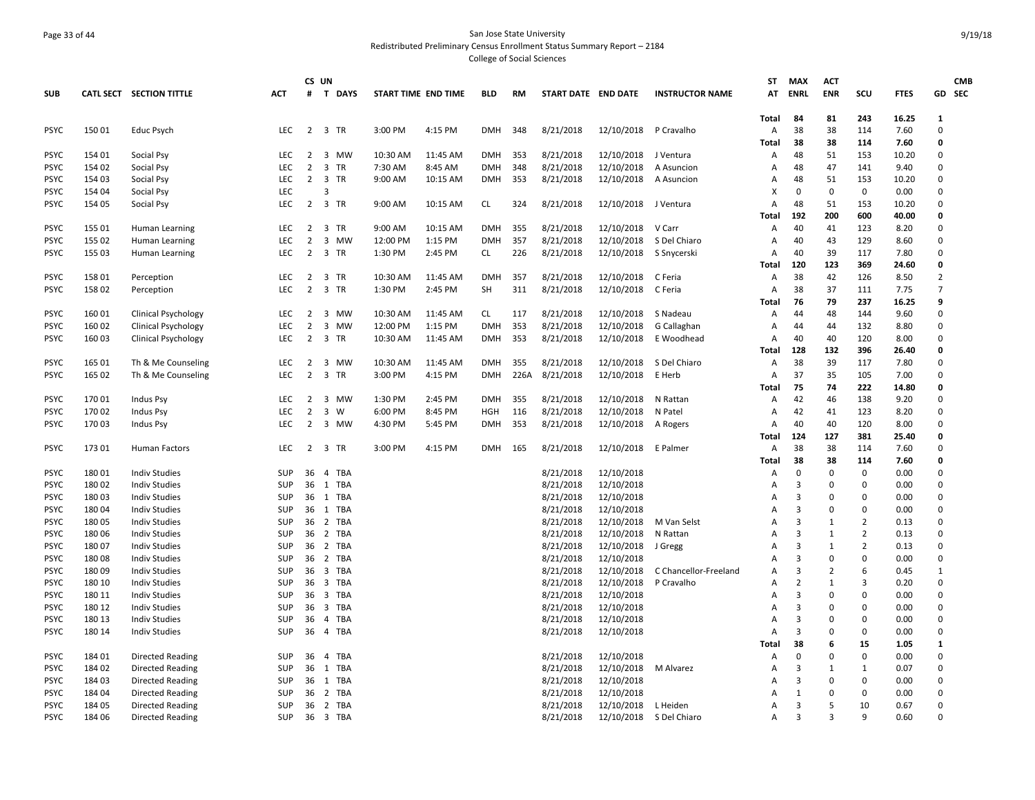San Jose State University

Redistributed Preliminary Census Enrollment Status Summary Report – 2184

College of Social Sciences

| SUB | CATL SECT | SECTION TITTLE | ACT | CS # | UN T | DAYS | START TIME | END TIME | BLD | RM | START DATE | END DATE | INSTRUCTOR NAME | ST AT | MAX ENRL | ACT ENR | SCU | FTES | GD | CMB SEC |
|---|---|---|---|---|---|---|---|---|---|---|---|---|---|---|---|---|---|---|---|---|
| | | | | | | | | | | | | | | Total | 84 | 81 | 243 | 16.25 | 1 | |
| PSYC | 150 01 | Educ Psych | LEC | 2 | 3 | TR | 3:00 PM | 4:15 PM | DMH | 348 | 8/21/2018 | 12/10/2018 | P Cravalho | A | 38 | 38 | 114 | 7.60 | 0 | |
| | | | | | | | | | | | | | | Total | 38 | 38 | 114 | 7.60 | 0 | |
| PSYC | 154 01 | Social Psy | LEC | 2 | 3 | MW | 10:30 AM | 11:45 AM | DMH | 353 | 8/21/2018 | 12/10/2018 | J Ventura | A | 48 | 51 | 153 | 10.20 | 0 | |
| PSYC | 154 02 | Social Psy | LEC | 2 | 3 | TR | 7:30 AM | 8:45 AM | DMH | 348 | 8/21/2018 | 12/10/2018 | A Asuncion | A | 48 | 47 | 141 | 9.40 | 0 | |
| PSYC | 154 03 | Social Psy | LEC | 2 | 3 | TR | 9:00 AM | 10:15 AM | DMH | 353 | 8/21/2018 | 12/10/2018 | A Asuncion | A | 48 | 51 | 153 | 10.20 | 0 | |
| PSYC | 154 04 | Social Psy | LEC | | 3 | | | | | | | | | X | 0 | 0 | 0 | 0.00 | 0 | |
| PSYC | 154 05 | Social Psy | LEC | 2 | 3 | TR | 9:00 AM | 10:15 AM | CL | 324 | 8/21/2018 | 12/10/2018 | J Ventura | A | 48 | 51 | 153 | 10.20 | 0 | |
| | | | | | | | | | | | | | | Total | 192 | 200 | 600 | 40.00 | 0 | |
| PSYC | 155 01 | Human Learning | LEC | 2 | 3 | TR | 9:00 AM | 10:15 AM | DMH | 355 | 8/21/2018 | 12/10/2018 | V Carr | A | 40 | 41 | 123 | 8.20 | 0 | |
| PSYC | 155 02 | Human Learning | LEC | 2 | 3 | MW | 12:00 PM | 1:15 PM | DMH | 357 | 8/21/2018 | 12/10/2018 | S Del Chiaro | A | 40 | 43 | 129 | 8.60 | 0 | |
| PSYC | 155 03 | Human Learning | LEC | 2 | 3 | TR | 1:30 PM | 2:45 PM | CL | 226 | 8/21/2018 | 12/10/2018 | S Snycerski | A | 40 | 39 | 117 | 7.80 | 0 | |
| | | | | | | | | | | | | | | Total | 120 | 123 | 369 | 24.60 | 0 | |
| PSYC | 158 01 | Perception | LEC | 2 | 3 | TR | 10:30 AM | 11:45 AM | DMH | 357 | 8/21/2018 | 12/10/2018 | C Feria | A | 38 | 42 | 126 | 8.50 | 2 | |
| PSYC | 158 02 | Perception | LEC | 2 | 3 | TR | 1:30 PM | 2:45 PM | SH | 311 | 8/21/2018 | 12/10/2018 | C Feria | A | 38 | 37 | 111 | 7.75 | 7 | |
| | | | | | | | | | | | | | | Total | 76 | 79 | 237 | 16.25 | 9 | |
| PSYC | 160 01 | Clinical Psychology | LEC | 2 | 3 | MW | 10:30 AM | 11:45 AM | CL | 117 | 8/21/2018 | 12/10/2018 | S Nadeau | A | 44 | 48 | 144 | 9.60 | 0 | |
| PSYC | 160 02 | Clinical Psychology | LEC | 2 | 3 | MW | 12:00 PM | 1:15 PM | DMH | 353 | 8/21/2018 | 12/10/2018 | G Callaghan | A | 44 | 44 | 132 | 8.80 | 0 | |
| PSYC | 160 03 | Clinical Psychology | LEC | 2 | 3 | TR | 10:30 AM | 11:45 AM | DMH | 353 | 8/21/2018 | 12/10/2018 | E Woodhead | A | 40 | 40 | 120 | 8.00 | 0 | |
| | | | | | | | | | | | | | | Total | 128 | 132 | 396 | 26.40 | 0 | |
| PSYC | 165 01 | Th & Me Counseling | LEC | 2 | 3 | MW | 10:30 AM | 11:45 AM | DMH | 355 | 8/21/2018 | 12/10/2018 | S Del Chiaro | A | 38 | 39 | 117 | 7.80 | 0 | |
| PSYC | 165 02 | Th & Me Counseling | LEC | 2 | 3 | TR | 3:00 PM | 4:15 PM | DMH | 226A | 8/21/2018 | 12/10/2018 | E Herb | A | 37 | 35 | 105 | 7.00 | 0 | |
| | | | | | | | | | | | | | | Total | 75 | 74 | 222 | 14.80 | 0 | |
| PSYC | 170 01 | Indus Psy | LEC | 2 | 3 | MW | 1:30 PM | 2:45 PM | DMH | 355 | 8/21/2018 | 12/10/2018 | N Rattan | A | 42 | 46 | 138 | 9.20 | 0 | |
| PSYC | 170 02 | Indus Psy | LEC | 2 | 3 | W | 6:00 PM | 8:45 PM | HGH | 116 | 8/21/2018 | 12/10/2018 | N Patel | A | 42 | 41 | 123 | 8.20 | 0 | |
| PSYC | 170 03 | Indus Psy | LEC | 2 | 3 | MW | 4:30 PM | 5:45 PM | DMH | 353 | 8/21/2018 | 12/10/2018 | A Rogers | A | 40 | 40 | 120 | 8.00 | 0 | |
| | | | | | | | | | | | | | | Total | 124 | 127 | 381 | 25.40 | 0 | |
| PSYC | 173 01 | Human Factors | LEC | 2 | 3 | TR | 3:00 PM | 4:15 PM | DMH | 165 | 8/21/2018 | 12/10/2018 | E Palmer | A | 38 | 38 | 114 | 7.60 | 0 | |
| | | | | | | | | | | | | | | Total | 38 | 38 | 114 | 7.60 | 0 | |
| PSYC | 180 01 | Indiv Studies | SUP | 36 | 4 | TBA | | | | | 8/21/2018 | 12/10/2018 | | A | 0 | 0 | 0 | 0.00 | 0 | |
| PSYC | 180 02 | Indiv Studies | SUP | 36 | 1 | TBA | | | | | 8/21/2018 | 12/10/2018 | | A | 3 | 0 | 0 | 0.00 | 0 | |
| PSYC | 180 03 | Indiv Studies | SUP | 36 | 1 | TBA | | | | | 8/21/2018 | 12/10/2018 | | A | 3 | 0 | 0 | 0.00 | 0 | |
| PSYC | 180 04 | Indiv Studies | SUP | 36 | 1 | TBA | | | | | 8/21/2018 | 12/10/2018 | | A | 3 | 0 | 0 | 0.00 | 0 | |
| PSYC | 180 05 | Indiv Studies | SUP | 36 | 2 | TBA | | | | | 8/21/2018 | 12/10/2018 | M Van Selst | A | 3 | 1 | 2 | 0.13 | 0 | |
| PSYC | 180 06 | Indiv Studies | SUP | 36 | 2 | TBA | | | | | 8/21/2018 | 12/10/2018 | N Rattan | A | 3 | 1 | 2 | 0.13 | 0 | |
| PSYC | 180 07 | Indiv Studies | SUP | 36 | 2 | TBA | | | | | 8/21/2018 | 12/10/2018 | J Gregg | A | 3 | 1 | 2 | 0.13 | 0 | |
| PSYC | 180 08 | Indiv Studies | SUP | 36 | 2 | TBA | | | | | 8/21/2018 | 12/10/2018 | | A | 3 | 0 | 0 | 0.00 | 0 | |
| PSYC | 180 09 | Indiv Studies | SUP | 36 | 3 | TBA | | | | | 8/21/2018 | 12/10/2018 | C Chancellor-Freeland | A | 3 | 2 | 6 | 0.45 | 1 | |
| PSYC | 180 10 | Indiv Studies | SUP | 36 | 3 | TBA | | | | | 8/21/2018 | 12/10/2018 | P Cravalho | A | 2 | 1 | 3 | 0.20 | 0 | |
| PSYC | 180 11 | Indiv Studies | SUP | 36 | 3 | TBA | | | | | 8/21/2018 | 12/10/2018 | | A | 3 | 0 | 0 | 0.00 | 0 | |
| PSYC | 180 12 | Indiv Studies | SUP | 36 | 3 | TBA | | | | | 8/21/2018 | 12/10/2018 | | A | 3 | 0 | 0 | 0.00 | 0 | |
| PSYC | 180 13 | Indiv Studies | SUP | 36 | 4 | TBA | | | | | 8/21/2018 | 12/10/2018 | | A | 3 | 0 | 0 | 0.00 | 0 | |
| PSYC | 180 14 | Indiv Studies | SUP | 36 | 4 | TBA | | | | | 8/21/2018 | 12/10/2018 | | A | 3 | 0 | 0 | 0.00 | 0 | |
| | | | | | | | | | | | | | | Total | 38 | 6 | 15 | 1.05 | 1 | |
| PSYC | 184 01 | Directed Reading | SUP | 36 | 4 | TBA | | | | | 8/21/2018 | 12/10/2018 | | A | 0 | 0 | 0 | 0.00 | 0 | |
| PSYC | 184 02 | Directed Reading | SUP | 36 | 1 | TBA | | | | | 8/21/2018 | 12/10/2018 | M Alvarez | A | 3 | 1 | 1 | 0.07 | 0 | |
| PSYC | 184 03 | Directed Reading | SUP | 36 | 1 | TBA | | | | | 8/21/2018 | 12/10/2018 | | A | 3 | 0 | 0 | 0.00 | 0 | |
| PSYC | 184 04 | Directed Reading | SUP | 36 | 2 | TBA | | | | | 8/21/2018 | 12/10/2018 | | A | 1 | 0 | 0 | 0.00 | 0 | |
| PSYC | 184 05 | Directed Reading | SUP | 36 | 2 | TBA | | | | | 8/21/2018 | 12/10/2018 | L Heiden | A | 3 | 5 | 10 | 0.67 | 0 | |
| PSYC | 184 06 | Directed Reading | SUP | 36 | 3 | TBA | | | | | 8/21/2018 | 12/10/2018 | S Del Chiaro | A | 3 | 3 | 9 | 0.60 | 0 | |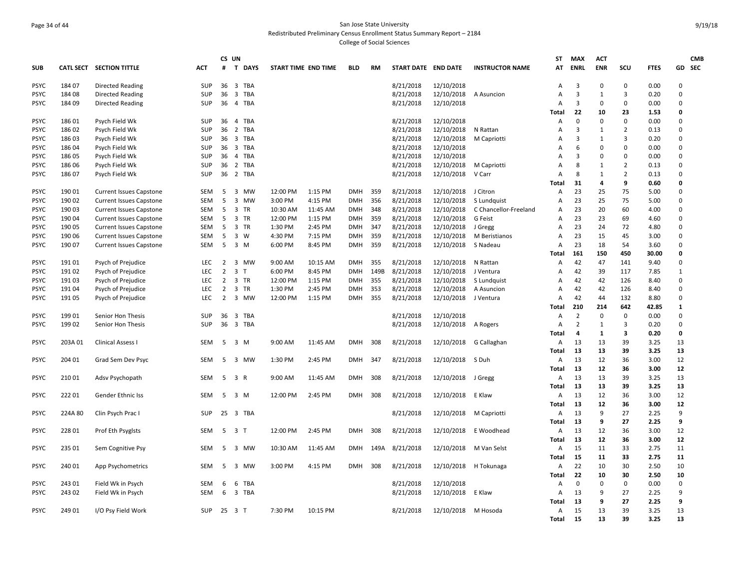San Jose State University
Redistributed Preliminary Census Enrollment Status Summary Report – 2184
College of Social Sciences

| SUB | CATL SECT | SECTION TITTLE | ACT | CS # | UN T | DAYS | START TIME | END TIME | BLD | RM | START DATE | END DATE | INSTRUCTOR NAME | ST AT | MAX ENRL | ACT ENR | SCU | FTES | GD | CMB SEC |
|---|---|---|---|---|---|---|---|---|---|---|---|---|---|---|---|---|---|---|---|---|
| PSYC | 184 07 | Directed Reading | SUP | 36 | 3 | TBA | | | | | 8/21/2018 | 12/10/2018 | | A | 3 | 0 | 0 | 0.00 | 0 | |
| PSYC | 184 08 | Directed Reading | SUP | 36 | 3 | TBA | | | | | 8/21/2018 | 12/10/2018 | A Asuncion | A | 3 | 1 | 3 | 0.20 | 0 | |
| PSYC | 184 09 | Directed Reading | SUP | 36 | 4 | TBA | | | | | 8/21/2018 | 12/10/2018 | | A | 3 | 0 | 0 | 0.00 | 0 | |
| | | | | | | | | | | | | | | **Total** | **22** | **10** | **23** | **1.53** | **0** | |
| PSYC | 186 01 | Psych Field Wk | SUP | 36 | 4 | TBA | | | | | 8/21/2018 | 12/10/2018 | | A | 0 | 0 | 0 | 0.00 | 0 | |
| PSYC | 186 02 | Psych Field Wk | SUP | 36 | 2 | TBA | | | | | 8/21/2018 | 12/10/2018 | N Rattan | A | 3 | 1 | 2 | 0.13 | 0 | |
| PSYC | 186 03 | Psych Field Wk | SUP | 36 | 3 | TBA | | | | | 8/21/2018 | 12/10/2018 | M Capriotti | A | 3 | 1 | 3 | 0.20 | 0 | |
| PSYC | 186 04 | Psych Field Wk | SUP | 36 | 3 | TBA | | | | | 8/21/2018 | 12/10/2018 | | A | 6 | 0 | 0 | 0.00 | 0 | |
| PSYC | 186 05 | Psych Field Wk | SUP | 36 | 4 | TBA | | | | | 8/21/2018 | 12/10/2018 | | A | 3 | 0 | 0 | 0.00 | 0 | |
| PSYC | 186 06 | Psych Field Wk | SUP | 36 | 2 | TBA | | | | | 8/21/2018 | 12/10/2018 | M Capriotti | A | 8 | 1 | 2 | 0.13 | 0 | |
| PSYC | 186 07 | Psych Field Wk | SUP | 36 | 2 | TBA | | | | | 8/21/2018 | 12/10/2018 | V Carr | A | 8 | 1 | 2 | 0.13 | 0 | |
| | | | | | | | | | | | | | | **Total** | **31** | **4** | **9** | **0.60** | **0** | |
| PSYC | 190 01 | Current Issues Capstone | SEM | 5 | 3 | MW | 12:00 PM | 1:15 PM | DMH | 359 | 8/21/2018 | 12/10/2018 | J Citron | A | 23 | 25 | 75 | 5.00 | 0 | |
| PSYC | 190 02 | Current Issues Capstone | SEM | 5 | 3 | MW | 3:00 PM | 4:15 PM | DMH | 356 | 8/21/2018 | 12/10/2018 | S Lundquist | A | 23 | 25 | 75 | 5.00 | 0 | |
| PSYC | 190 03 | Current Issues Capstone | SEM | 5 | 3 | TR | 10:30 AM | 11:45 AM | DMH | 348 | 8/21/2018 | 12/10/2018 | C Chancellor-Freeland | A | 23 | 20 | 60 | 4.00 | 0 | |
| PSYC | 190 04 | Current Issues Capstone | SEM | 5 | 3 | TR | 12:00 PM | 1:15 PM | DMH | 359 | 8/21/2018 | 12/10/2018 | G Feist | A | 23 | 23 | 69 | 4.60 | 0 | |
| PSYC | 190 05 | Current Issues Capstone | SEM | 5 | 3 | TR | 1:30 PM | 2:45 PM | DMH | 347 | 8/21/2018 | 12/10/2018 | J Gregg | A | 23 | 24 | 72 | 4.80 | 0 | |
| PSYC | 190 06 | Current Issues Capstone | SEM | 5 | 3 | W | 4:30 PM | 7:15 PM | DMH | 359 | 8/21/2018 | 12/10/2018 | M Beristianos | A | 23 | 15 | 45 | 3.00 | 0 | |
| PSYC | 190 07 | Current Issues Capstone | SEM | 5 | 3 | M | 6:00 PM | 8:45 PM | DMH | 359 | 8/21/2018 | 12/10/2018 | S Nadeau | A | 23 | 18 | 54 | 3.60 | 0 | |
| | | | | | | | | | | | | | | **Total** | **161** | **150** | **450** | **30.00** | **0** | |
| PSYC | 191 01 | Psych of Prejudice | LEC | 2 | 3 | MW | 9:00 AM | 10:15 AM | DMH | 355 | 8/21/2018 | 12/10/2018 | N Rattan | A | 42 | 47 | 141 | 9.40 | 0 | |
| PSYC | 191 02 | Psych of Prejudice | LEC | 2 | 3 | T | 6:00 PM | 8:45 PM | DMH | 149B | 8/21/2018 | 12/10/2018 | J Ventura | A | 42 | 39 | 117 | 7.85 | 1 | |
| PSYC | 191 03 | Psych of Prejudice | LEC | 2 | 3 | TR | 12:00 PM | 1:15 PM | DMH | 355 | 8/21/2018 | 12/10/2018 | S Lundquist | A | 42 | 42 | 126 | 8.40 | 0 | |
| PSYC | 191 04 | Psych of Prejudice | LEC | 2 | 3 | TR | 1:30 PM | 2:45 PM | DMH | 353 | 8/21/2018 | 12/10/2018 | A Asuncion | A | 42 | 42 | 126 | 8.40 | 0 | |
| PSYC | 191 05 | Psych of Prejudice | LEC | 2 | 3 | MW | 12:00 PM | 1:15 PM | DMH | 355 | 8/21/2018 | 12/10/2018 | J Ventura | A | 42 | 44 | 132 | 8.80 | 0 | |
| | | | | | | | | | | | | | | **Total** | **210** | **214** | **642** | **42.85** | **1** | |
| PSYC | 199 01 | Senior Hon Thesis | SUP | 36 | 3 | TBA | | | | | 8/21/2018 | 12/10/2018 | | A | 2 | 0 | 0 | 0.00 | 0 | |
| PSYC | 199 02 | Senior Hon Thesis | SUP | 36 | 3 | TBA | | | | | 8/21/2018 | 12/10/2018 | A Rogers | A | 2 | 1 | 3 | 0.20 | 0 | |
| | | | | | | | | | | | | | | **Total** | **4** | **1** | **3** | **0.20** | **0** | |
| PSYC | 203A 01 | Clinical Assess I | SEM | 5 | 3 | M | 9:00 AM | 11:45 AM | DMH | 308 | 8/21/2018 | 12/10/2018 | G Callaghan | A | 13 | 13 | 39 | 3.25 | 13 | |
| | | | | | | | | | | | | | | **Total** | **13** | **13** | **39** | **3.25** | **13** | |
| PSYC | 204 01 | Grad Sem Dev Psyc | SEM | 5 | 3 | MW | 1:30 PM | 2:45 PM | DMH | 347 | 8/21/2018 | 12/10/2018 | S Duh | A | 13 | 12 | 36 | 3.00 | 12 | |
| | | | | | | | | | | | | | | **Total** | **13** | **12** | **36** | **3.00** | **12** | |
| PSYC | 210 01 | Adsv Psychopath | SEM | 5 | 3 | R | 9:00 AM | 11:45 AM | DMH | 308 | 8/21/2018 | 12/10/2018 | J Gregg | A | 13 | 13 | 39 | 3.25 | 13 | |
| | | | | | | | | | | | | | | **Total** | **13** | **13** | **39** | **3.25** | **13** | |
| PSYC | 222 01 | Gender Ethnic Iss | SEM | 5 | 3 | M | 12:00 PM | 2:45 PM | DMH | 308 | 8/21/2018 | 12/10/2018 | E Klaw | A | 13 | 12 | 36 | 3.00 | 12 | |
| | | | | | | | | | | | | | | **Total** | **13** | **12** | **36** | **3.00** | **12** | |
| PSYC | 224A 80 | Clin Psych Prac I | SUP | 25 | 3 | TBA | | | | | 8/21/2018 | 12/10/2018 | M Capriotti | A | 13 | 9 | 27 | 2.25 | 9 | |
| | | | | | | | | | | | | | | **Total** | **13** | **9** | **27** | **2.25** | **9** | |
| PSYC | 228 01 | Prof Eth Psyglsts | SEM | 5 | 3 | T | 12:00 PM | 2:45 PM | DMH | 308 | 8/21/2018 | 12/10/2018 | E Woodhead | A | 13 | 12 | 36 | 3.00 | 12 | |
| | | | | | | | | | | | | | | **Total** | **13** | **12** | **36** | **3.00** | **12** | |
| PSYC | 235 01 | Sem Cognitive Psy | SEM | 5 | 3 | MW | 10:30 AM | 11:45 AM | DMH | 149A | 8/21/2018 | 12/10/2018 | M Van Selst | A | 15 | 11 | 33 | 2.75 | 11 | |
| | | | | | | | | | | | | | | **Total** | **15** | **11** | **33** | **2.75** | **11** | |
| PSYC | 240 01 | App Psychometrics | SEM | 5 | 3 | MW | 3:00 PM | 4:15 PM | DMH | 308 | 8/21/2018 | 12/10/2018 | H Tokunaga | A | 22 | 10 | 30 | 2.50 | 10 | |
| | | | | | | | | | | | | | | **Total** | **22** | **10** | **30** | **2.50** | **10** | |
| PSYC | 243 01 | Field Wk in Psych | SEM | 6 | 6 | TBA | | | | | 8/21/2018 | 12/10/2018 | | A | 0 | 0 | 0 | 0.00 | 0 | |
| PSYC | 243 02 | Field Wk in Psych | SEM | 6 | 3 | TBA | | | | | 8/21/2018 | 12/10/2018 | E Klaw | A | 13 | 9 | 27 | 2.25 | 9 | |
| | | | | | | | | | | | | | | **Total** | **13** | **9** | **27** | **2.25** | **9** | |
| PSYC | 249 01 | I/O Psy Field Work | SUP | 25 | 3 | T | 7:30 PM | 10:15 PM | | | 8/21/2018 | 12/10/2018 | M Hosoda | A | 15 | 13 | 39 | 3.25 | 13 | |
| | | | | | | | | | | | | | | **Total** | **15** | **13** | **39** | **3.25** | **13** | |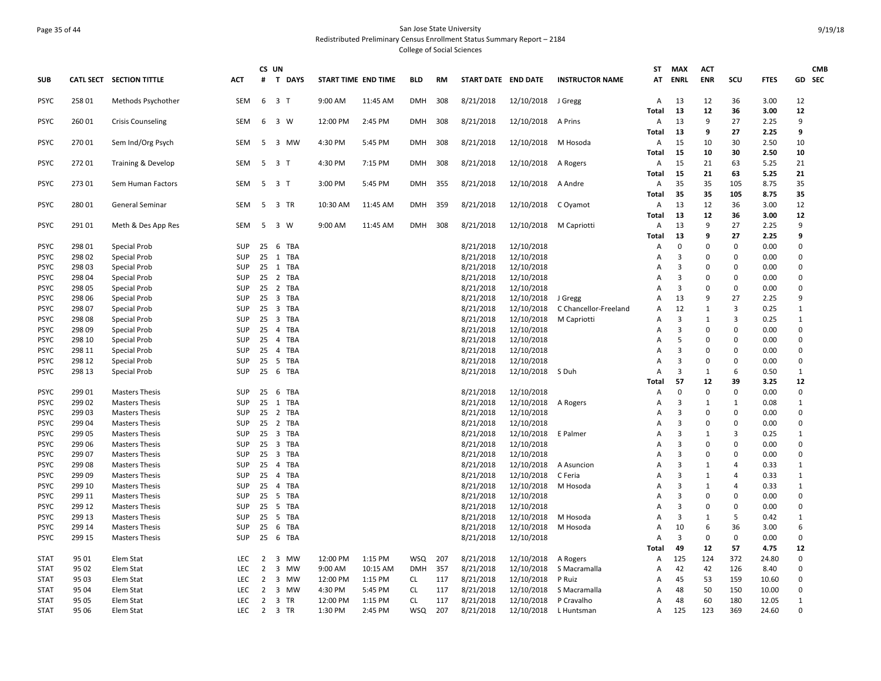San Jose State University
Redistributed Preliminary Census Enrollment Status Summary Report – 2184
College of Social Sciences

| SUB | CATL SECT | SECTION TITTLE | ACT | CS # | UN T | DAYS | START TIME | END TIME | BLD | RM | START DATE | END DATE | INSTRUCTOR NAME | ST AT | MAX ENRL | ACT ENR | SCU | FTES | GD | CMB SEC |
|---|---|---|---|---|---|---|---|---|---|---|---|---|---|---|---|---|---|---|---|---|
| PSYC | 258 01 | Methods Psychother | SEM | 6 | 3 | T | 9:00 AM | 11:45 AM | DMH | 308 | 8/21/2018 | 12/10/2018 | J Gregg | A | 13 | 12 | 36 | 3.00 | 12 | |
| | | | | | | | | | | | | | | **Total** | **13** | **12** | **36** | **3.00** | **12** | |
| PSYC | 260 01 | Crisis Counseling | SEM | 6 | 3 | W | 12:00 PM | 2:45 PM | DMH | 308 | 8/21/2018 | 12/10/2018 | A Prins | A | 13 | 9 | 27 | 2.25 | 9 | |
| | | | | | | | | | | | | | | **Total** | **13** | **9** | **27** | **2.25** | **9** | |
| PSYC | 270 01 | Sem Ind/Org Psych | SEM | 5 | 3 | MW | 4:30 PM | 5:45 PM | DMH | 308 | 8/21/2018 | 12/10/2018 | M Hosoda | A | 15 | 10 | 30 | 2.50 | 10 | |
| | | | | | | | | | | | | | | **Total** | **15** | **10** | **30** | **2.50** | **10** | |
| PSYC | 272 01 | Training & Develop | SEM | 5 | 3 | T | 4:30 PM | 7:15 PM | DMH | 308 | 8/21/2018 | 12/10/2018 | A Rogers | A | 15 | 21 | 63 | 5.25 | 21 | |
| | | | | | | | | | | | | | | **Total** | **15** | **21** | **63** | **5.25** | **21** | |
| PSYC | 273 01 | Sem Human Factors | SEM | 5 | 3 | T | 3:00 PM | 5:45 PM | DMH | 355 | 8/21/2018 | 12/10/2018 | A Andre | A | 35 | 35 | 105 | 8.75 | 35 | |
| | | | | | | | | | | | | | | **Total** | **35** | **35** | **105** | **8.75** | **35** | |
| PSYC | 280 01 | General Seminar | SEM | 5 | 3 | TR | 10:30 AM | 11:45 AM | DMH | 359 | 8/21/2018 | 12/10/2018 | C Oyamot | A | 13 | 12 | 36 | 3.00 | 12 | |
| | | | | | | | | | | | | | | **Total** | **13** | **12** | **36** | **3.00** | **12** | |
| PSYC | 291 01 | Meth & Des App Res | SEM | 5 | 3 | W | 9:00 AM | 11:45 AM | DMH | 308 | 8/21/2018 | 12/10/2018 | M Capriotti | A | 13 | 9 | 27 | 2.25 | 9 | |
| | | | | | | | | | | | | | | **Total** | **13** | **9** | **27** | **2.25** | **9** | |
| PSYC | 298 01 | Special Prob | SUP | 25 | 6 | TBA | | | | | 8/21/2018 | 12/10/2018 | | A | 0 | 0 | 0 | 0.00 | 0 | |
| PSYC | 298 02 | Special Prob | SUP | 25 | 1 | TBA | | | | | 8/21/2018 | 12/10/2018 | | A | 3 | 0 | 0 | 0.00 | 0 | |
| PSYC | 298 03 | Special Prob | SUP | 25 | 1 | TBA | | | | | 8/21/2018 | 12/10/2018 | | A | 3 | 0 | 0 | 0.00 | 0 | |
| PSYC | 298 04 | Special Prob | SUP | 25 | 2 | TBA | | | | | 8/21/2018 | 12/10/2018 | | A | 3 | 0 | 0 | 0.00 | 0 | |
| PSYC | 298 05 | Special Prob | SUP | 25 | 2 | TBA | | | | | 8/21/2018 | 12/10/2018 | | A | 3 | 0 | 0 | 0.00 | 0 | |
| PSYC | 298 06 | Special Prob | SUP | 25 | 3 | TBA | | | | | 8/21/2018 | 12/10/2018 | J Gregg | A | 13 | 9 | 27 | 2.25 | 9 | |
| PSYC | 298 07 | Special Prob | SUP | 25 | 3 | TBA | | | | | 8/21/2018 | 12/10/2018 | C Chancellor-Freeland | A | 12 | 1 | 3 | 0.25 | 1 | |
| PSYC | 298 08 | Special Prob | SUP | 25 | 3 | TBA | | | | | 8/21/2018 | 12/10/2018 | M Capriotti | A | 3 | 1 | 3 | 0.25 | 1 | |
| PSYC | 298 09 | Special Prob | SUP | 25 | 4 | TBA | | | | | 8/21/2018 | 12/10/2018 | | A | 3 | 0 | 0 | 0.00 | 0 | |
| PSYC | 298 10 | Special Prob | SUP | 25 | 4 | TBA | | | | | 8/21/2018 | 12/10/2018 | | A | 5 | 0 | 0 | 0.00 | 0 | |
| PSYC | 298 11 | Special Prob | SUP | 25 | 4 | TBA | | | | | 8/21/2018 | 12/10/2018 | | A | 3 | 0 | 0 | 0.00 | 0 | |
| PSYC | 298 12 | Special Prob | SUP | 25 | 5 | TBA | | | | | 8/21/2018 | 12/10/2018 | | A | 3 | 0 | 0 | 0.00 | 0 | |
| PSYC | 298 13 | Special Prob | SUP | 25 | 6 | TBA | | | | | 8/21/2018 | 12/10/2018 | S Duh | A | 3 | 1 | 6 | 0.50 | 1 | |
| | | | | | | | | | | | | | | **Total** | **57** | **12** | **39** | **3.25** | **12** | |
| PSYC | 299 01 | Masters Thesis | SUP | 25 | 6 | TBA | | | | | 8/21/2018 | 12/10/2018 | | A | 0 | 0 | 0 | 0.00 | 0 | |
| PSYC | 299 02 | Masters Thesis | SUP | 25 | 1 | TBA | | | | | 8/21/2018 | 12/10/2018 | A Rogers | A | 3 | 1 | 1 | 0.08 | 1 | |
| PSYC | 299 03 | Masters Thesis | SUP | 25 | 2 | TBA | | | | | 8/21/2018 | 12/10/2018 | | A | 3 | 0 | 0 | 0.00 | 0 | |
| PSYC | 299 04 | Masters Thesis | SUP | 25 | 2 | TBA | | | | | 8/21/2018 | 12/10/2018 | | A | 3 | 0 | 0 | 0.00 | 0 | |
| PSYC | 299 05 | Masters Thesis | SUP | 25 | 3 | TBA | | | | | 8/21/2018 | 12/10/2018 | E Palmer | A | 3 | 1 | 3 | 0.25 | 1 | |
| PSYC | 299 06 | Masters Thesis | SUP | 25 | 3 | TBA | | | | | 8/21/2018 | 12/10/2018 | | A | 3 | 0 | 0 | 0.00 | 0 | |
| PSYC | 299 07 | Masters Thesis | SUP | 25 | 3 | TBA | | | | | 8/21/2018 | 12/10/2018 | | A | 3 | 0 | 0 | 0.00 | 0 | |
| PSYC | 299 08 | Masters Thesis | SUP | 25 | 4 | TBA | | | | | 8/21/2018 | 12/10/2018 | A Asuncion | A | 3 | 1 | 4 | 0.33 | 1 | |
| PSYC | 299 09 | Masters Thesis | SUP | 25 | 4 | TBA | | | | | 8/21/2018 | 12/10/2018 | C Feria | A | 3 | 1 | 4 | 0.33 | 1 | |
| PSYC | 299 10 | Masters Thesis | SUP | 25 | 4 | TBA | | | | | 8/21/2018 | 12/10/2018 | M Hosoda | A | 3 | 1 | 4 | 0.33 | 1 | |
| PSYC | 299 11 | Masters Thesis | SUP | 25 | 5 | TBA | | | | | 8/21/2018 | 12/10/2018 | | A | 3 | 0 | 0 | 0.00 | 0 | |
| PSYC | 299 12 | Masters Thesis | SUP | 25 | 5 | TBA | | | | | 8/21/2018 | 12/10/2018 | | A | 3 | 0 | 0 | 0.00 | 0 | |
| PSYC | 299 13 | Masters Thesis | SUP | 25 | 5 | TBA | | | | | 8/21/2018 | 12/10/2018 | M Hosoda | A | 3 | 1 | 5 | 0.42 | 1 | |
| PSYC | 299 14 | Masters Thesis | SUP | 25 | 6 | TBA | | | | | 8/21/2018 | 12/10/2018 | M Hosoda | A | 10 | 6 | 36 | 3.00 | 6 | |
| PSYC | 299 15 | Masters Thesis | SUP | 25 | 6 | TBA | | | | | 8/21/2018 | 12/10/2018 | | A | 3 | 0 | 0 | 0.00 | 0 | |
| | | | | | | | | | | | | | | **Total** | **49** | **12** | **57** | **4.75** | **12** | |
| STAT | 95 01 | Elem Stat | LEC | 2 | 3 | MW | 12:00 PM | 1:15 PM | WSQ | 207 | 8/21/2018 | 12/10/2018 | A Rogers | A | 125 | 124 | 372 | 24.80 | 0 | |
| STAT | 95 02 | Elem Stat | LEC | 2 | 3 | MW | 9:00 AM | 10:15 AM | DMH | 357 | 8/21/2018 | 12/10/2018 | S Macramalla | A | 42 | 42 | 126 | 8.40 | 0 | |
| STAT | 95 03 | Elem Stat | LEC | 2 | 3 | MW | 12:00 PM | 1:15 PM | CL | 117 | 8/21/2018 | 12/10/2018 | P Ruiz | A | 45 | 53 | 159 | 10.60 | 0 | |
| STAT | 95 04 | Elem Stat | LEC | 2 | 3 | MW | 4:30 PM | 5:45 PM | CL | 117 | 8/21/2018 | 12/10/2018 | S Macramalla | A | 48 | 50 | 150 | 10.00 | 0 | |
| STAT | 95 05 | Elem Stat | LEC | 2 | 3 | TR | 12:00 PM | 1:15 PM | CL | 117 | 8/21/2018 | 12/10/2018 | P Cravalho | A | 48 | 60 | 180 | 12.05 | 1 | |
| STAT | 95 06 | Elem Stat | LEC | 2 | 3 | TR | 1:30 PM | 2:45 PM | WSQ | 207 | 8/21/2018 | 12/10/2018 | L Huntsman | A | 125 | 123 | 369 | 24.60 | 0 | |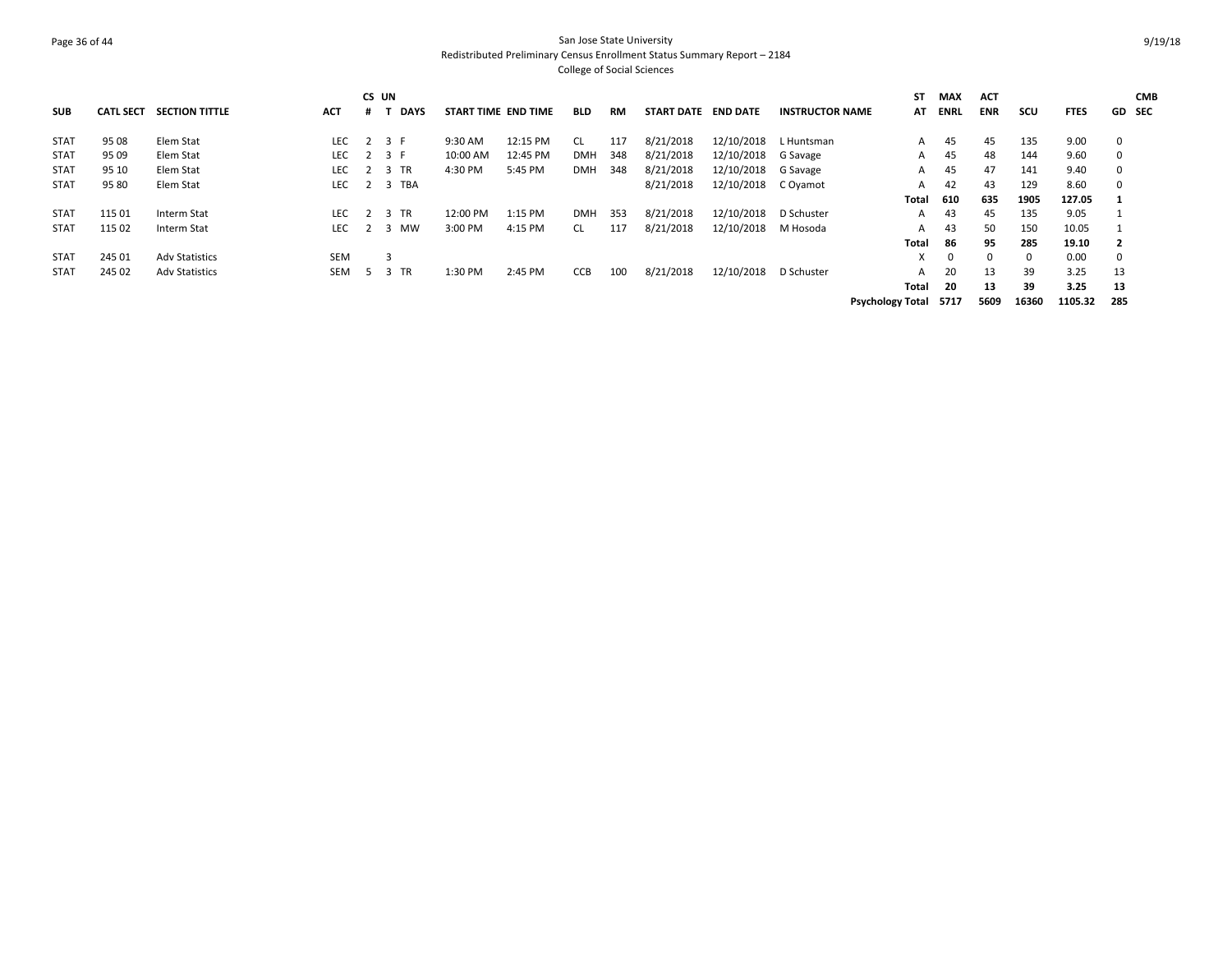San Jose State University
Redistributed Preliminary Census Enrollment Status Summary Report – 2184
College of Social Sciences

| SUB | CATL SECT | SECTION TITTLE | ACT | CS # | UN T | DAYS | START TIME | END TIME | BLD | RM | START DATE | END DATE | INSTRUCTOR NAME | ST AT | MAX ENRL | ACT ENR | SCU | FTES | GD | CMB SEC |
|---|---|---|---|---|---|---|---|---|---|---|---|---|---|---|---|---|---|---|---|---|
| STAT | 95 08 | Elem Stat | LEC | 2 | 3 | F | 9:30 AM | 12:15 PM | CL | 117 | 8/21/2018 | 12/10/2018 | L Huntsman | A | 45 | 45 | 135 | 9.00 | 0 | |
| STAT | 95 09 | Elem Stat | LEC | 2 | 3 | F | 10:00 AM | 12:45 PM | DMH | 348 | 8/21/2018 | 12/10/2018 | G Savage | A | 45 | 48 | 144 | 9.60 | 0 | |
| STAT | 95 10 | Elem Stat | LEC | 2 | 3 | TR | 4:30 PM | 5:45 PM | DMH | 348 | 8/21/2018 | 12/10/2018 | G Savage | A | 45 | 47 | 141 | 9.40 | 0 | |
| STAT | 95 80 | Elem Stat | LEC | 2 | 3 | TBA | | | | | 8/21/2018 | 12/10/2018 | C Oyamot | A | 42 | 43 | 129 | 8.60 | 0 | |
| | | | | | | | | | | | | | | **Total** | **610** | **635** | **1905** | **127.05** | **1** | |
| STAT | 115 01 | Interm Stat | LEC | 2 | 3 | TR | 12:00 PM | 1:15 PM | DMH | 353 | 8/21/2018 | 12/10/2018 | D Schuster | A | 43 | 45 | 135 | 9.05 | 1 | |
| STAT | 115 02 | Interm Stat | LEC | 2 | 3 | MW | 3:00 PM | 4:15 PM | CL | 117 | 8/21/2018 | 12/10/2018 | M Hosoda | A | 43 | 50 | 150 | 10.05 | 1 | |
| | | | | | | | | | | | | | | **Total** | **86** | **95** | **285** | **19.10** | **2** | |
| STAT | 245 01 | Adv Statistics | SEM | | 3 | | | | | | | | | X | 0 | 0 | 0 | 0.00 | 0 | |
| STAT | 245 02 | Adv Statistics | SEM | 5 | 3 | TR | 1:30 PM | 2:45 PM | CCB | 100 | 8/21/2018 | 12/10/2018 | D Schuster | A | 20 | 13 | 39 | 3.25 | 13 | |
| | | | | | | | | | | | | | | **Total** | **20** | **13** | **39** | **3.25** | **13** | |
| | | | | | | | | | | | | | | **Psychology Total** | **5717** | **5609** | **16360** | **1105.32** | **285** | |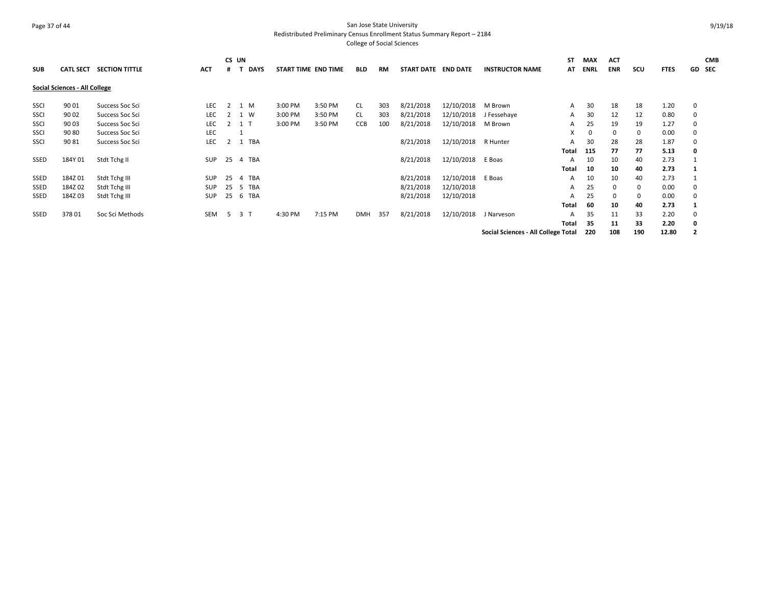San Jose State University
Redistributed Preliminary Census Enrollment Status Summary Report – 2184
College of Social Sciences

9/19/18

| SUB | CATL SECT | SECTION TITTLE | ACT | CS # | UN T | DAYS | START TIME | END TIME | BLD | RM | START DATE | END DATE | INSTRUCTOR NAME | ST AT | MAX ENRL | ACT ENR | SCU | FTES | GD | CMB SEC |
|---|---|---|---|---|---|---|---|---|---|---|---|---|---|---|---|---|---|---|---|---|
| **Social Sciences - All College** | | | | | | | | | | | | | | | | | | | | |
| SSCI | 90 01 | Success Soc Sci | LEC | 2 | 1 | M | 3:00 PM | 3:50 PM | CL | 303 | 8/21/2018 | 12/10/2018 | M Brown | A | 30 | 18 | 18 | 1.20 | 0 | |
| SSCI | 90 02 | Success Soc Sci | LEC | 2 | 1 | W | 3:00 PM | 3:50 PM | CL | 303 | 8/21/2018 | 12/10/2018 | J Fessehaye | A | 30 | 12 | 12 | 0.80 | 0 | |
| SSCI | 90 03 | Success Soc Sci | LEC | 2 | 1 | T | 3:00 PM | 3:50 PM | CCB | 100 | 8/21/2018 | 12/10/2018 | M Brown | A | 25 | 19 | 19 | 1.27 | 0 | |
| SSCI | 90 80 | Success Soc Sci | LEC | | 1 | | | | | | | | | X | 0 | 0 | 0 | 0.00 | 0 | |
| SSCI | 90 81 | Success Soc Sci | LEC | 2 | 1 | TBA | | | | | 8/21/2018 | 12/10/2018 | R Hunter | A | 30 | 28 | 28 | 1.87 | 0 | |
| | | | | | | | | | | | | | | **Total** | **115** | **77** | **77** | **5.13** | **0** | |
| SSED | 184Y 01 | Stdt Tchg II | SUP | 25 | 4 | TBA | | | | | 8/21/2018 | 12/10/2018 | E Boas | A | 10 | 10 | 40 | 2.73 | 1 | |
| | | | | | | | | | | | | | | **Total** | **10** | **10** | **40** | **2.73** | **1** | |
| SSED | 184Z 01 | Stdt Tchg III | SUP | 25 | 4 | TBA | | | | | 8/21/2018 | 12/10/2018 | E Boas | A | 10 | 10 | 40 | 2.73 | 1 | |
| SSED | 184Z 02 | Stdt Tchg III | SUP | 25 | 5 | TBA | | | | | 8/21/2018 | 12/10/2018 | | A | 25 | 0 | 0 | 0.00 | 0 | |
| SSED | 184Z 03 | Stdt Tchg III | SUP | 25 | 6 | TBA | | | | | 8/21/2018 | 12/10/2018 | | A | 25 | 0 | 0 | 0.00 | 0 | |
| | | | | | | | | | | | | | | **Total** | **60** | **10** | **40** | **2.73** | **1** | |
| SSED | 378 01 | Soc Sci Methods | SEM | 5 | 3 | T | 4:30 PM | 7:15 PM | DMH | 357 | 8/21/2018 | 12/10/2018 | J Narveson | A | 35 | 11 | 33 | 2.20 | 0 | |
| | | | | | | | | | | | | | | **Total** | **35** | **11** | **33** | **2.20** | **0** | |
| | | | | | | | | | | | | | **Social Sciences - All College Total** | | **220** | **108** | **190** | **12.80** | **2** | |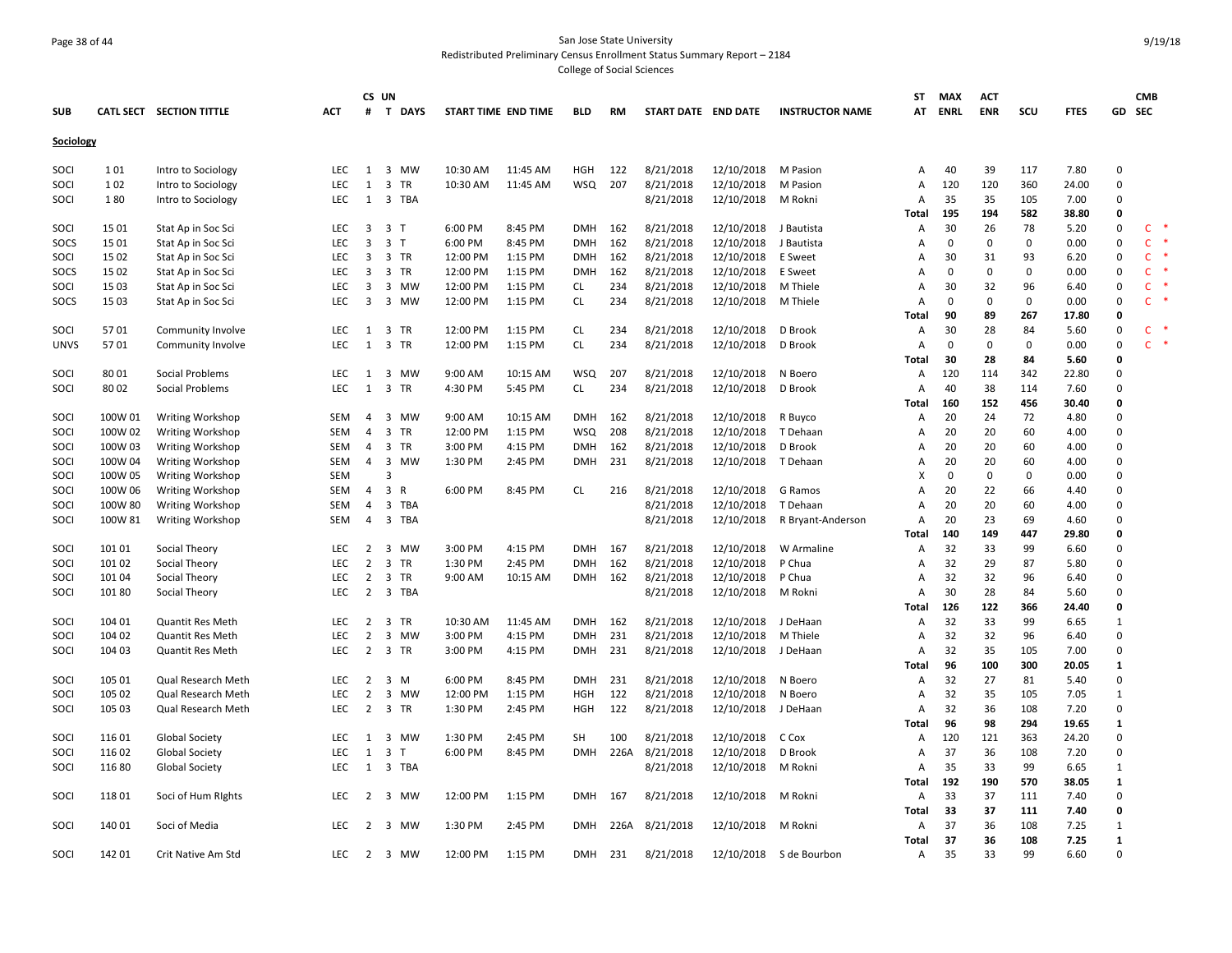San Jose State University
Redistributed Preliminary Census Enrollment Status Summary Report – 2184
College of Social Sciences

9/19/18

| SUB | CATL SECT | SECTION TITTLE | ACT | CS # | UN T | DAYS | START TIME | END TIME | BLD | RM | START DATE | END DATE | INSTRUCTOR NAME | ST AT | MAX ENRL | ACT ENR | SCU | FTES | GD | CMB SEC |
|---|---|---|---|---|---|---|---|---|---|---|---|---|---|---|---|---|---|---|---|---|
| **Sociology** | | | | | | | | | | | | | | | | | | | | |
| SOCI | 1 01 | Intro to Sociology | LEC | 1 | 3 | MW | 10:30 AM | 11:45 AM | HGH | 122 | 8/21/2018 | 12/10/2018 | M Pasion | A | 40 | 39 | 117 | 7.80 | 0 | |
| SOCI | 1 02 | Intro to Sociology | LEC | 1 | 3 | TR | 10:30 AM | 11:45 AM | WSQ | 207 | 8/21/2018 | 12/10/2018 | M Pasion | A | 120 | 120 | 360 | 24.00 | 0 | |
| SOCI | 1 80 | Intro to Sociology | LEC | 1 | 3 | TBA | | | | | 8/21/2018 | 12/10/2018 | M Rokni | A | 35 | 35 | 105 | 7.00 | 0 | |
| | | | | | | | | | | | | | | **Total** | **195** | **194** | **582** | **38.80** | **0** | |
| SOCI | 15 01 | Stat Ap in Soc Sci | LEC | 3 | 3 | T | 6:00 PM | 8:45 PM | DMH | 162 | 8/21/2018 | 12/10/2018 | J Bautista | A | 30 | 26 | 78 | 5.20 | 0 | C * |
| SOCS | 15 01 | Stat Ap in Soc Sci | LEC | 3 | 3 | T | 6:00 PM | 8:45 PM | DMH | 162 | 8/21/2018 | 12/10/2018 | J Bautista | A | 0 | 0 | 0 | 0.00 | 0 | C * |
| SOCI | 15 02 | Stat Ap in Soc Sci | LEC | 3 | 3 | TR | 12:00 PM | 1:15 PM | DMH | 162 | 8/21/2018 | 12/10/2018 | E Sweet | A | 30 | 31 | 93 | 6.20 | 0 | C * |
| SOCS | 15 02 | Stat Ap in Soc Sci | LEC | 3 | 3 | TR | 12:00 PM | 1:15 PM | DMH | 162 | 8/21/2018 | 12/10/2018 | E Sweet | A | 0 | 0 | 0 | 0.00 | 0 | C * |
| SOCI | 15 03 | Stat Ap in Soc Sci | LEC | 3 | 3 | MW | 12:00 PM | 1:15 PM | CL | 234 | 8/21/2018 | 12/10/2018 | M Thiele | A | 30 | 32 | 96 | 6.40 | 0 | C * |
| SOCS | 15 03 | Stat Ap in Soc Sci | LEC | 3 | 3 | MW | 12:00 PM | 1:15 PM | CL | 234 | 8/21/2018 | 12/10/2018 | M Thiele | A | 0 | 0 | 0 | 0.00 | 0 | C * |
| | | | | | | | | | | | | | | **Total** | **90** | **89** | **267** | **17.80** | **0** | |
| SOCI | 57 01 | Community Involve | LEC | 1 | 3 | TR | 12:00 PM | 1:15 PM | CL | 234 | 8/21/2018 | 12/10/2018 | D Brook | A | 30 | 28 | 84 | 5.60 | 0 | C * |
| UNVS | 57 01 | Community Involve | LEC | 1 | 3 | TR | 12:00 PM | 1:15 PM | CL | 234 | 8/21/2018 | 12/10/2018 | D Brook | A | 0 | 0 | 0 | 0.00 | 0 | C * |
| | | | | | | | | | | | | | | **Total** | **30** | **28** | **84** | **5.60** | **0** | |
| SOCI | 80 01 | Social Problems | LEC | 1 | 3 | MW | 9:00 AM | 10:15 AM | WSQ | 207 | 8/21/2018 | 12/10/2018 | N Boero | A | 120 | 114 | 342 | 22.80 | 0 | |
| SOCI | 80 02 | Social Problems | LEC | 1 | 3 | TR | 4:30 PM | 5:45 PM | CL | 234 | 8/21/2018 | 12/10/2018 | D Brook | A | 40 | 38 | 114 | 7.60 | 0 | |
| | | | | | | | | | | | | | | **Total** | **160** | **152** | **456** | **30.40** | **0** | |
| SOCI | 100W 01 | Writing Workshop | SEM | 4 | 3 | MW | 9:00 AM | 10:15 AM | DMH | 162 | 8/21/2018 | 12/10/2018 | R Buyco | A | 20 | 24 | 72 | 4.80 | 0 | |
| SOCI | 100W 02 | Writing Workshop | SEM | 4 | 3 | TR | 12:00 PM | 1:15 PM | WSQ | 208 | 8/21/2018 | 12/10/2018 | T Dehaan | A | 20 | 20 | 60 | 4.00 | 0 | |
| SOCI | 100W 03 | Writing Workshop | SEM | 4 | 3 | TR | 3:00 PM | 4:15 PM | DMH | 162 | 8/21/2018 | 12/10/2018 | D Brook | A | 20 | 20 | 60 | 4.00 | 0 | |
| SOCI | 100W 04 | Writing Workshop | SEM | 4 | 3 | MW | 1:30 PM | 2:45 PM | DMH | 231 | 8/21/2018 | 12/10/2018 | T Dehaan | A | 20 | 20 | 60 | 4.00 | 0 | |
| SOCI | 100W 05 | Writing Workshop | SEM | | 3 | | | | | | | | | X | 0 | 0 | 0 | 0.00 | 0 | |
| SOCI | 100W 06 | Writing Workshop | SEM | 4 | 3 | R | 6:00 PM | 8:45 PM | CL | 216 | 8/21/2018 | 12/10/2018 | G Ramos | A | 20 | 22 | 66 | 4.40 | 0 | |
| SOCI | 100W 80 | Writing Workshop | SEM | 4 | 3 | TBA | | | | | 8/21/2018 | 12/10/2018 | T Dehaan | A | 20 | 20 | 60 | 4.00 | 0 | |
| SOCI | 100W 81 | Writing Workshop | SEM | 4 | 3 | TBA | | | | | 8/21/2018 | 12/10/2018 | R Bryant-Anderson | A | 20 | 23 | 69 | 4.60 | 0 | |
| | | | | | | | | | | | | | | **Total** | **140** | **149** | **447** | **29.80** | **0** | |
| SOCI | 101 01 | Social Theory | LEC | 2 | 3 | MW | 3:00 PM | 4:15 PM | DMH | 167 | 8/21/2018 | 12/10/2018 | W Armaline | A | 32 | 33 | 99 | 6.60 | 0 | |
| SOCI | 101 02 | Social Theory | LEC | 2 | 3 | TR | 1:30 PM | 2:45 PM | DMH | 162 | 8/21/2018 | 12/10/2018 | P Chua | A | 32 | 29 | 87 | 5.80 | 0 | |
| SOCI | 101 04 | Social Theory | LEC | 2 | 3 | TR | 9:00 AM | 10:15 AM | DMH | 162 | 8/21/2018 | 12/10/2018 | P Chua | A | 32 | 32 | 96 | 6.40 | 0 | |
| SOCI | 101 80 | Social Theory | LEC | 2 | 3 | TBA | | | | | 8/21/2018 | 12/10/2018 | M Rokni | A | 30 | 28 | 84 | 5.60 | 0 | |
| | | | | | | | | | | | | | | **Total** | **126** | **122** | **366** | **24.40** | **0** | |
| SOCI | 104 01 | Quantit Res Meth | LEC | 2 | 3 | TR | 10:30 AM | 11:45 AM | DMH | 162 | 8/21/2018 | 12/10/2018 | J DeHaan | A | 32 | 33 | 99 | 6.65 | 1 | |
| SOCI | 104 02 | Quantit Res Meth | LEC | 2 | 3 | MW | 3:00 PM | 4:15 PM | DMH | 231 | 8/21/2018 | 12/10/2018 | M Thiele | A | 32 | 32 | 96 | 6.40 | 0 | |
| SOCI | 104 03 | Quantit Res Meth | LEC | 2 | 3 | TR | 3:00 PM | 4:15 PM | DMH | 231 | 8/21/2018 | 12/10/2018 | J DeHaan | A | 32 | 35 | 105 | 7.00 | 0 | |
| | | | | | | | | | | | | | | **Total** | **96** | **100** | **300** | **20.05** | **1** | |
| SOCI | 105 01 | Qual Research Meth | LEC | 2 | 3 | M | 6:00 PM | 8:45 PM | DMH | 231 | 8/21/2018 | 12/10/2018 | N Boero | A | 32 | 27 | 81 | 5.40 | 0 | |
| SOCI | 105 02 | Qual Research Meth | LEC | 2 | 3 | MW | 12:00 PM | 1:15 PM | HGH | 122 | 8/21/2018 | 12/10/2018 | N Boero | A | 32 | 35 | 105 | 7.05 | 1 | |
| SOCI | 105 03 | Qual Research Meth | LEC | 2 | 3 | TR | 1:30 PM | 2:45 PM | HGH | 122 | 8/21/2018 | 12/10/2018 | J DeHaan | A | 32 | 36 | 108 | 7.20 | 0 | |
| | | | | | | | | | | | | | | **Total** | **96** | **98** | **294** | **19.65** | **1** | |
| SOCI | 116 01 | Global Society | LEC | 1 | 3 | MW | 1:30 PM | 2:45 PM | SH | 100 | 8/21/2018 | 12/10/2018 | C Cox | A | 120 | 121 | 363 | 24.20 | 0 | |
| SOCI | 116 02 | Global Society | LEC | 1 | 3 | T | 6:00 PM | 8:45 PM | DMH | 226A | 8/21/2018 | 12/10/2018 | D Brook | A | 37 | 36 | 108 | 7.20 | 0 | |
| SOCI | 116 80 | Global Society | LEC | 1 | 3 | TBA | | | | | 8/21/2018 | 12/10/2018 | M Rokni | A | 35 | 33 | 99 | 6.65 | 1 | |
| | | | | | | | | | | | | | | **Total** | **192** | **190** | **570** | **38.05** | **1** | |
| SOCI | 118 01 | Soci of Hum RIghts | LEC | 2 | 3 | MW | 12:00 PM | 1:15 PM | DMH | 167 | 8/21/2018 | 12/10/2018 | M Rokni | A | 33 | 37 | 111 | 7.40 | 0 | |
| | | | | | | | | | | | | | | **Total** | **33** | **37** | **111** | **7.40** | **0** | |
| SOCI | 140 01 | Soci of Media | LEC | 2 | 3 | MW | 1:30 PM | 2:45 PM | DMH | 226A | 8/21/2018 | 12/10/2018 | M Rokni | A | 37 | 36 | 108 | 7.25 | 1 | |
| | | | | | | | | | | | | | | **Total** | **37** | **36** | **108** | **7.25** | **1** | |
| SOCI | 142 01 | Crit Native Am Std | LEC | 2 | 3 | MW | 12:00 PM | 1:15 PM | DMH | 231 | 8/21/2018 | 12/10/2018 | S de Bourbon | A | 35 | 33 | 99 | 6.60 | 0 | |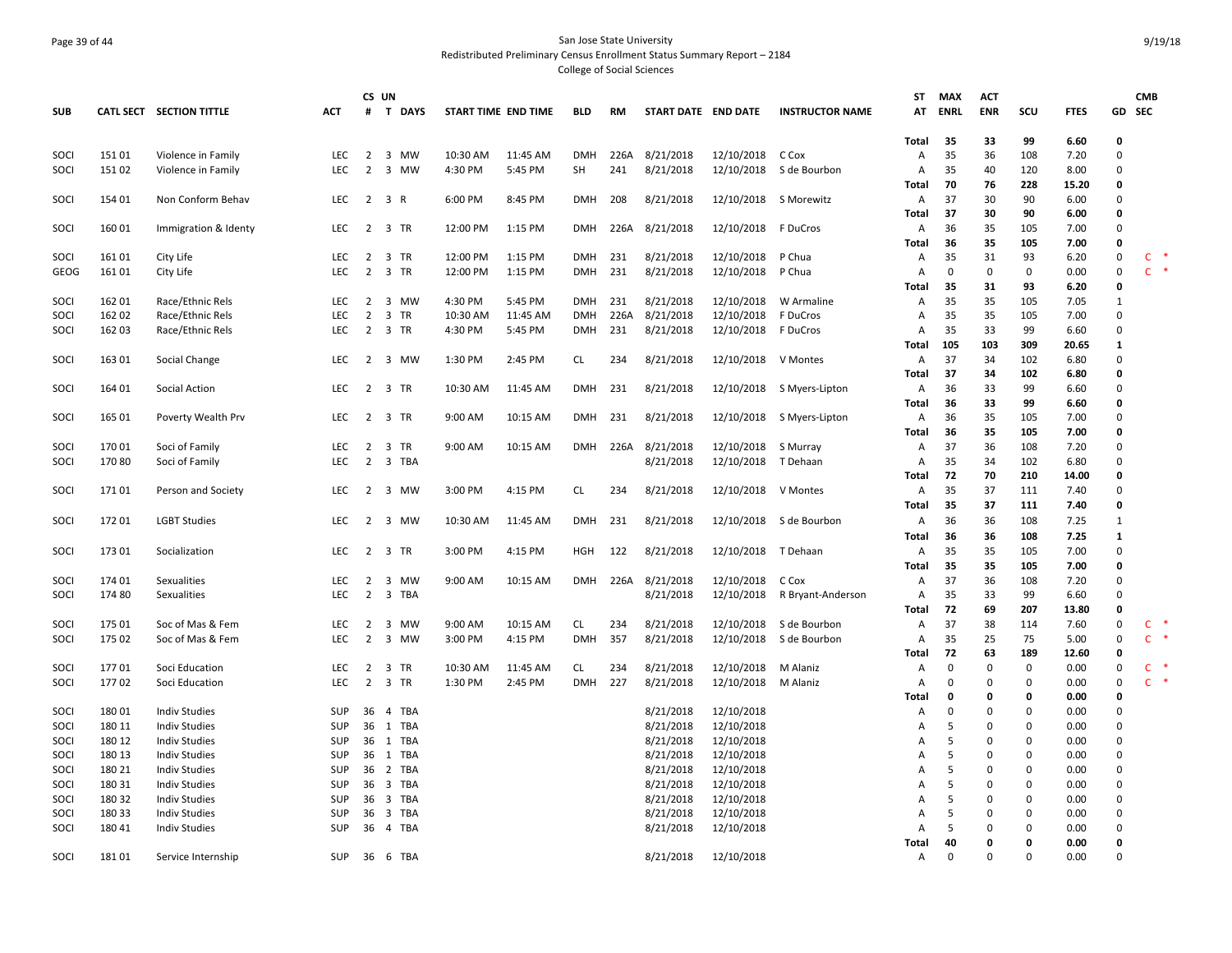San Jose State University

Redistributed Preliminary Census Enrollment Status Summary Report – 2184

College of Social Sciences

| SUB | CATL SECT | SECTION TITTLE | ACT | CS # | UN T | DAYS | START TIME | END TIME | BLD | RM | START DATE | END DATE | INSTRUCTOR NAME | ST AT | MAX ENRL | ACT ENR | SCU | FTES | GD | CMB SEC |
|---|---|---|---|---|---|---|---|---|---|---|---|---|---|---|---|---|---|---|---|---|
| | | | | | | | | | | | | | | Total | 35 | 33 | 99 | 6.60 | 0 | |
| SOCI | 151 01 | Violence in Family | LEC | 2 | 3 | MW | 10:30 AM | 11:45 AM | DMH | 226A | 8/21/2018 | 12/10/2018 | C Cox | A | 35 | 36 | 108 | 7.20 | 0 | |
| SOCI | 151 02 | Violence in Family | LEC | 2 | 3 | MW | 4:30 PM | 5:45 PM | SH | 241 | 8/21/2018 | 12/10/2018 | S de Bourbon | A | 35 | 40 | 120 | 8.00 | 0 | |
| | | | | | | | | | | | | | | Total | 70 | 76 | 228 | 15.20 | 0 | |
| SOCI | 154 01 | Non Conform Behav | LEC | 2 | 3 | R | 6:00 PM | 8:45 PM | DMH | 208 | 8/21/2018 | 12/10/2018 | S Morewitz | A | 37 | 30 | 90 | 6.00 | 0 | |
| | | | | | | | | | | | | | | Total | 37 | 30 | 90 | 6.00 | 0 | |
| SOCI | 160 01 | Immigration & Identy | LEC | 2 | 3 | TR | 12:00 PM | 1:15 PM | DMH | 226A | 8/21/2018 | 12/10/2018 | F DuCros | A | 36 | 35 | 105 | 7.00 | 0 | |
| | | | | | | | | | | | | | | Total | 36 | 35 | 105 | 7.00 | 0 | |
| SOCI | 161 01 | City Life | LEC | 2 | 3 | TR | 12:00 PM | 1:15 PM | DMH | 231 | 8/21/2018 | 12/10/2018 | P Chua | A | 35 | 31 | 93 | 6.20 | 0 | C * |
| GEOG | 161 01 | City Life | LEC | 2 | 3 | TR | 12:00 PM | 1:15 PM | DMH | 231 | 8/21/2018 | 12/10/2018 | P Chua | A | 0 | 0 | 0 | 0.00 | 0 | C * |
| | | | | | | | | | | | | | | Total | 35 | 31 | 93 | 6.20 | 0 | |
| SOCI | 162 01 | Race/Ethnic Rels | LEC | 2 | 3 | MW | 4:30 PM | 5:45 PM | DMH | 231 | 8/21/2018 | 12/10/2018 | W Armaline | A | 35 | 35 | 105 | 7.05 | 1 | |
| SOCI | 162 02 | Race/Ethnic Rels | LEC | 2 | 3 | TR | 10:30 AM | 11:45 AM | DMH | 226A | 8/21/2018 | 12/10/2018 | F DuCros | A | 35 | 35 | 105 | 7.00 | 0 | |
| SOCI | 162 03 | Race/Ethnic Rels | LEC | 2 | 3 | TR | 4:30 PM | 5:45 PM | DMH | 231 | 8/21/2018 | 12/10/2018 | F DuCros | A | 35 | 33 | 99 | 6.60 | 0 | |
| | | | | | | | | | | | | | | Total | 105 | 103 | 309 | 20.65 | 1 | |
| SOCI | 163 01 | Social Change | LEC | 2 | 3 | MW | 1:30 PM | 2:45 PM | CL | 234 | 8/21/2018 | 12/10/2018 | V Montes | A | 37 | 34 | 102 | 6.80 | 0 | |
| | | | | | | | | | | | | | | Total | 37 | 34 | 102 | 6.80 | 0 | |
| SOCI | 164 01 | Social Action | LEC | 2 | 3 | TR | 10:30 AM | 11:45 AM | DMH | 231 | 8/21/2018 | 12/10/2018 | S Myers-Lipton | A | 36 | 33 | 99 | 6.60 | 0 | |
| | | | | | | | | | | | | | | Total | 36 | 33 | 99 | 6.60 | 0 | |
| SOCI | 165 01 | Poverty Wealth Prv | LEC | 2 | 3 | TR | 9:00 AM | 10:15 AM | DMH | 231 | 8/21/2018 | 12/10/2018 | S Myers-Lipton | A | 36 | 35 | 105 | 7.00 | 0 | |
| | | | | | | | | | | | | | | Total | 36 | 35 | 105 | 7.00 | 0 | |
| SOCI | 170 01 | Soci of Family | LEC | 2 | 3 | TR | 9:00 AM | 10:15 AM | DMH | 226A | 8/21/2018 | 12/10/2018 | S Murray | A | 37 | 36 | 108 | 7.20 | 0 | |
| SOCI | 170 80 | Soci of Family | LEC | 2 | 3 | TBA | | | | | 8/21/2018 | 12/10/2018 | T Dehaan | A | 35 | 34 | 102 | 6.80 | 0 | |
| | | | | | | | | | | | | | | Total | 72 | 70 | 210 | 14.00 | 0 | |
| SOCI | 171 01 | Person and Society | LEC | 2 | 3 | MW | 3:00 PM | 4:15 PM | CL | 234 | 8/21/2018 | 12/10/2018 | V Montes | A | 35 | 37 | 111 | 7.40 | 0 | |
| | | | | | | | | | | | | | | Total | 35 | 37 | 111 | 7.40 | 0 | |
| SOCI | 172 01 | LGBT Studies | LEC | 2 | 3 | MW | 10:30 AM | 11:45 AM | DMH | 231 | 8/21/2018 | 12/10/2018 | S de Bourbon | A | 36 | 36 | 108 | 7.25 | 1 | |
| | | | | | | | | | | | | | | Total | 36 | 36 | 108 | 7.25 | 1 | |
| SOCI | 173 01 | Socialization | LEC | 2 | 3 | TR | 3:00 PM | 4:15 PM | HGH | 122 | 8/21/2018 | 12/10/2018 | T Dehaan | A | 35 | 35 | 105 | 7.00 | 0 | |
| | | | | | | | | | | | | | | Total | 35 | 35 | 105 | 7.00 | 0 | |
| SOCI | 174 01 | Sexualities | LEC | 2 | 3 | MW | 9:00 AM | 10:15 AM | DMH | 226A | 8/21/2018 | 12/10/2018 | C Cox | A | 37 | 36 | 108 | 7.20 | 0 | |
| SOCI | 174 80 | Sexualities | LEC | 2 | 3 | TBA | | | | | 8/21/2018 | 12/10/2018 | R Bryant-Anderson | A | 35 | 33 | 99 | 6.60 | 0 | |
| | | | | | | | | | | | | | | Total | 72 | 69 | 207 | 13.80 | 0 | |
| SOCI | 175 01 | Soc of Mas & Fem | LEC | 2 | 3 | MW | 9:00 AM | 10:15 AM | CL | 234 | 8/21/2018 | 12/10/2018 | S de Bourbon | A | 37 | 38 | 114 | 7.60 | 0 | C * |
| SOCI | 175 02 | Soc of Mas & Fem | LEC | 2 | 3 | MW | 3:00 PM | 4:15 PM | DMH | 357 | 8/21/2018 | 12/10/2018 | S de Bourbon | A | 35 | 25 | 75 | 5.00 | 0 | C * |
| | | | | | | | | | | | | | | Total | 72 | 63 | 189 | 12.60 | 0 | |
| SOCI | 177 01 | Soci Education | LEC | 2 | 3 | TR | 10:30 AM | 11:45 AM | CL | 234 | 8/21/2018 | 12/10/2018 | M Alaniz | A | 0 | 0 | 0 | 0.00 | 0 | C * |
| SOCI | 177 02 | Soci Education | LEC | 2 | 3 | TR | 1:30 PM | 2:45 PM | DMH | 227 | 8/21/2018 | 12/10/2018 | M Alaniz | A | 0 | 0 | 0 | 0.00 | 0 | C * |
| | | | | | | | | | | | | | | Total | 0 | 0 | 0 | 0.00 | 0 | |
| SOCI | 180 01 | Indiv Studies | SUP | 36 | 4 | TBA | | | | | 8/21/2018 | 12/10/2018 | | A | 0 | 0 | 0 | 0.00 | 0 | |
| SOCI | 180 11 | Indiv Studies | SUP | 36 | 1 | TBA | | | | | 8/21/2018 | 12/10/2018 | | A | 5 | 0 | 0 | 0.00 | 0 | |
| SOCI | 180 12 | Indiv Studies | SUP | 36 | 1 | TBA | | | | | 8/21/2018 | 12/10/2018 | | A | 5 | 0 | 0 | 0.00 | 0 | |
| SOCI | 180 13 | Indiv Studies | SUP | 36 | 1 | TBA | | | | | 8/21/2018 | 12/10/2018 | | A | 5 | 0 | 0 | 0.00 | 0 | |
| SOCI | 180 21 | Indiv Studies | SUP | 36 | 2 | TBA | | | | | 8/21/2018 | 12/10/2018 | | A | 5 | 0 | 0 | 0.00 | 0 | |
| SOCI | 180 31 | Indiv Studies | SUP | 36 | 3 | TBA | | | | | 8/21/2018 | 12/10/2018 | | A | 5 | 0 | 0 | 0.00 | 0 | |
| SOCI | 180 32 | Indiv Studies | SUP | 36 | 3 | TBA | | | | | 8/21/2018 | 12/10/2018 | | A | 5 | 0 | 0 | 0.00 | 0 | |
| SOCI | 180 33 | Indiv Studies | SUP | 36 | 3 | TBA | | | | | 8/21/2018 | 12/10/2018 | | A | 5 | 0 | 0 | 0.00 | 0 | |
| SOCI | 180 41 | Indiv Studies | SUP | 36 | 4 | TBA | | | | | 8/21/2018 | 12/10/2018 | | A | 5 | 0 | 0 | 0.00 | 0 | |
| | | | | | | | | | | | | | | Total | 40 | 0 | 0 | 0.00 | 0 | |
| SOCI | 181 01 | Service Internship | SUP | 36 | 6 | TBA | | | | | 8/21/2018 | 12/10/2018 | | A | 0 | 0 | 0 | 0.00 | 0 | |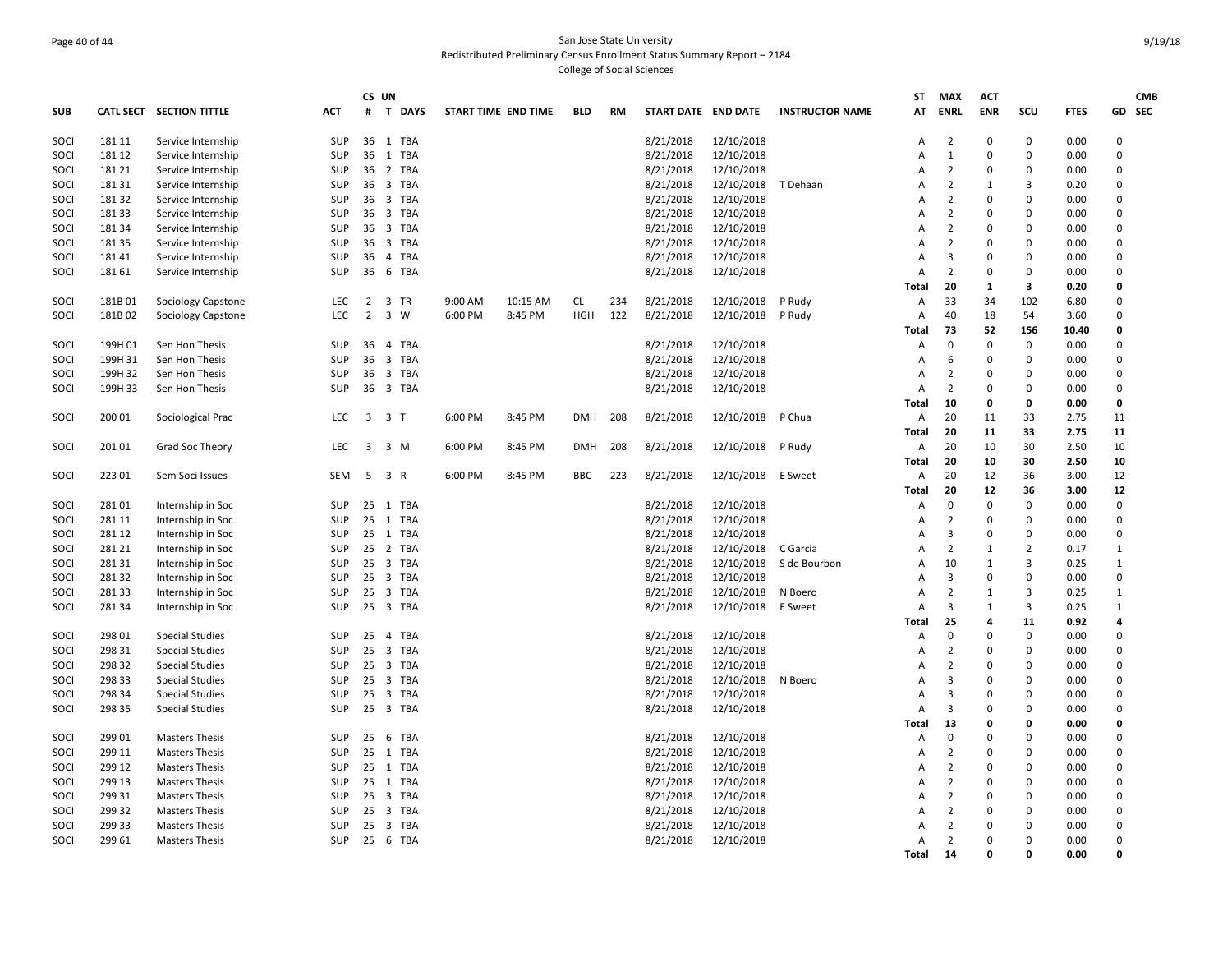San Jose State University
Redistributed Preliminary Census Enrollment Status Summary Report – 2184
College of Social Sciences

| SUB | CATL SECT | SECTION TITTLE | ACT | CS # | UN T | DAYS | START TIME | END TIME | BLD | RM | START DATE | END DATE | INSTRUCTOR NAME | ST AT | MAX ENRL | ACT ENR | SCU | FTES | GD | CMB SEC |
|---|---|---|---|---|---|---|---|---|---|---|---|---|---|---|---|---|---|---|---|---|
| SOCI | 181 11 | Service Internship | SUP | 36 | 1 | TBA | | | | | 8/21/2018 | 12/10/2018 | | A | 2 | 0 | 0 | 0.00 | 0 | |
| SOCI | 181 12 | Service Internship | SUP | 36 | 1 | TBA | | | | | 8/21/2018 | 12/10/2018 | | A | 1 | 0 | 0 | 0.00 | 0 | |
| SOCI | 181 21 | Service Internship | SUP | 36 | 2 | TBA | | | | | 8/21/2018 | 12/10/2018 | | A | 2 | 0 | 0 | 0.00 | 0 | |
| SOCI | 181 31 | Service Internship | SUP | 36 | 3 | TBA | | | | | 8/21/2018 | 12/10/2018 | T Dehaan | A | 2 | 1 | 3 | 0.20 | 0 | |
| SOCI | 181 32 | Service Internship | SUP | 36 | 3 | TBA | | | | | 8/21/2018 | 12/10/2018 | | A | 2 | 0 | 0 | 0.00 | 0 | |
| SOCI | 181 33 | Service Internship | SUP | 36 | 3 | TBA | | | | | 8/21/2018 | 12/10/2018 | | A | 2 | 0 | 0 | 0.00 | 0 | |
| SOCI | 181 34 | Service Internship | SUP | 36 | 3 | TBA | | | | | 8/21/2018 | 12/10/2018 | | A | 2 | 0 | 0 | 0.00 | 0 | |
| SOCI | 181 35 | Service Internship | SUP | 36 | 3 | TBA | | | | | 8/21/2018 | 12/10/2018 | | A | 2 | 0 | 0 | 0.00 | 0 | |
| SOCI | 181 41 | Service Internship | SUP | 36 | 4 | TBA | | | | | 8/21/2018 | 12/10/2018 | | A | 3 | 0 | 0 | 0.00 | 0 | |
| SOCI | 181 61 | Service Internship | SUP | 36 | 6 | TBA | | | | | 8/21/2018 | 12/10/2018 | | A | 2 | 0 | 0 | 0.00 | 0 | |
| | | | | | | | | | | | | | | **Total** | **20** | **1** | **3** | **0.20** | **0** | |
| SOCI | 181B 01 | Sociology Capstone | LEC | 2 | 3 | TR | 9:00 AM | 10:15 AM | CL | 234 | 8/21/2018 | 12/10/2018 | P Rudy | A | 33 | 34 | 102 | 6.80 | 0 | |
| SOCI | 181B 02 | Sociology Capstone | LEC | 2 | 3 | W | 6:00 PM | 8:45 PM | HGH | 122 | 8/21/2018 | 12/10/2018 | P Rudy | A | 40 | 18 | 54 | 3.60 | 0 | |
| | | | | | | | | | | | | | | **Total** | **73** | **52** | **156** | **10.40** | **0** | |
| SOCI | 199H 01 | Sen Hon Thesis | SUP | 36 | 4 | TBA | | | | | 8/21/2018 | 12/10/2018 | | A | 0 | 0 | 0 | 0.00 | 0 | |
| SOCI | 199H 31 | Sen Hon Thesis | SUP | 36 | 3 | TBA | | | | | 8/21/2018 | 12/10/2018 | | A | 6 | 0 | 0 | 0.00 | 0 | |
| SOCI | 199H 32 | Sen Hon Thesis | SUP | 36 | 3 | TBA | | | | | 8/21/2018 | 12/10/2018 | | A | 2 | 0 | 0 | 0.00 | 0 | |
| SOCI | 199H 33 | Sen Hon Thesis | SUP | 36 | 3 | TBA | | | | | 8/21/2018 | 12/10/2018 | | A | 2 | 0 | 0 | 0.00 | 0 | |
| | | | | | | | | | | | | | | **Total** | **10** | **0** | **0** | **0.00** | **0** | |
| SOCI | 200 01 | Sociological Prac | LEC | 3 | 3 | T | 6:00 PM | 8:45 PM | DMH | 208 | 8/21/2018 | 12/10/2018 | P Chua | A | 20 | 11 | 33 | 2.75 | 11 | |
| | | | | | | | | | | | | | | **Total** | **20** | **11** | **33** | **2.75** | **11** | |
| SOCI | 201 01 | Grad Soc Theory | LEC | 3 | 3 | M | 6:00 PM | 8:45 PM | DMH | 208 | 8/21/2018 | 12/10/2018 | P Rudy | A | 20 | 10 | 30 | 2.50 | 10 | |
| | | | | | | | | | | | | | | **Total** | **20** | **10** | **30** | **2.50** | **10** | |
| SOCI | 223 01 | Sem Soci Issues | SEM | 5 | 3 | R | 6:00 PM | 8:45 PM | BBC | 223 | 8/21/2018 | 12/10/2018 | E Sweet | A | 20 | 12 | 36 | 3.00 | 12 | |
| | | | | | | | | | | | | | | **Total** | **20** | **12** | **36** | **3.00** | **12** | |
| SOCI | 281 01 | Internship in Soc | SUP | 25 | 1 | TBA | | | | | 8/21/2018 | 12/10/2018 | | A | 0 | 0 | 0 | 0.00 | 0 | |
| SOCI | 281 11 | Internship in Soc | SUP | 25 | 1 | TBA | | | | | 8/21/2018 | 12/10/2018 | | A | 2 | 0 | 0 | 0.00 | 0 | |
| SOCI | 281 12 | Internship in Soc | SUP | 25 | 1 | TBA | | | | | 8/21/2018 | 12/10/2018 | | A | 3 | 0 | 0 | 0.00 | 0 | |
| SOCI | 281 21 | Internship in Soc | SUP | 25 | 2 | TBA | | | | | 8/21/2018 | 12/10/2018 | C Garcia | A | 2 | 1 | 2 | 0.17 | 1 | |
| SOCI | 281 31 | Internship in Soc | SUP | 25 | 3 | TBA | | | | | 8/21/2018 | 12/10/2018 | S de Bourbon | A | 10 | 1 | 3 | 0.25 | 1 | |
| SOCI | 281 32 | Internship in Soc | SUP | 25 | 3 | TBA | | | | | 8/21/2018 | 12/10/2018 | | A | 3 | 0 | 0 | 0.00 | 0 | |
| SOCI | 281 33 | Internship in Soc | SUP | 25 | 3 | TBA | | | | | 8/21/2018 | 12/10/2018 | N Boero | A | 2 | 1 | 3 | 0.25 | 1 | |
| SOCI | 281 34 | Internship in Soc | SUP | 25 | 3 | TBA | | | | | 8/21/2018 | 12/10/2018 | E Sweet | A | 3 | 1 | 3 | 0.25 | 1 | |
| | | | | | | | | | | | | | | **Total** | **25** | **4** | **11** | **0.92** | **4** | |
| SOCI | 298 01 | Special Studies | SUP | 25 | 4 | TBA | | | | | 8/21/2018 | 12/10/2018 | | A | 0 | 0 | 0 | 0.00 | 0 | |
| SOCI | 298 31 | Special Studies | SUP | 25 | 3 | TBA | | | | | 8/21/2018 | 12/10/2018 | | A | 2 | 0 | 0 | 0.00 | 0 | |
| SOCI | 298 32 | Special Studies | SUP | 25 | 3 | TBA | | | | | 8/21/2018 | 12/10/2018 | | A | 2 | 0 | 0 | 0.00 | 0 | |
| SOCI | 298 33 | Special Studies | SUP | 25 | 3 | TBA | | | | | 8/21/2018 | 12/10/2018 | N Boero | A | 3 | 0 | 0 | 0.00 | 0 | |
| SOCI | 298 34 | Special Studies | SUP | 25 | 3 | TBA | | | | | 8/21/2018 | 12/10/2018 | | A | 3 | 0 | 0 | 0.00 | 0 | |
| SOCI | 298 35 | Special Studies | SUP | 25 | 3 | TBA | | | | | 8/21/2018 | 12/10/2018 | | A | 3 | 0 | 0 | 0.00 | 0 | |
| | | | | | | | | | | | | | | **Total** | **13** | **0** | **0** | **0.00** | **0** | |
| SOCI | 299 01 | Masters Thesis | SUP | 25 | 6 | TBA | | | | | 8/21/2018 | 12/10/2018 | | A | 0 | 0 | 0 | 0.00 | 0 | |
| SOCI | 299 11 | Masters Thesis | SUP | 25 | 1 | TBA | | | | | 8/21/2018 | 12/10/2018 | | A | 2 | 0 | 0 | 0.00 | 0 | |
| SOCI | 299 12 | Masters Thesis | SUP | 25 | 1 | TBA | | | | | 8/21/2018 | 12/10/2018 | | A | 2 | 0 | 0 | 0.00 | 0 | |
| SOCI | 299 13 | Masters Thesis | SUP | 25 | 1 | TBA | | | | | 8/21/2018 | 12/10/2018 | | A | 2 | 0 | 0 | 0.00 | 0 | |
| SOCI | 299 31 | Masters Thesis | SUP | 25 | 3 | TBA | | | | | 8/21/2018 | 12/10/2018 | | A | 2 | 0 | 0 | 0.00 | 0 | |
| SOCI | 299 32 | Masters Thesis | SUP | 25 | 3 | TBA | | | | | 8/21/2018 | 12/10/2018 | | A | 2 | 0 | 0 | 0.00 | 0 | |
| SOCI | 299 33 | Masters Thesis | SUP | 25 | 3 | TBA | | | | | 8/21/2018 | 12/10/2018 | | A | 2 | 0 | 0 | 0.00 | 0 | |
| SOCI | 299 61 | Masters Thesis | SUP | 25 | 6 | TBA | | | | | 8/21/2018 | 12/10/2018 | | A | 2 | 0 | 0 | 0.00 | 0 | |
| | | | | | | | | | | | | | | **Total** | **14** | **0** | **0** | **0.00** | **0** | |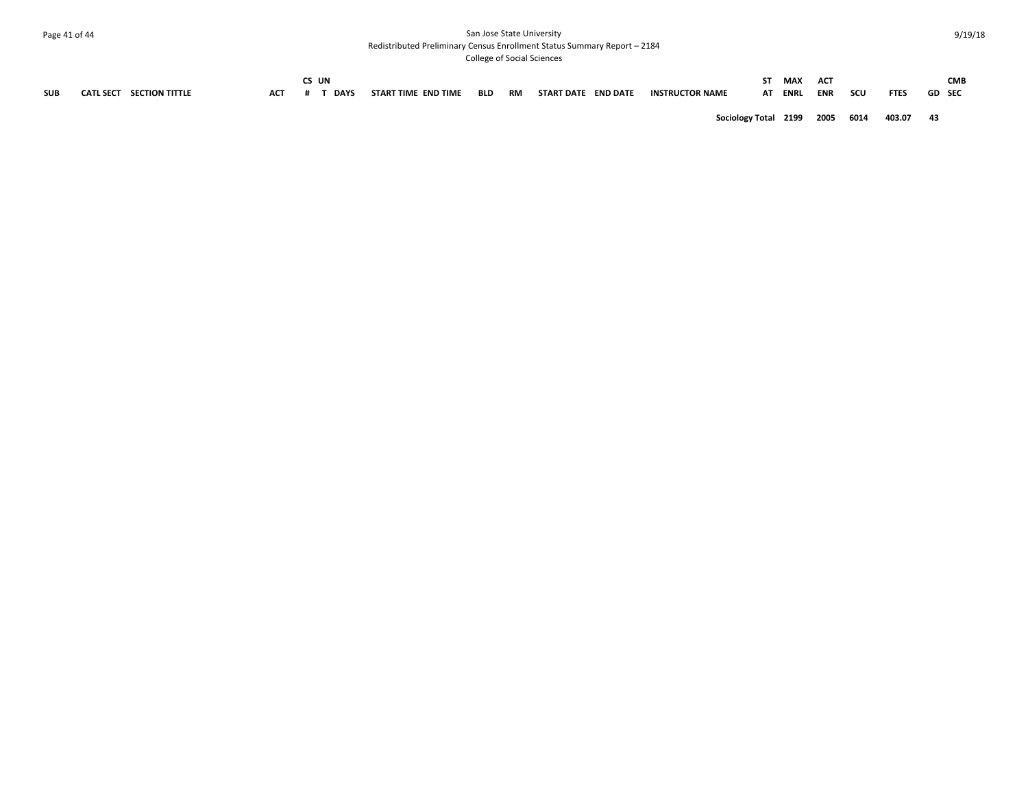| SUB | CATL | SECT | SECTION TITTLE | ACT | CS # | UN T | DAYS | START TIME | END TIME | BLD | RM | START DATE | END DATE | INSTRUCTOR NAME | ST AT | MAX ENRL | ACT ENR | SCU | FTES | GD | CMB SEC |
|---|---|---|---|---|---|---|---|---|---|---|---|---|---|---|---|---|---|---|---|---|---|
| | | | | | | | | | | | | | | **Sociology Total** | | **2199** | **2005** | **6014** | **403.07** | **43** | |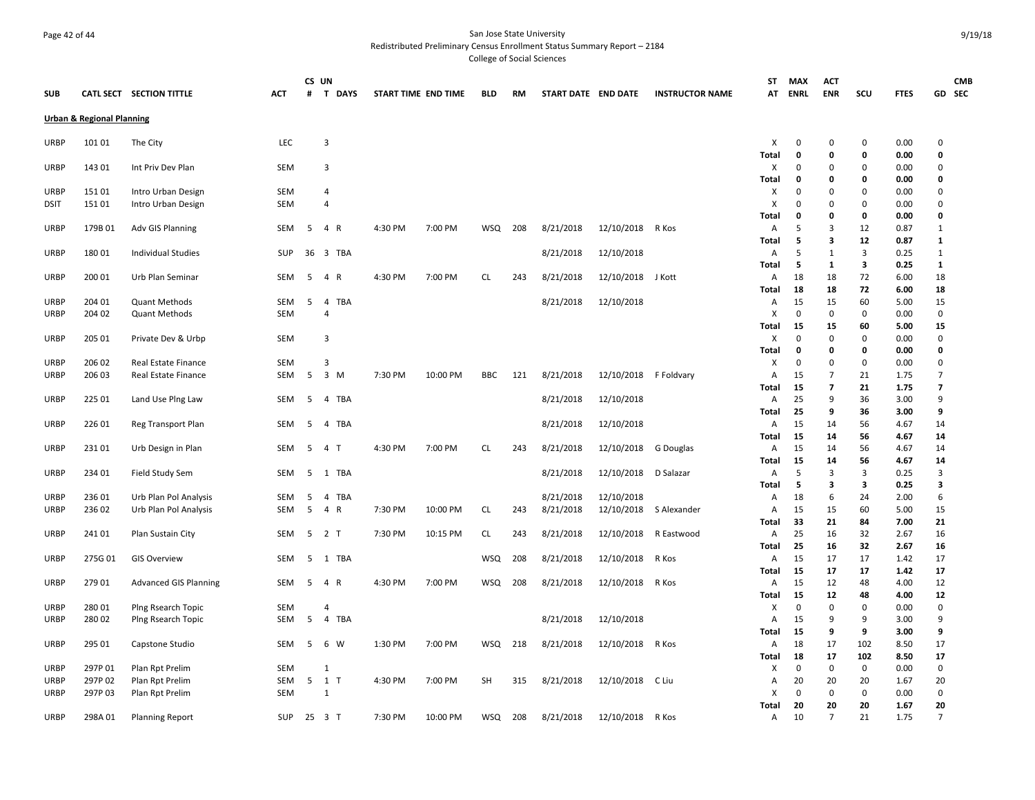San Jose State University
Redistributed Preliminary Census Enrollment Status Summary Report – 2184
College of Social Sciences

| SUB | CATL SECT | SECTION TITTLE | ACT | CS # | UN T | DAYS | START TIME | END TIME | BLD | RM | START DATE | END DATE | INSTRUCTOR NAME | ST AT | MAX ENRL | ACT ENR | SCU | FTES | GD | CMB SEC |
|---|---|---|---|---|---|---|---|---|---|---|---|---|---|---|---|---|---|---|---|---|
| **Urban & Regional Planning** | | | | | | | | | | | | | | | | | | | | |
| URBP | 101 01 | The City | LEC | | 3 | | | | | | | | | X | 0 | 0 | 0 | 0.00 | 0 | |
| | | | | | | | | | | | | | | **Total** | **0** | **0** | **0** | **0.00** | **0** | |
| URBP | 143 01 | Int Priv Dev Plan | SEM | | 3 | | | | | | | | | X | 0 | 0 | 0 | 0.00 | 0 | |
| | | | | | | | | | | | | | | **Total** | **0** | **0** | **0** | **0.00** | **0** | |
| URBP | 151 01 | Intro Urban Design | SEM | | 4 | | | | | | | | | X | 0 | 0 | 0 | 0.00 | 0 | |
| DSIT | 151 01 | Intro Urban Design | SEM | | 4 | | | | | | | | | X | 0 | 0 | 0 | 0.00 | 0 | |
| | | | | | | | | | | | | | | **Total** | **0** | **0** | **0** | **0.00** | **0** | |
| URBP | 179B 01 | Adv GIS Planning | SEM | 5 | 4 | R | 4:30 PM | 7:00 PM | WSQ | 208 | 8/21/2018 | 12/10/2018 | R Kos | A | 5 | 3 | 12 | 0.87 | 1 | |
| | | | | | | | | | | | | | | **Total** | **5** | **3** | **12** | **0.87** | **1** | |
| URBP | 180 01 | Individual Studies | SUP | 36 | 3 | TBA | | | | | 8/21/2018 | 12/10/2018 | | A | 5 | 1 | 3 | 0.25 | 1 | |
| | | | | | | | | | | | | | | **Total** | **5** | **1** | **3** | **0.25** | **1** | |
| URBP | 200 01 | Urb Plan Seminar | SEM | 5 | 4 | R | 4:30 PM | 7:00 PM | CL | 243 | 8/21/2018 | 12/10/2018 | J Kott | A | 18 | 18 | 72 | 6.00 | 18 | |
| | | | | | | | | | | | | | | **Total** | **18** | **18** | **72** | **6.00** | **18** | |
| URBP | 204 01 | Quant Methods | SEM | 5 | 4 | TBA | | | | | 8/21/2018 | 12/10/2018 | | A | 15 | 15 | 60 | 5.00 | 15 | |
| URBP | 204 02 | Quant Methods | SEM | | 4 | | | | | | | | | X | 0 | 0 | 0 | 0.00 | 0 | |
| | | | | | | | | | | | | | | **Total** | **15** | **15** | **60** | **5.00** | **15** | |
| URBP | 205 01 | Private Dev & Urbp | SEM | | 3 | | | | | | | | | X | 0 | 0 | 0 | 0.00 | 0 | |
| | | | | | | | | | | | | | | **Total** | **0** | **0** | **0** | **0.00** | **0** | |
| URBP | 206 02 | Real Estate Finance | SEM | | 3 | | | | | | | | | X | 0 | 0 | 0 | 0.00 | 0 | |
| URBP | 206 03 | Real Estate Finance | SEM | 5 | 3 | M | 7:30 PM | 10:00 PM | BBC | 121 | 8/21/2018 | 12/10/2018 | F Foldvary | A | 15 | 7 | 21 | 1.75 | 7 | |
| | | | | | | | | | | | | | | **Total** | **15** | **7** | **21** | **1.75** | **7** | |
| URBP | 225 01 | Land Use Plng Law | SEM | 5 | 4 | TBA | | | | | 8/21/2018 | 12/10/2018 | | A | 25 | 9 | 36 | 3.00 | 9 | |
| | | | | | | | | | | | | | | **Total** | **25** | **9** | **36** | **3.00** | **9** | |
| URBP | 226 01 | Reg Transport Plan | SEM | 5 | 4 | TBA | | | | | 8/21/2018 | 12/10/2018 | | A | 15 | 14 | 56 | 4.67 | 14 | |
| | | | | | | | | | | | | | | **Total** | **15** | **14** | **56** | **4.67** | **14** | |
| URBP | 231 01 | Urb Design in Plan | SEM | 5 | 4 | T | 4:30 PM | 7:00 PM | CL | 243 | 8/21/2018 | 12/10/2018 | G Douglas | A | 15 | 14 | 56 | 4.67 | 14 | |
| | | | | | | | | | | | | | | **Total** | **15** | **14** | **56** | **4.67** | **14** | |
| URBP | 234 01 | Field Study Sem | SEM | 5 | 1 | TBA | | | | | 8/21/2018 | 12/10/2018 | D Salazar | A | 5 | 3 | 3 | 0.25 | 3 | |
| | | | | | | | | | | | | | | **Total** | **5** | **3** | **3** | **0.25** | **3** | |
| URBP | 236 01 | Urb Plan Pol Analysis | SEM | 5 | 4 | TBA | | | | | 8/21/2018 | 12/10/2018 | | A | 18 | 6 | 24 | 2.00 | 6 | |
| URBP | 236 02 | Urb Plan Pol Analysis | SEM | 5 | 4 | R | 7:30 PM | 10:00 PM | CL | 243 | 8/21/2018 | 12/10/2018 | S Alexander | A | 15 | 15 | 60 | 5.00 | 15 | |
| | | | | | | | | | | | | | | **Total** | **33** | **21** | **84** | **7.00** | **21** | |
| URBP | 241 01 | Plan Sustain City | SEM | 5 | 2 | T | 7:30 PM | 10:15 PM | CL | 243 | 8/21/2018 | 12/10/2018 | R Eastwood | A | 25 | 16 | 32 | 2.67 | 16 | |
| | | | | | | | | | | | | | | **Total** | **25** | **16** | **32** | **2.67** | **16** | |
| URBP | 275G 01 | GIS Overview | SEM | 5 | 1 | TBA | | | WSQ | 208 | 8/21/2018 | 12/10/2018 | R Kos | A | 15 | 17 | 17 | 1.42 | 17 | |
| | | | | | | | | | | | | | | **Total** | **15** | **17** | **17** | **1.42** | **17** | |
| URBP | 279 01 | Advanced GIS Planning | SEM | 5 | 4 | R | 4:30 PM | 7:00 PM | WSQ | 208 | 8/21/2018 | 12/10/2018 | R Kos | A | 15 | 12 | 48 | 4.00 | 12 | |
| | | | | | | | | | | | | | | **Total** | **15** | **12** | **48** | **4.00** | **12** | |
| URBP | 280 01 | Plng Rsearch Topic | SEM | | 4 | | | | | | | | | X | 0 | 0 | 0 | 0.00 | 0 | |
| URBP | 280 02 | Plng Rsearch Topic | SEM | 5 | 4 | TBA | | | | | 8/21/2018 | 12/10/2018 | | A | 15 | 9 | 9 | 3.00 | 9 | |
| | | | | | | | | | | | | | | **Total** | **15** | **9** | **9** | **3.00** | **9** | |
| URBP | 295 01 | Capstone Studio | SEM | 5 | 6 | W | 1:30 PM | 7:00 PM | WSQ | 218 | 8/21/2018 | 12/10/2018 | R Kos | A | 18 | 17 | 102 | 8.50 | 17 | |
| | | | | | | | | | | | | | | **Total** | **18** | **17** | **102** | **8.50** | **17** | |
| URBP | 297P 01 | Plan Rpt Prelim | SEM | | 1 | | | | | | | | | X | 0 | 0 | 0 | 0.00 | 0 | |
| URBP | 297P 02 | Plan Rpt Prelim | SEM | 5 | 1 | T | 4:30 PM | 7:00 PM | SH | 315 | 8/21/2018 | 12/10/2018 | C Liu | A | 20 | 20 | 20 | 1.67 | 20 | |
| URBP | 297P 03 | Plan Rpt Prelim | SEM | | 1 | | | | | | | | | X | 0 | 0 | 0 | 0.00 | 0 | |
| | | | | | | | | | | | | | | **Total** | **20** | **20** | **20** | **1.67** | **20** | |
| URBP | 298A 01 | Planning Report | SUP | 25 | 3 | T | 7:30 PM | 10:00 PM | WSQ | 208 | 8/21/2018 | 12/10/2018 | R Kos | A | 10 | 7 | 21 | 1.75 | 7 | |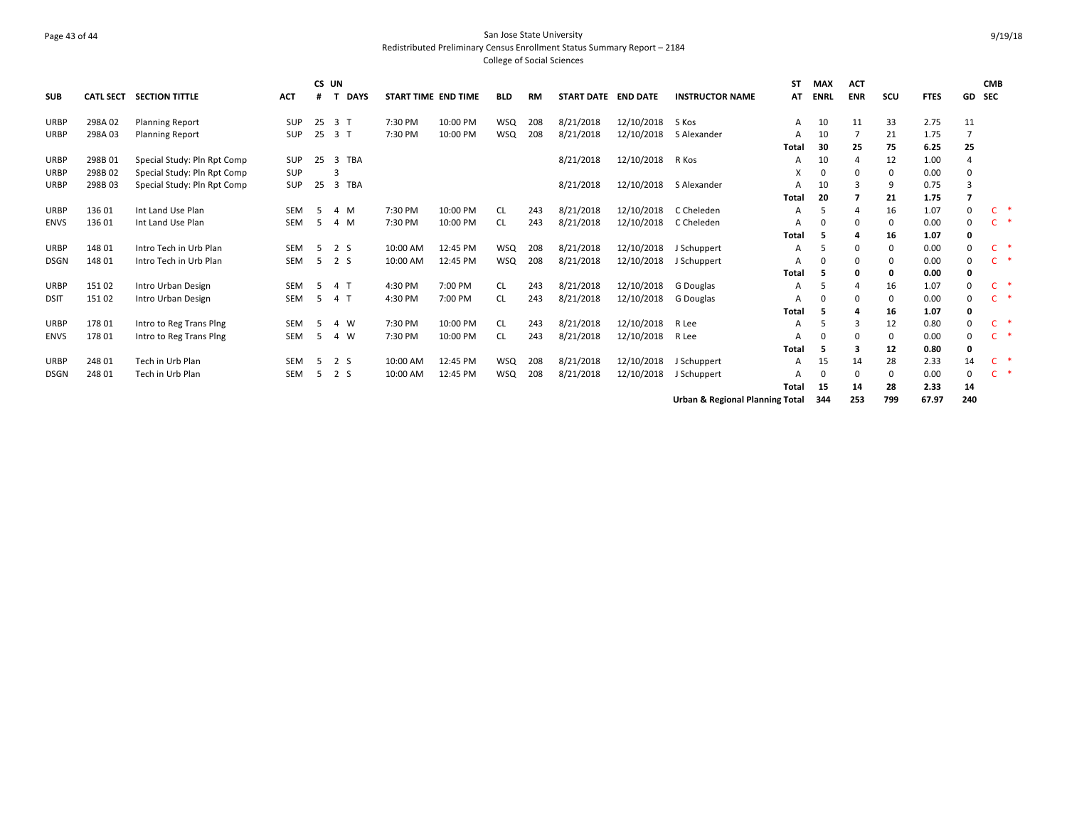San Jose State University
Redistributed Preliminary Census Enrollment Status Summary Report – 2184
College of Social Sciences

| SUB | CATL SECT | SECTION TITTLE | ACT | CS # | UN T | DAYS | START TIME | END TIME | BLD | RM | START DATE | END DATE | INSTRUCTOR NAME | ST AT | MAX ENRL | ACT ENR | SCU | FTES | GD | CMB SEC |
|---|---|---|---|---|---|---|---|---|---|---|---|---|---|---|---|---|---|---|---|---|
| URBP | 298A 02 | Planning Report | SUP | 25 | 3 | T | 7:30 PM | 10:00 PM | WSQ | 208 | 8/21/2018 | 12/10/2018 | S Kos | A | 10 | 11 | 33 | 2.75 | 11 | |
| URBP | 298A 03 | Planning Report | SUP | 25 | 3 | T | 7:30 PM | 10:00 PM | WSQ | 208 | 8/21/2018 | 12/10/2018 | S Alexander | A | 10 | 7 | 21 | 1.75 | 7 | |
| | | | | | | | | | | | | | | **Total** | **30** | **25** | **75** | **6.25** | **25** | |
| URBP | 298B 01 | Special Study: Pln Rpt Comp | SUP | 25 | 3 | TBA | | | | | 8/21/2018 | 12/10/2018 | R Kos | A | 10 | 4 | 12 | 1.00 | 4 | |
| URBP | 298B 02 | Special Study: Pln Rpt Comp | SUP | | 3 | | | | | | | | | X | 0 | 0 | 0 | 0.00 | 0 | |
| URBP | 298B 03 | Special Study: Pln Rpt Comp | SUP | 25 | 3 | TBA | | | | | 8/21/2018 | 12/10/2018 | S Alexander | A | 10 | 3 | 9 | 0.75 | 3 | |
| | | | | | | | | | | | | | | **Total** | **20** | **7** | **21** | **1.75** | **7** | |
| URBP | 136 01 | Int Land Use Plan | SEM | 5 | 4 | M | 7:30 PM | 10:00 PM | CL | 243 | 8/21/2018 | 12/10/2018 | C Cheleden | A | 5 | 4 | 16 | 1.07 | 0 | C * |
| ENVS | 136 01 | Int Land Use Plan | SEM | 5 | 4 | M | 7:30 PM | 10:00 PM | CL | 243 | 8/21/2018 | 12/10/2018 | C Cheleden | A | 0 | 0 | 0 | 0.00 | 0 | C * |
| | | | | | | | | | | | | | | **Total** | **5** | **4** | **16** | **1.07** | **0** | |
| URBP | 148 01 | Intro Tech in Urb Plan | SEM | 5 | 2 | S | 10:00 AM | 12:45 PM | WSQ | 208 | 8/21/2018 | 12/10/2018 | J Schuppert | A | 5 | 0 | 0 | 0.00 | 0 | C * |
| DSGN | 148 01 | Intro Tech in Urb Plan | SEM | 5 | 2 | S | 10:00 AM | 12:45 PM | WSQ | 208 | 8/21/2018 | 12/10/2018 | J Schuppert | A | 0 | 0 | 0 | 0.00 | 0 | C * |
| | | | | | | | | | | | | | | **Total** | **5** | **0** | **0** | **0.00** | **0** | |
| URBP | 151 02 | Intro Urban Design | SEM | 5 | 4 | T | 4:30 PM | 7:00 PM | CL | 243 | 8/21/2018 | 12/10/2018 | G Douglas | A | 5 | 4 | 16 | 1.07 | 0 | C * |
| DSIT | 151 02 | Intro Urban Design | SEM | 5 | 4 | T | 4:30 PM | 7:00 PM | CL | 243 | 8/21/2018 | 12/10/2018 | G Douglas | A | 0 | 0 | 0 | 0.00 | 0 | C * |
| | | | | | | | | | | | | | | **Total** | **5** | **4** | **16** | **1.07** | **0** | |
| URBP | 178 01 | Intro to Reg Trans Plng | SEM | 5 | 4 | W | 7:30 PM | 10:00 PM | CL | 243 | 8/21/2018 | 12/10/2018 | R Lee | A | 5 | 3 | 12 | 0.80 | 0 | C * |
| ENVS | 178 01 | Intro to Reg Trans Plng | SEM | 5 | 4 | W | 7:30 PM | 10:00 PM | CL | 243 | 8/21/2018 | 12/10/2018 | R Lee | A | 0 | 0 | 0 | 0.00 | 0 | C * |
| | | | | | | | | | | | | | | **Total** | **5** | **3** | **12** | **0.80** | **0** | |
| URBP | 248 01 | Tech in Urb Plan | SEM | 5 | 2 | S | 10:00 AM | 12:45 PM | WSQ | 208 | 8/21/2018 | 12/10/2018 | J Schuppert | A | 15 | 14 | 28 | 2.33 | 14 | C * |
| DSGN | 248 01 | Tech in Urb Plan | SEM | 5 | 2 | S | 10:00 AM | 12:45 PM | WSQ | 208 | 8/21/2018 | 12/10/2018 | J Schuppert | A | 0 | 0 | 0 | 0.00 | 0 | C * |
| | | | | | | | | | | | | | | **Total** | **15** | **14** | **28** | **2.33** | **14** | |
| | | | | | | | | | | | | | **Urban & Regional Planning Total** | | **344** | **253** | **799** | **67.97** | **240** | |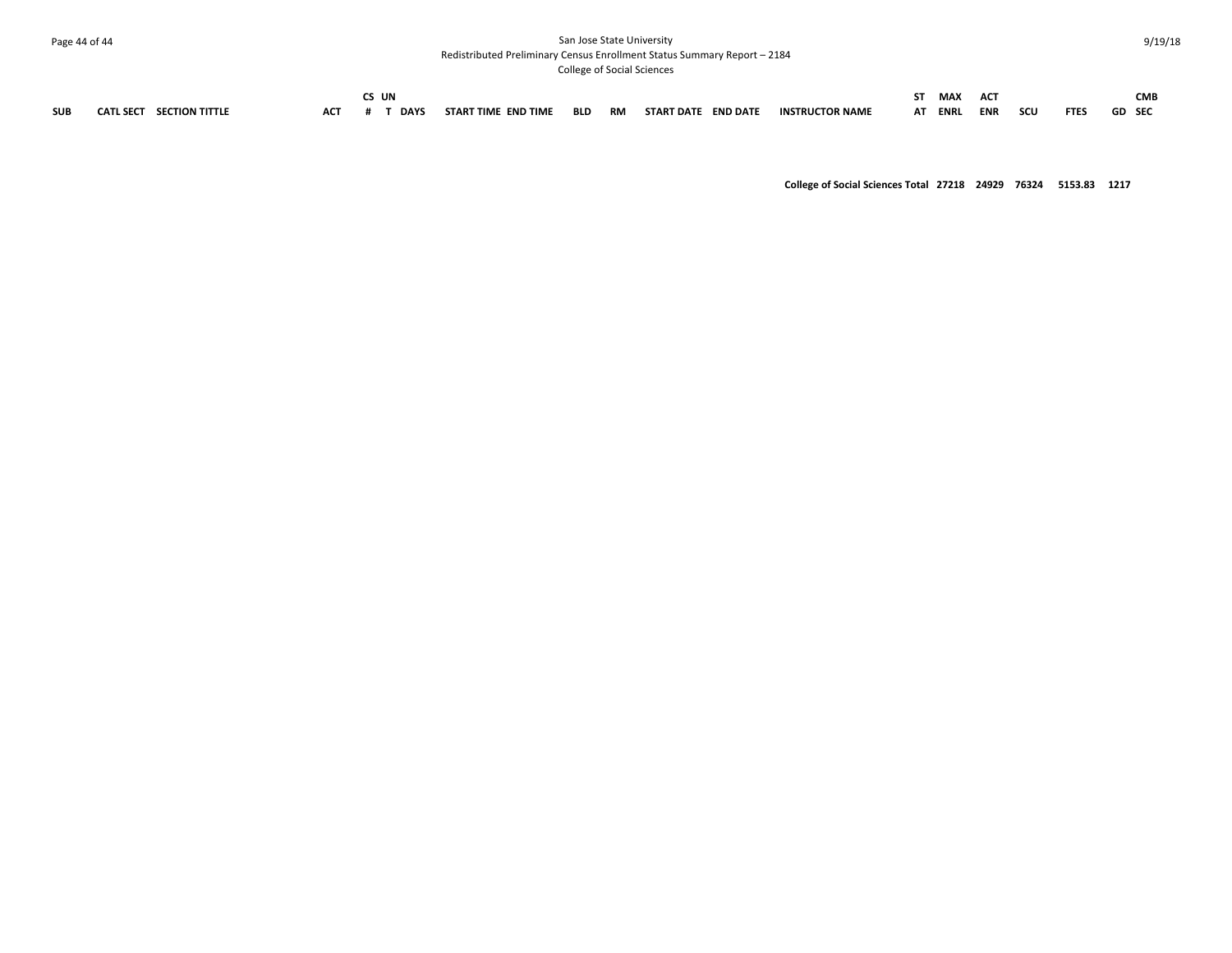| SUB | CATL SECT | SECTION TITTLE | ACT | CS # | UN T | DAYS | START TIME | END TIME | BLD | RM | START DATE | END DATE | INSTRUCTOR NAME | ST AT | MAX ENRL | ACT ENR | SCU | FTES | GD | CMB SEC |
|---|---|---|---|---|---|---|---|---|---|---|---|---|---|---|---|---|---|---|---|---|
| | | | | | | | | | | | | | **College of Social Sciences Total** | | **27218** | **24929** | **76324** | **5153.83** | **1217** | |